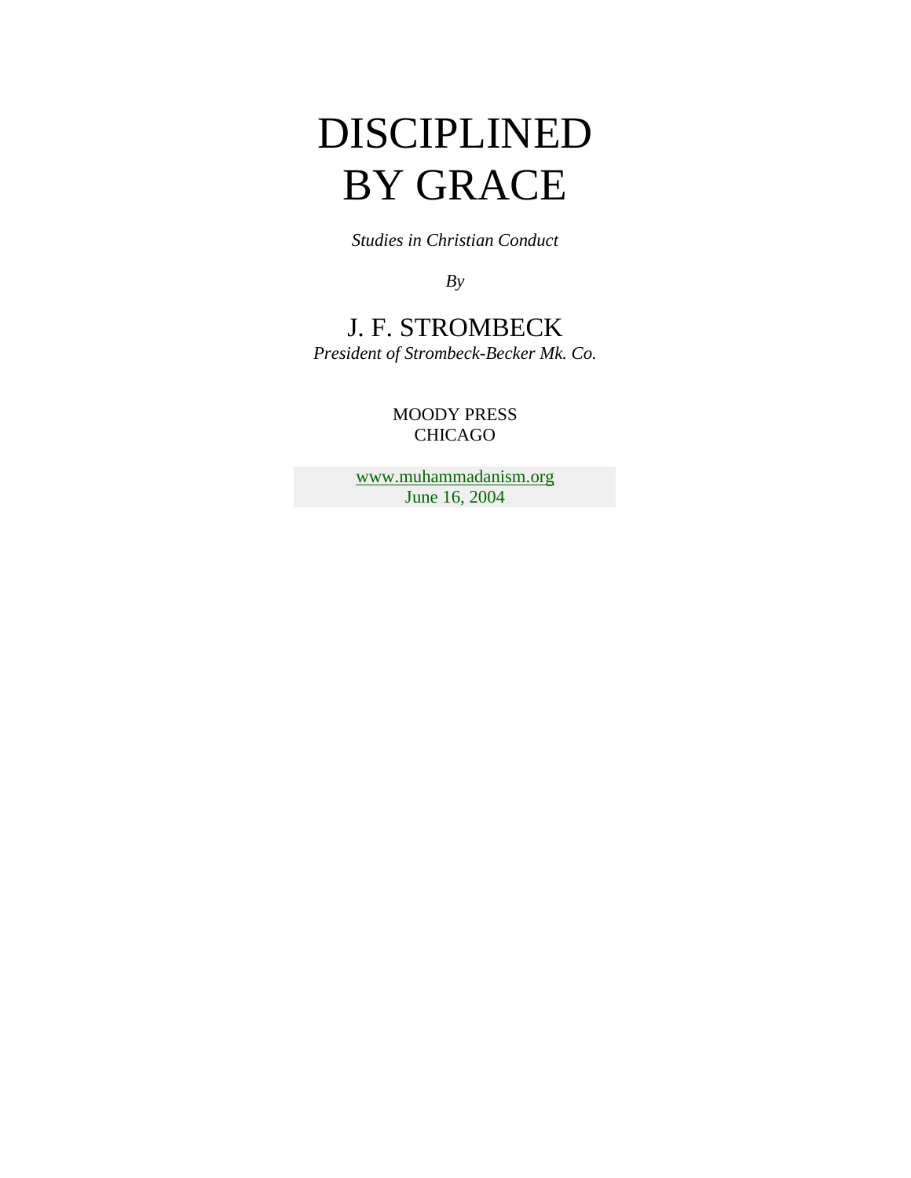# DISCIPLINED BY GRACE

*Studies in Christian Conduct*

*By*

J. F. STROMBECK

*President of Strombeck-Becker Mk. Co.*

MOODY PRESS
CHICAGO

www.muhammadanism.org
June 16, 2004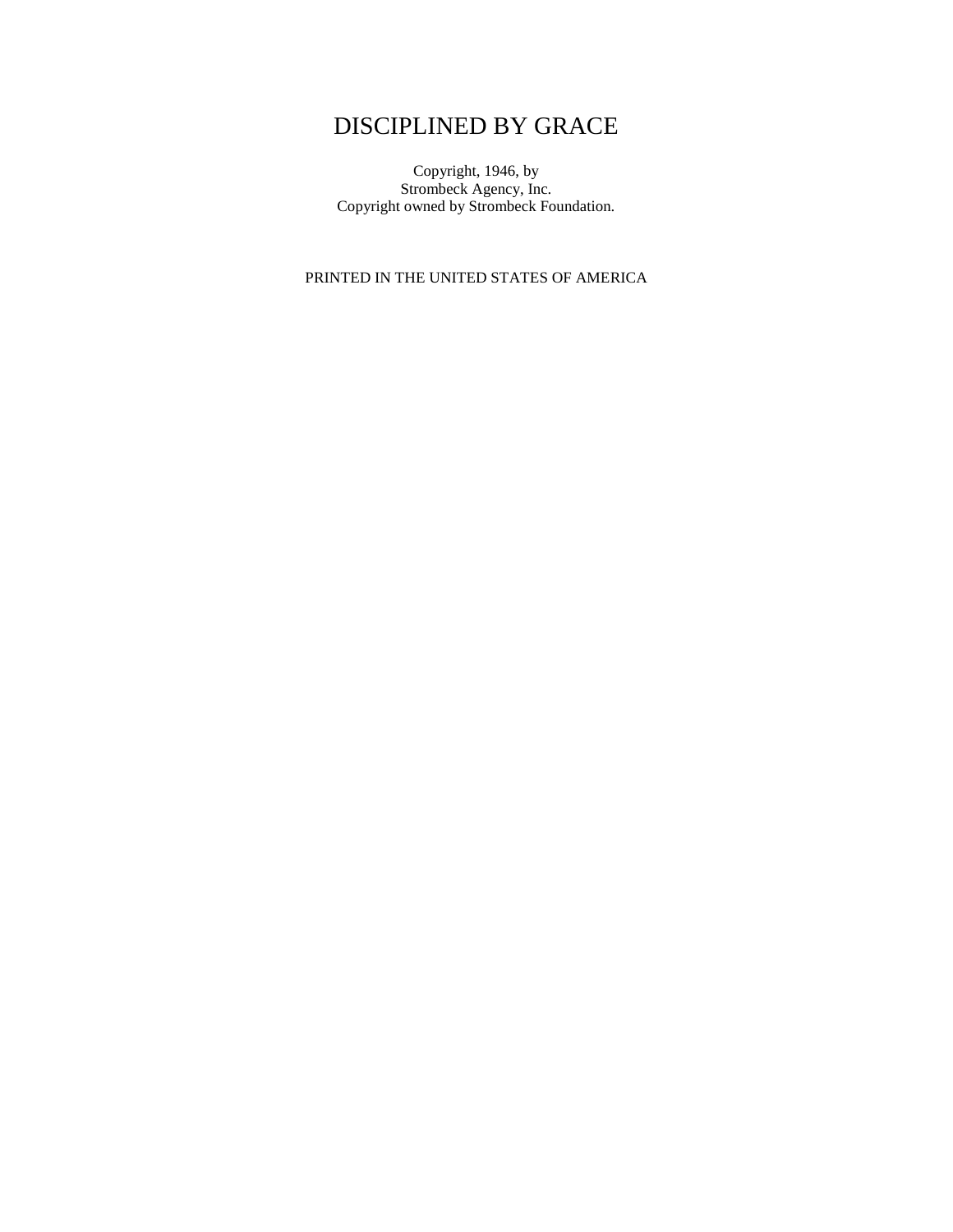# DISCIPLINED BY GRACE

Copyright, 1946, by
Strombeck Agency, Inc.
Copyright owned by Strombeck Foundation.

PRINTED IN THE UNITED STATES OF AMERICA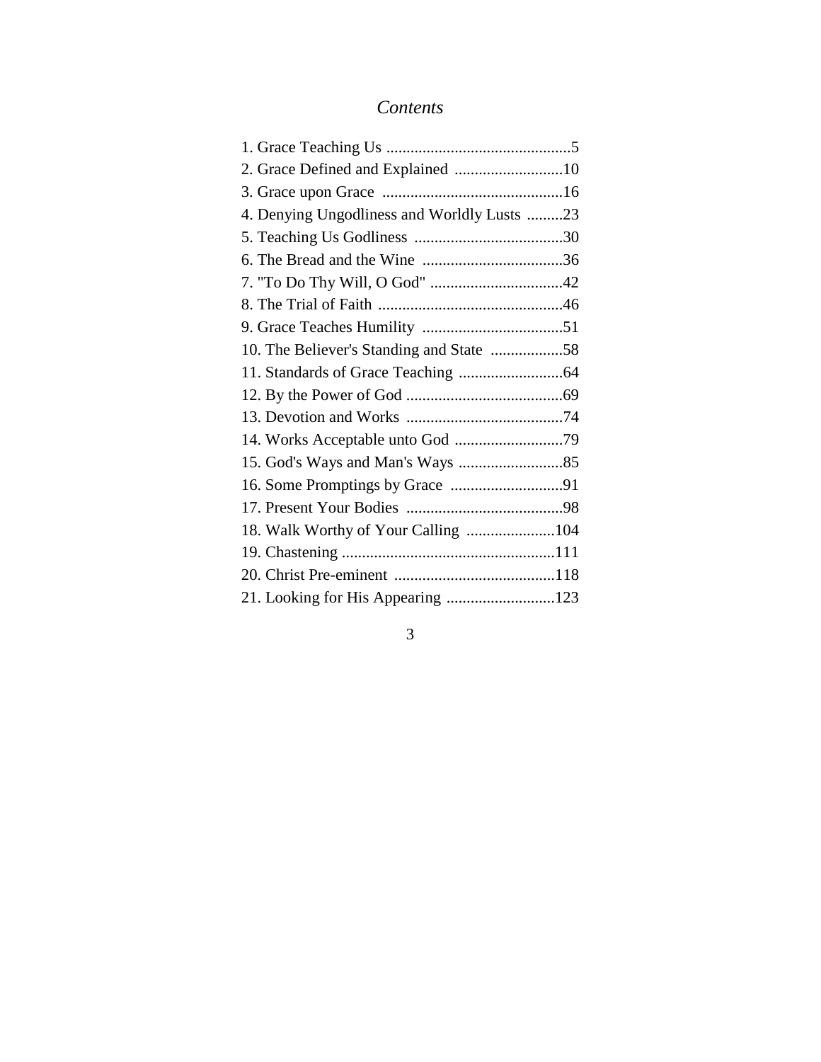# *Contents*

1. Grace Teaching Us ..............................................5
2. Grace Defined and Explained ...........................10
3. Grace upon Grace .............................................16
4. Denying Ungodliness and Worldly Lusts .........23
5. Teaching Us Godliness .....................................30
6. The Bread and the Wine ...................................36
7. "To Do Thy Will, O God" .................................42
8. The Trial of Faith ..............................................46
9. Grace Teaches Humility ...................................51
10. The Believer's Standing and State ..................58
11. Standards of Grace Teaching ..........................64
12. By the Power of God .......................................69
13. Devotion and Works .......................................74
14. Works Acceptable unto God ...........................79
15. God's Ways and Man's Ways ..........................85
16. Some Promptings by Grace ............................91
17. Present Your Bodies .......................................98
18. Walk Worthy of Your Calling ......................104
19. Chastening .....................................................111
20. Christ Pre-eminent ........................................118
21. Looking for His Appearing ...........................123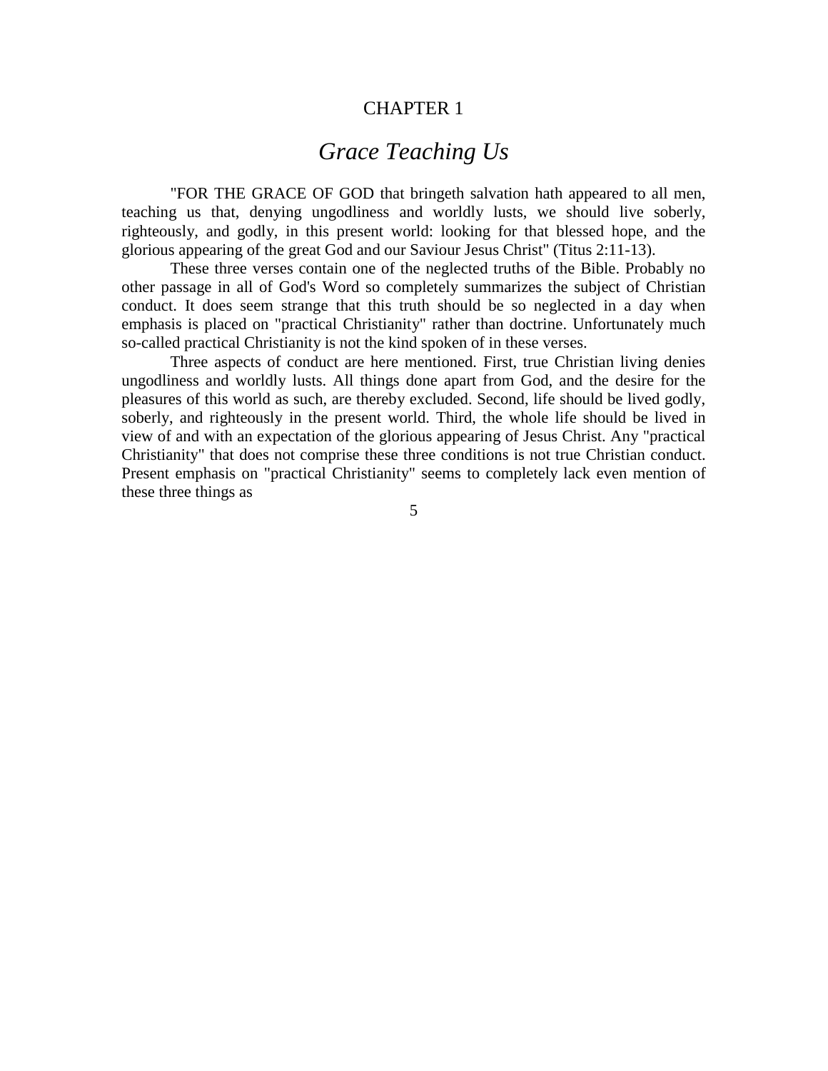CHAPTER 1

# *Grace Teaching Us*

"FOR THE GRACE OF GOD that bringeth salvation hath appeared to all men, teaching us that, denying ungodliness and worldly lusts, we should live soberly, righteously, and godly, in this present world: looking for that blessed hope, and the glorious appearing of the great God and our Saviour Jesus Christ" (Titus 2:11-13).

These three verses contain one of the neglected truths of the Bible. Probably no other passage in all of God's Word so completely summarizes the subject of Christian conduct. It does seem strange that this truth should be so neglected in a day when emphasis is placed on "practical Christianity" rather than doctrine. Unfortunately much so-called practical Christianity is not the kind spoken of in these verses.

Three aspects of conduct are here mentioned. First, true Christian living denies ungodliness and worldly lusts. All things done apart from God, and the desire for the pleasures of this world as such, are thereby excluded. Second, life should be lived godly, soberly, and righteously in the present world. Third, the whole life should be lived in view of and with an expectation of the glorious appearing of Jesus Christ. Any "practical Christianity" that does not comprise these three conditions is not true Christian conduct. Present emphasis on "practical Christianity" seems to completely lack even mention of these three things as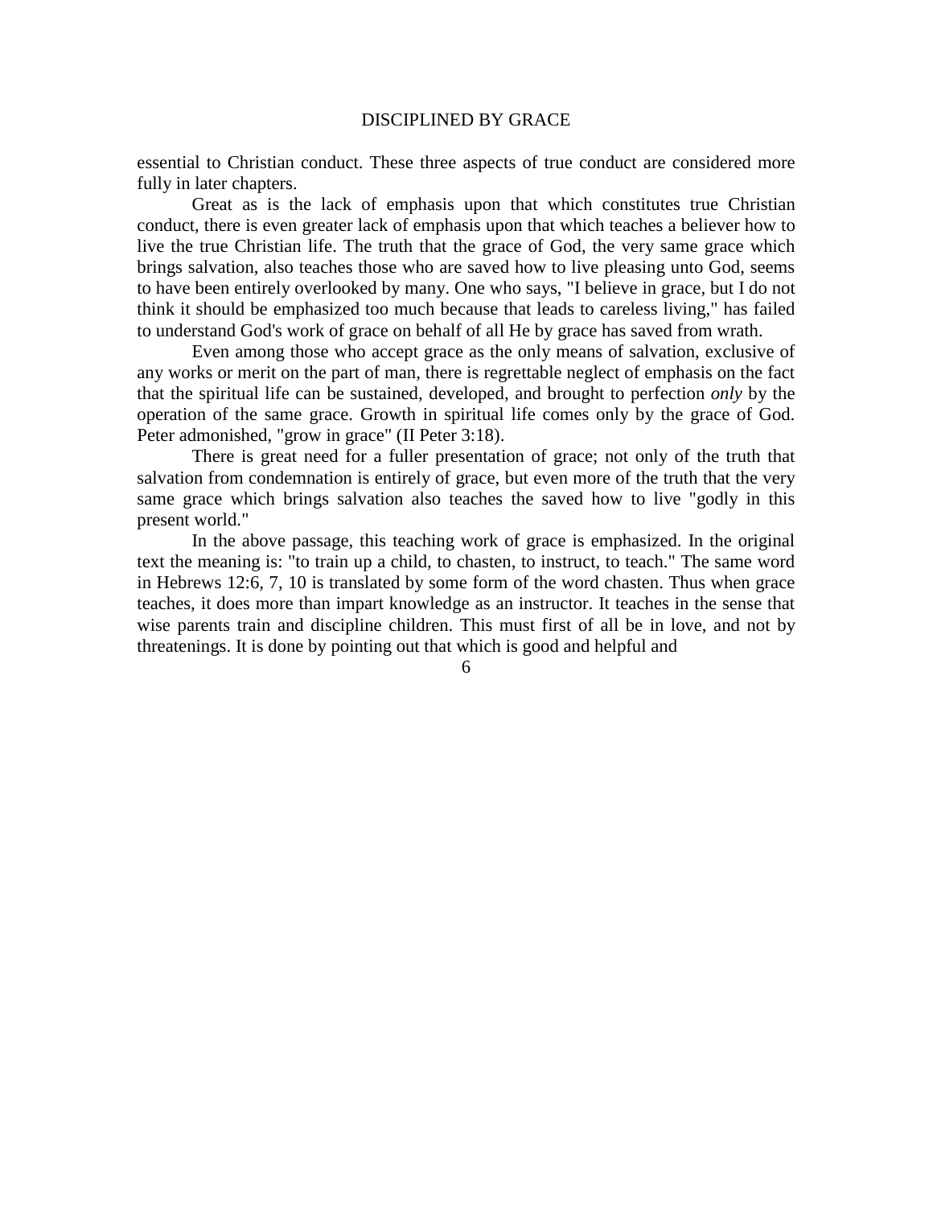essential to Christian conduct. These three aspects of true conduct are considered more fully in later chapters.

Great as is the lack of emphasis upon that which constitutes true Christian conduct, there is even greater lack of emphasis upon that which teaches a believer how to live the true Christian life. The truth that the grace of God, the very same grace which brings salvation, also teaches those who are saved how to live pleasing unto God, seems to have been entirely overlooked by many. One who says, "I believe in grace, but I do not think it should be emphasized too much because that leads to careless living," has failed to understand God's work of grace on behalf of all He by grace has saved from wrath.

Even among those who accept grace as the only means of salvation, exclusive of any works or merit on the part of man, there is regrettable neglect of emphasis on the fact that the spiritual life can be sustained, developed, and brought to perfection *only* by the operation of the same grace. Growth in spiritual life comes only by the grace of God. Peter admonished, "grow in grace" (II Peter 3:18).

There is great need for a fuller presentation of grace; not only of the truth that salvation from condemnation is entirely of grace, but even more of the truth that the very same grace which brings salvation also teaches the saved how to live "godly in this present world."

In the above passage, this teaching work of grace is emphasized. In the original text the meaning is: "to train up a child, to chasten, to instruct, to teach." The same word in Hebrews 12:6, 7, 10 is translated by some form of the word chasten. Thus when grace teaches, it does more than impart knowledge as an instructor. It teaches in the sense that wise parents train and discipline children. This must first of all be in love, and not by threatenings. It is done by pointing out that which is good and helpful and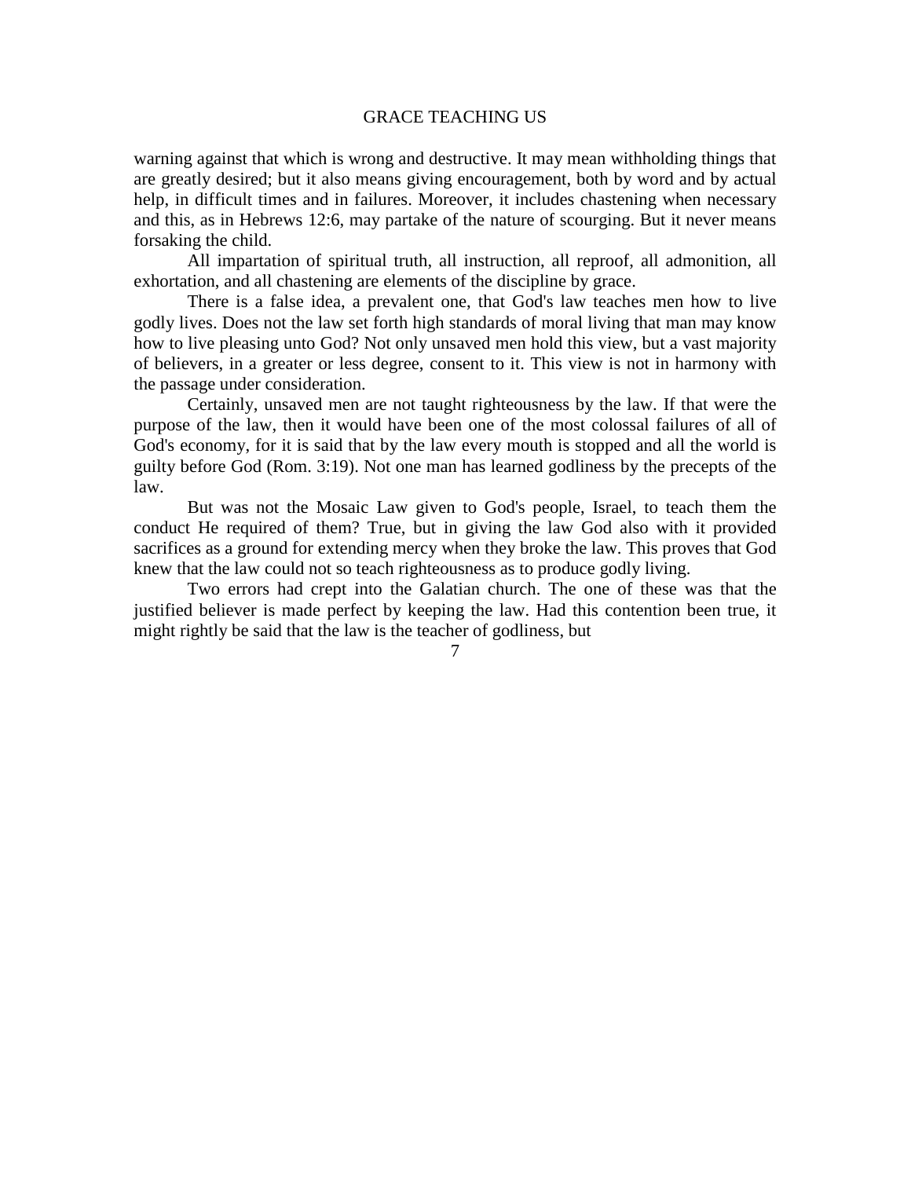warning against that which is wrong and destructive. It may mean withholding things that are greatly desired; but it also means giving encouragement, both by word and by actual help, in difficult times and in failures. Moreover, it includes chastening when necessary and this, as in Hebrews 12:6, may partake of the nature of scourging. But it never means forsaking the child.

All impartation of spiritual truth, all instruction, all reproof, all admonition, all exhortation, and all chastening are elements of the discipline by grace.

There is a false idea, a prevalent one, that God's law teaches men how to live godly lives. Does not the law set forth high standards of moral living that man may know how to live pleasing unto God? Not only unsaved men hold this view, but a vast majority of believers, in a greater or less degree, consent to it. This view is not in harmony with the passage under consideration.

Certainly, unsaved men are not taught righteousness by the law. If that were the purpose of the law, then it would have been one of the most colossal failures of all of God's economy, for it is said that by the law every mouth is stopped and all the world is guilty before God (Rom. 3:19). Not one man has learned godliness by the precepts of the law.

But was not the Mosaic Law given to God's people, Israel, to teach them the conduct He required of them? True, but in giving the law God also with it provided sacrifices as a ground for extending mercy when they broke the law. This proves that God knew that the law could not so teach righteousness as to produce godly living.

Two errors had crept into the Galatian church. The one of these was that the justified believer is made perfect by keeping the law. Had this contention been true, it might rightly be said that the law is the teacher of godliness, but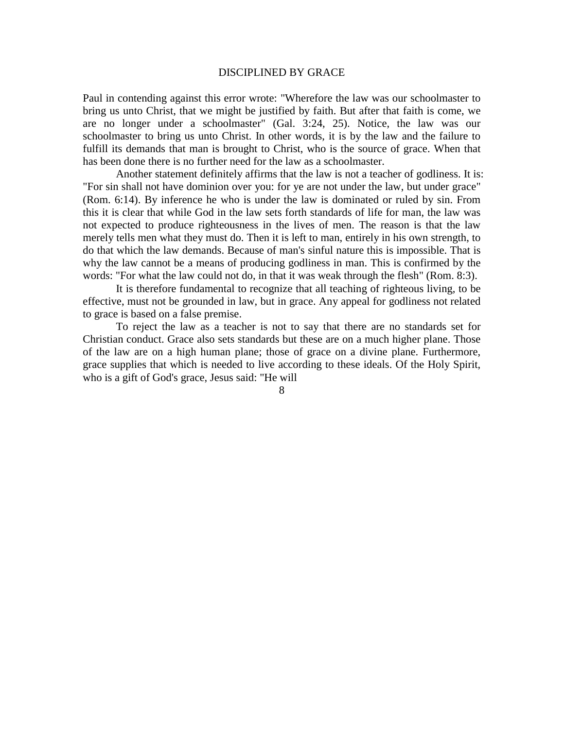Paul in contending against this error wrote: "Wherefore the law was our schoolmaster to bring us unto Christ, that we might be justified by faith. But after that faith is come, we are no longer under a schoolmaster" (Gal. 3:24, 25). Notice, the law was our schoolmaster to bring us unto Christ. In other words, it is by the law and the failure to fulfill its demands that man is brought to Christ, who is the source of grace. When that has been done there is no further need for the law as a schoolmaster.

Another statement definitely affirms that the law is not a teacher of godliness. It is: "For sin shall not have dominion over you: for ye are not under the law, but under grace" (Rom. 6:14). By inference he who is under the law is dominated or ruled by sin. From this it is clear that while God in the law sets forth standards of life for man, the law was not expected to produce righteousness in the lives of men. The reason is that the law merely tells men what they must do. Then it is left to man, entirely in his own strength, to do that which the law demands. Because of man's sinful nature this is impossible. That is why the law cannot be a means of producing godliness in man. This is confirmed by the words: "For what the law could not do, in that it was weak through the flesh" (Rom. 8:3).

It is therefore fundamental to recognize that all teaching of righteous living, to be effective, must not be grounded in law, but in grace. Any appeal for godliness not related to grace is based on a false premise.

To reject the law as a teacher is not to say that there are no standards set for Christian conduct. Grace also sets standards but these are on a much higher plane. Those of the law are on a high human plane; those of grace on a divine plane. Furthermore, grace supplies that which is needed to live according to these ideals. Of the Holy Spirit, who is a gift of God's grace, Jesus said: "He will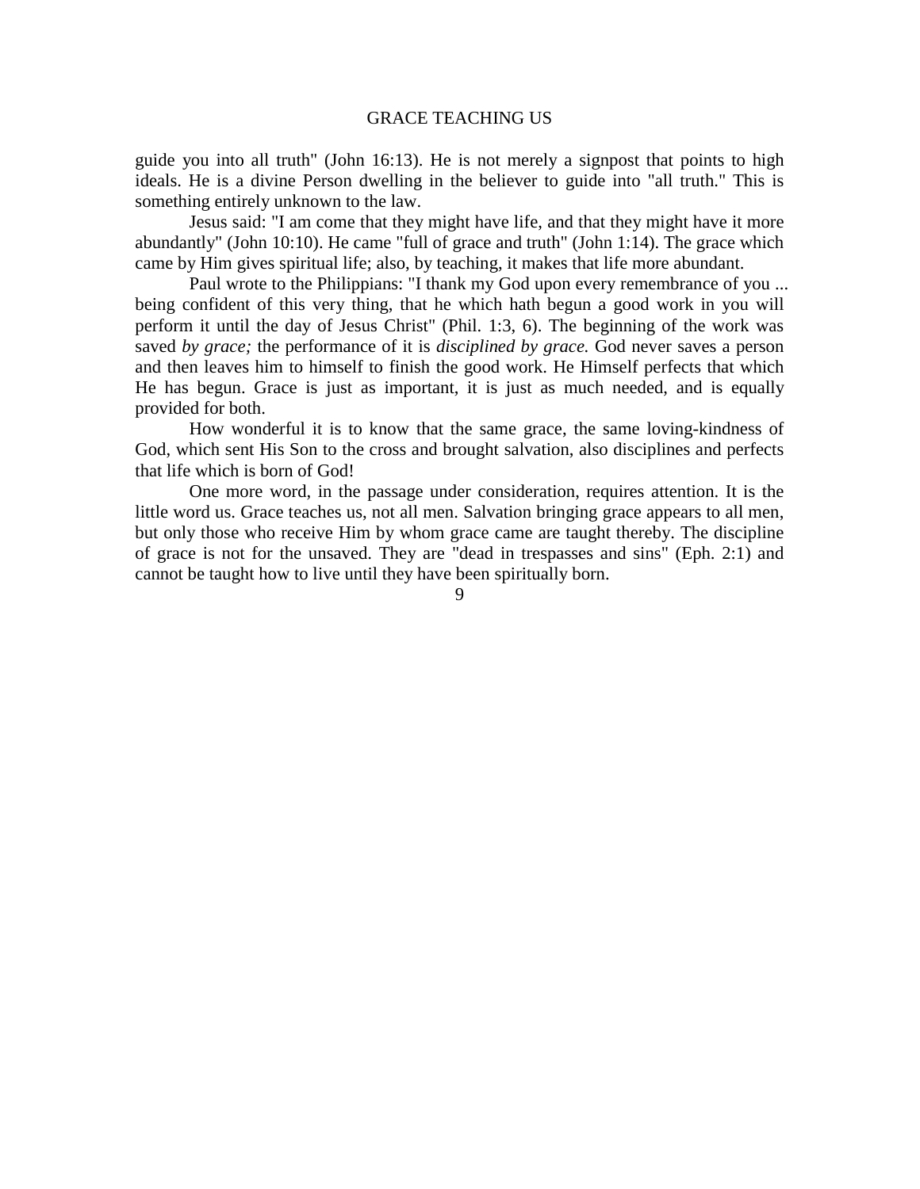guide you into all truth" (John 16:13). He is not merely a signpost that points to high ideals. He is a divine Person dwelling in the believer to guide into "all truth." This is something entirely unknown to the law.

Jesus said: "I am come that they might have life, and that they might have it more abundantly" (John 10:10). He came "full of grace and truth" (John 1:14). The grace which came by Him gives spiritual life; also, by teaching, it makes that life more abundant.

Paul wrote to the Philippians: "I thank my God upon every remembrance of you ... being confident of this very thing, that he which hath begun a good work in you will perform it until the day of Jesus Christ" (Phil. 1:3, 6). The beginning of the work was saved *by grace;* the performance of it is *disciplined by grace.* God never saves a person and then leaves him to himself to finish the good work. He Himself perfects that which He has begun. Grace is just as important, it is just as much needed, and is equally provided for both.

How wonderful it is to know that the same grace, the same loving-kindness of God, which sent His Son to the cross and brought salvation, also disciplines and perfects that life which is born of God!

One more word, in the passage under consideration, requires attention. It is the little word us. Grace teaches us, not all men. Salvation bringing grace appears to all men, but only those who receive Him by whom grace came are taught thereby. The discipline of grace is not for the unsaved. They are "dead in trespasses and sins" (Eph. 2:1) and cannot be taught how to live until they have been spiritually born.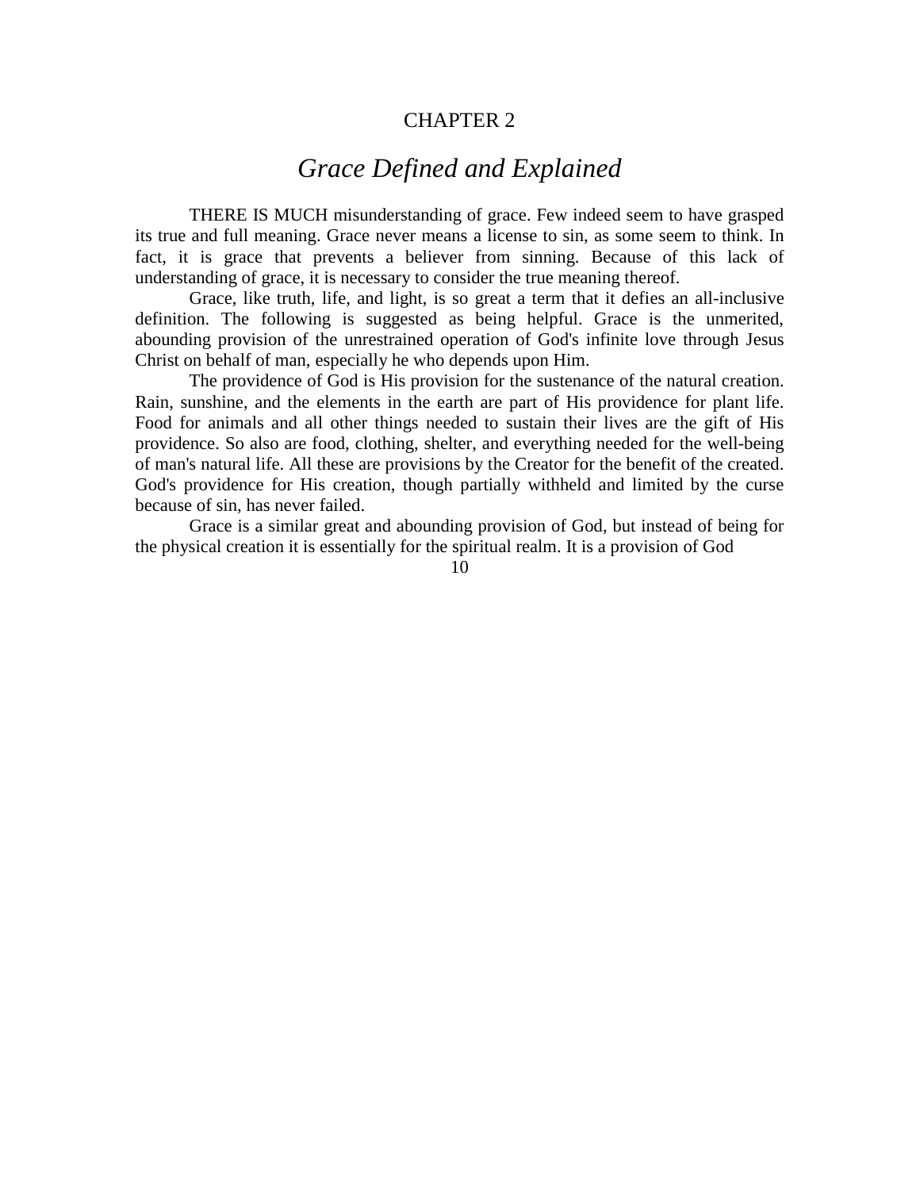# CHAPTER 2

## *Grace Defined and Explained*

THERE IS MUCH misunderstanding of grace. Few indeed seem to have grasped its true and full meaning. Grace never means a license to sin, as some seem to think. In fact, it is grace that prevents a believer from sinning. Because of this lack of understanding of grace, it is necessary to consider the true meaning thereof.

Grace, like truth, life, and light, is so great a term that it defies an all-inclusive definition. The following is suggested as being helpful. Grace is the unmerited, abounding provision of the unrestrained operation of God's infinite love through Jesus Christ on behalf of man, especially he who depends upon Him.

The providence of God is His provision for the sustenance of the natural creation. Rain, sunshine, and the elements in the earth are part of His providence for plant life. Food for animals and all other things needed to sustain their lives are the gift of His providence. So also are food, clothing, shelter, and everything needed for the well-being of man's natural life. All these are provisions by the Creator for the benefit of the created. God's providence for His creation, though partially withheld and limited by the curse because of sin, has never failed.

Grace is a similar great and abounding provision of God, but instead of being for the physical creation it is essentially for the spiritual realm. It is a provision of God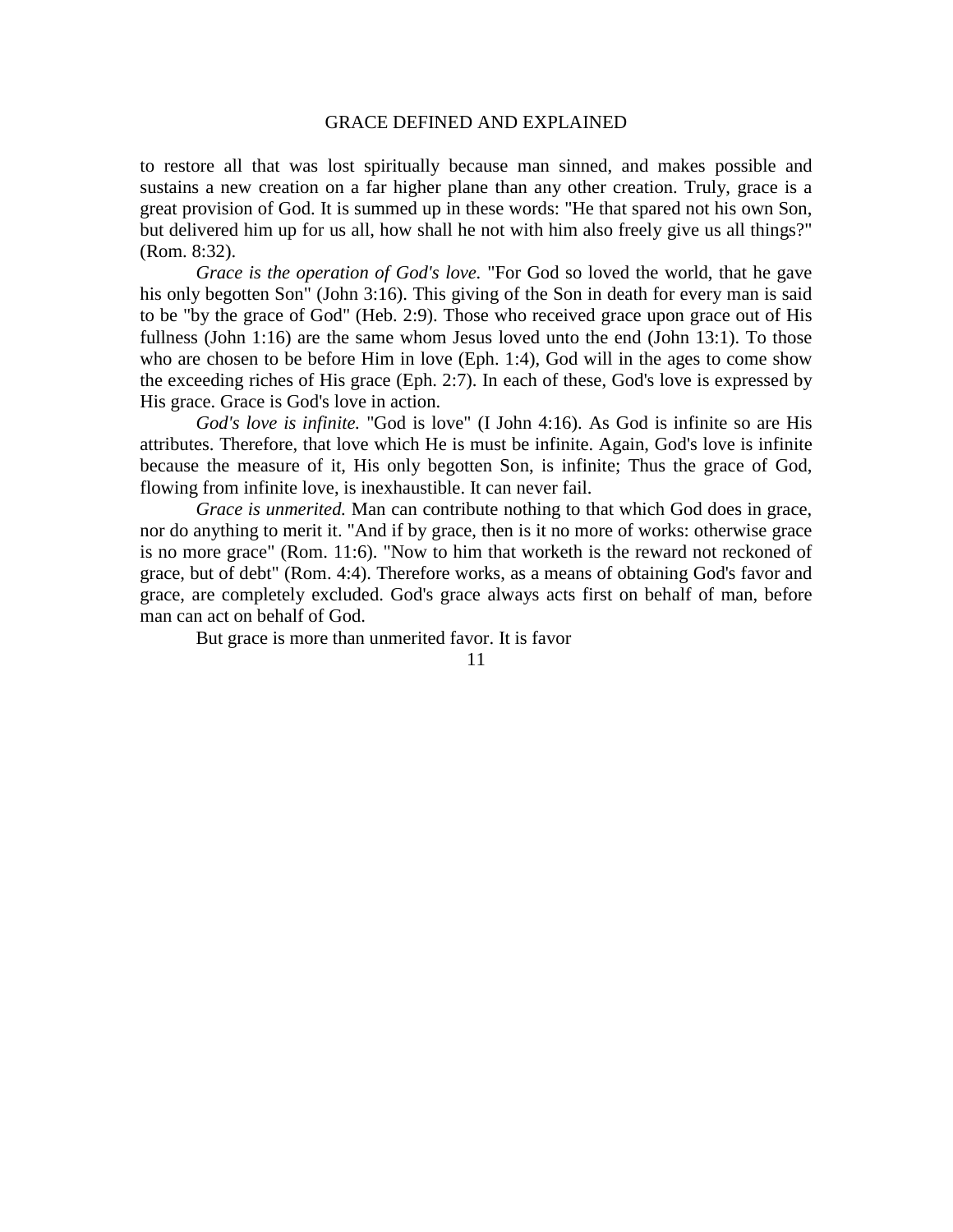to restore all that was lost spiritually because man sinned, and makes possible and sustains a new creation on a far higher plane than any other creation. Truly, grace is a great provision of God. It is summed up in these words: "He that spared not his own Son, but delivered him up for us all, how shall he not with him also freely give us all things?" (Rom. 8:32).

*Grace is the operation of God's love.* "For God so loved the world, that he gave his only begotten Son" (John 3:16). This giving of the Son in death for every man is said to be "by the grace of God" (Heb. 2:9). Those who received grace upon grace out of His fullness (John 1:16) are the same whom Jesus loved unto the end (John 13:1). To those who are chosen to be before Him in love (Eph. 1:4), God will in the ages to come show the exceeding riches of His grace (Eph. 2:7). In each of these, God's love is expressed by His grace. Grace is God's love in action.

*God's love is infinite.* "God is love" (I John 4:16). As God is infinite so are His attributes. Therefore, that love which He is must be infinite. Again, God's love is infinite because the measure of it, His only begotten Son, is infinite; Thus the grace of God, flowing from infinite love, is inexhaustible. It can never fail.

*Grace is unmerited.* Man can contribute nothing to that which God does in grace, nor do anything to merit it. "And if by grace, then is it no more of works: otherwise grace is no more grace" (Rom. 11:6). "Now to him that worketh is the reward not reckoned of grace, but of debt" (Rom. 4:4). Therefore works, as a means of obtaining God's favor and grace, are completely excluded. God's grace always acts first on behalf of man, before man can act on behalf of God.

But grace is more than unmerited favor. It is favor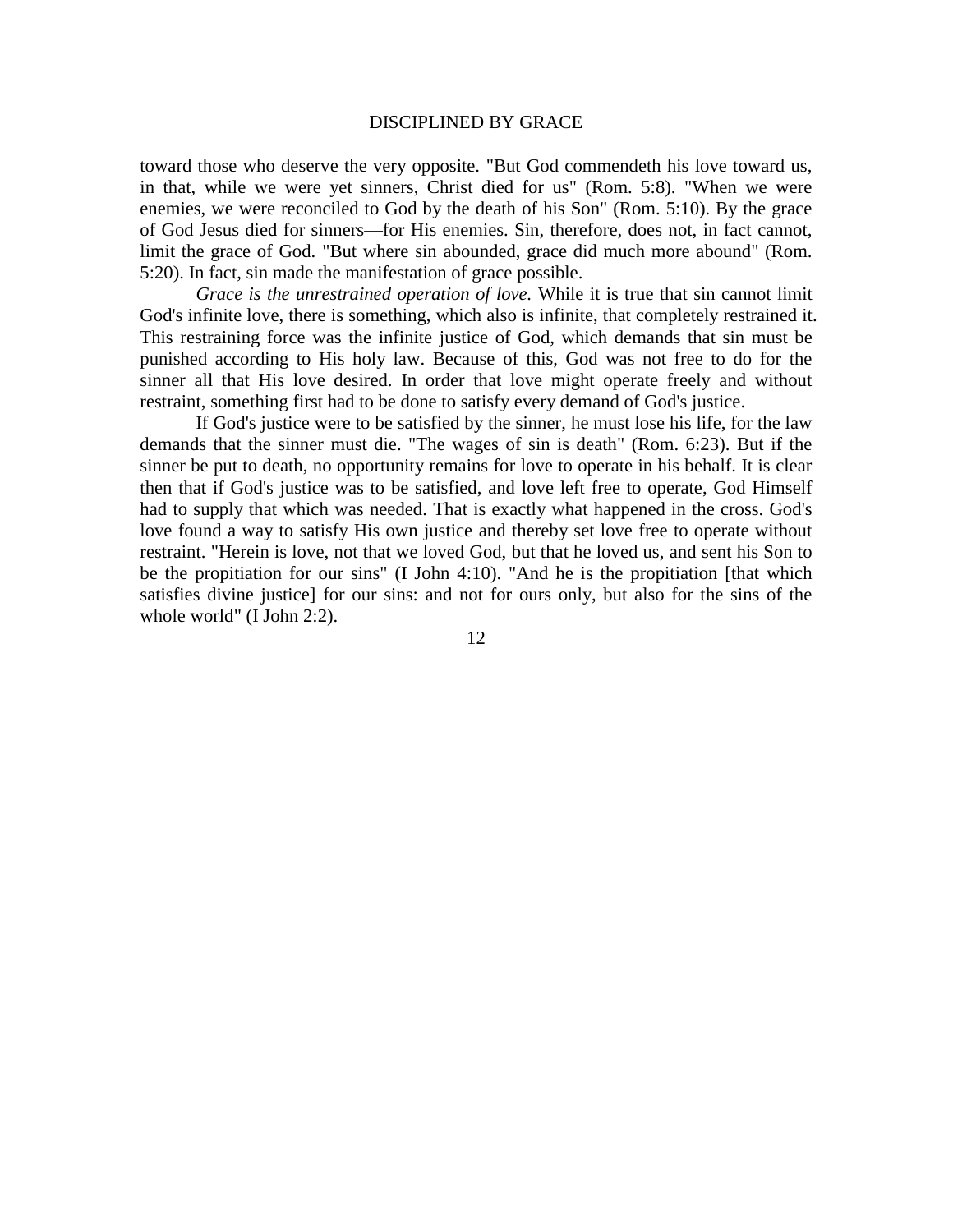toward those who deserve the very opposite. "But God commendeth his love toward us, in that, while we were yet sinners, Christ died for us" (Rom. 5:8). "When we were enemies, we were reconciled to God by the death of his Son" (Rom. 5:10). By the grace of God Jesus died for sinners—for His enemies. Sin, therefore, does not, in fact cannot, limit the grace of God. "But where sin abounded, grace did much more abound" (Rom. 5:20). In fact, sin made the manifestation of grace possible.

*Grace is the unrestrained operation of love.* While it is true that sin cannot limit God's infinite love, there is something, which also is infinite, that completely restrained it. This restraining force was the infinite justice of God, which demands that sin must be punished according to His holy law. Because of this, God was not free to do for the sinner all that His love desired. In order that love might operate freely and without restraint, something first had to be done to satisfy every demand of God's justice.

If God's justice were to be satisfied by the sinner, he must lose his life, for the law demands that the sinner must die. "The wages of sin is death" (Rom. 6:23). But if the sinner be put to death, no opportunity remains for love to operate in his behalf. It is clear then that if God's justice was to be satisfied, and love left free to operate, God Himself had to supply that which was needed. That is exactly what happened in the cross. God's love found a way to satisfy His own justice and thereby set love free to operate without restraint. "Herein is love, not that we loved God, but that he loved us, and sent his Son to be the propitiation for our sins" (I John 4:10). "And he is the propitiation [that which satisfies divine justice] for our sins: and not for ours only, but also for the sins of the whole world" (I John 2:2).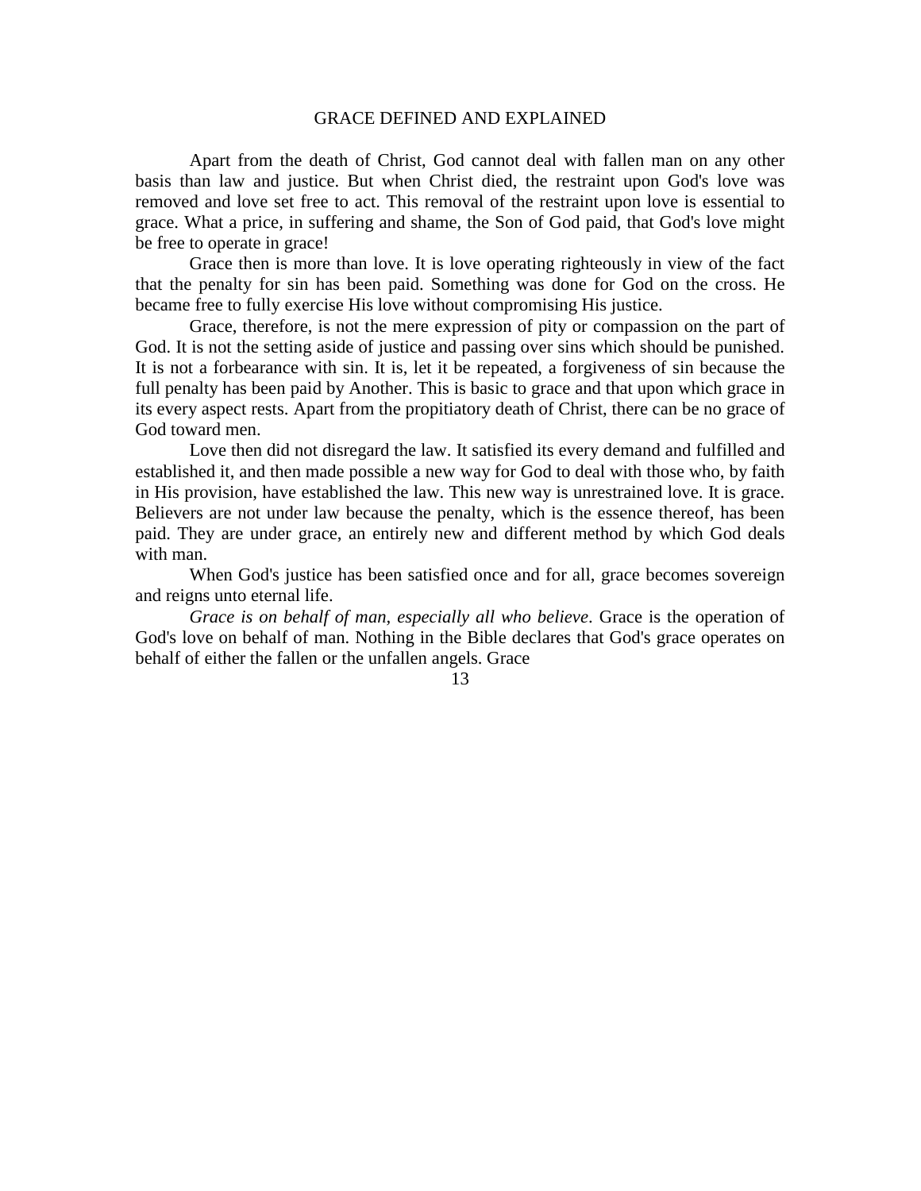Apart from the death of Christ, God cannot deal with fallen man on any other basis than law and justice. But when Christ died, the restraint upon God's love was removed and love set free to act. This removal of the restraint upon love is essential to grace. What a price, in suffering and shame, the Son of God paid, that God's love might be free to operate in grace!

Grace then is more than love. It is love operating righteously in view of the fact that the penalty for sin has been paid. Something was done for God on the cross. He became free to fully exercise His love without compromising His justice.

Grace, therefore, is not the mere expression of pity or compassion on the part of God. It is not the setting aside of justice and passing over sins which should be punished. It is not a forbearance with sin. It is, let it be repeated, a forgiveness of sin because the full penalty has been paid by Another. This is basic to grace and that upon which grace in its every aspect rests. Apart from the propitiatory death of Christ, there can be no grace of God toward men.

Love then did not disregard the law. It satisfied its every demand and fulfilled and established it, and then made possible a new way for God to deal with those who, by faith in His provision, have established the law. This new way is unrestrained love. It is grace. Believers are not under law because the penalty, which is the essence thereof, has been paid. They are under grace, an entirely new and different method by which God deals with man.

When God's justice has been satisfied once and for all, grace becomes sovereign and reigns unto eternal life.

*Grace is on behalf of man, especially all who believe*. Grace is the operation of God's love on behalf of man. Nothing in the Bible declares that God's grace operates on behalf of either the fallen or the unfallen angels. Grace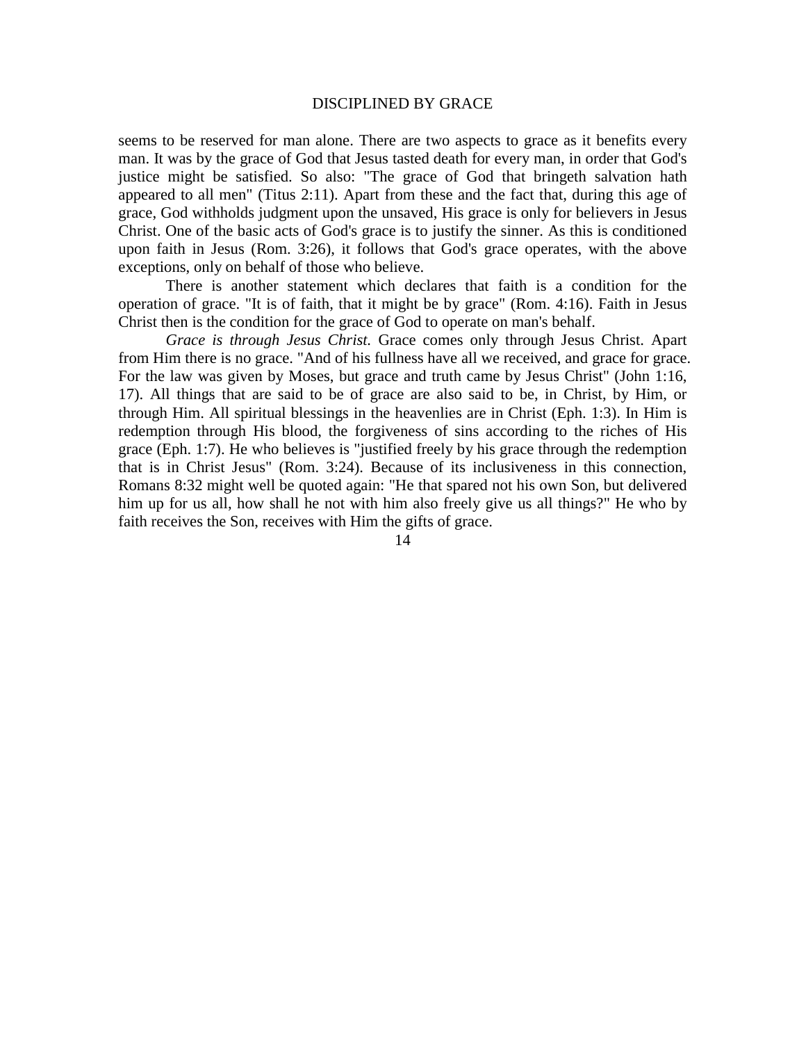seems to be reserved for man alone. There are two aspects to grace as it benefits every man. It was by the grace of God that Jesus tasted death for every man, in order that God's justice might be satisfied. So also: "The grace of God that bringeth salvation hath appeared to all men" (Titus 2:11). Apart from these and the fact that, during this age of grace, God withholds judgment upon the unsaved, His grace is only for believers in Jesus Christ. One of the basic acts of God's grace is to justify the sinner. As this is conditioned upon faith in Jesus (Rom. 3:26), it follows that God's grace operates, with the above exceptions, only on behalf of those who believe.

There is another statement which declares that faith is a condition for the operation of grace. "It is of faith, that it might be by grace" (Rom. 4:16). Faith in Jesus Christ then is the condition for the grace of God to operate on man's behalf.

*Grace is through Jesus Christ.* Grace comes only through Jesus Christ. Apart from Him there is no grace. "And of his fullness have all we received, and grace for grace. For the law was given by Moses, but grace and truth came by Jesus Christ" (John 1:16, 17). All things that are said to be of grace are also said to be, in Christ, by Him, or through Him. All spiritual blessings in the heavenlies are in Christ (Eph. 1:3). In Him is redemption through His blood, the forgiveness of sins according to the riches of His grace (Eph. 1:7). He who believes is "justified freely by his grace through the redemption that is in Christ Jesus" (Rom. 3:24). Because of its inclusiveness in this connection, Romans 8:32 might well be quoted again: "He that spared not his own Son, but delivered him up for us all, how shall he not with him also freely give us all things?" He who by faith receives the Son, receives with Him the gifts of grace.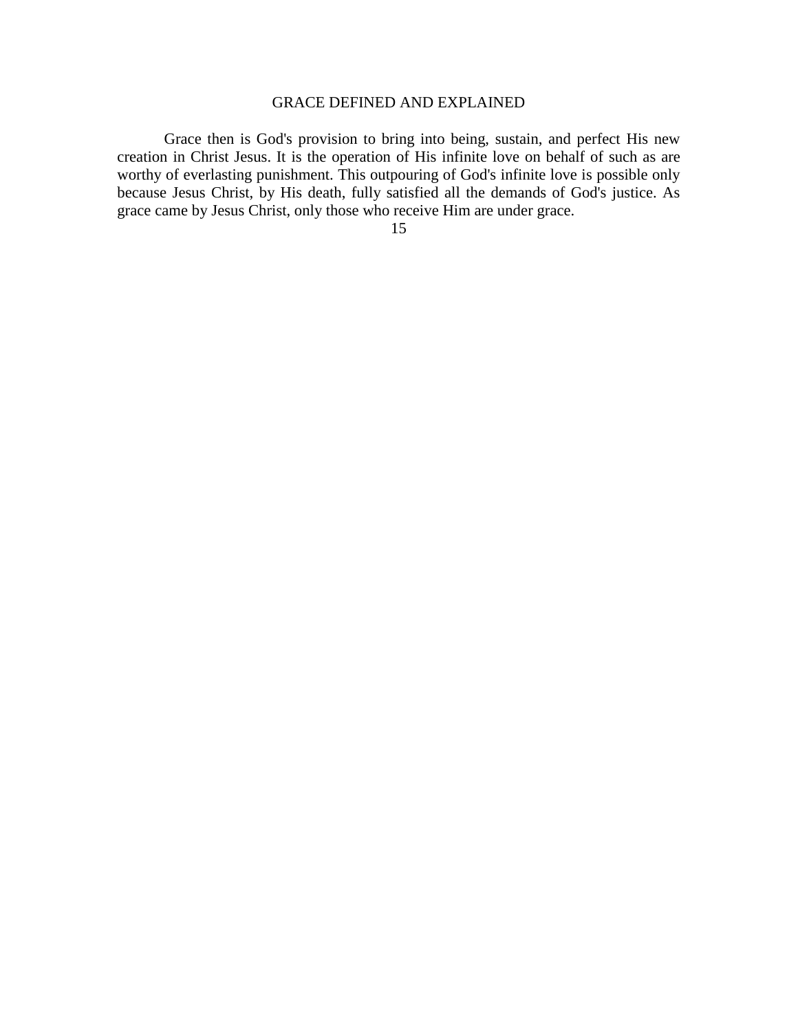## GRACE DEFINED AND EXPLAINED

Grace then is God's provision to bring into being, sustain, and perfect His new creation in Christ Jesus. It is the operation of His infinite love on behalf of such as are worthy of everlasting punishment. This outpouring of God's infinite love is possible only because Jesus Christ, by His death, fully satisfied all the demands of God's justice. As grace came by Jesus Christ, only those who receive Him are under grace.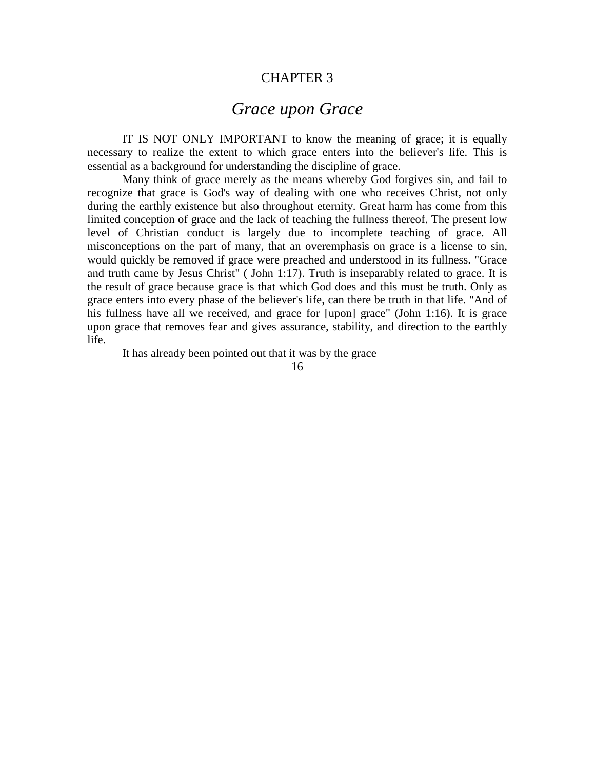# CHAPTER 3

## *Grace upon Grace*

IT IS NOT ONLY IMPORTANT to know the meaning of grace; it is equally necessary to realize the extent to which grace enters into the believer's life. This is essential as a background for understanding the discipline of grace.

Many think of grace merely as the means whereby God forgives sin, and fail to recognize that grace is God's way of dealing with one who receives Christ, not only during the earthly existence but also throughout eternity. Great harm has come from this limited conception of grace and the lack of teaching the fullness thereof. The present low level of Christian conduct is largely due to incomplete teaching of grace. All misconceptions on the part of many, that an overemphasis on grace is a license to sin, would quickly be removed if grace were preached and understood in its fullness. "Grace and truth came by Jesus Christ" ( John 1:17). Truth is inseparably related to grace. It is the result of grace because grace is that which God does and this must be truth. Only as grace enters into every phase of the believer's life, can there be truth in that life. "And of his fullness have all we received, and grace for [upon] grace" (John 1:16). It is grace upon grace that removes fear and gives assurance, stability, and direction to the earthly life.

It has already been pointed out that it was by the grace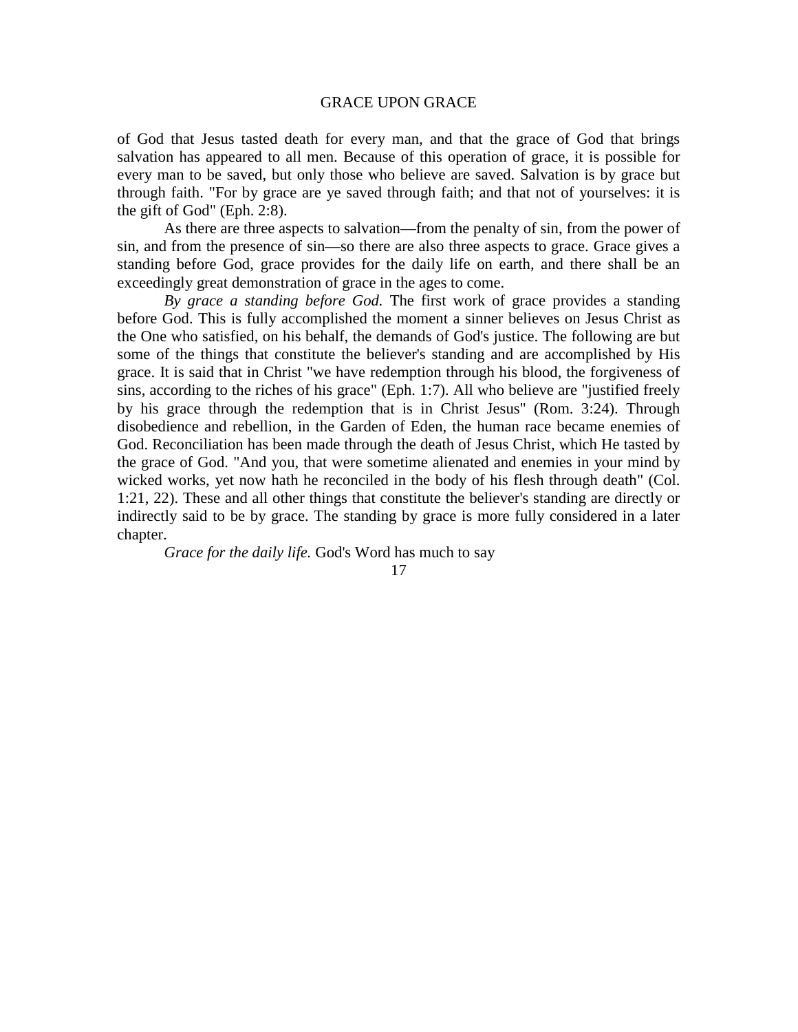of God that Jesus tasted death for every man, and that the grace of God that brings salvation has appeared to all men. Because of this operation of grace, it is possible for every man to be saved, but only those who believe are saved. Salvation is by grace but through faith. "For by grace are ye saved through faith; and that not of yourselves: it is the gift of God" (Eph. 2:8).

As there are three aspects to salvation—from the penalty of sin, from the power of sin, and from the presence of sin—so there are also three aspects to grace. Grace gives a standing before God, grace provides for the daily life on earth, and there shall be an exceedingly great demonstration of grace in the ages to come.

*By grace a standing before God.* The first work of grace provides a standing before God. This is fully accomplished the moment a sinner believes on Jesus Christ as the One who satisfied, on his behalf, the demands of God's justice. The following are but some of the things that constitute the believer's standing and are accomplished by His grace. It is said that in Christ "we have redemption through his blood, the forgiveness of sins, according to the riches of his grace" (Eph. 1:7). All who believe are "justified freely by his grace through the redemption that is in Christ Jesus" (Rom. 3:24). Through disobedience and rebellion, in the Garden of Eden, the human race became enemies of God. Reconciliation has been made through the death of Jesus Christ, which He tasted by the grace of God. "And you, that were sometime alienated and enemies in your mind by wicked works, yet now hath he reconciled in the body of his flesh through death" (Col. 1:21, 22). These and all other things that constitute the believer's standing are directly or indirectly said to be by grace. The standing by grace is more fully considered in a later chapter.

*Grace for the daily life.* God's Word has much to say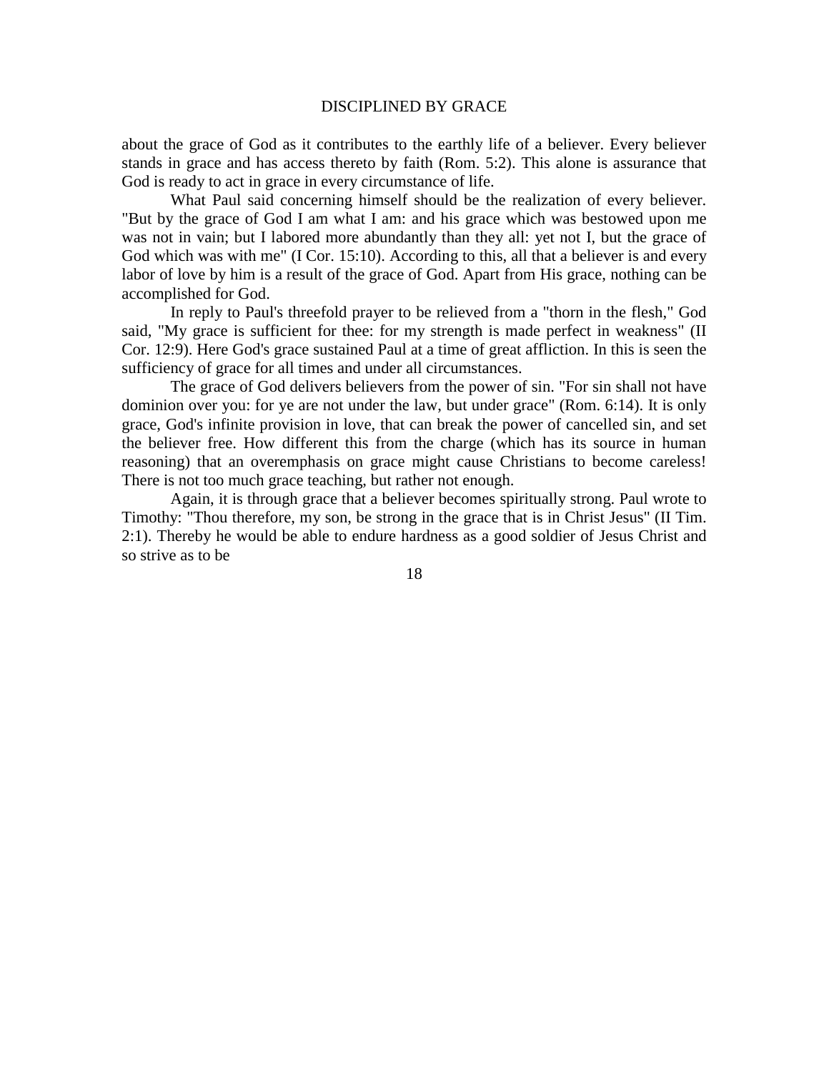about the grace of God as it contributes to the earthly life of a believer. Every believer stands in grace and has access thereto by faith (Rom. 5:2). This alone is assurance that God is ready to act in grace in every circumstance of life.

What Paul said concerning himself should be the realization of every believer. "But by the grace of God I am what I am: and his grace which was bestowed upon me was not in vain; but I labored more abundantly than they all: yet not I, but the grace of God which was with me" (I Cor. 15:10). According to this, all that a believer is and every labor of love by him is a result of the grace of God. Apart from His grace, nothing can be accomplished for God.

In reply to Paul's threefold prayer to be relieved from a "thorn in the flesh," God said, "My grace is sufficient for thee: for my strength is made perfect in weakness" (II Cor. 12:9). Here God's grace sustained Paul at a time of great affliction. In this is seen the sufficiency of grace for all times and under all circumstances.

The grace of God delivers believers from the power of sin. "For sin shall not have dominion over you: for ye are not under the law, but under grace" (Rom. 6:14). It is only grace, God's infinite provision in love, that can break the power of cancelled sin, and set the believer free. How different this from the charge (which has its source in human reasoning) that an overemphasis on grace might cause Christians to become careless! There is not too much grace teaching, but rather not enough.

Again, it is through grace that a believer becomes spiritually strong. Paul wrote to Timothy: "Thou therefore, my son, be strong in the grace that is in Christ Jesus" (II Tim. 2:1). Thereby he would be able to endure hardness as a good soldier of Jesus Christ and so strive as to be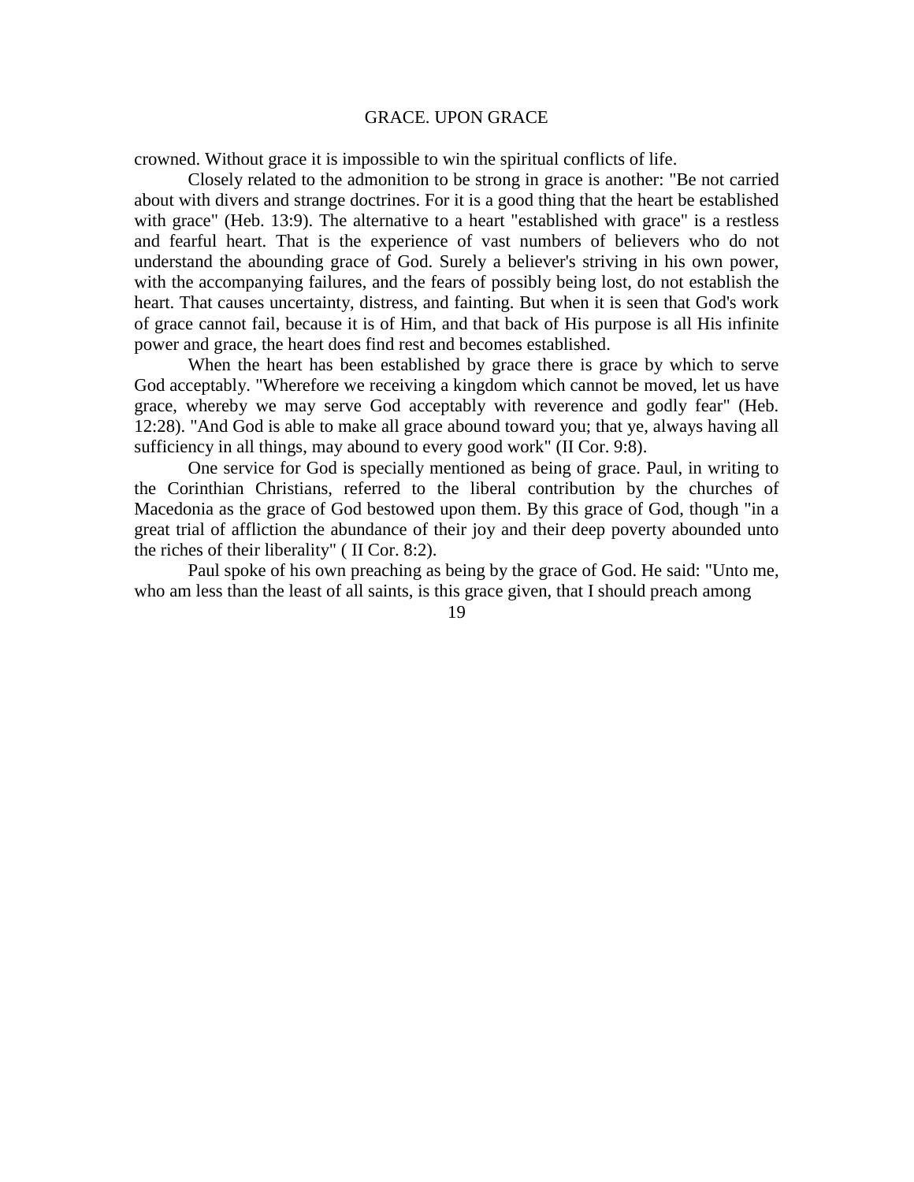crowned. Without grace it is impossible to win the spiritual conflicts of life.

Closely related to the admonition to be strong in grace is another: "Be not carried about with divers and strange doctrines. For it is a good thing that the heart be established with grace" (Heb. 13:9). The alternative to a heart "established with grace" is a restless and fearful heart. That is the experience of vast numbers of believers who do not understand the abounding grace of God. Surely a believer's striving in his own power, with the accompanying failures, and the fears of possibly being lost, do not establish the heart. That causes uncertainty, distress, and fainting. But when it is seen that God's work of grace cannot fail, because it is of Him, and that back of His purpose is all His infinite power and grace, the heart does find rest and becomes established.

When the heart has been established by grace there is grace by which to serve God acceptably. "Wherefore we receiving a kingdom which cannot be moved, let us have grace, whereby we may serve God acceptably with reverence and godly fear" (Heb. 12:28). "And God is able to make all grace abound toward you; that ye, always having all sufficiency in all things, may abound to every good work" (II Cor. 9:8).

One service for God is specially mentioned as being of grace. Paul, in writing to the Corinthian Christians, referred to the liberal contribution by the churches of Macedonia as the grace of God bestowed upon them. By this grace of God, though "in a great trial of affliction the abundance of their joy and their deep poverty abounded unto the riches of their liberality" ( II Cor. 8:2).

Paul spoke of his own preaching as being by the grace of God. He said: "Unto me, who am less than the least of all saints, is this grace given, that I should preach among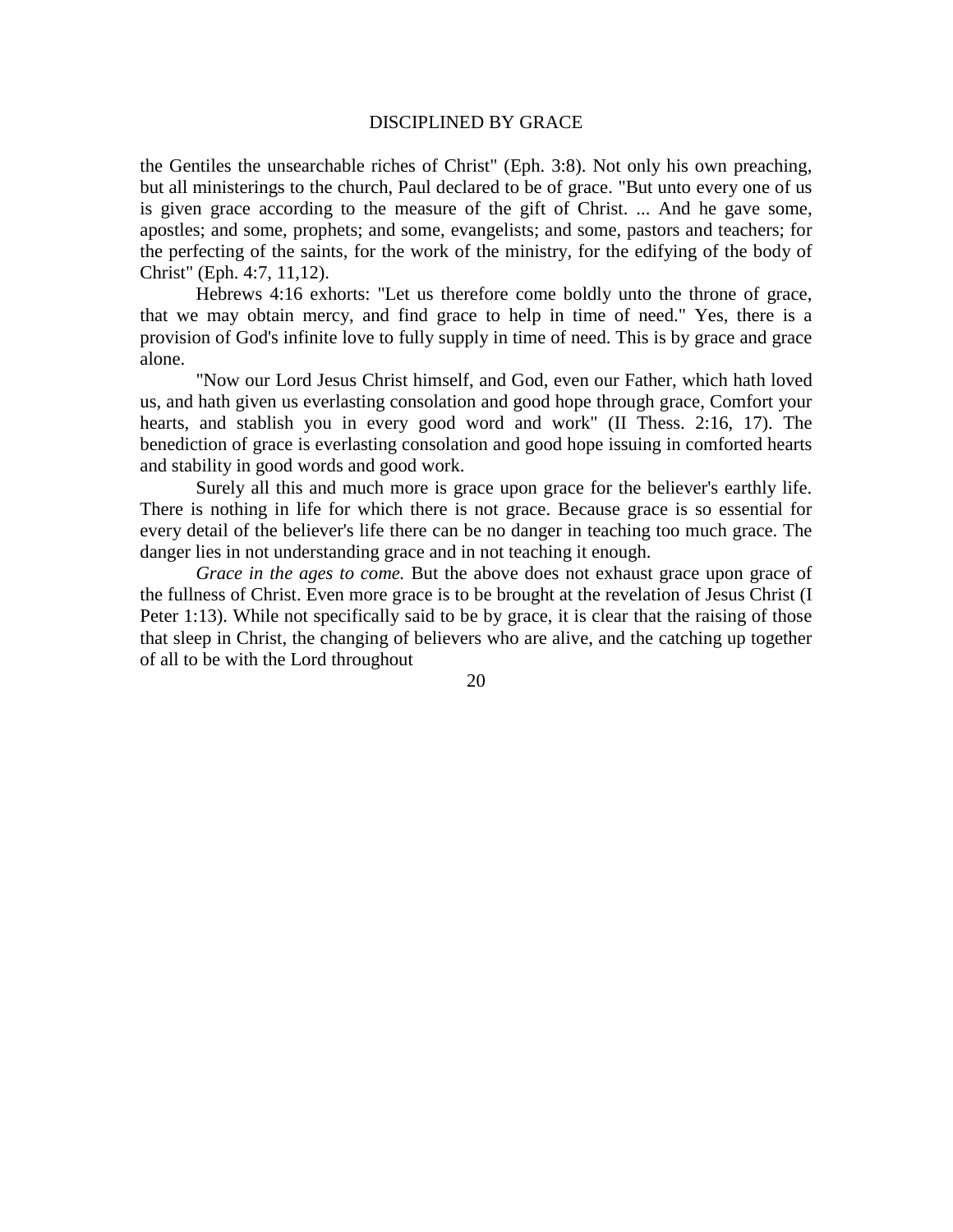the Gentiles the unsearchable riches of Christ" (Eph. 3:8). Not only his own preaching, but all ministerings to the church, Paul declared to be of grace. "But unto every one of us is given grace according to the measure of the gift of Christ. ... And he gave some, apostles; and some, prophets; and some, evangelists; and some, pastors and teachers; for the perfecting of the saints, for the work of the ministry, for the edifying of the body of Christ" (Eph. 4:7, 11,12).

Hebrews 4:16 exhorts: "Let us therefore come boldly unto the throne of grace, that we may obtain mercy, and find grace to help in time of need." Yes, there is a provision of God's infinite love to fully supply in time of need. This is by grace and grace alone.

"Now our Lord Jesus Christ himself, and God, even our Father, which hath loved us, and hath given us everlasting consolation and good hope through grace, Comfort your hearts, and stablish you in every good word and work" (II Thess. 2:16, 17). The benediction of grace is everlasting consolation and good hope issuing in comforted hearts and stability in good words and good work.

Surely all this and much more is grace upon grace for the believer's earthly life. There is nothing in life for which there is not grace. Because grace is so essential for every detail of the believer's life there can be no danger in teaching too much grace. The danger lies in not understanding grace and in not teaching it enough.

*Grace in the ages to come.* But the above does not exhaust grace upon grace of the fullness of Christ. Even more grace is to be brought at the revelation of Jesus Christ (I Peter 1:13). While not specifically said to be by grace, it is clear that the raising of those that sleep in Christ, the changing of believers who are alive, and the catching up together of all to be with the Lord throughout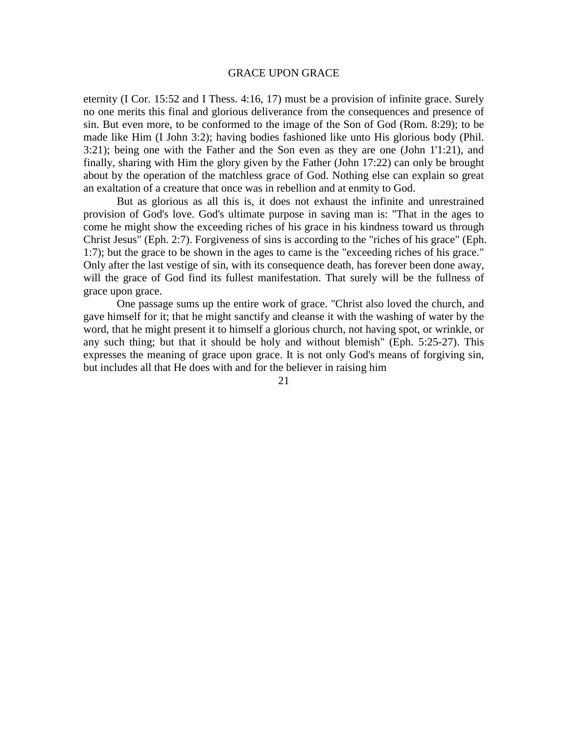eternity (I Cor. 15:52 and I Thess. 4:16, 17) must be a provision of infinite grace. Surely no one merits this final and glorious deliverance from the consequences and presence of sin. But even more, to be conformed to the image of the Son of God (Rom. 8:29); to be made like Him (I John 3:2); having bodies fashioned like unto His glorious body (Phil. 3:21); being one with the Father and the Son even as they are one (John 1'1:21), and finally, sharing with Him the glory given by the Father (John 17:22) can only be brought about by the operation of the matchless grace of God. Nothing else can explain so great an exaltation of a creature that once was in rebellion and at enmity to God.

But as glorious as all this is, it does not exhaust the infinite and unrestrained provision of God's love. God's ultimate purpose in saving man is: "That in the ages to come he might show the exceeding riches of his grace in his kindness toward us through Christ Jesus" (Eph. 2:7). Forgiveness of sins is according to the "riches of his grace" (Eph. 1:7); but the grace to be shown in the ages to came is the "exceeding riches of his grace." Only after the last vestige of sin, with its consequence death, has forever been done away, will the grace of God find its fullest manifestation. That surely will be the fullness of grace upon grace.

One passage sums up the entire work of grace. "Christ also loved the church, and gave himself for it; that he might sanctify and cleanse it with the washing of water by the word, that he might present it to himself a glorious church, not having spot, or wrinkle, or any such thing; but that it should be holy and without blemish" (Eph. 5:25-27). This expresses the meaning of grace upon grace. It is not only God's means of forgiving sin, but includes all that He does with and for the believer in raising him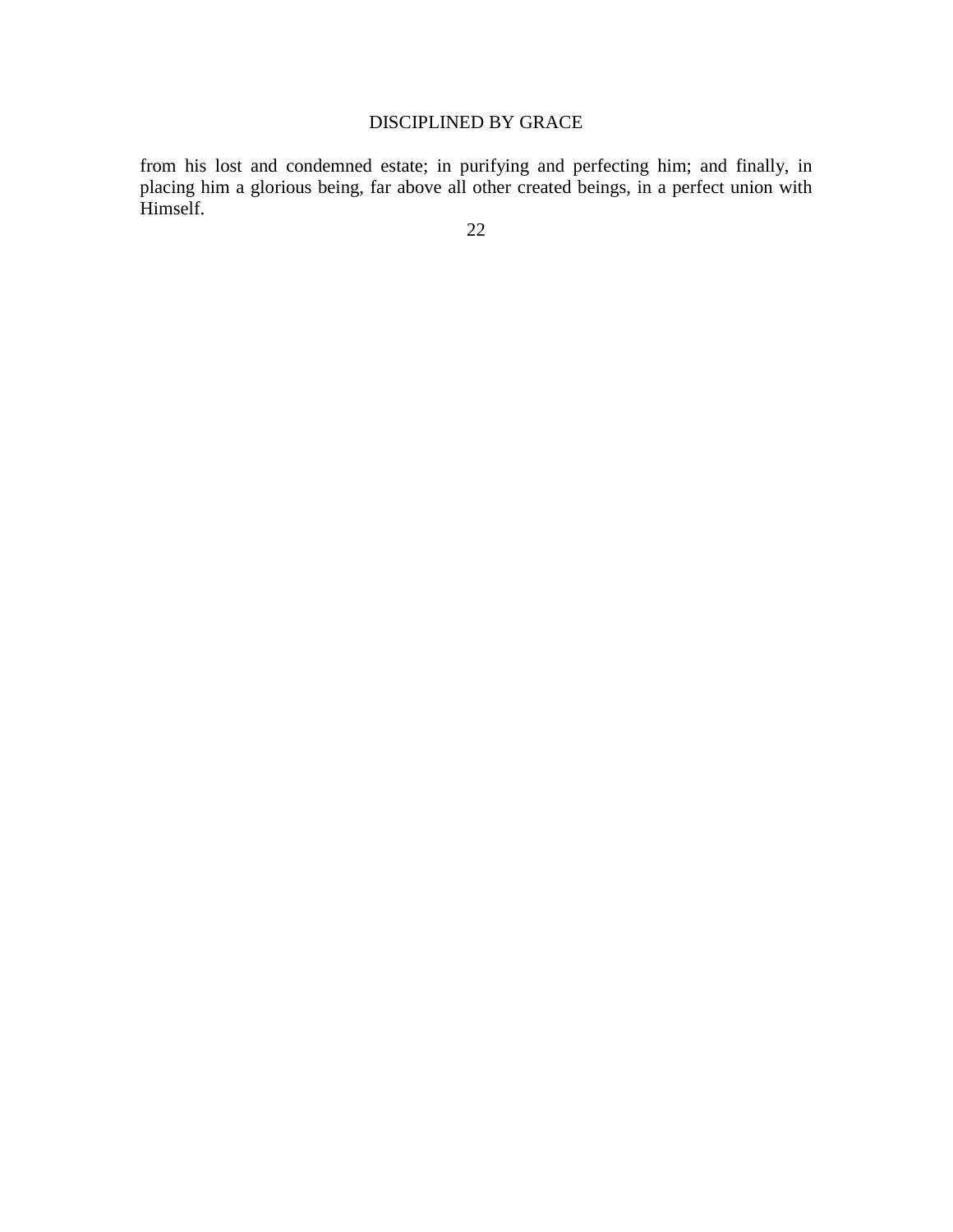from his lost and condemned estate; in purifying and perfecting him; and finally, in placing him a glorious being, far above all other created beings, in a perfect union with Himself.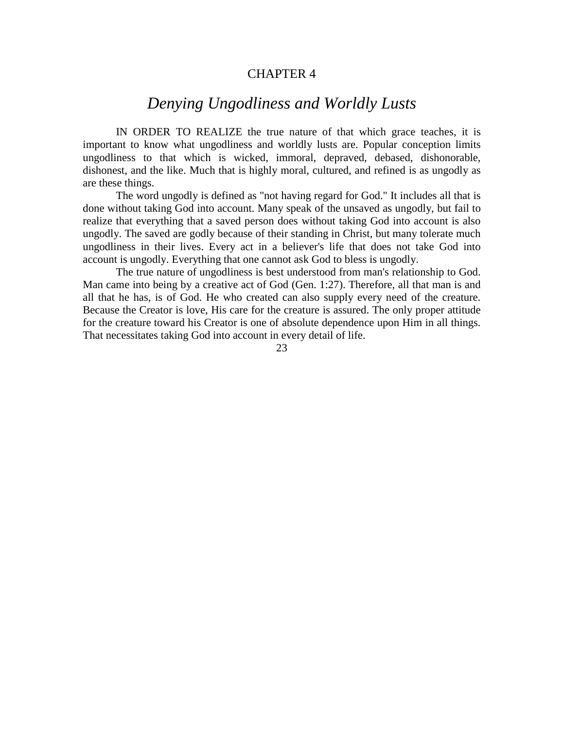# CHAPTER 4

## *Denying Ungodliness and Worldly Lusts*

IN ORDER TO REALIZE the true nature of that which grace teaches, it is important to know what ungodliness and worldly lusts are. Popular conception limits ungodliness to that which is wicked, immoral, depraved, debased, dishonorable, dishonest, and the like. Much that is highly moral, cultured, and refined is as ungodly as are these things.

The word ungodly is defined as "not having regard for God." It includes all that is done without taking God into account. Many speak of the unsaved as ungodly, but fail to realize that everything that a saved person does without taking God into account is also ungodly. The saved are godly because of their standing in Christ, but many tolerate much ungodliness in their lives. Every act in a believer's life that does not take God into account is ungodly. Everything that one cannot ask God to bless is ungodly.

The true nature of ungodliness is best understood from man's relationship to God. Man came into being by a creative act of God (Gen. 1:27). Therefore, all that man is and all that he has, is of God. He who created can also supply every need of the creature. Because the Creator is love, His care for the creature is assured. The only proper attitude for the creature toward his Creator is one of absolute dependence upon Him in all things. That necessitates taking God into account in every detail of life.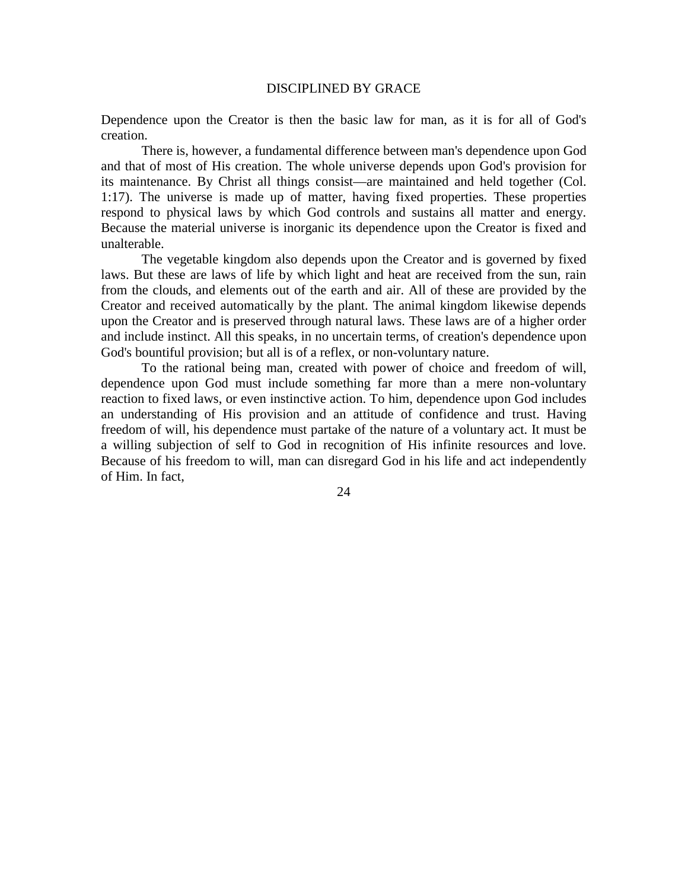Dependence upon the Creator is then the basic law for man, as it is for all of God's creation.

There is, however, a fundamental difference between man's dependence upon God and that of most of His creation. The whole universe depends upon God's provision for its maintenance. By Christ all things consist—are maintained and held together (Col. 1:17). The universe is made up of matter, having fixed properties. These properties respond to physical laws by which God controls and sustains all matter and energy. Because the material universe is inorganic its dependence upon the Creator is fixed and unalterable.

The vegetable kingdom also depends upon the Creator and is governed by fixed laws. But these are laws of life by which light and heat are received from the sun, rain from the clouds, and elements out of the earth and air. All of these are provided by the Creator and received automatically by the plant. The animal kingdom likewise depends upon the Creator and is preserved through natural laws. These laws are of a higher order and include instinct. All this speaks, in no uncertain terms, of creation's dependence upon God's bountiful provision; but all is of a reflex, or non-voluntary nature.

To the rational being man, created with power of choice and freedom of will, dependence upon God must include something far more than a mere non-voluntary reaction to fixed laws, or even instinctive action. To him, dependence upon God includes an understanding of His provision and an attitude of confidence and trust. Having freedom of will, his dependence must partake of the nature of a voluntary act. It must be a willing subjection of self to God in recognition of His infinite resources and love. Because of his freedom to will, man can disregard God in his life and act independently of Him. In fact,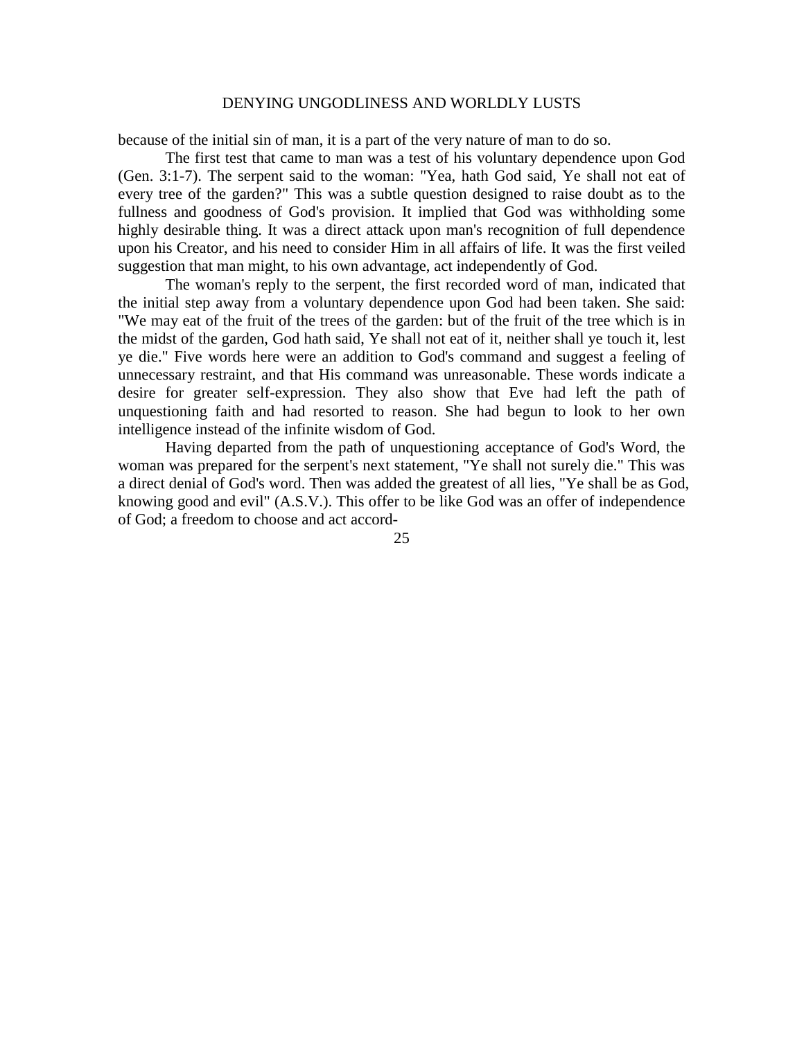because of the initial sin of man, it is a part of the very nature of man to do so.

The first test that came to man was a test of his voluntary dependence upon God (Gen. 3:1-7). The serpent said to the woman: "Yea, hath God said, Ye shall not eat of every tree of the garden?" This was a subtle question designed to raise doubt as to the fullness and goodness of God's provision. It implied that God was withholding some highly desirable thing. It was a direct attack upon man's recognition of full dependence upon his Creator, and his need to consider Him in all affairs of life. It was the first veiled suggestion that man might, to his own advantage, act independently of God.

The woman's reply to the serpent, the first recorded word of man, indicated that the initial step away from a voluntary dependence upon God had been taken. She said: "We may eat of the fruit of the trees of the garden: but of the fruit of the tree which is in the midst of the garden, God hath said, Ye shall not eat of it, neither shall ye touch it, lest ye die." Five words here were an addition to God's command and suggest a feeling of unnecessary restraint, and that His command was unreasonable. These words indicate a desire for greater self-expression. They also show that Eve had left the path of unquestioning faith and had resorted to reason. She had begun to look to her own intelligence instead of the infinite wisdom of God.

Having departed from the path of unquestioning acceptance of God's Word, the woman was prepared for the serpent's next statement, "Ye shall not surely die." This was a direct denial of God's word. Then was added the greatest of all lies, "Ye shall be as God, knowing good and evil" (A.S.V.). This offer to be like God was an offer of independence of God; a freedom to choose and act accord-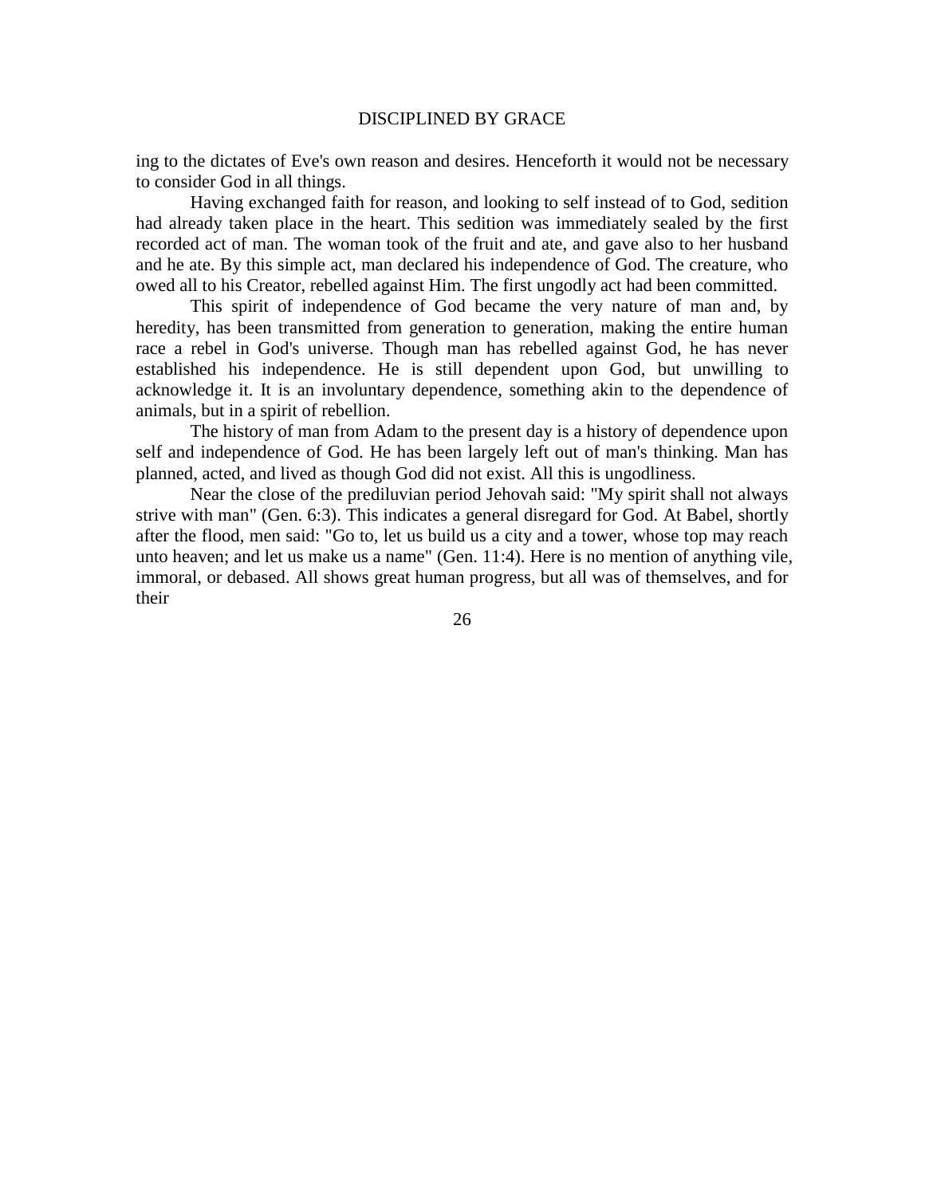ing to the dictates of Eve's own reason and desires. Henceforth it would not be necessary to consider God in all things.

Having exchanged faith for reason, and looking to self instead of to God, sedition had already taken place in the heart. This sedition was immediately sealed by the first recorded act of man. The woman took of the fruit and ate, and gave also to her husband and he ate. By this simple act, man declared his independence of God. The creature, who owed all to his Creator, rebelled against Him. The first ungodly act had been committed.

This spirit of independence of God became the very nature of man and, by heredity, has been transmitted from generation to generation, making the entire human race a rebel in God's universe. Though man has rebelled against God, he has never established his independence. He is still dependent upon God, but unwilling to acknowledge it. It is an involuntary dependence, something akin to the dependence of animals, but in a spirit of rebellion.

The history of man from Adam to the present day is a history of dependence upon self and independence of God. He has been largely left out of man's thinking. Man has planned, acted, and lived as though God did not exist. All this is ungodliness.

Near the close of the prediluvian period Jehovah said: "My spirit shall not always strive with man" (Gen. 6:3). This indicates a general disregard for God. At Babel, shortly after the flood, men said: "Go to, let us build us a city and a tower, whose top may reach unto heaven; and let us make us a name" (Gen. 11:4). Here is no mention of anything vile, immoral, or debased. All shows great human progress, but all was of themselves, and for their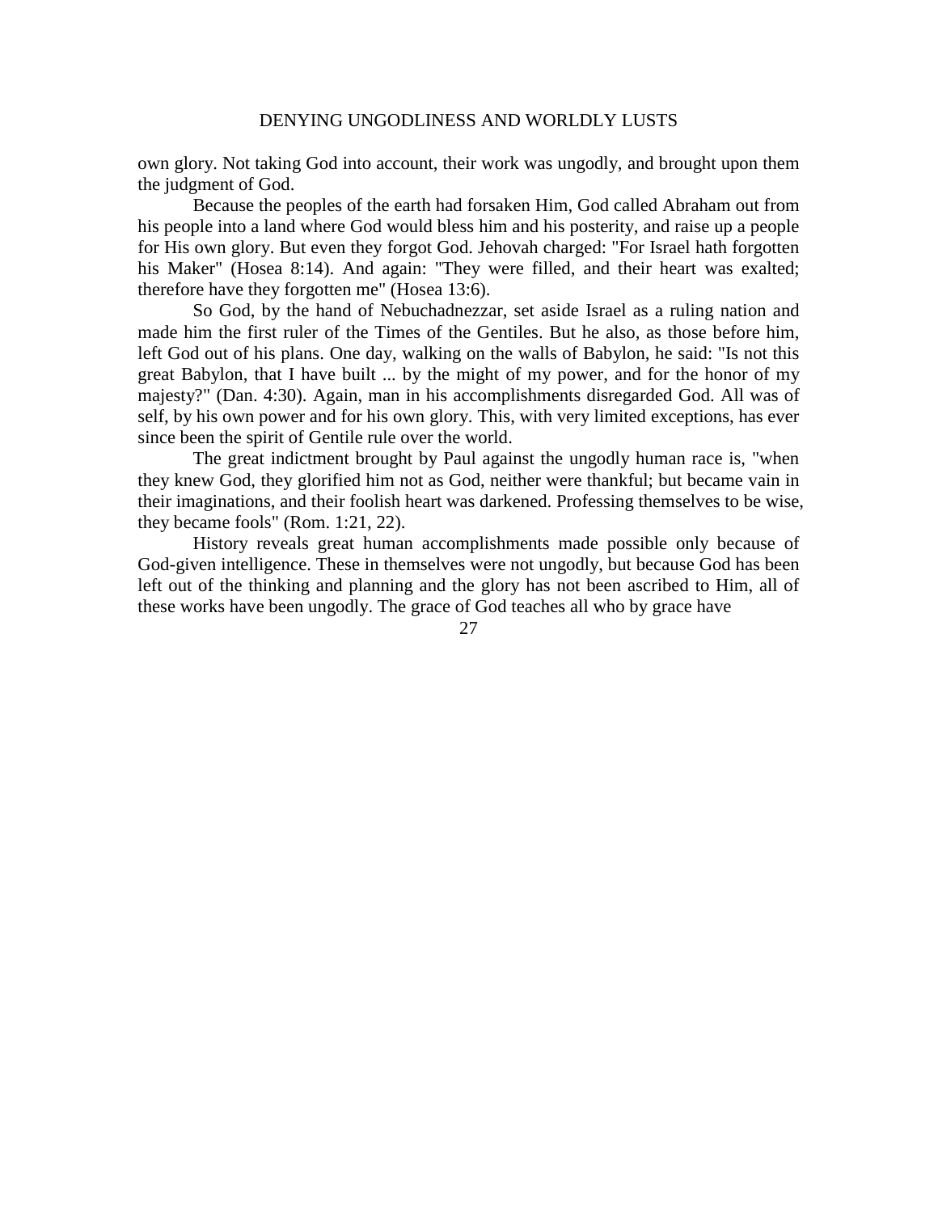own glory. Not taking God into account, their work was ungodly, and brought upon them the judgment of God.

Because the peoples of the earth had forsaken Him, God called Abraham out from his people into a land where God would bless him and his posterity, and raise up a people for His own glory. But even they forgot God. Jehovah charged: "For Israel hath forgotten his Maker" (Hosea 8:14). And again: "They were filled, and their heart was exalted; therefore have they forgotten me" (Hosea 13:6).

So God, by the hand of Nebuchadnezzar, set aside Israel as a ruling nation and made him the first ruler of the Times of the Gentiles. But he also, as those before him, left God out of his plans. One day, walking on the walls of Babylon, he said: "Is not this great Babylon, that I have built ... by the might of my power, and for the honor of my majesty?" (Dan. 4:30). Again, man in his accomplishments disregarded God. All was of self, by his own power and for his own glory. This, with very limited exceptions, has ever since been the spirit of Gentile rule over the world.

The great indictment brought by Paul against the ungodly human race is, "when they knew God, they glorified him not as God, neither were thankful; but became vain in their imaginations, and their foolish heart was darkened. Professing themselves to be wise, they became fools" (Rom. 1:21, 22).

History reveals great human accomplishments made possible only because of God-given intelligence. These in themselves were not ungodly, but because God has been left out of the thinking and planning and the glory has not been ascribed to Him, all of these works have been ungodly. The grace of God teaches all who by grace have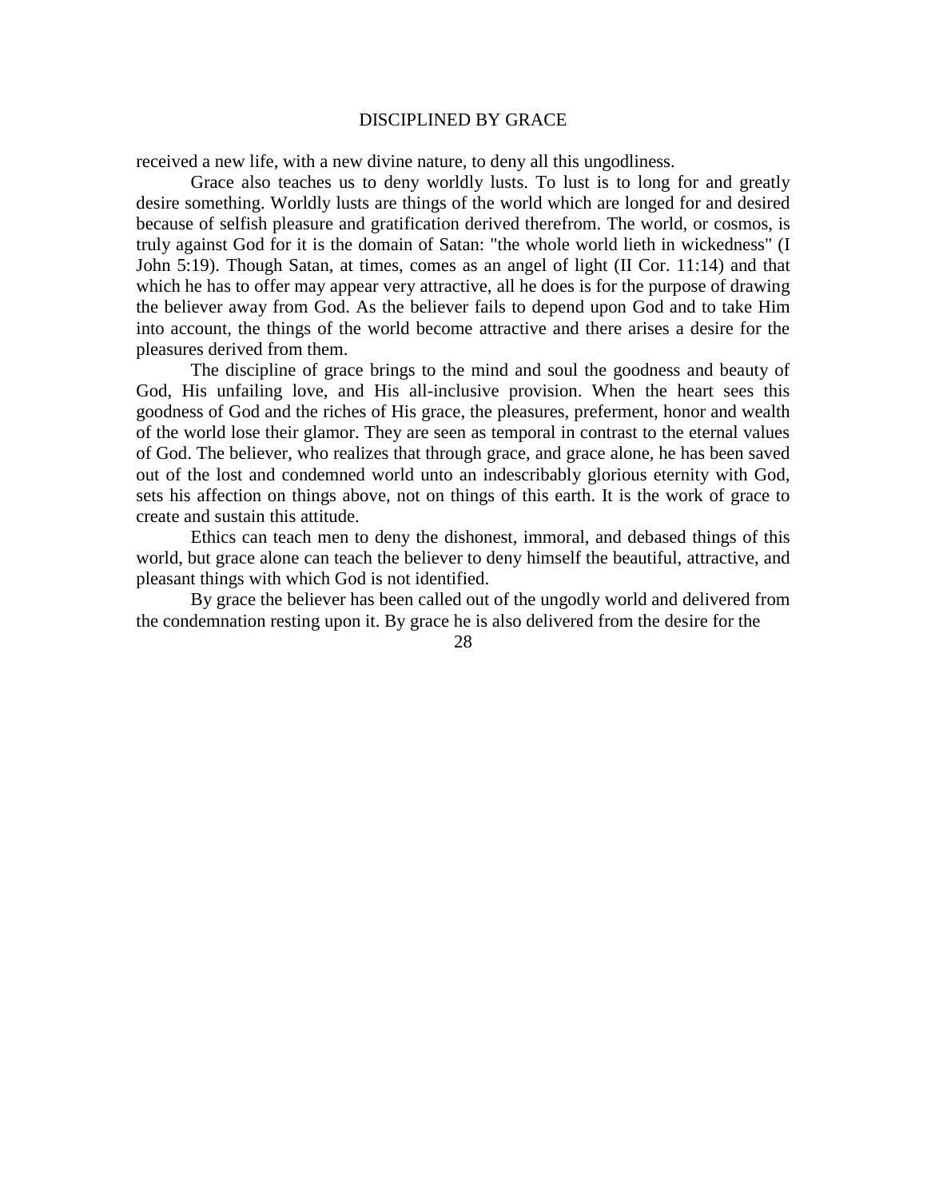received a new life, with a new divine nature, to deny all this ungodliness.

Grace also teaches us to deny worldly lusts. To lust is to long for and greatly desire something. Worldly lusts are things of the world which are longed for and desired because of selfish pleasure and gratification derived therefrom. The world, or cosmos, is truly against God for it is the domain of Satan: "the whole world lieth in wickedness" (I John 5:19). Though Satan, at times, comes as an angel of light (II Cor. 11:14) and that which he has to offer may appear very attractive, all he does is for the purpose of drawing the believer away from God. As the believer fails to depend upon God and to take Him into account, the things of the world become attractive and there arises a desire for the pleasures derived from them.

The discipline of grace brings to the mind and soul the goodness and beauty of God, His unfailing love, and His all-inclusive provision. When the heart sees this goodness of God and the riches of His grace, the pleasures, preferment, honor and wealth of the world lose their glamor. They are seen as temporal in contrast to the eternal values of God. The believer, who realizes that through grace, and grace alone, he has been saved out of the lost and condemned world unto an indescribably glorious eternity with God, sets his affection on things above, not on things of this earth. It is the work of grace to create and sustain this attitude.

Ethics can teach men to deny the dishonest, immoral, and debased things of this world, but grace alone can teach the believer to deny himself the beautiful, attractive, and pleasant things with which God is not identified.

By grace the believer has been called out of the ungodly world and delivered from the condemnation resting upon it. By grace he is also delivered from the desire for the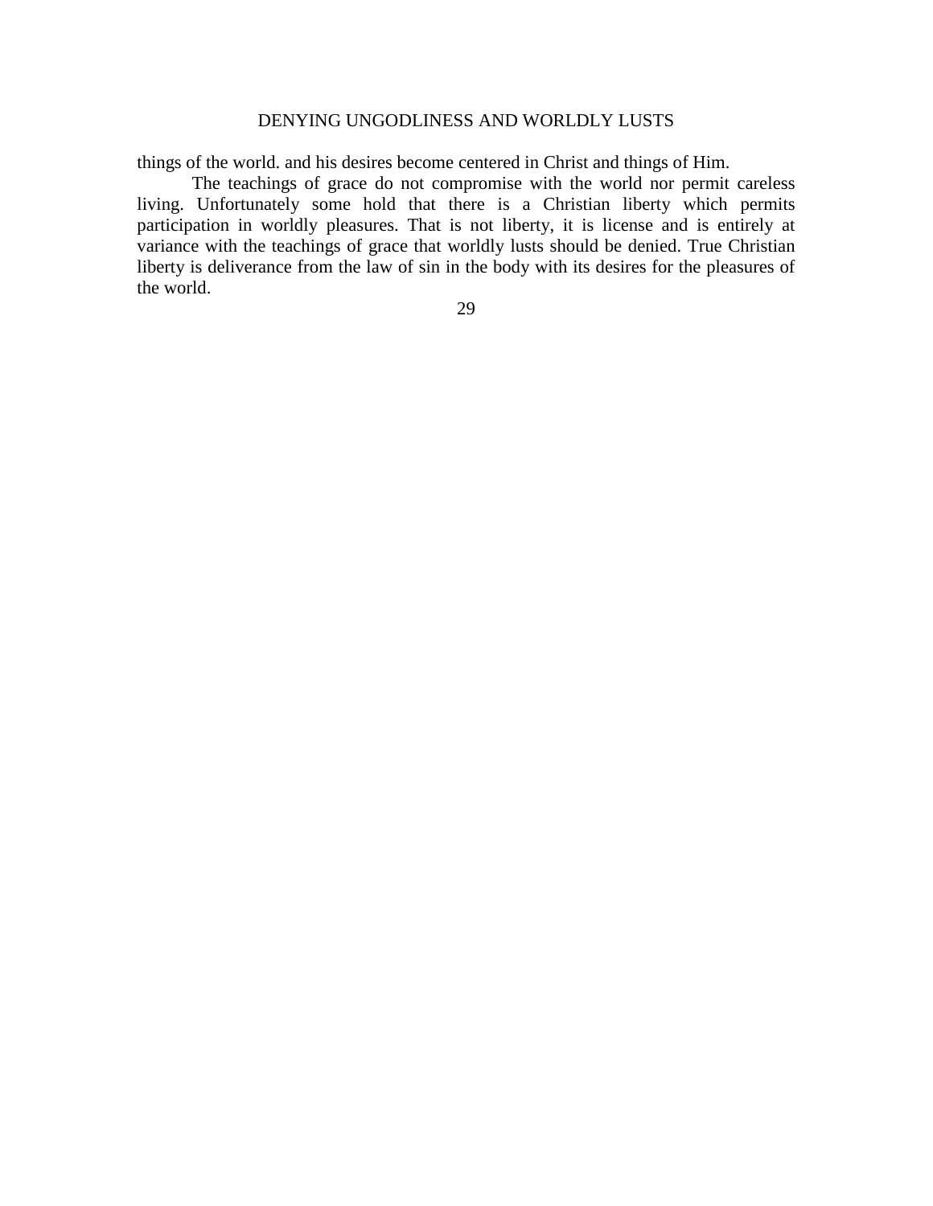things of the world. and his desires become centered in Christ and things of Him.

The teachings of grace do not compromise with the world nor permit careless living. Unfortunately some hold that there is a Christian liberty which permits participation in worldly pleasures. That is not liberty, it is license and is entirely at variance with the teachings of grace that worldly lusts should be denied. True Christian liberty is deliverance from the law of sin in the body with its desires for the pleasures of the world.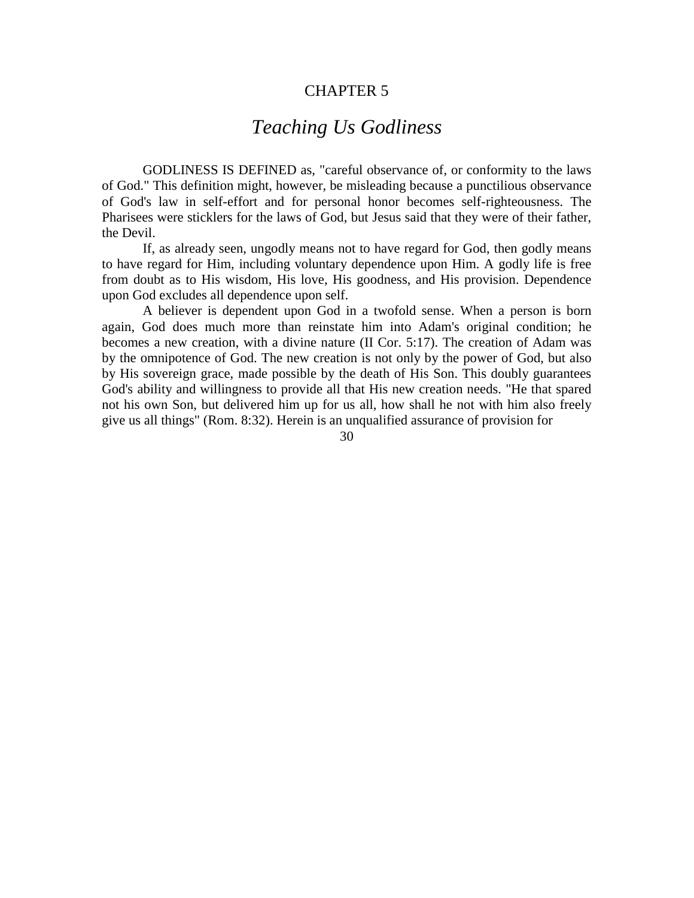# CHAPTER 5

## *Teaching Us Godliness*

GODLINESS IS DEFINED as, "careful observance of, or conformity to the laws of God." This definition might, however, be misleading because a punctilious observance of God's law in self-effort and for personal honor becomes self-righteousness. The Pharisees were sticklers for the laws of God, but Jesus said that they were of their father, the Devil.

If, as already seen, ungodly means not to have regard for God, then godly means to have regard for Him, including voluntary dependence upon Him. A godly life is free from doubt as to His wisdom, His love, His goodness, and His provision. Dependence upon God excludes all dependence upon self.

A believer is dependent upon God in a twofold sense. When a person is born again, God does much more than reinstate him into Adam's original condition; he becomes a new creation, with a divine nature (II Cor. 5:17). The creation of Adam was by the omnipotence of God. The new creation is not only by the power of God, but also by His sovereign grace, made possible by the death of His Son. This doubly guarantees God's ability and willingness to provide all that His new creation needs. "He that spared not his own Son, but delivered him up for us all, how shall he not with him also freely give us all things" (Rom. 8:32). Herein is an unqualified assurance of provision for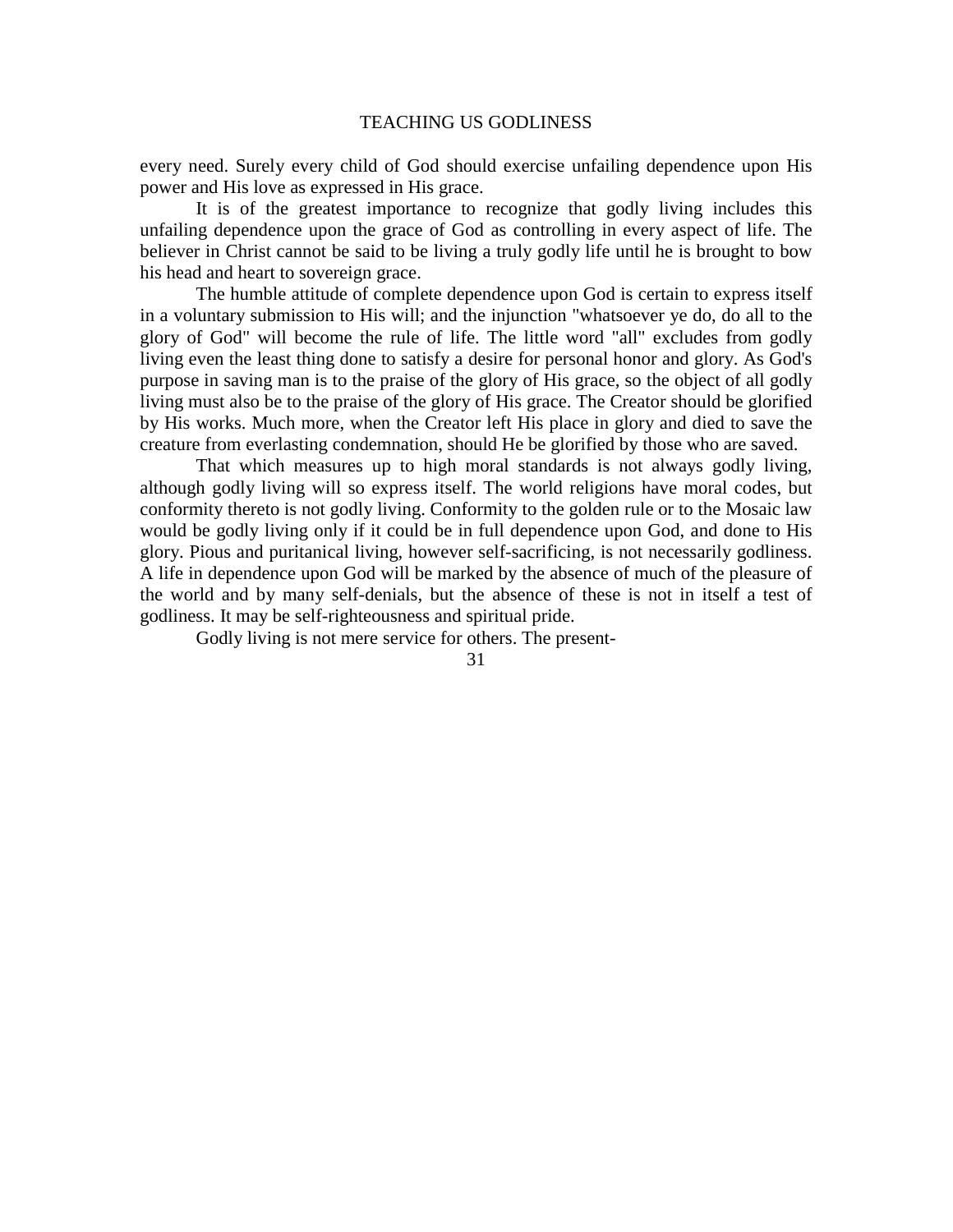every need. Surely every child of God should exercise unfailing dependence upon His power and His love as expressed in His grace.

It is of the greatest importance to recognize that godly living includes this unfailing dependence upon the grace of God as controlling in every aspect of life. The believer in Christ cannot be said to be living a truly godly life until he is brought to bow his head and heart to sovereign grace.

The humble attitude of complete dependence upon God is certain to express itself in a voluntary submission to His will; and the injunction "whatsoever ye do, do all to the glory of God" will become the rule of life. The little word "all" excludes from godly living even the least thing done to satisfy a desire for personal honor and glory. As God's purpose in saving man is to the praise of the glory of His grace, so the object of all godly living must also be to the praise of the glory of His grace. The Creator should be glorified by His works. Much more, when the Creator left His place in glory and died to save the creature from everlasting condemnation, should He be glorified by those who are saved.

That which measures up to high moral standards is not always godly living, although godly living will so express itself. The world religions have moral codes, but conformity thereto is not godly living. Conformity to the golden rule or to the Mosaic law would be godly living only if it could be in full dependence upon God, and done to His glory. Pious and puritanical living, however self-sacrificing, is not necessarily godliness. A life in dependence upon God will be marked by the absence of much of the pleasure of the world and by many self-denials, but the absence of these is not in itself a test of godliness. It may be self-righteousness and spiritual pride.

Godly living is not mere service for others. The present-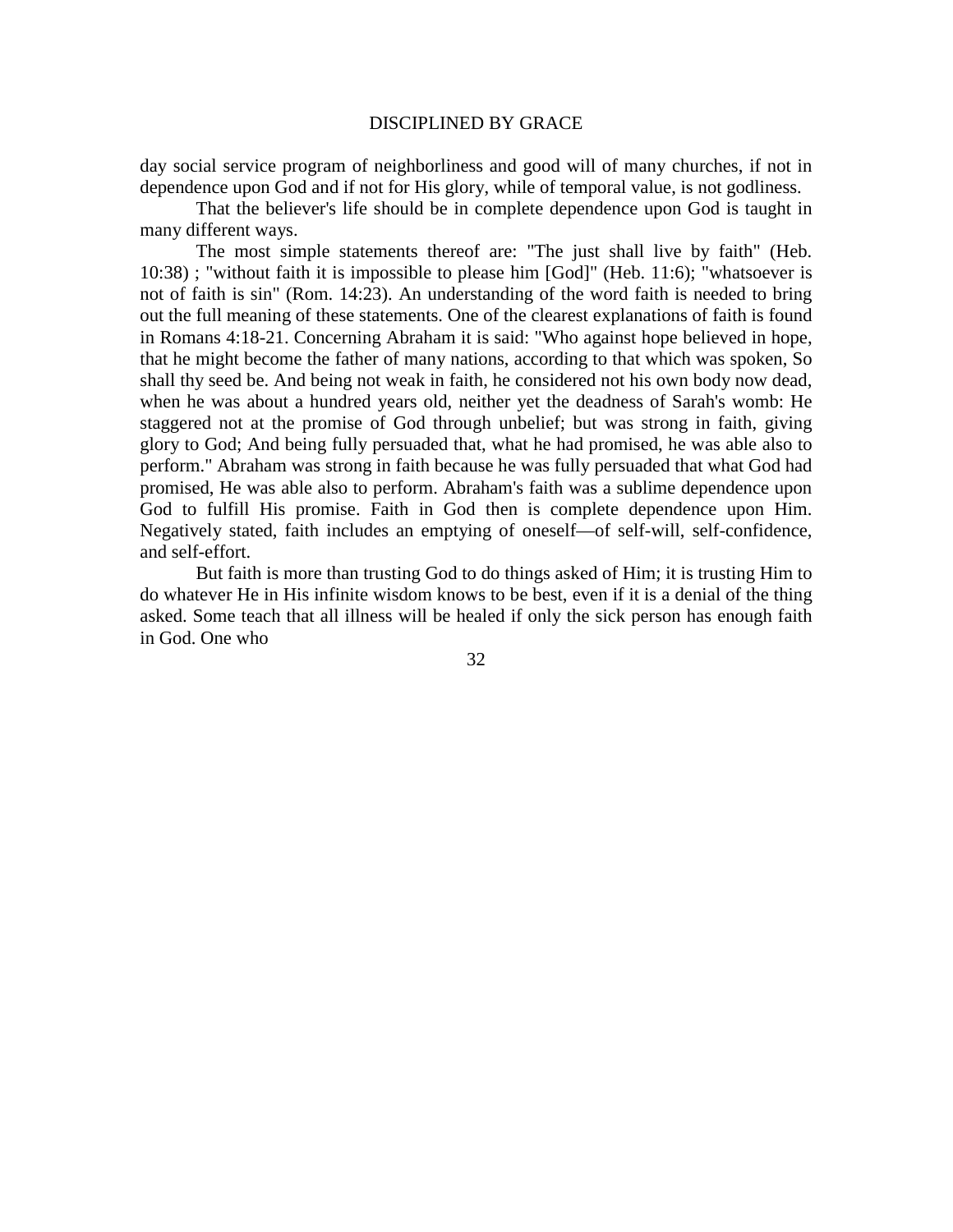day social service program of neighborliness and good will of many churches, if not in dependence upon God and if not for His glory, while of temporal value, is not godliness.

That the believer's life should be in complete dependence upon God is taught in many different ways.

The most simple statements thereof are: "The just shall live by faith" (Heb. 10:38) ; "without faith it is impossible to please him [God]" (Heb. 11:6); "whatsoever is not of faith is sin" (Rom. 14:23). An understanding of the word faith is needed to bring out the full meaning of these statements. One of the clearest explanations of faith is found in Romans 4:18-21. Concerning Abraham it is said: "Who against hope believed in hope, that he might become the father of many nations, according to that which was spoken, So shall thy seed be. And being not weak in faith, he considered not his own body now dead, when he was about a hundred years old, neither yet the deadness of Sarah's womb: He staggered not at the promise of God through unbelief; but was strong in faith, giving glory to God; And being fully persuaded that, what he had promised, he was able also to perform." Abraham was strong in faith because he was fully persuaded that what God had promised, He was able also to perform. Abraham's faith was a sublime dependence upon God to fulfill His promise. Faith in God then is complete dependence upon Him. Negatively stated, faith includes an emptying of oneself—of self-will, self-confidence, and self-effort.

But faith is more than trusting God to do things asked of Him; it is trusting Him to do whatever He in His infinite wisdom knows to be best, even if it is a denial of the thing asked. Some teach that all illness will be healed if only the sick person has enough faith in God. One who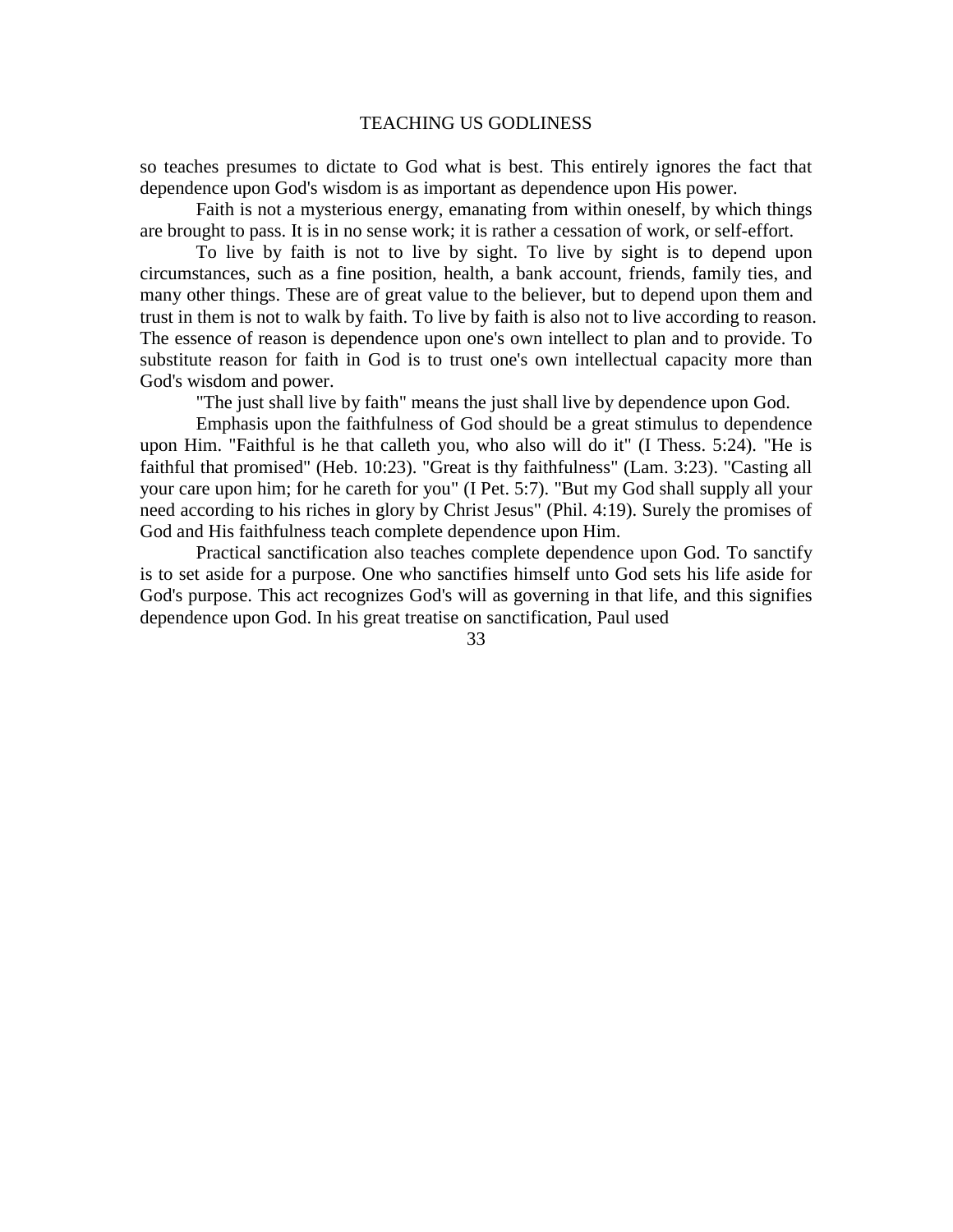so teaches presumes to dictate to God what is best. This entirely ignores the fact that dependence upon God's wisdom is as important as dependence upon His power.

Faith is not a mysterious energy, emanating from within oneself, by which things are brought to pass. It is in no sense work; it is rather a cessation of work, or self-effort.

To live by faith is not to live by sight. To live by sight is to depend upon circumstances, such as a fine position, health, a bank account, friends, family ties, and many other things. These are of great value to the believer, but to depend upon them and trust in them is not to walk by faith. To live by faith is also not to live according to reason. The essence of reason is dependence upon one's own intellect to plan and to provide. To substitute reason for faith in God is to trust one's own intellectual capacity more than God's wisdom and power.

"The just shall live by faith" means the just shall live by dependence upon God.

Emphasis upon the faithfulness of God should be a great stimulus to dependence upon Him. "Faithful is he that calleth you, who also will do it" (I Thess. 5:24). "He is faithful that promised" (Heb. 10:23). "Great is thy faithfulness" (Lam. 3:23). "Casting all your care upon him; for he careth for you" (I Pet. 5:7). "But my God shall supply all your need according to his riches in glory by Christ Jesus" (Phil. 4:19). Surely the promises of God and His faithfulness teach complete dependence upon Him.

Practical sanctification also teaches complete dependence upon God. To sanctify is to set aside for a purpose. One who sanctifies himself unto God sets his life aside for God's purpose. This act recognizes God's will as governing in that life, and this signifies dependence upon God. In his great treatise on sanctification, Paul used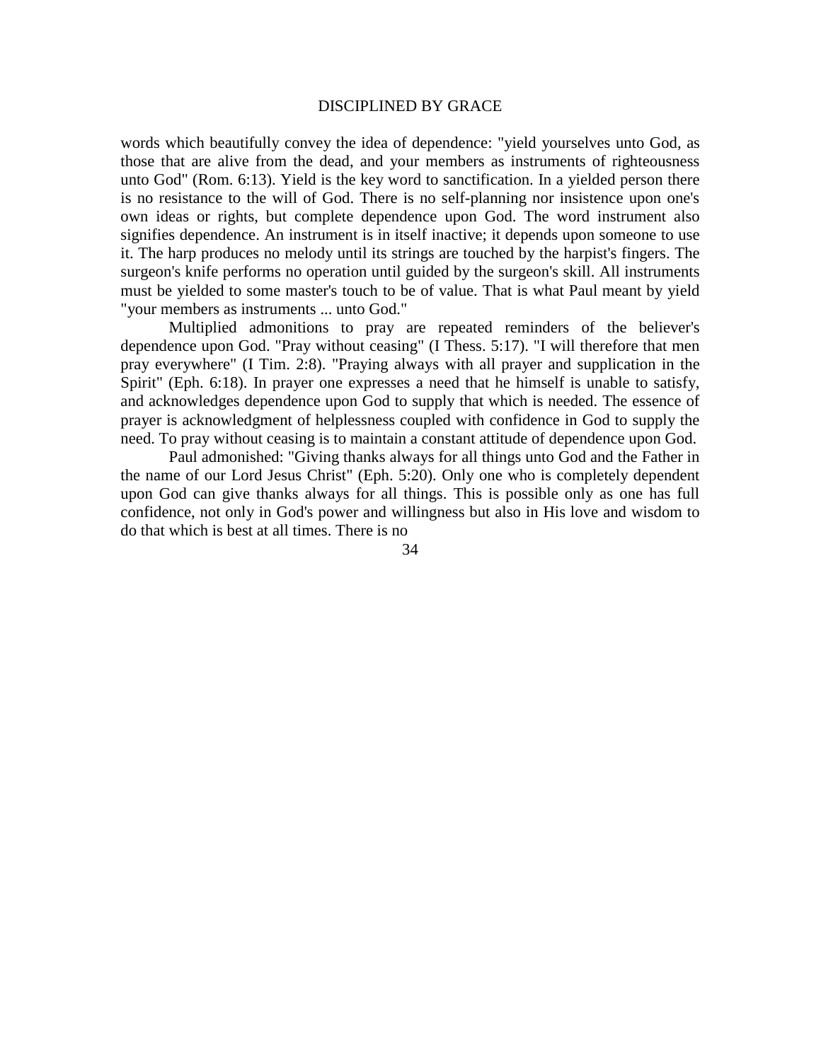words which beautifully convey the idea of dependence: "yield yourselves unto God, as those that are alive from the dead, and your members as instruments of righteousness unto God" (Rom. 6:13). Yield is the key word to sanctification. In a yielded person there is no resistance to the will of God. There is no self-planning nor insistence upon one's own ideas or rights, but complete dependence upon God. The word instrument also signifies dependence. An instrument is in itself inactive; it depends upon someone to use it. The harp produces no melody until its strings are touched by the harpist's fingers. The surgeon's knife performs no operation until guided by the surgeon's skill. All instruments must be yielded to some master's touch to be of value. That is what Paul meant by yield "your members as instruments ... unto God."

Multiplied admonitions to pray are repeated reminders of the believer's dependence upon God. "Pray without ceasing" (I Thess. 5:17). "I will therefore that men pray everywhere" (I Tim. 2:8). "Praying always with all prayer and supplication in the Spirit" (Eph. 6:18). In prayer one expresses a need that he himself is unable to satisfy, and acknowledges dependence upon God to supply that which is needed. The essence of prayer is acknowledgment of helplessness coupled with confidence in God to supply the need. To pray without ceasing is to maintain a constant attitude of dependence upon God.

Paul admonished: "Giving thanks always for all things unto God and the Father in the name of our Lord Jesus Christ" (Eph. 5:20). Only one who is completely dependent upon God can give thanks always for all things. This is possible only as one has full confidence, not only in God's power and willingness but also in His love and wisdom to do that which is best at all times. There is no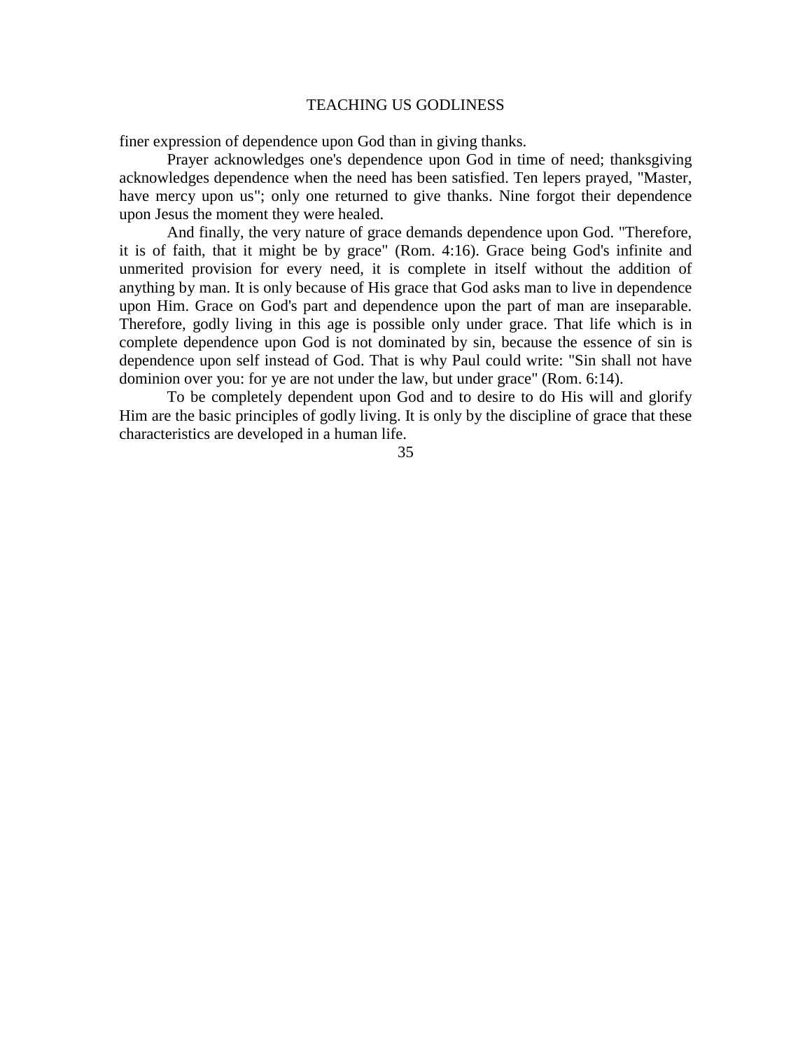finer expression of dependence upon God than in giving thanks.

Prayer acknowledges one's dependence upon God in time of need; thanksgiving acknowledges dependence when the need has been satisfied. Ten lepers prayed, "Master, have mercy upon us"; only one returned to give thanks. Nine forgot their dependence upon Jesus the moment they were healed.

And finally, the very nature of grace demands dependence upon God. "Therefore, it is of faith, that it might be by grace" (Rom. 4:16). Grace being God's infinite and unmerited provision for every need, it is complete in itself without the addition of anything by man. It is only because of His grace that God asks man to live in dependence upon Him. Grace on God's part and dependence upon the part of man are inseparable. Therefore, godly living in this age is possible only under grace. That life which is in complete dependence upon God is not dominated by sin, because the essence of sin is dependence upon self instead of God. That is why Paul could write: "Sin shall not have dominion over you: for ye are not under the law, but under grace" (Rom. 6:14).

To be completely dependent upon God and to desire to do His will and glorify Him are the basic principles of godly living. It is only by the discipline of grace that these characteristics are developed in a human life.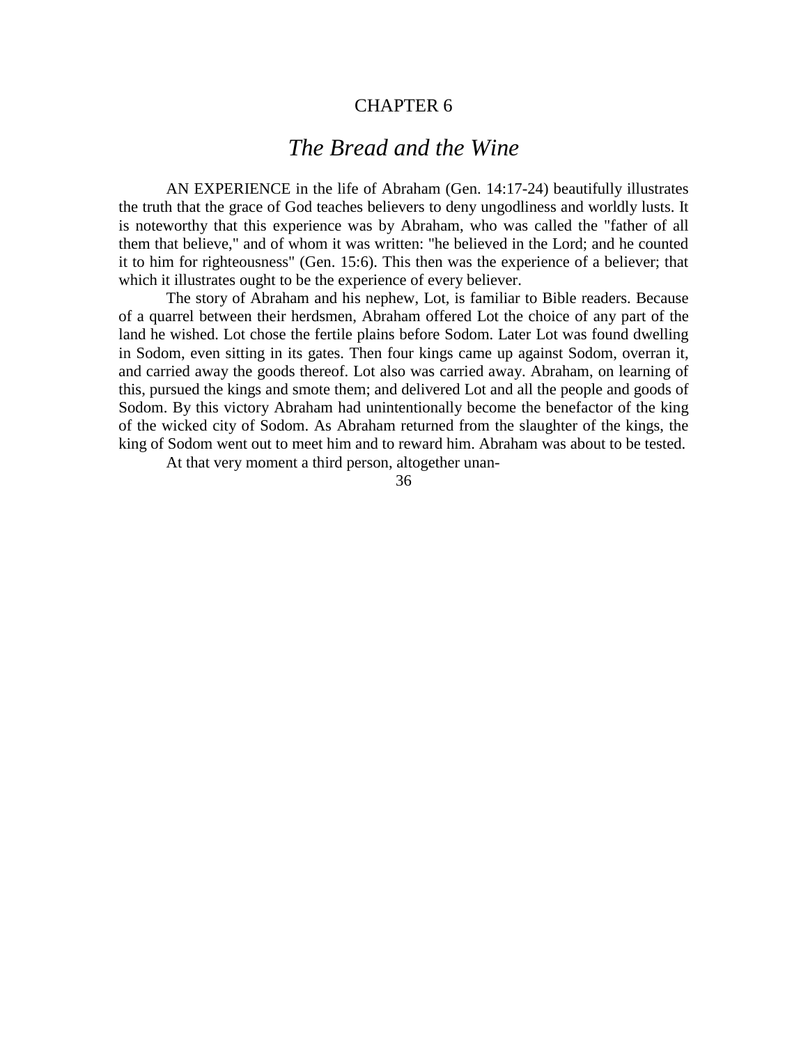CHAPTER 6

# *The Bread and the Wine*

AN EXPERIENCE in the life of Abraham (Gen. 14:17-24) beautifully illustrates the truth that the grace of God teaches believers to deny ungodliness and worldly lusts. It is noteworthy that this experience was by Abraham, who was called the "father of all them that believe," and of whom it was written: "he believed in the Lord; and he counted it to him for righteousness" (Gen. 15:6). This then was the experience of a believer; that which it illustrates ought to be the experience of every believer.

The story of Abraham and his nephew, Lot, is familiar to Bible readers. Because of a quarrel between their herdsmen, Abraham offered Lot the choice of any part of the land he wished. Lot chose the fertile plains before Sodom. Later Lot was found dwelling in Sodom, even sitting in its gates. Then four kings came up against Sodom, overran it, and carried away the goods thereof. Lot also was carried away. Abraham, on learning of this, pursued the kings and smote them; and delivered Lot and all the people and goods of Sodom. By this victory Abraham had unintentionally become the benefactor of the king of the wicked city of Sodom. As Abraham returned from the slaughter of the kings, the king of Sodom went out to meet him and to reward him. Abraham was about to be tested.

At that very moment a third person, altogether unan-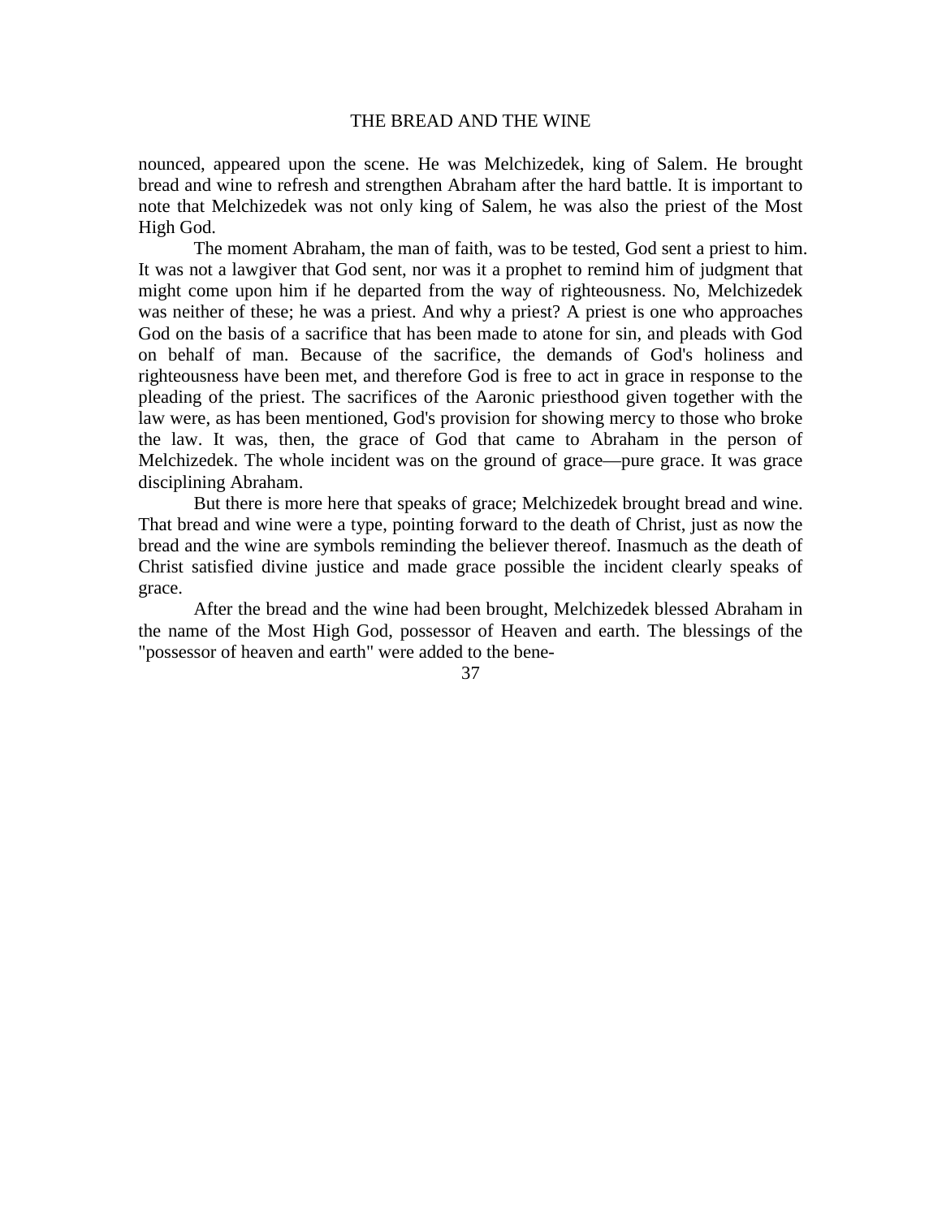nounced, appeared upon the scene. He was Melchizedek, king of Salem. He brought bread and wine to refresh and strengthen Abraham after the hard battle. It is important to note that Melchizedek was not only king of Salem, he was also the priest of the Most High God.

The moment Abraham, the man of faith, was to be tested, God sent a priest to him. It was not a lawgiver that God sent, nor was it a prophet to remind him of judgment that might come upon him if he departed from the way of righteousness. No, Melchizedek was neither of these; he was a priest. And why a priest? A priest is one who approaches God on the basis of a sacrifice that has been made to atone for sin, and pleads with God on behalf of man. Because of the sacrifice, the demands of God's holiness and righteousness have been met, and therefore God is free to act in grace in response to the pleading of the priest. The sacrifices of the Aaronic priesthood given together with the law were, as has been mentioned, God's provision for showing mercy to those who broke the law. It was, then, the grace of God that came to Abraham in the person of Melchizedek. The whole incident was on the ground of grace—pure grace. It was grace disciplining Abraham.

But there is more here that speaks of grace; Melchizedek brought bread and wine. That bread and wine were a type, pointing forward to the death of Christ, just as now the bread and the wine are symbols reminding the believer thereof. Inasmuch as the death of Christ satisfied divine justice and made grace possible the incident clearly speaks of grace.

After the bread and the wine had been brought, Melchizedek blessed Abraham in the name of the Most High God, possessor of Heaven and earth. The blessings of the "possessor of heaven and earth" were added to the bene-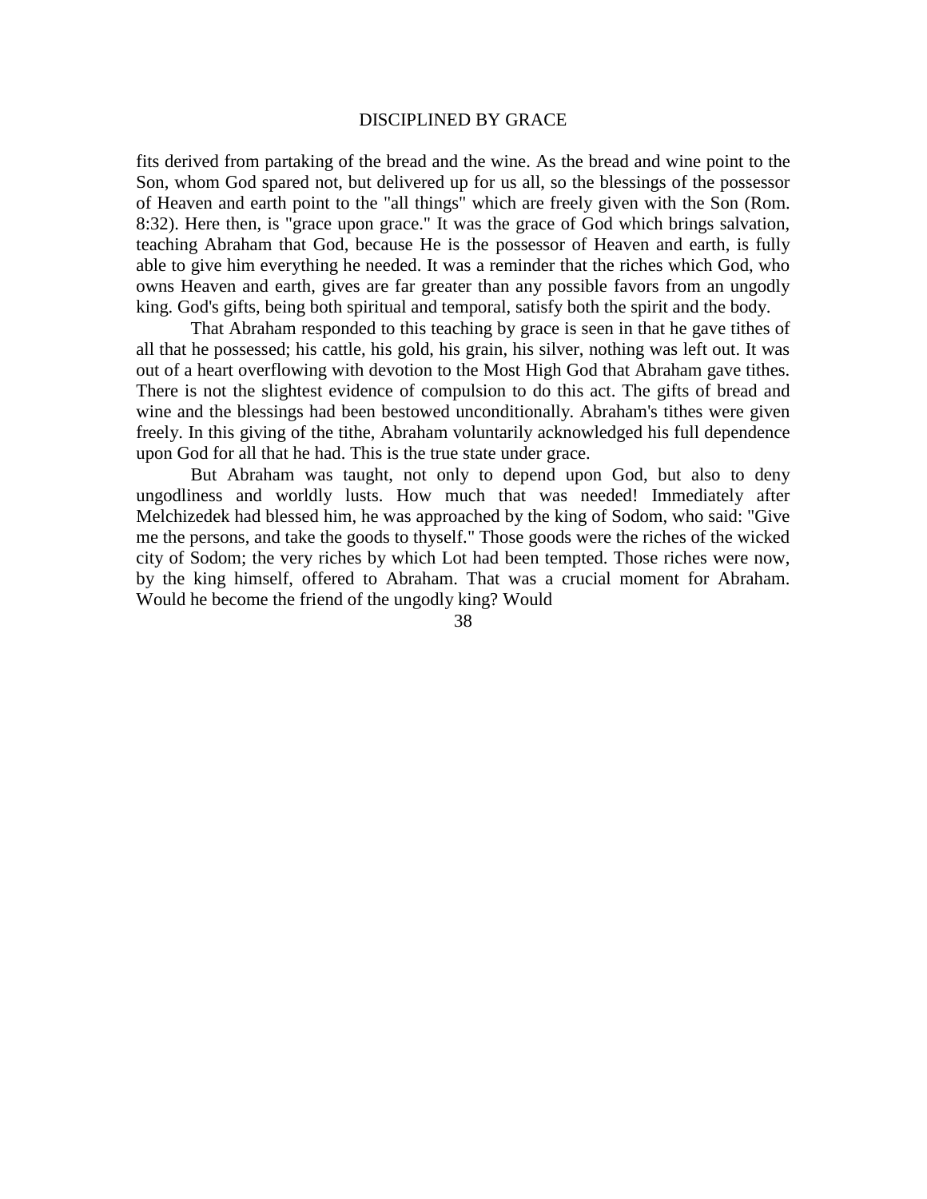fits derived from partaking of the bread and the wine. As the bread and wine point to the Son, whom God spared not, but delivered up for us all, so the blessings of the possessor of Heaven and earth point to the "all things" which are freely given with the Son (Rom. 8:32). Here then, is "grace upon grace." It was the grace of God which brings salvation, teaching Abraham that God, because He is the possessor of Heaven and earth, is fully able to give him everything he needed. It was a reminder that the riches which God, who owns Heaven and earth, gives are far greater than any possible favors from an ungodly king. God's gifts, being both spiritual and temporal, satisfy both the spirit and the body.

That Abraham responded to this teaching by grace is seen in that he gave tithes of all that he possessed; his cattle, his gold, his grain, his silver, nothing was left out. It was out of a heart overflowing with devotion to the Most High God that Abraham gave tithes. There is not the slightest evidence of compulsion to do this act. The gifts of bread and wine and the blessings had been bestowed unconditionally. Abraham's tithes were given freely. In this giving of the tithe, Abraham voluntarily acknowledged his full dependence upon God for all that he had. This is the true state under grace.

But Abraham was taught, not only to depend upon God, but also to deny ungodliness and worldly lusts. How much that was needed! Immediately after Melchizedek had blessed him, he was approached by the king of Sodom, who said: "Give me the persons, and take the goods to thyself." Those goods were the riches of the wicked city of Sodom; the very riches by which Lot had been tempted. Those riches were now, by the king himself, offered to Abraham. That was a crucial moment for Abraham. Would he become the friend of the ungodly king? Would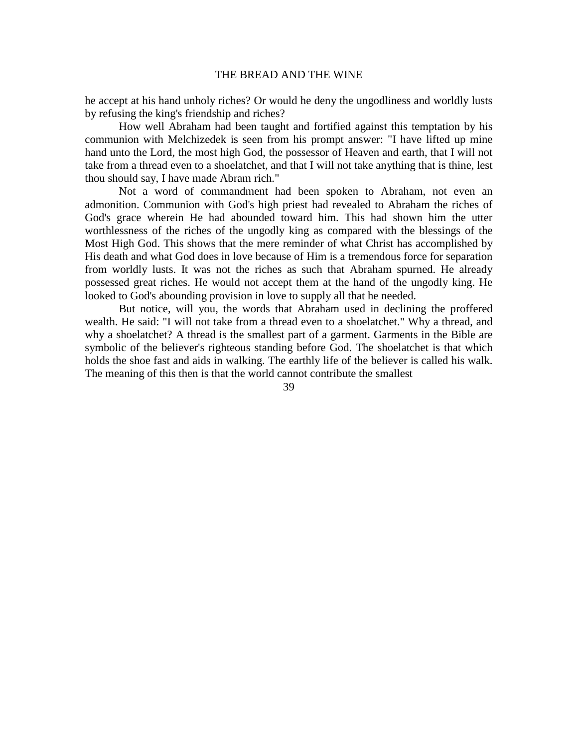he accept at his hand unholy riches? Or would he deny the ungodliness and worldly lusts by refusing the king's friendship and riches?

How well Abraham had been taught and fortified against this temptation by his communion with Melchizedek is seen from his prompt answer: "I have lifted up mine hand unto the Lord, the most high God, the possessor of Heaven and earth, that I will not take from a thread even to a shoelatchet, and that I will not take anything that is thine, lest thou should say, I have made Abram rich."

Not a word of commandment had been spoken to Abraham, not even an admonition. Communion with God's high priest had revealed to Abraham the riches of God's grace wherein He had abounded toward him. This had shown him the utter worthlessness of the riches of the ungodly king as compared with the blessings of the Most High God. This shows that the mere reminder of what Christ has accomplished by His death and what God does in love because of Him is a tremendous force for separation from worldly lusts. It was not the riches as such that Abraham spurned. He already possessed great riches. He would not accept them at the hand of the ungodly king. He looked to God's abounding provision in love to supply all that he needed.

But notice, will you, the words that Abraham used in declining the proffered wealth. He said: "I will not take from a thread even to a shoelatchet." Why a thread, and why a shoelatchet? A thread is the smallest part of a garment. Garments in the Bible are symbolic of the believer's righteous standing before God. The shoelatchet is that which holds the shoe fast and aids in walking. The earthly life of the believer is called his walk. The meaning of this then is that the world cannot contribute the smallest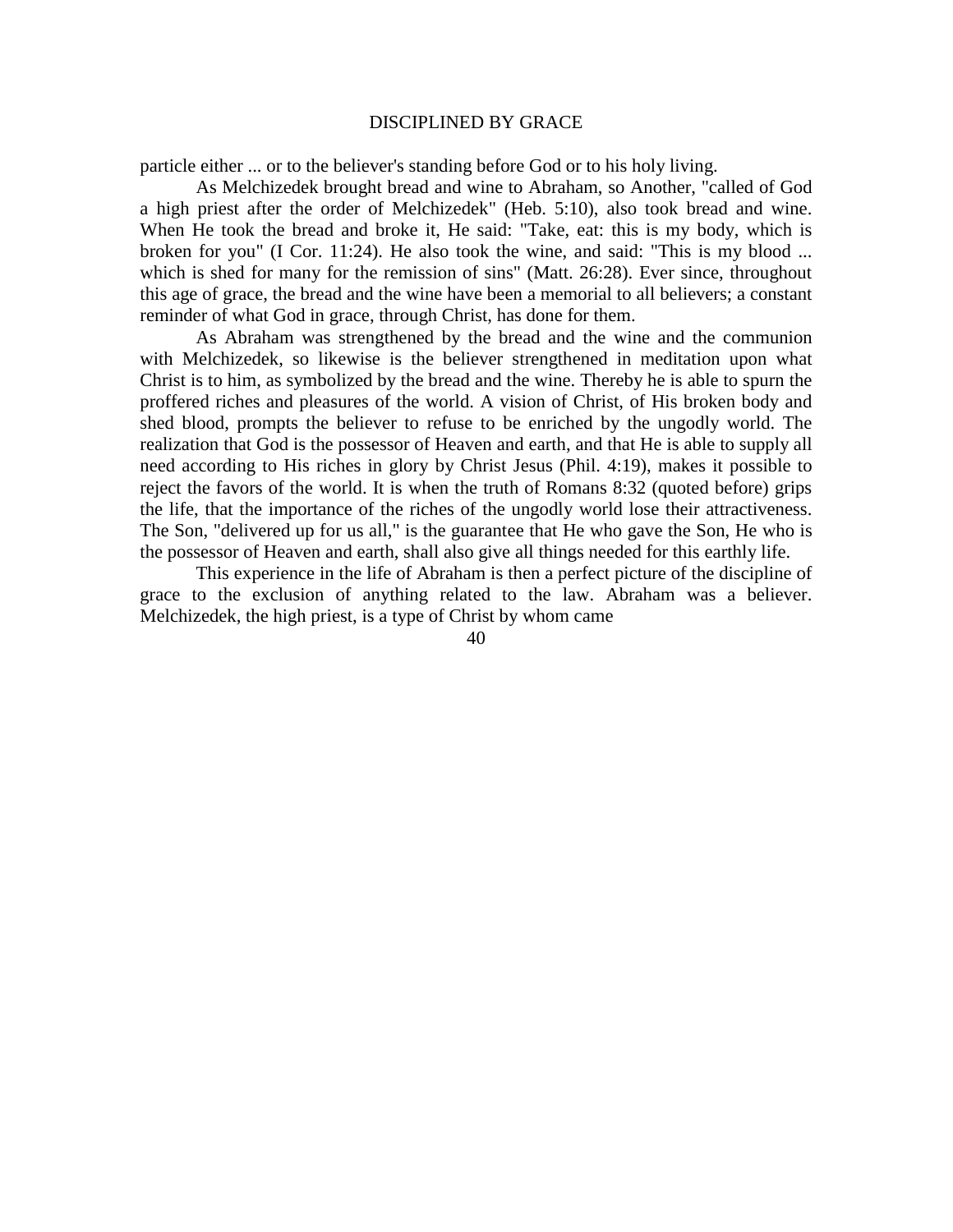particle either ... or to the believer's standing before God or to his holy living.

As Melchizedek brought bread and wine to Abraham, so Another, "called of God a high priest after the order of Melchizedek" (Heb. 5:10), also took bread and wine. When He took the bread and broke it, He said: "Take, eat: this is my body, which is broken for you" (I Cor. 11:24). He also took the wine, and said: "This is my blood ... which is shed for many for the remission of sins" (Matt. 26:28). Ever since, throughout this age of grace, the bread and the wine have been a memorial to all believers; a constant reminder of what God in grace, through Christ, has done for them.

As Abraham was strengthened by the bread and the wine and the communion with Melchizedek, so likewise is the believer strengthened in meditation upon what Christ is to him, as symbolized by the bread and the wine. Thereby he is able to spurn the proffered riches and pleasures of the world. A vision of Christ, of His broken body and shed blood, prompts the believer to refuse to be enriched by the ungodly world. The realization that God is the possessor of Heaven and earth, and that He is able to supply all need according to His riches in glory by Christ Jesus (Phil. 4:19), makes it possible to reject the favors of the world. It is when the truth of Romans 8:32 (quoted before) grips the life, that the importance of the riches of the ungodly world lose their attractiveness. The Son, "delivered up for us all," is the guarantee that He who gave the Son, He who is the possessor of Heaven and earth, shall also give all things needed for this earthly life.

This experience in the life of Abraham is then a perfect picture of the discipline of grace to the exclusion of anything related to the law. Abraham was a believer. Melchizedek, the high priest, is a type of Christ by whom came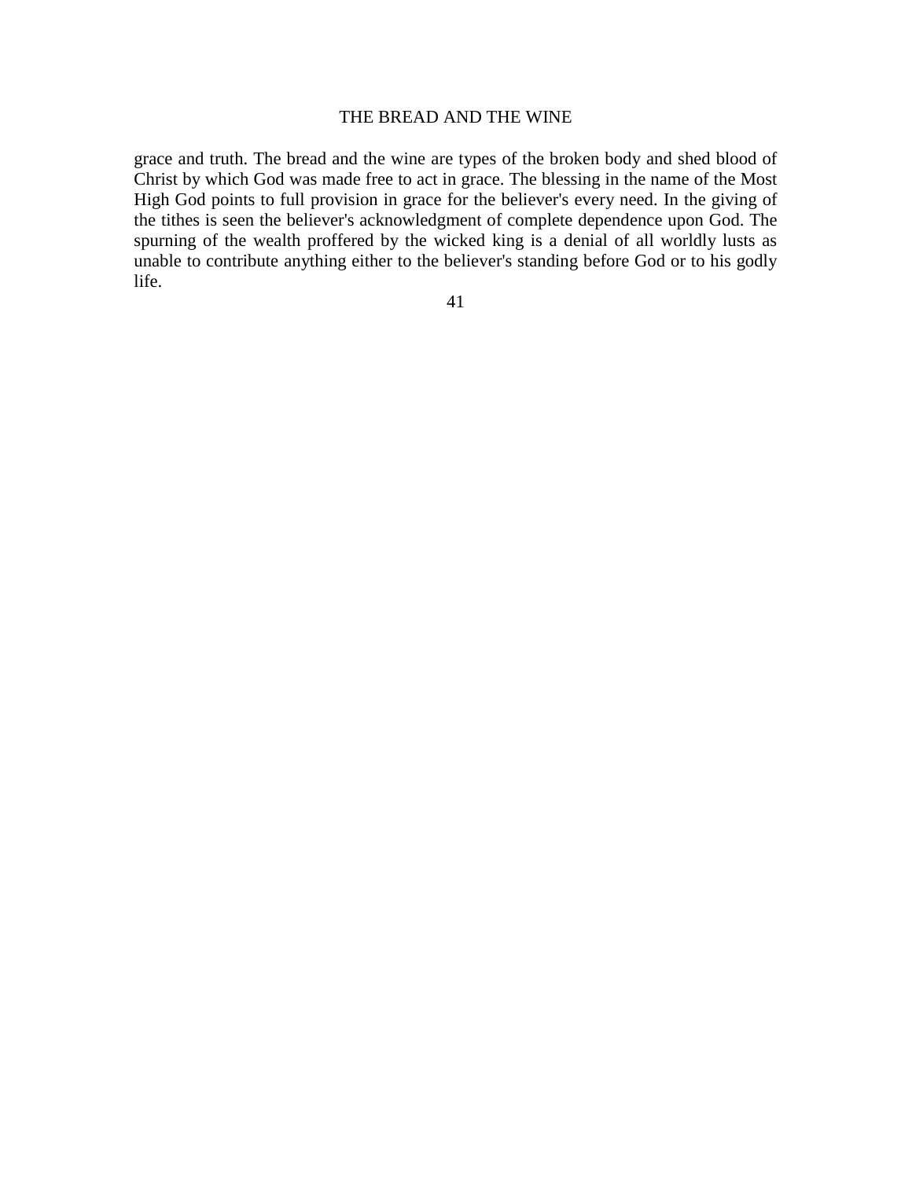grace and truth. The bread and the wine are types of the broken body and shed blood of Christ by which God was made free to act in grace. The blessing in the name of the Most High God points to full provision in grace for the believer's every need. In the giving of the tithes is seen the believer's acknowledgment of complete dependence upon God. The spurning of the wealth proffered by the wicked king is a denial of all worldly lusts as unable to contribute anything either to the believer's standing before God or to his godly life.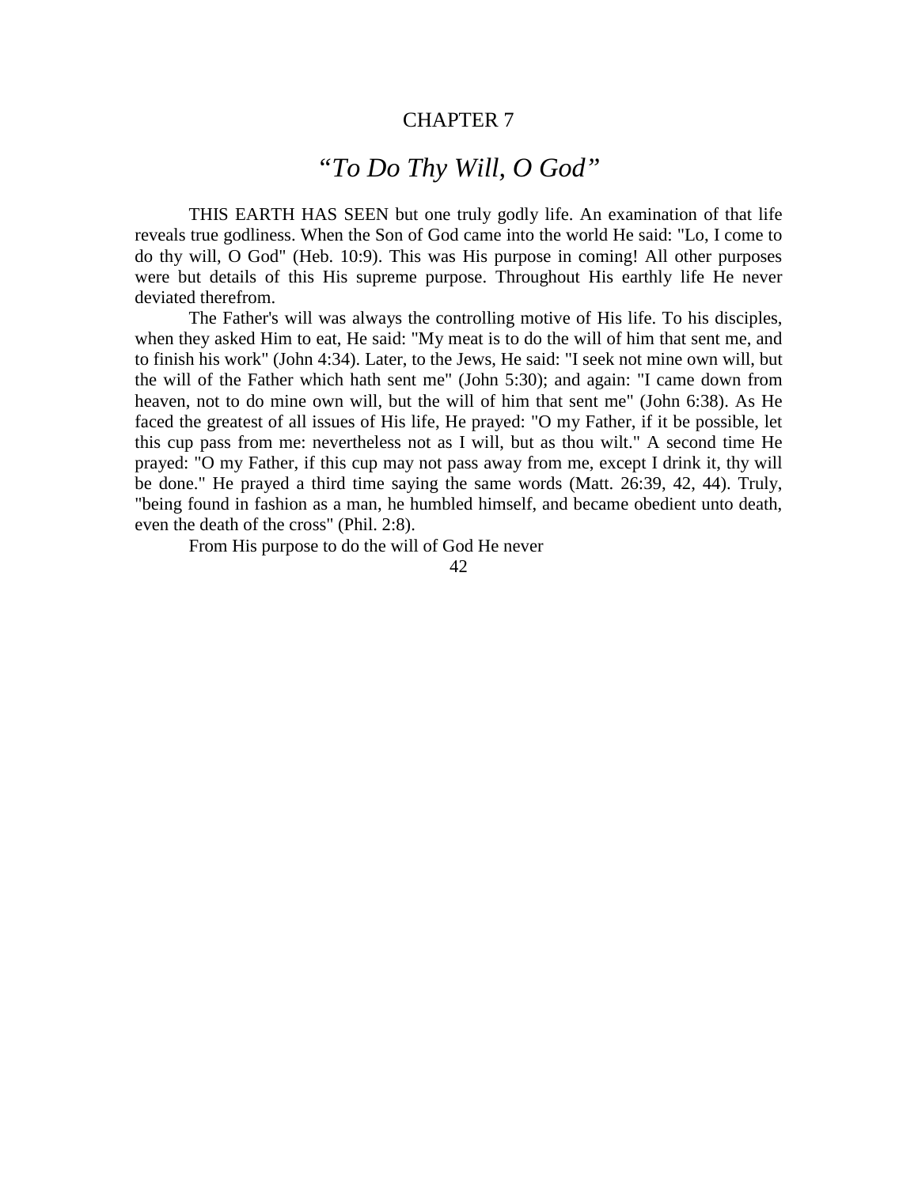CHAPTER 7

# *"To Do Thy Will, O God"*

THIS EARTH HAS SEEN but one truly godly life. An examination of that life reveals true godliness. When the Son of God came into the world He said: "Lo, I come to do thy will, O God" (Heb. 10:9). This was His purpose in coming! All other purposes were but details of this His supreme purpose. Throughout His earthly life He never deviated therefrom.

The Father's will was always the controlling motive of His life. To his disciples, when they asked Him to eat, He said: "My meat is to do the will of him that sent me, and to finish his work" (John 4:34). Later, to the Jews, He said: "I seek not mine own will, but the will of the Father which hath sent me" (John 5:30); and again: "I came down from heaven, not to do mine own will, but the will of him that sent me" (John 6:38). As He faced the greatest of all issues of His life, He prayed: "O my Father, if it be possible, let this cup pass from me: nevertheless not as I will, but as thou wilt." A second time He prayed: "O my Father, if this cup may not pass away from me, except I drink it, thy will be done." He prayed a third time saying the same words (Matt. 26:39, 42, 44). Truly, "being found in fashion as a man, he humbled himself, and became obedient unto death, even the death of the cross" (Phil. 2:8).

From His purpose to do the will of God He never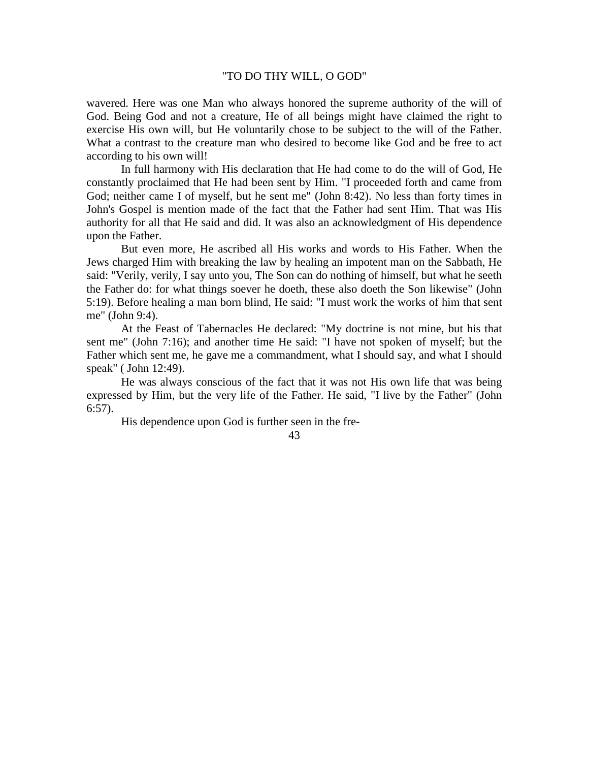wavered. Here was one Man who always honored the supreme authority of the will of God. Being God and not a creature, He of all beings might have claimed the right to exercise His own will, but He voluntarily chose to be subject to the will of the Father. What a contrast to the creature man who desired to become like God and be free to act according to his own will!

In full harmony with His declaration that He had come to do the will of God, He constantly proclaimed that He had been sent by Him. "I proceeded forth and came from God; neither came I of myself, but he sent me" (John 8:42). No less than forty times in John's Gospel is mention made of the fact that the Father had sent Him. That was His authority for all that He said and did. It was also an acknowledgment of His dependence upon the Father.

But even more, He ascribed all His works and words to His Father. When the Jews charged Him with breaking the law by healing an impotent man on the Sabbath, He said: "Verily, verily, I say unto you, The Son can do nothing of himself, but what he seeth the Father do: for what things soever he doeth, these also doeth the Son likewise" (John 5:19). Before healing a man born blind, He said: "I must work the works of him that sent me" (John 9:4).

At the Feast of Tabernacles He declared: "My doctrine is not mine, but his that sent me" (John 7:16); and another time He said: "I have not spoken of myself; but the Father which sent me, he gave me a commandment, what I should say, and what I should speak" ( John 12:49).

He was always conscious of the fact that it was not His own life that was being expressed by Him, but the very life of the Father. He said, "I live by the Father" (John 6:57).

His dependence upon God is further seen in the fre-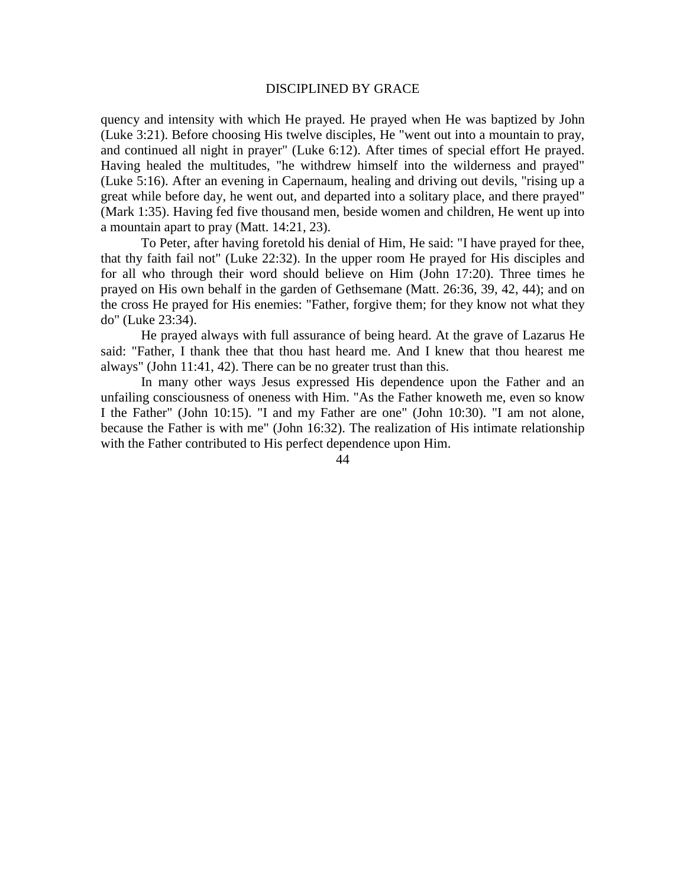quency and intensity with which He prayed. He prayed when He was baptized by John (Luke 3:21). Before choosing His twelve disciples, He "went out into a mountain to pray, and continued all night in prayer" (Luke 6:12). After times of special effort He prayed. Having healed the multitudes, "he withdrew himself into the wilderness and prayed" (Luke 5:16). After an evening in Capernaum, healing and driving out devils, "rising up a great while before day, he went out, and departed into a solitary place, and there prayed" (Mark 1:35). Having fed five thousand men, beside women and children, He went up into a mountain apart to pray (Matt. 14:21, 23).

To Peter, after having foretold his denial of Him, He said: "I have prayed for thee, that thy faith fail not" (Luke 22:32). In the upper room He prayed for His disciples and for all who through their word should believe on Him (John 17:20). Three times he prayed on His own behalf in the garden of Gethsemane (Matt. 26:36, 39, 42, 44); and on the cross He prayed for His enemies: "Father, forgive them; for they know not what they do" (Luke 23:34).

He prayed always with full assurance of being heard. At the grave of Lazarus He said: "Father, I thank thee that thou hast heard me. And I knew that thou hearest me always" (John 11:41, 42). There can be no greater trust than this.

In many other ways Jesus expressed His dependence upon the Father and an unfailing consciousness of oneness with Him. "As the Father knoweth me, even so know I the Father" (John 10:15). "I and my Father are one" (John 10:30). "I am not alone, because the Father is with me" (John 16:32). The realization of His intimate relationship with the Father contributed to His perfect dependence upon Him.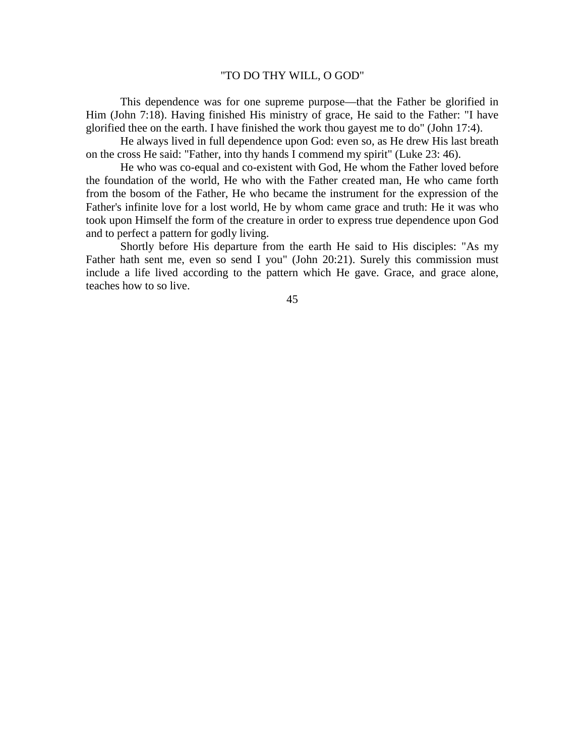This dependence was for one supreme purpose—that the Father be glorified in Him (John 7:18). Having finished His ministry of grace, He said to the Father: "I have glorified thee on the earth. I have finished the work thou gayest me to do" (John 17:4).

He always lived in full dependence upon God: even so, as He drew His last breath on the cross He said: "Father, into thy hands I commend my spirit" (Luke 23: 46).

He who was co-equal and co-existent with God, He whom the Father loved before the foundation of the world, He who with the Father created man, He who came forth from the bosom of the Father, He who became the instrument for the expression of the Father's infinite love for a lost world, He by whom came grace and truth: He it was who took upon Himself the form of the creature in order to express true dependence upon God and to perfect a pattern for godly living.

Shortly before His departure from the earth He said to His disciples: "As my Father hath sent me, even so send I you" (John 20:21). Surely this commission must include a life lived according to the pattern which He gave. Grace, and grace alone, teaches how to so live.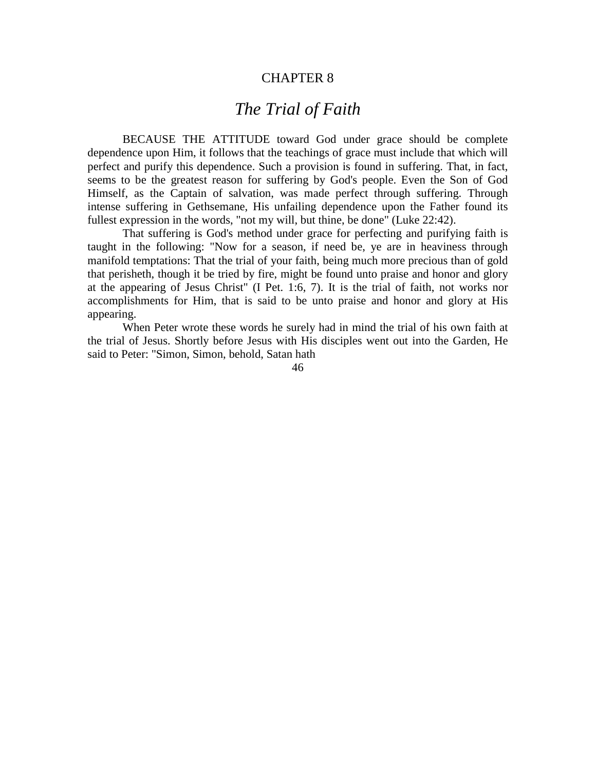# CHAPTER 8

## *The Trial of Faith*

BECAUSE THE ATTITUDE toward God under grace should be complete dependence upon Him, it follows that the teachings of grace must include that which will perfect and purify this dependence. Such a provision is found in suffering. That, in fact, seems to be the greatest reason for suffering by God's people. Even the Son of God Himself, as the Captain of salvation, was made perfect through suffering. Through intense suffering in Gethsemane, His unfailing dependence upon the Father found its fullest expression in the words, "not my will, but thine, be done" (Luke 22:42).

That suffering is God's method under grace for perfecting and purifying faith is taught in the following: "Now for a season, if need be, ye are in heaviness through manifold temptations: That the trial of your faith, being much more precious than of gold that perisheth, though it be tried by fire, might be found unto praise and honor and glory at the appearing of Jesus Christ" (I Pet. 1:6, 7). It is the trial of faith, not works nor accomplishments for Him, that is said to be unto praise and honor and glory at His appearing.

When Peter wrote these words he surely had in mind the trial of his own faith at the trial of Jesus. Shortly before Jesus with His disciples went out into the Garden, He said to Peter: "Simon, Simon, behold, Satan hath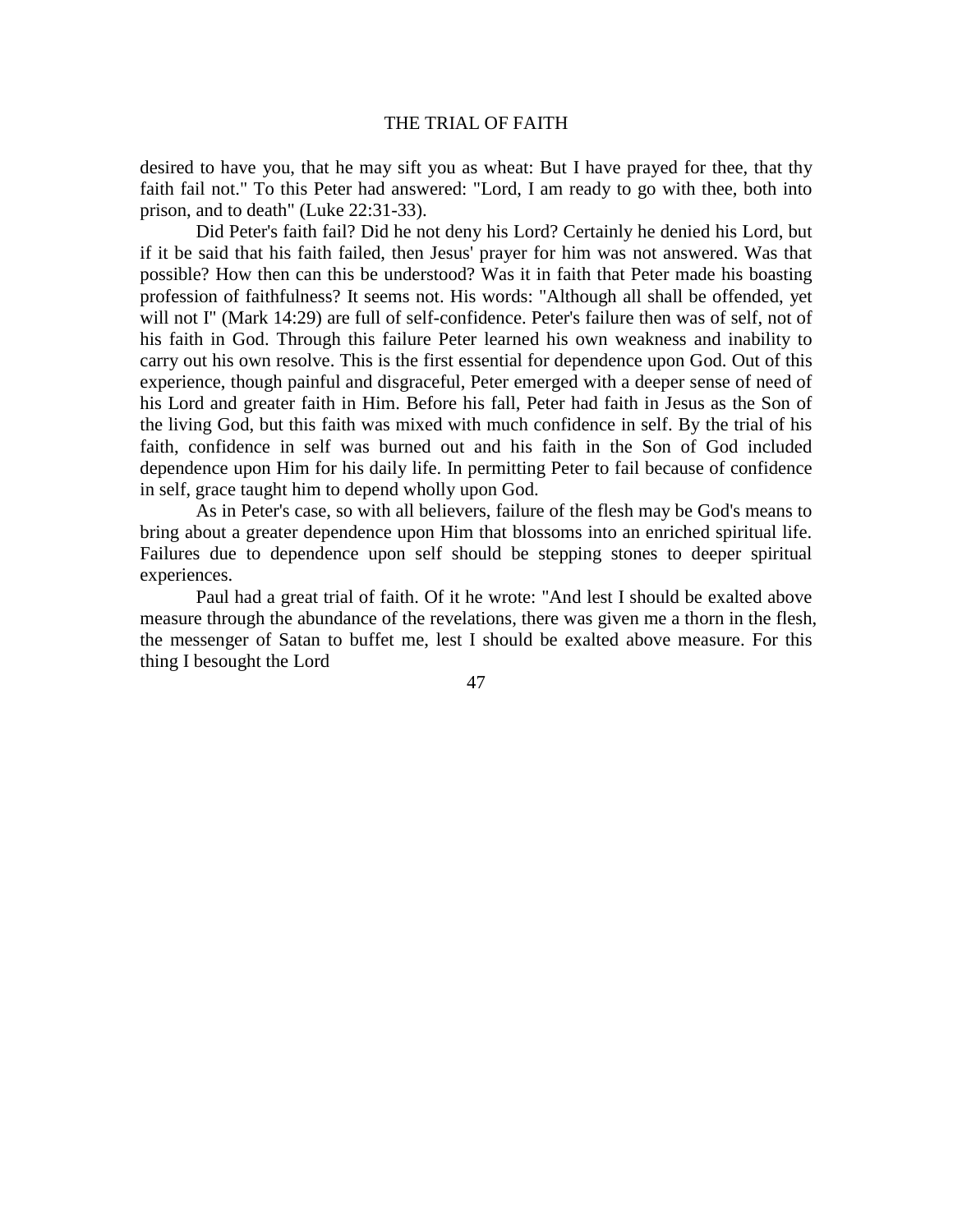desired to have you, that he may sift you as wheat: But I have prayed for thee, that thy faith fail not." To this Peter had answered: "Lord, I am ready to go with thee, both into prison, and to death" (Luke 22:31-33).

Did Peter's faith fail? Did he not deny his Lord? Certainly he denied his Lord, but if it be said that his faith failed, then Jesus' prayer for him was not answered. Was that possible? How then can this be understood? Was it in faith that Peter made his boasting profession of faithfulness? It seems not. His words: "Although all shall be offended, yet will not I" (Mark 14:29) are full of self-confidence. Peter's failure then was of self, not of his faith in God. Through this failure Peter learned his own weakness and inability to carry out his own resolve. This is the first essential for dependence upon God. Out of this experience, though painful and disgraceful, Peter emerged with a deeper sense of need of his Lord and greater faith in Him. Before his fall, Peter had faith in Jesus as the Son of the living God, but this faith was mixed with much confidence in self. By the trial of his faith, confidence in self was burned out and his faith in the Son of God included dependence upon Him for his daily life. In permitting Peter to fail because of confidence in self, grace taught him to depend wholly upon God.

As in Peter's case, so with all believers, failure of the flesh may be God's means to bring about a greater dependence upon Him that blossoms into an enriched spiritual life. Failures due to dependence upon self should be stepping stones to deeper spiritual experiences.

Paul had a great trial of faith. Of it he wrote: "And lest I should be exalted above measure through the abundance of the revelations, there was given me a thorn in the flesh, the messenger of Satan to buffet me, lest I should be exalted above measure. For this thing I besought the Lord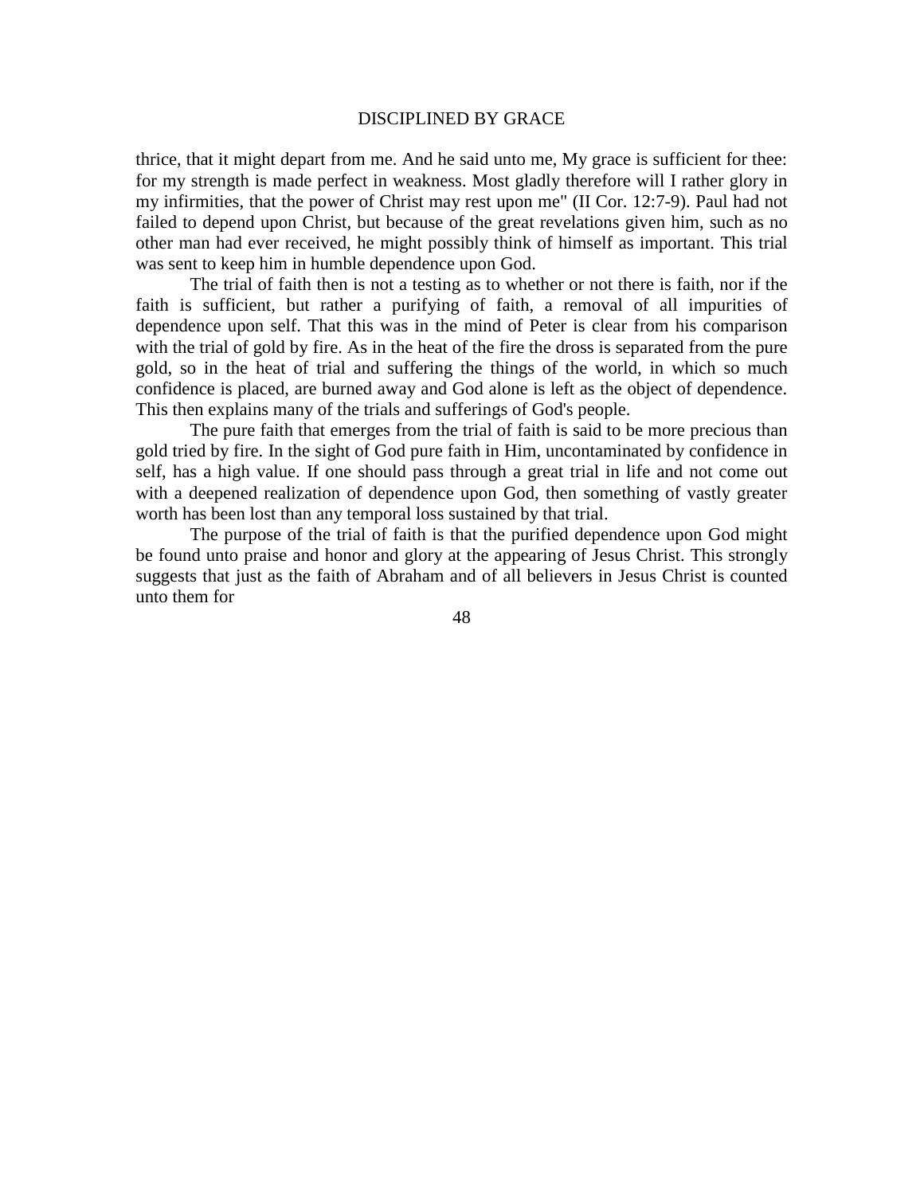thrice, that it might depart from me. And he said unto me, My grace is sufficient for thee: for my strength is made perfect in weakness. Most gladly therefore will I rather glory in my infirmities, that the power of Christ may rest upon me" (II Cor. 12:7-9). Paul had not failed to depend upon Christ, but because of the great revelations given him, such as no other man had ever received, he might possibly think of himself as important. This trial was sent to keep him in humble dependence upon God.

The trial of faith then is not a testing as to whether or not there is faith, nor if the faith is sufficient, but rather a purifying of faith, a removal of all impurities of dependence upon self. That this was in the mind of Peter is clear from his comparison with the trial of gold by fire. As in the heat of the fire the dross is separated from the pure gold, so in the heat of trial and suffering the things of the world, in which so much confidence is placed, are burned away and God alone is left as the object of dependence. This then explains many of the trials and sufferings of God's people.

The pure faith that emerges from the trial of faith is said to be more precious than gold tried by fire. In the sight of God pure faith in Him, uncontaminated by confidence in self, has a high value. If one should pass through a great trial in life and not come out with a deepened realization of dependence upon God, then something of vastly greater worth has been lost than any temporal loss sustained by that trial.

The purpose of the trial of faith is that the purified dependence upon God might be found unto praise and honor and glory at the appearing of Jesus Christ. This strongly suggests that just as the faith of Abraham and of all believers in Jesus Christ is counted unto them for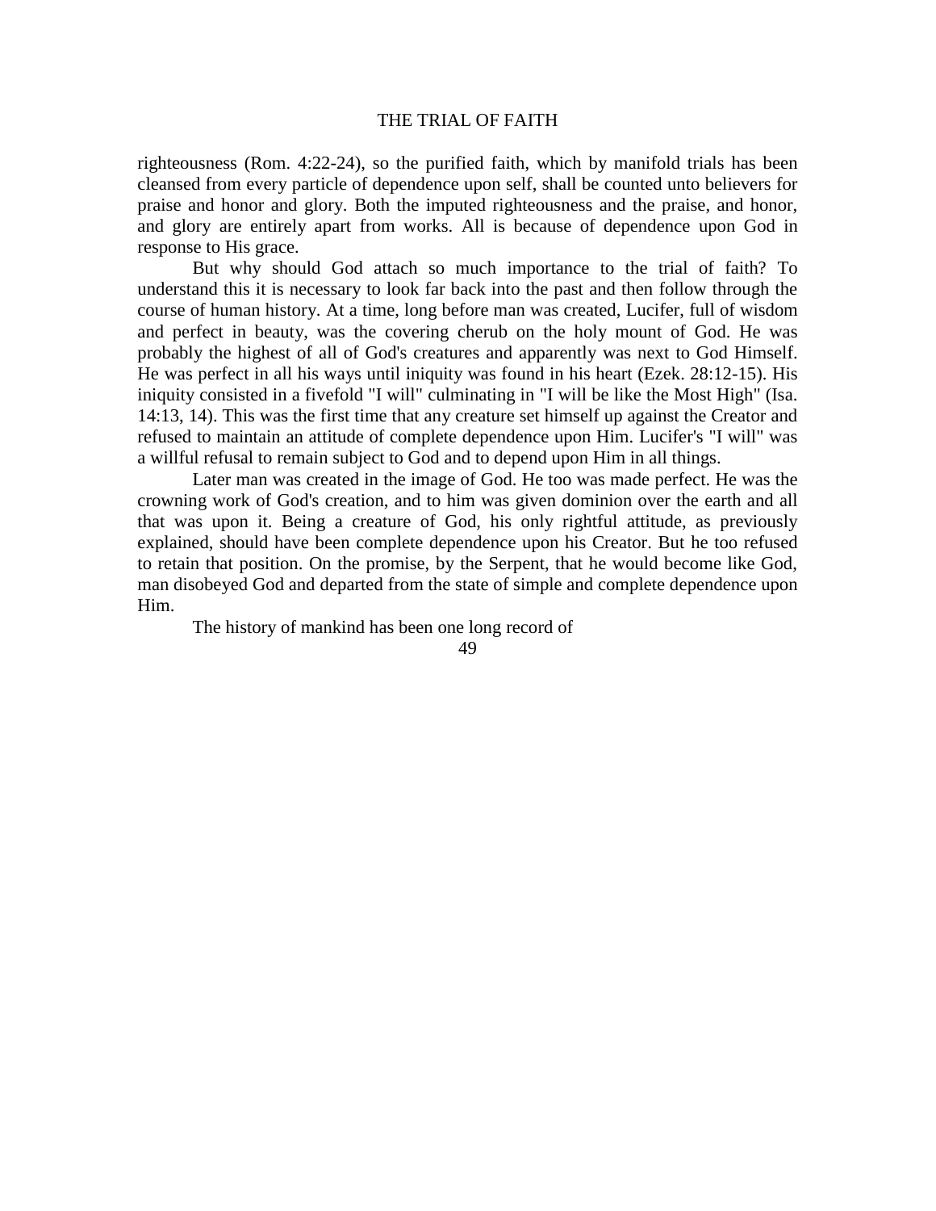righteousness (Rom. 4:22-24), so the purified faith, which by manifold trials has been cleansed from every particle of dependence upon self, shall be counted unto believers for praise and honor and glory. Both the imputed righteousness and the praise, and honor, and glory are entirely apart from works. All is because of dependence upon God in response to His grace.

But why should God attach so much importance to the trial of faith? To understand this it is necessary to look far back into the past and then follow through the course of human history. At a time, long before man was created, Lucifer, full of wisdom and perfect in beauty, was the covering cherub on the holy mount of God. He was probably the highest of all of God's creatures and apparently was next to God Himself. He was perfect in all his ways until iniquity was found in his heart (Ezek. 28:12-15). His iniquity consisted in a fivefold "I will" culminating in "I will be like the Most High" (Isa. 14:13, 14). This was the first time that any creature set himself up against the Creator and refused to maintain an attitude of complete dependence upon Him. Lucifer's "I will" was a willful refusal to remain subject to God and to depend upon Him in all things.

Later man was created in the image of God. He too was made perfect. He was the crowning work of God's creation, and to him was given dominion over the earth and all that was upon it. Being a creature of God, his only rightful attitude, as previously explained, should have been complete dependence upon his Creator. But he too refused to retain that position. On the promise, by the Serpent, that he would become like God, man disobeyed God and departed from the state of simple and complete dependence upon Him.

The history of mankind has been one long record of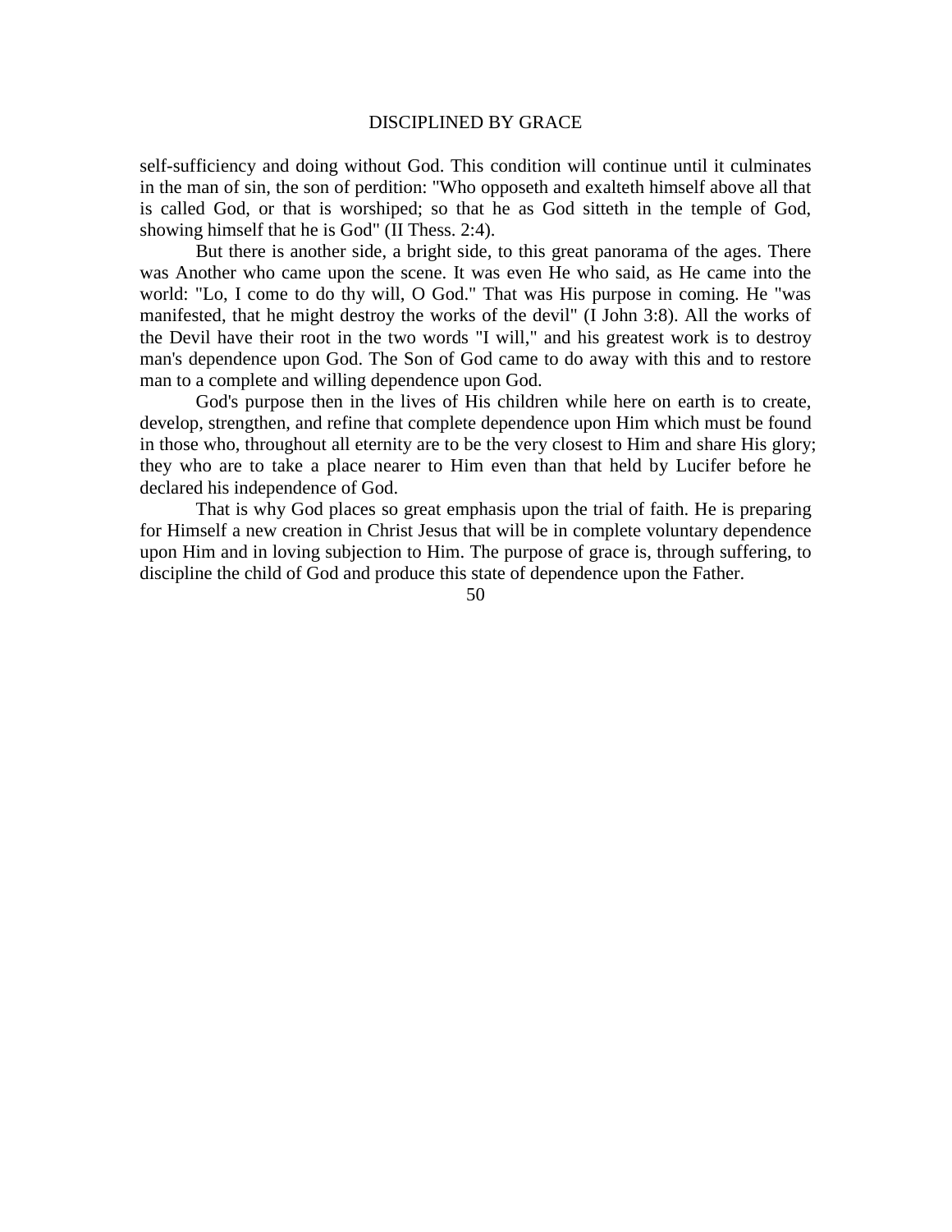self-sufficiency and doing without God. This condition will continue until it culminates in the man of sin, the son of perdition: "Who opposeth and exalteth himself above all that is called God, or that is worshiped; so that he as God sitteth in the temple of God, showing himself that he is God" (II Thess. 2:4).

But there is another side, a bright side, to this great panorama of the ages. There was Another who came upon the scene. It was even He who said, as He came into the world: "Lo, I come to do thy will, O God." That was His purpose in coming. He "was manifested, that he might destroy the works of the devil" (I John 3:8). All the works of the Devil have their root in the two words "I will," and his greatest work is to destroy man's dependence upon God. The Son of God came to do away with this and to restore man to a complete and willing dependence upon God.

God's purpose then in the lives of His children while here on earth is to create, develop, strengthen, and refine that complete dependence upon Him which must be found in those who, throughout all eternity are to be the very closest to Him and share His glory; they who are to take a place nearer to Him even than that held by Lucifer before he declared his independence of God.

That is why God places so great emphasis upon the trial of faith. He is preparing for Himself a new creation in Christ Jesus that will be in complete voluntary dependence upon Him and in loving subjection to Him. The purpose of grace is, through suffering, to discipline the child of God and produce this state of dependence upon the Father.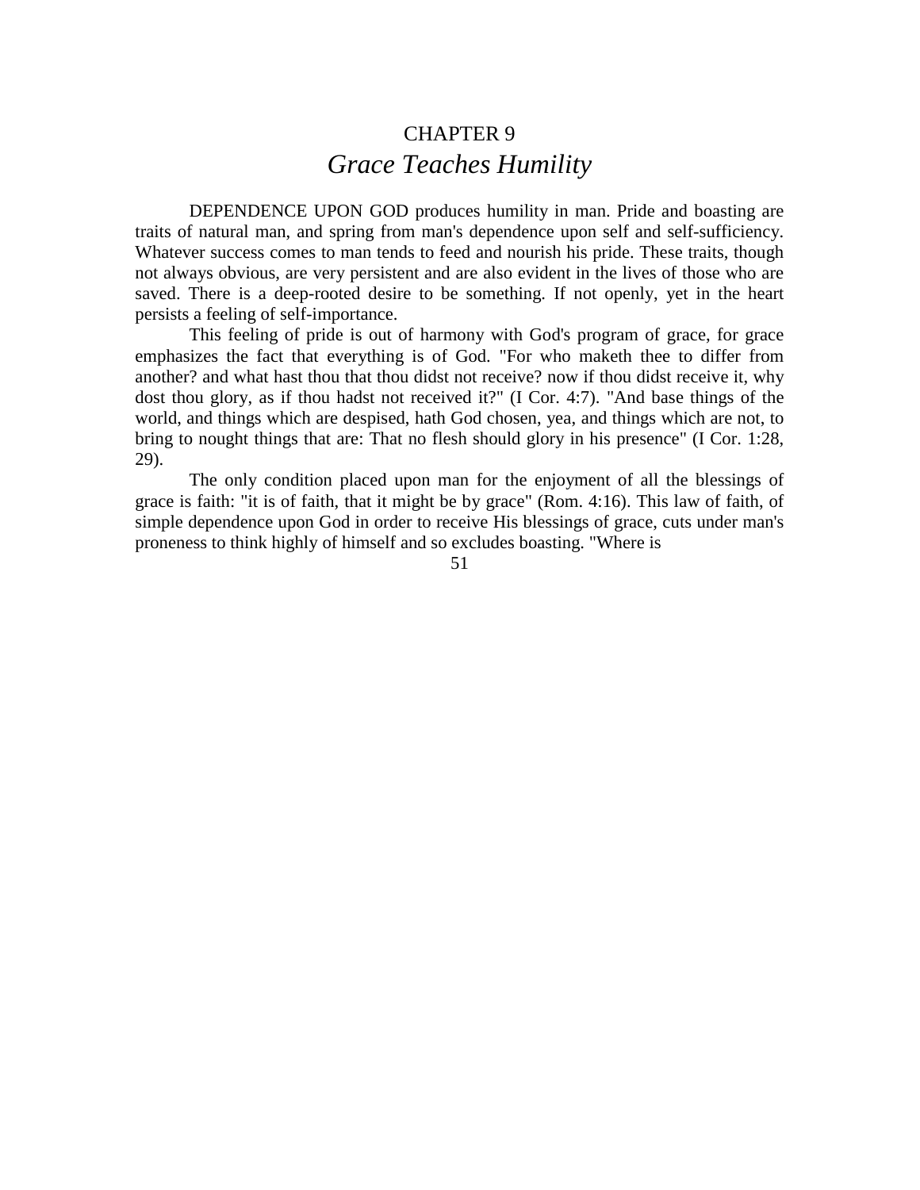# CHAPTER 9

## *Grace Teaches Humility*

DEPENDENCE UPON GOD produces humility in man. Pride and boasting are traits of natural man, and spring from man's dependence upon self and self-sufficiency. Whatever success comes to man tends to feed and nourish his pride. These traits, though not always obvious, are very persistent and are also evident in the lives of those who are saved. There is a deep-rooted desire to be something. If not openly, yet in the heart persists a feeling of self-importance.

This feeling of pride is out of harmony with God's program of grace, for grace emphasizes the fact that everything is of God. "For who maketh thee to differ from another? and what hast thou that thou didst not receive? now if thou didst receive it, why dost thou glory, as if thou hadst not received it?" (I Cor. 4:7). "And base things of the world, and things which are despised, hath God chosen, yea, and things which are not, to bring to nought things that are: That no flesh should glory in his presence" (I Cor. 1:28, 29).

The only condition placed upon man for the enjoyment of all the blessings of grace is faith: "it is of faith, that it might be by grace" (Rom. 4:16). This law of faith, of simple dependence upon God in order to receive His blessings of grace, cuts under man's proneness to think highly of himself and so excludes boasting. "Where is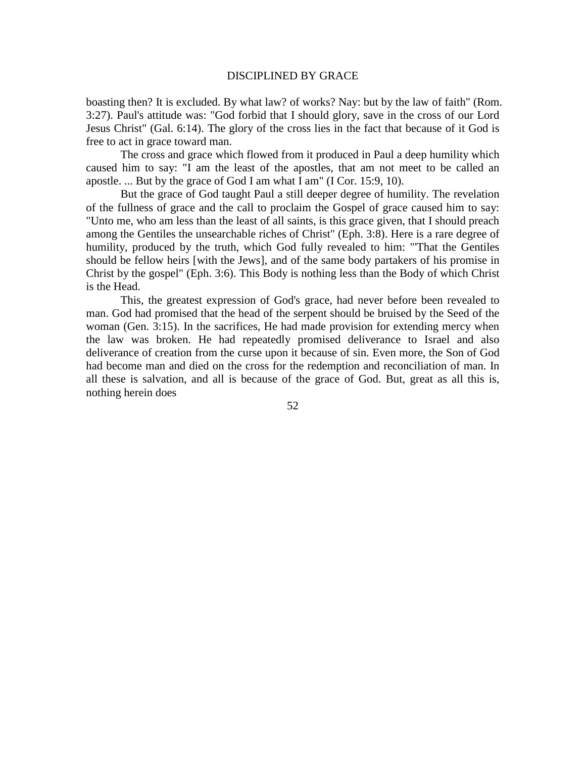boasting then? It is excluded. By what law? of works? Nay: but by the law of faith" (Rom. 3:27). Paul's attitude was: "God forbid that I should glory, save in the cross of our Lord Jesus Christ" (Gal. 6:14). The glory of the cross lies in the fact that because of it God is free to act in grace toward man.

The cross and grace which flowed from it produced in Paul a deep humility which caused him to say: "I am the least of the apostles, that am not meet to be called an apostle. ... But by the grace of God I am what I am" (I Cor. 15:9, 10).

But the grace of God taught Paul a still deeper degree of humility. The revelation of the fullness of grace and the call to proclaim the Gospel of grace caused him to say: "Unto me, who am less than the least of all saints, is this grace given, that I should preach among the Gentiles the unsearchable riches of Christ" (Eph. 3:8). Here is a rare degree of humility, produced by the truth, which God fully revealed to him: "'That the Gentiles should be fellow heirs [with the Jews], and of the same body partakers of his promise in Christ by the gospel" (Eph. 3:6). This Body is nothing less than the Body of which Christ is the Head.

This, the greatest expression of God's grace, had never before been revealed to man. God had promised that the head of the serpent should be bruised by the Seed of the woman (Gen. 3:15). In the sacrifices, He had made provision for extending mercy when the law was broken. He had repeatedly promised deliverance to Israel and also deliverance of creation from the curse upon it because of sin. Even more, the Son of God had become man and died on the cross for the redemption and reconciliation of man. In all these is salvation, and all is because of the grace of God. But, great as all this is, nothing herein does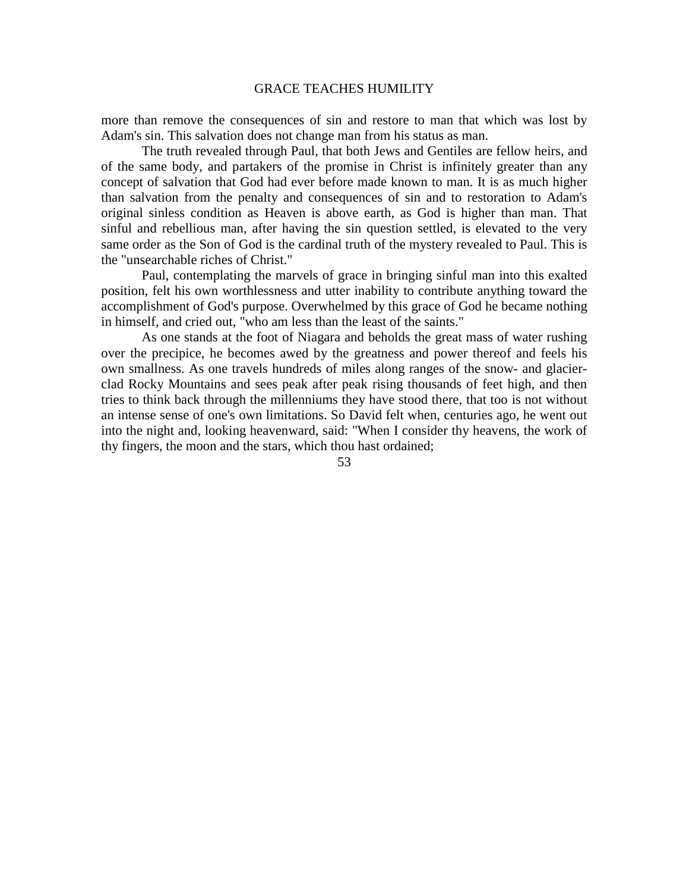more than remove the consequences of sin and restore to man that which was lost by Adam's sin. This salvation does not change man from his status as man.

The truth revealed through Paul, that both Jews and Gentiles are fellow heirs, and of the same body, and partakers of the promise in Christ is infinitely greater than any concept of salvation that God had ever before made known to man. It is as much higher than salvation from the penalty and consequences of sin and to restoration to Adam's original sinless condition as Heaven is above earth, as God is higher than man. That sinful and rebellious man, after having the sin question settled, is elevated to the very same order as the Son of God is the cardinal truth of the mystery revealed to Paul. This is the "unsearchable riches of Christ."

Paul, contemplating the marvels of grace in bringing sinful man into this exalted position, felt his own worthlessness and utter inability to contribute anything toward the accomplishment of God's purpose. Overwhelmed by this grace of God he became nothing in himself, and cried out, "who am less than the least of the saints."

As one stands at the foot of Niagara and beholds the great mass of water rushing over the precipice, he becomes awed by the greatness and power thereof and feels his own smallness. As one travels hundreds of miles along ranges of the snow- and glacier-clad Rocky Mountains and sees peak after peak rising thousands of feet high, and then tries to think back through the millenniums they have stood there, that too is not without an intense sense of one's own limitations. So David felt when, centuries ago, he went out into the night and, looking heavenward, said: "When I consider thy heavens, the work of thy fingers, the moon and the stars, which thou hast ordained;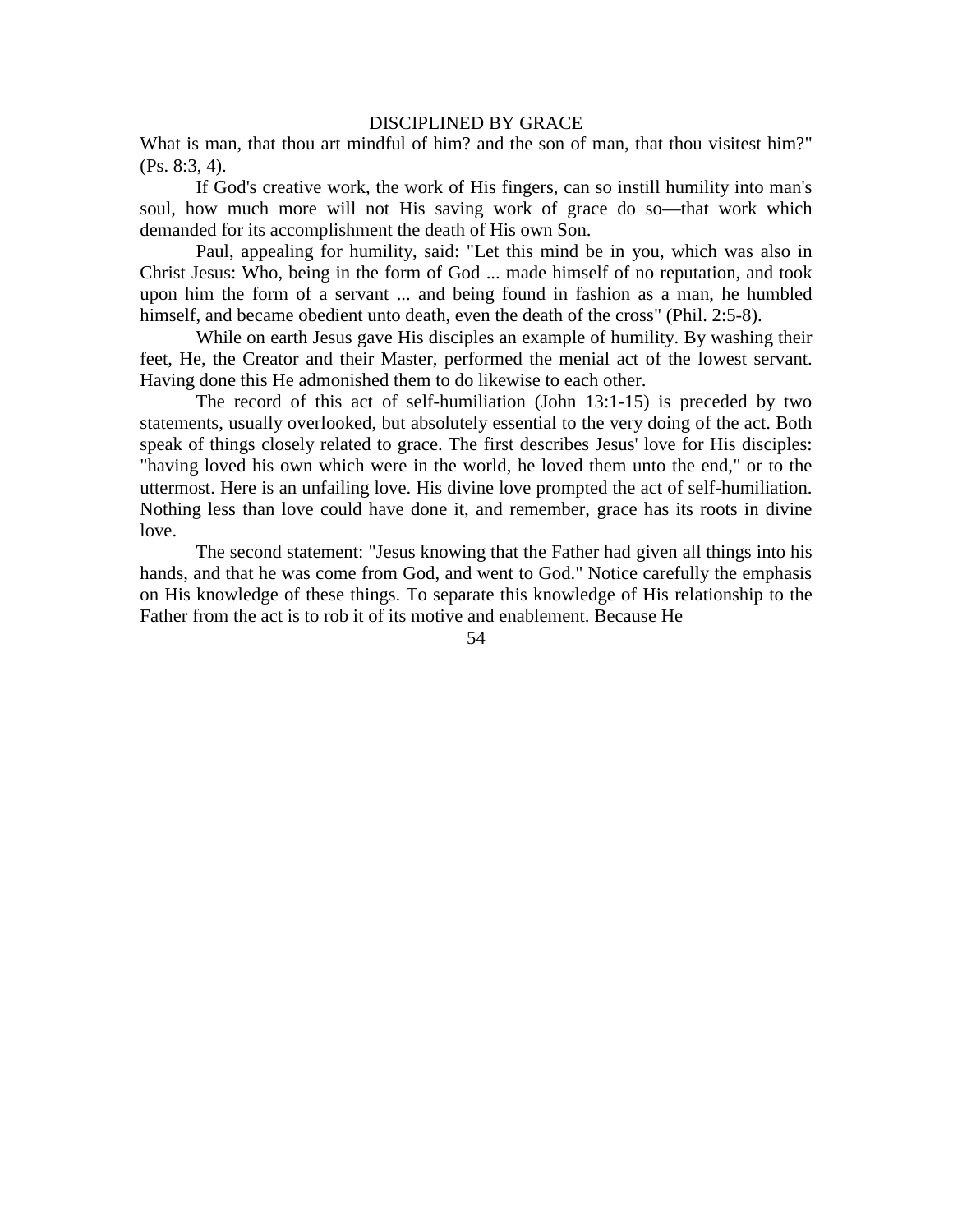What is man, that thou art mindful of him? and the son of man, that thou visitest him?" (Ps. 8:3, 4).

If God's creative work, the work of His fingers, can so instill humility into man's soul, how much more will not His saving work of grace do so—that work which demanded for its accomplishment the death of His own Son.

Paul, appealing for humility, said: "Let this mind be in you, which was also in Christ Jesus: Who, being in the form of God ... made himself of no reputation, and took upon him the form of a servant ... and being found in fashion as a man, he humbled himself, and became obedient unto death, even the death of the cross" (Phil. 2:5-8).

While on earth Jesus gave His disciples an example of humility. By washing their feet, He, the Creator and their Master, performed the menial act of the lowest servant. Having done this He admonished them to do likewise to each other.

The record of this act of self-humiliation (John 13:1-15) is preceded by two statements, usually overlooked, but absolutely essential to the very doing of the act. Both speak of things closely related to grace. The first describes Jesus' love for His disciples: "having loved his own which were in the world, he loved them unto the end," or to the uttermost. Here is an unfailing love. His divine love prompted the act of self-humiliation. Nothing less than love could have done it, and remember, grace has its roots in divine love.

The second statement: "Jesus knowing that the Father had given all things into his hands, and that he was come from God, and went to God." Notice carefully the emphasis on His knowledge of these things. To separate this knowledge of His relationship to the Father from the act is to rob it of its motive and enablement. Because He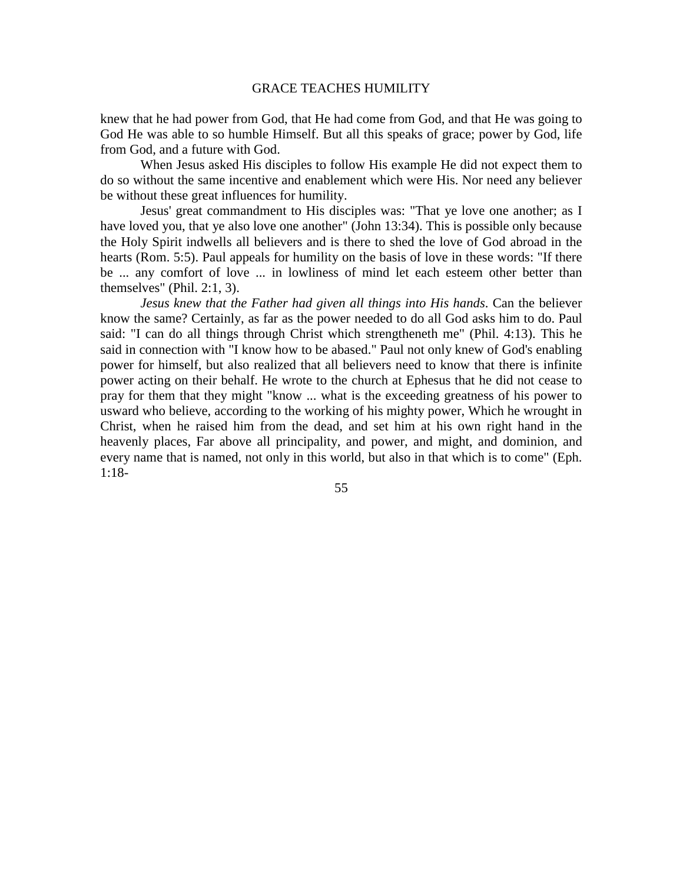knew that he had power from God, that He had come from God, and that He was going to God He was able to so humble Himself. But all this speaks of grace; power by God, life from God, and a future with God.

When Jesus asked His disciples to follow His example He did not expect them to do so without the same incentive and enablement which were His. Nor need any believer be without these great influences for humility.

Jesus' great commandment to His disciples was: "That ye love one another; as I have loved you, that ye also love one another" (John 13:34). This is possible only because the Holy Spirit indwells all believers and is there to shed the love of God abroad in the hearts (Rom. 5:5). Paul appeals for humility on the basis of love in these words: "If there be ... any comfort of love ... in lowliness of mind let each esteem other better than themselves" (Phil. 2:1, 3).

*Jesus knew that the Father had given all things into His hands*. Can the believer know the same? Certainly, as far as the power needed to do all God asks him to do. Paul said: "I can do all things through Christ which strengtheneth me" (Phil. 4:13). This he said in connection with "I know how to be abased." Paul not only knew of God's enabling power for himself, but also realized that all believers need to know that there is infinite power acting on their behalf. He wrote to the church at Ephesus that he did not cease to pray for them that they might "know ... what is the exceeding greatness of his power to usward who believe, according to the working of his mighty power, Which he wrought in Christ, when he raised him from the dead, and set him at his own right hand in the heavenly places, Far above all principality, and power, and might, and dominion, and every name that is named, not only in this world, but also in that which is to come" (Eph. 1:18-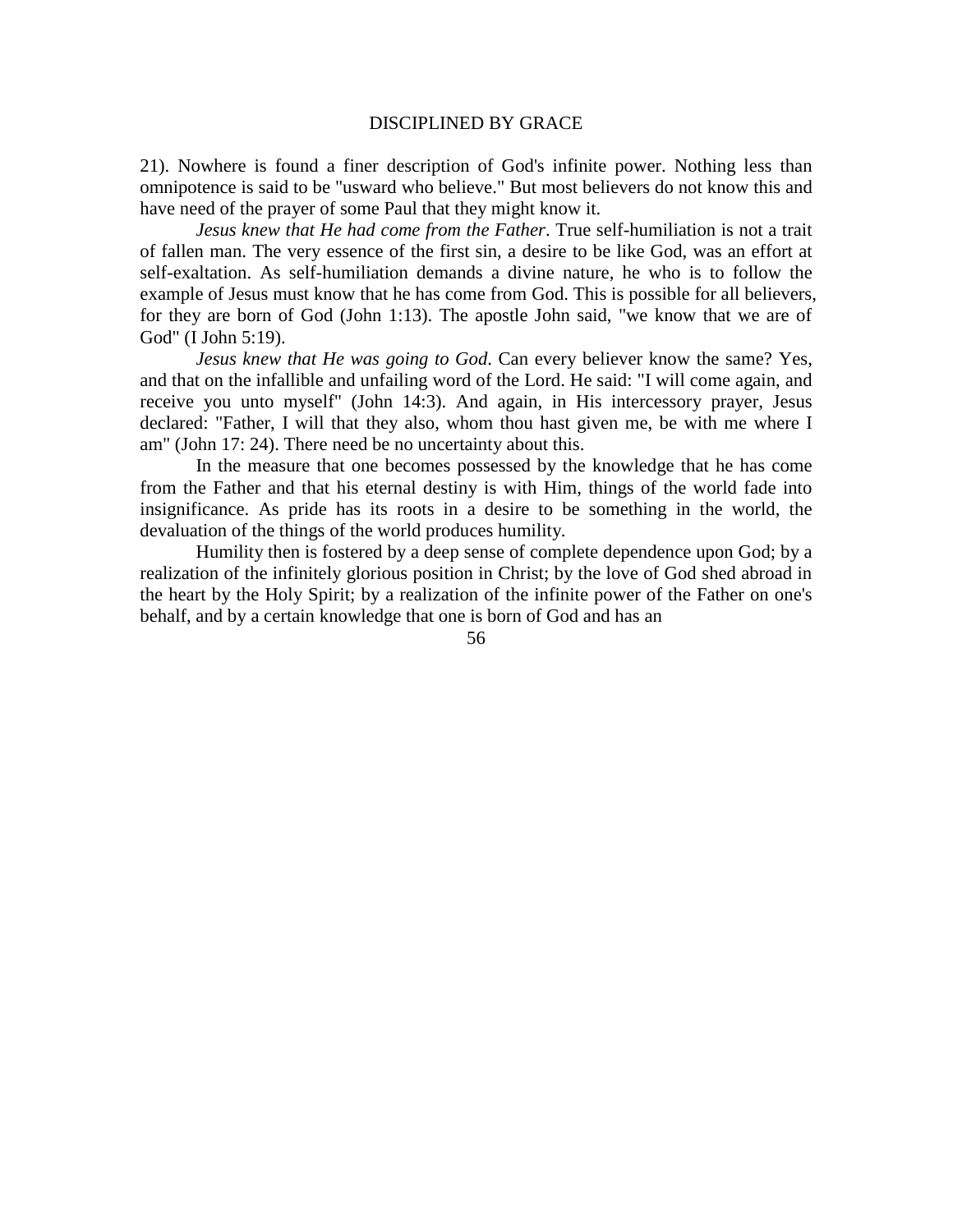21). Nowhere is found a finer description of God's infinite power. Nothing less than omnipotence is said to be "usward who believe." But most believers do not know this and have need of the prayer of some Paul that they might know it.

*Jesus knew that He had come from the Father*. True self-humiliation is not a trait of fallen man. The very essence of the first sin, a desire to be like God, was an effort at self-exaltation. As self-humiliation demands a divine nature, he who is to follow the example of Jesus must know that he has come from God. This is possible for all believers, for they are born of God (John 1:13). The apostle John said, "we know that we are of God" (I John 5:19).

*Jesus knew that He was going to God*. Can every believer know the same? Yes, and that on the infallible and unfailing word of the Lord. He said: "I will come again, and receive you unto myself" (John 14:3). And again, in His intercessory prayer, Jesus declared: "Father, I will that they also, whom thou hast given me, be with me where I am" (John 17: 24). There need be no uncertainty about this.

In the measure that one becomes possessed by the knowledge that he has come from the Father and that his eternal destiny is with Him, things of the world fade into insignificance. As pride has its roots in a desire to be something in the world, the devaluation of the things of the world produces humility.

Humility then is fostered by a deep sense of complete dependence upon God; by a realization of the infinitely glorious position in Christ; by the love of God shed abroad in the heart by the Holy Spirit; by a realization of the infinite power of the Father on one's behalf, and by a certain knowledge that one is born of God and has an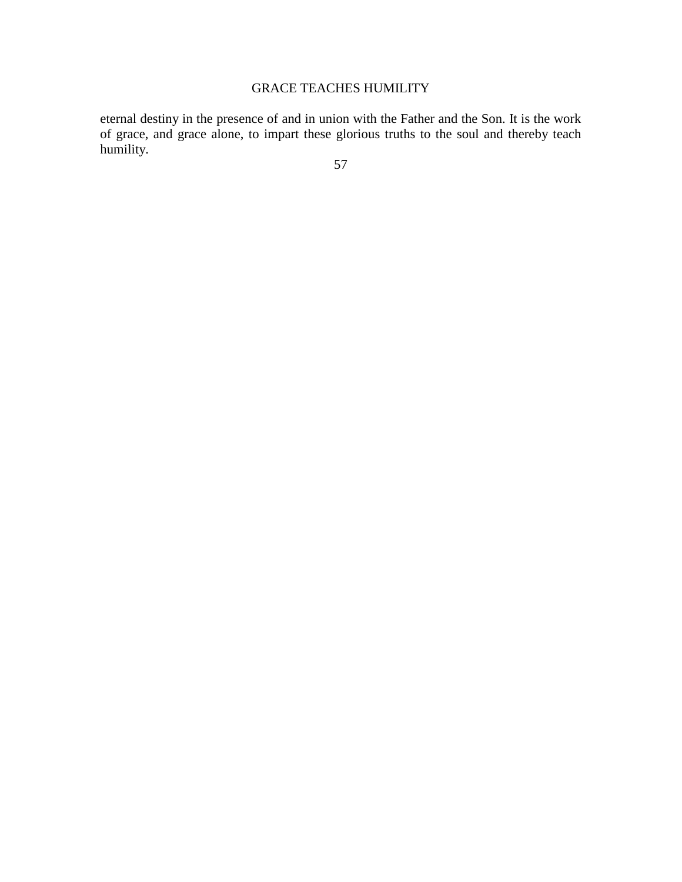eternal destiny in the presence of and in union with the Father and the Son. It is the work of grace, and grace alone, to impart these glorious truths to the soul and thereby teach humility.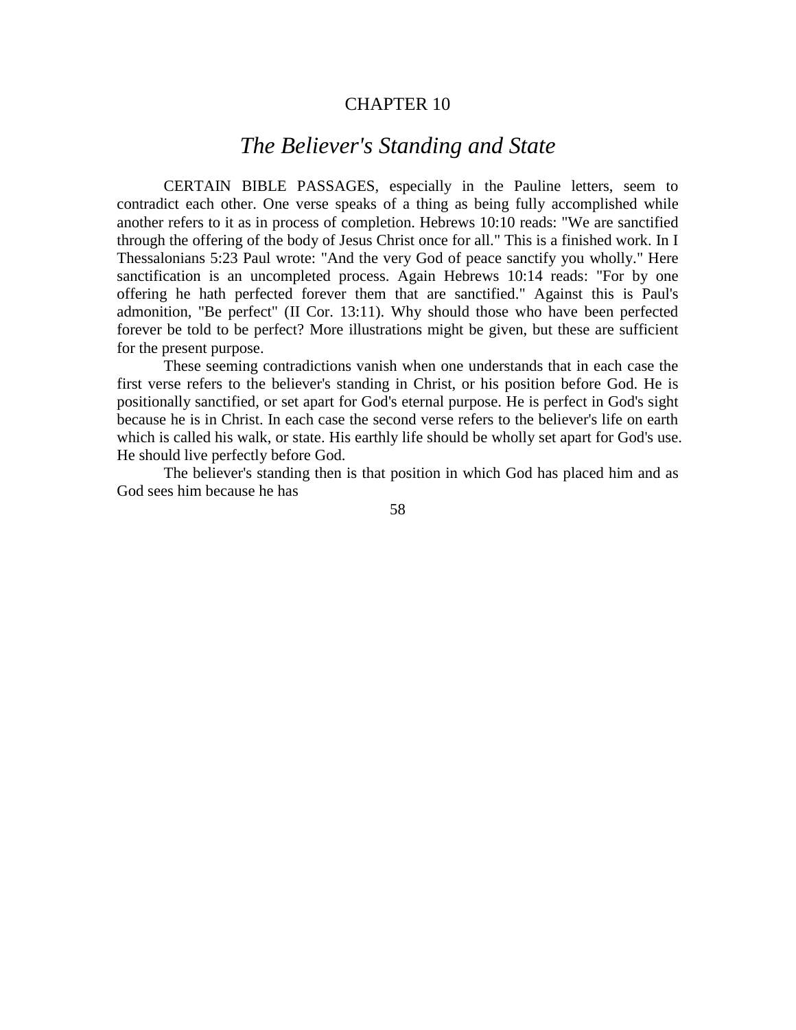# CHAPTER 10

## *The Believer's Standing and State*

CERTAIN BIBLE PASSAGES, especially in the Pauline letters, seem to contradict each other. One verse speaks of a thing as being fully accomplished while another refers to it as in process of completion. Hebrews 10:10 reads: "We are sanctified through the offering of the body of Jesus Christ once for all." This is a finished work. In I Thessalonians 5:23 Paul wrote: "And the very God of peace sanctify you wholly." Here sanctification is an uncompleted process. Again Hebrews 10:14 reads: "For by one offering he hath perfected forever them that are sanctified." Against this is Paul's admonition, "Be perfect" (II Cor. 13:11). Why should those who have been perfected forever be told to be perfect? More illustrations might be given, but these are sufficient for the present purpose.

These seeming contradictions vanish when one understands that in each case the first verse refers to the believer's standing in Christ, or his position before God. He is positionally sanctified, or set apart for God's eternal purpose. He is perfect in God's sight because he is in Christ. In each case the second verse refers to the believer's life on earth which is called his walk, or state. His earthly life should be wholly set apart for God's use. He should live perfectly before God.

The believer's standing then is that position in which God has placed him and as God sees him because he has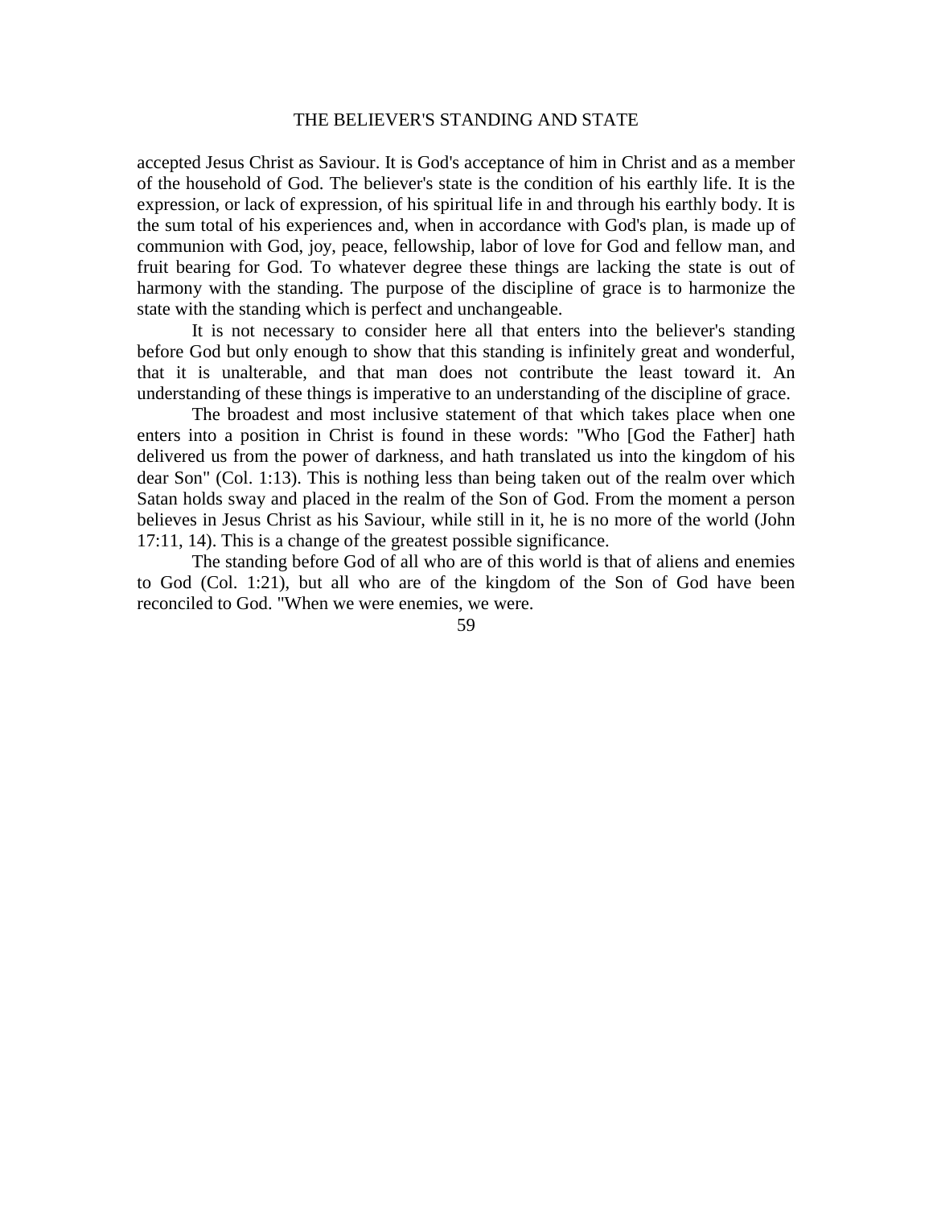accepted Jesus Christ as Saviour. It is God's acceptance of him in Christ and as a member of the household of God. The believer's state is the condition of his earthly life. It is the expression, or lack of expression, of his spiritual life in and through his earthly body. It is the sum total of his experiences and, when in accordance with God's plan, is made up of communion with God, joy, peace, fellowship, labor of love for God and fellow man, and fruit bearing for God. To whatever degree these things are lacking the state is out of harmony with the standing. The purpose of the discipline of grace is to harmonize the state with the standing which is perfect and unchangeable.

It is not necessary to consider here all that enters into the believer's standing before God but only enough to show that this standing is infinitely great and wonderful, that it is unalterable, and that man does not contribute the least toward it. An understanding of these things is imperative to an understanding of the discipline of grace.

The broadest and most inclusive statement of that which takes place when one enters into a position in Christ is found in these words: "Who [God the Father] hath delivered us from the power of darkness, and hath translated us into the kingdom of his dear Son" (Col. 1:13). This is nothing less than being taken out of the realm over which Satan holds sway and placed in the realm of the Son of God. From the moment a person believes in Jesus Christ as his Saviour, while still in it, he is no more of the world (John 17:11, 14). This is a change of the greatest possible significance.

The standing before God of all who are of this world is that of aliens and enemies to God (Col. 1:21), but all who are of the kingdom of the Son of God have been reconciled to God. "When we were enemies, we were.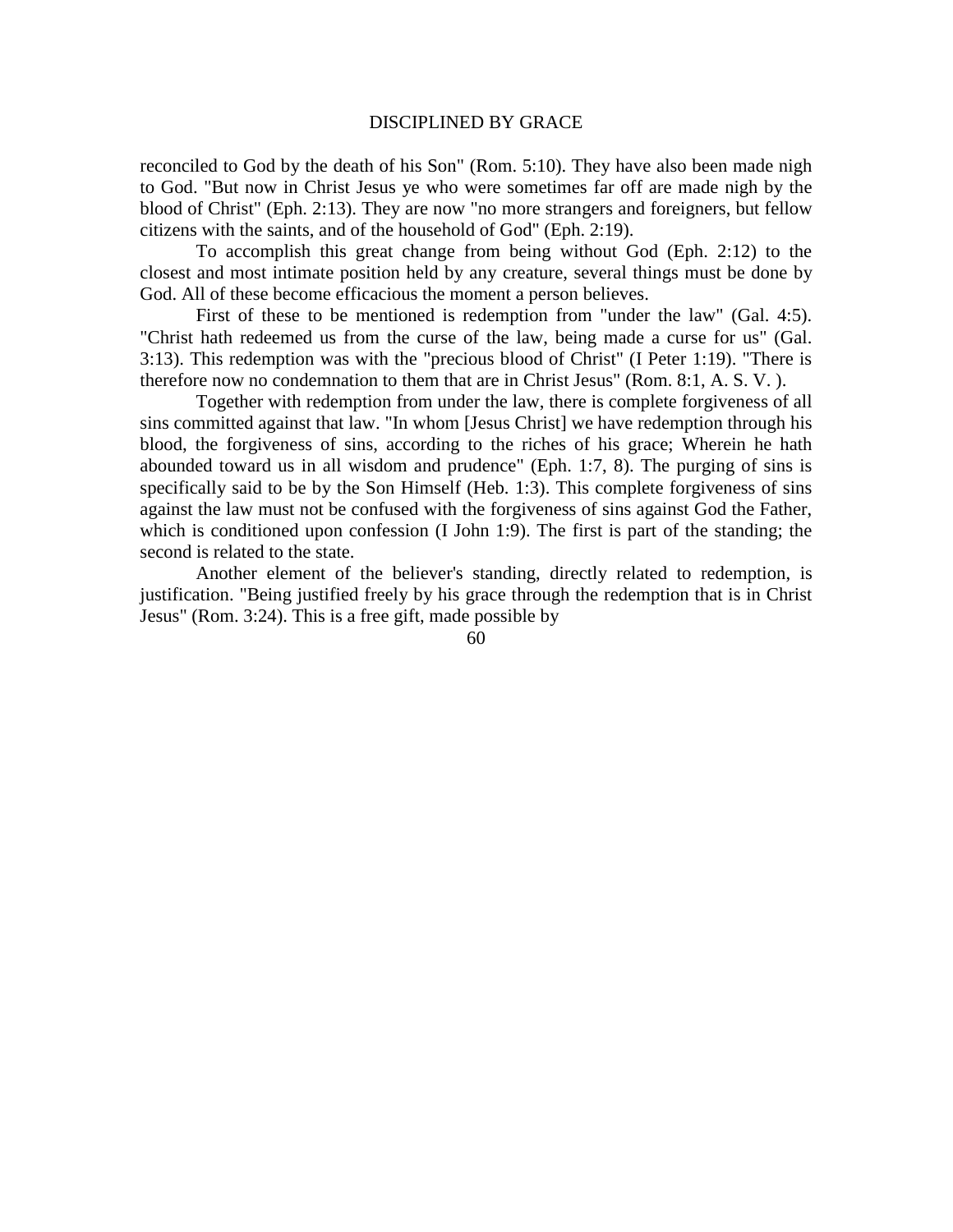reconciled to God by the death of his Son" (Rom. 5:10). They have also been made nigh to God. "But now in Christ Jesus ye who were sometimes far off are made nigh by the blood of Christ" (Eph. 2:13). They are now "no more strangers and foreigners, but fellow citizens with the saints, and of the household of God" (Eph. 2:19).

To accomplish this great change from being without God (Eph. 2:12) to the closest and most intimate position held by any creature, several things must be done by God. All of these become efficacious the moment a person believes.

First of these to be mentioned is redemption from "under the law" (Gal. 4:5). "Christ hath redeemed us from the curse of the law, being made a curse for us" (Gal. 3:13). This redemption was with the "precious blood of Christ" (I Peter 1:19). "There is therefore now no condemnation to them that are in Christ Jesus" (Rom. 8:1, A. S. V. ).

Together with redemption from under the law, there is complete forgiveness of all sins committed against that law. "In whom [Jesus Christ] we have redemption through his blood, the forgiveness of sins, according to the riches of his grace; Wherein he hath abounded toward us in all wisdom and prudence" (Eph. 1:7, 8). The purging of sins is specifically said to be by the Son Himself (Heb. 1:3). This complete forgiveness of sins against the law must not be confused with the forgiveness of sins against God the Father, which is conditioned upon confession (I John 1:9). The first is part of the standing; the second is related to the state.

Another element of the believer's standing, directly related to redemption, is justification. "Being justified freely by his grace through the redemption that is in Christ Jesus" (Rom. 3:24). This is a free gift, made possible by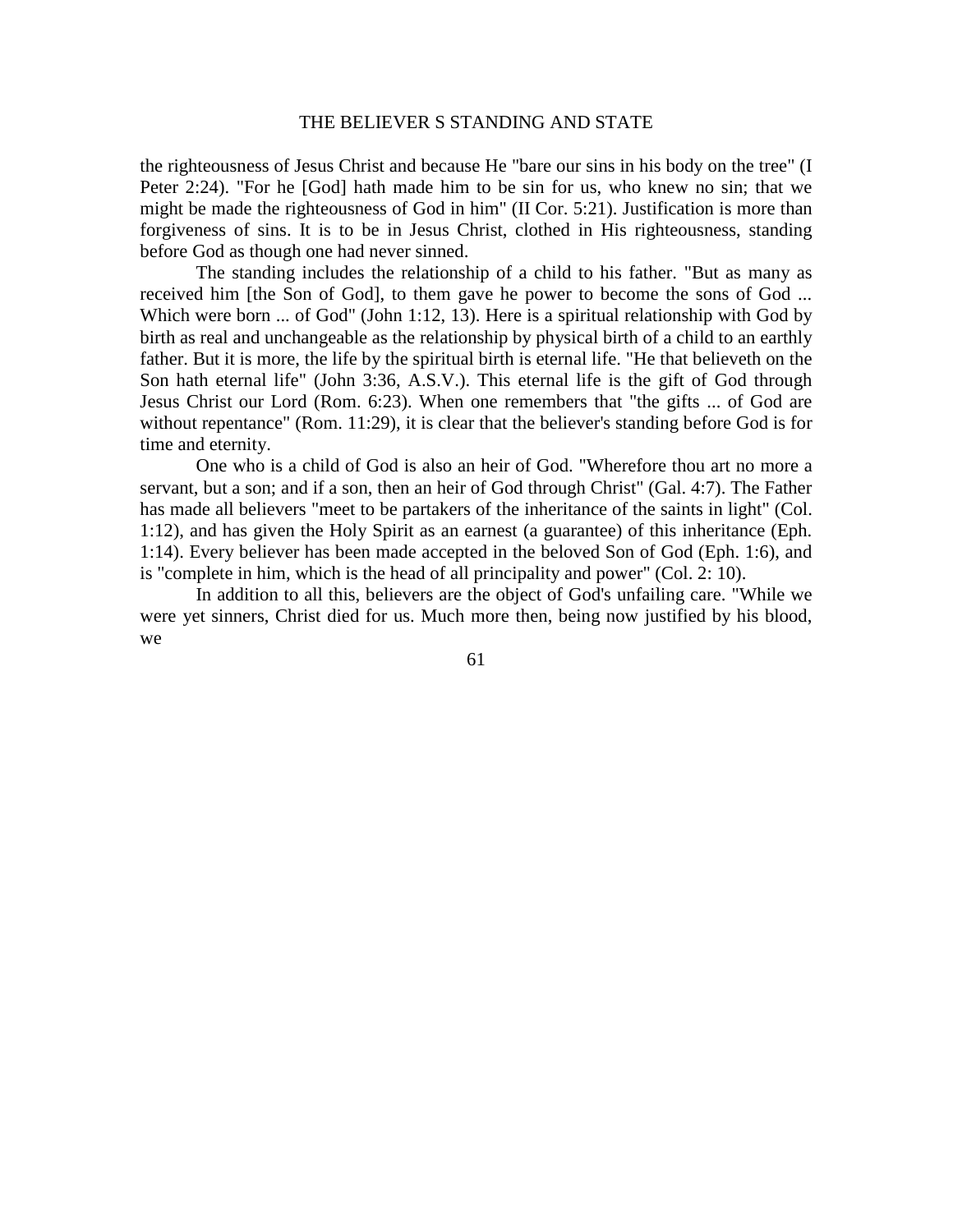the righteousness of Jesus Christ and because He "bare our sins in his body on the tree" (I Peter 2:24). "For he [God] hath made him to be sin for us, who knew no sin; that we might be made the righteousness of God in him" (II Cor. 5:21). Justification is more than forgiveness of sins. It is to be in Jesus Christ, clothed in His righteousness, standing before God as though one had never sinned.

The standing includes the relationship of a child to his father. "But as many as received him [the Son of God], to them gave he power to become the sons of God ... Which were born ... of God" (John 1:12, 13). Here is a spiritual relationship with God by birth as real and unchangeable as the relationship by physical birth of a child to an earthly father. But it is more, the life by the spiritual birth is eternal life. "He that believeth on the Son hath eternal life" (John 3:36, A.S.V.). This eternal life is the gift of God through Jesus Christ our Lord (Rom. 6:23). When one remembers that "the gifts ... of God are without repentance" (Rom. 11:29), it is clear that the believer's standing before God is for time and eternity.

One who is a child of God is also an heir of God. "Wherefore thou art no more a servant, but a son; and if a son, then an heir of God through Christ" (Gal. 4:7). The Father has made all believers "meet to be partakers of the inheritance of the saints in light" (Col. 1:12), and has given the Holy Spirit as an earnest (a guarantee) of this inheritance (Eph. 1:14). Every believer has been made accepted in the beloved Son of God (Eph. 1:6), and is "complete in him, which is the head of all principality and power" (Col. 2: 10).

In addition to all this, believers are the object of God's unfailing care. "While we were yet sinners, Christ died for us. Much more then, being now justified by his blood, we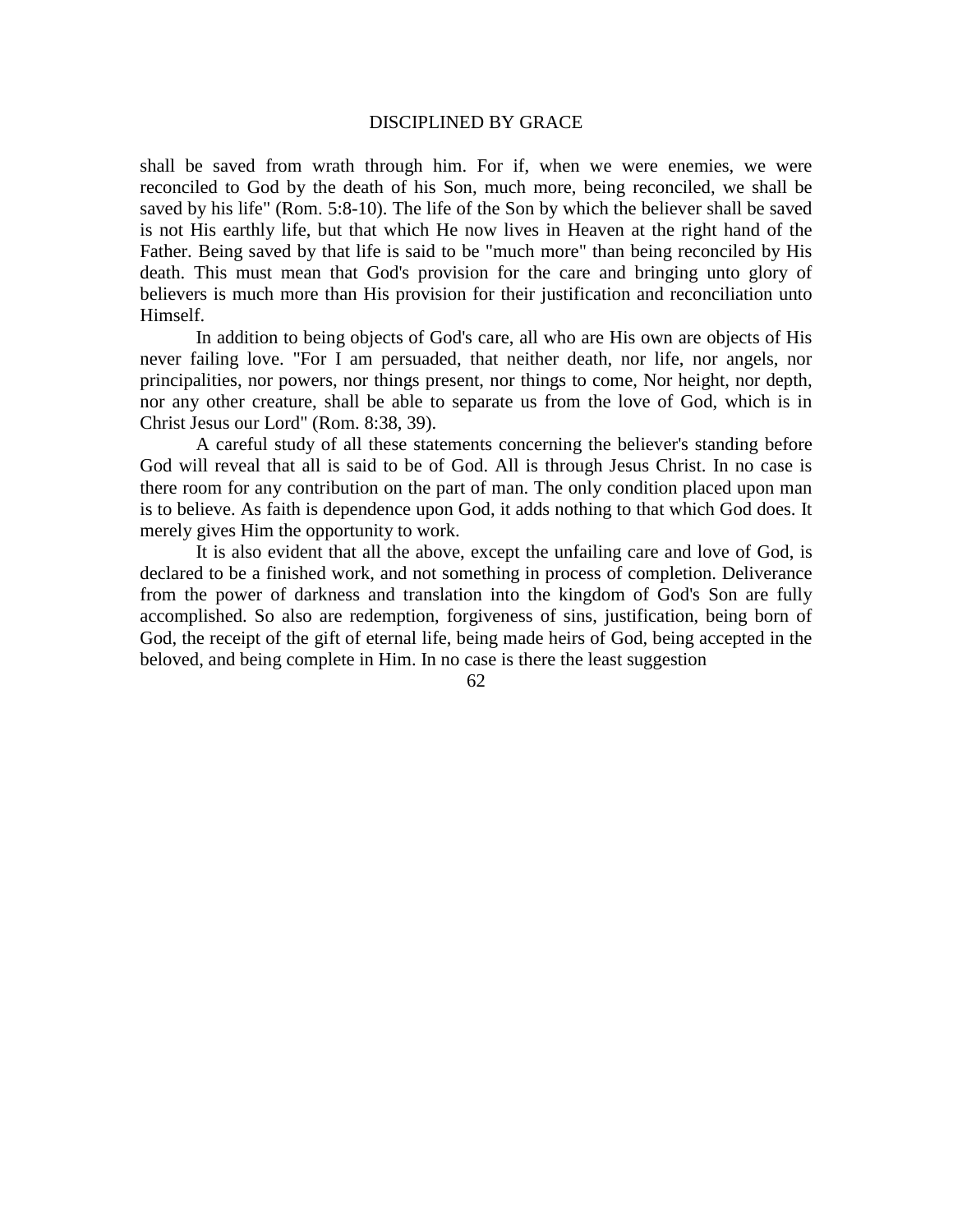shall be saved from wrath through him. For if, when we were enemies, we were reconciled to God by the death of his Son, much more, being reconciled, we shall be saved by his life" (Rom. 5:8-10). The life of the Son by which the believer shall be saved is not His earthly life, but that which He now lives in Heaven at the right hand of the Father. Being saved by that life is said to be "much more" than being reconciled by His death. This must mean that God's provision for the care and bringing unto glory of believers is much more than His provision for their justification and reconciliation unto Himself.

In addition to being objects of God's care, all who are His own are objects of His never failing love. "For I am persuaded, that neither death, nor life, nor angels, nor principalities, nor powers, nor things present, nor things to come, Nor height, nor depth, nor any other creature, shall be able to separate us from the love of God, which is in Christ Jesus our Lord" (Rom. 8:38, 39).

A careful study of all these statements concerning the believer's standing before God will reveal that all is said to be of God. All is through Jesus Christ. In no case is there room for any contribution on the part of man. The only condition placed upon man is to believe. As faith is dependence upon God, it adds nothing to that which God does. It merely gives Him the opportunity to work.

It is also evident that all the above, except the unfailing care and love of God, is declared to be a finished work, and not something in process of completion. Deliverance from the power of darkness and translation into the kingdom of God's Son are fully accomplished. So also are redemption, forgiveness of sins, justification, being born of God, the receipt of the gift of eternal life, being made heirs of God, being accepted in the beloved, and being complete in Him. In no case is there the least suggestion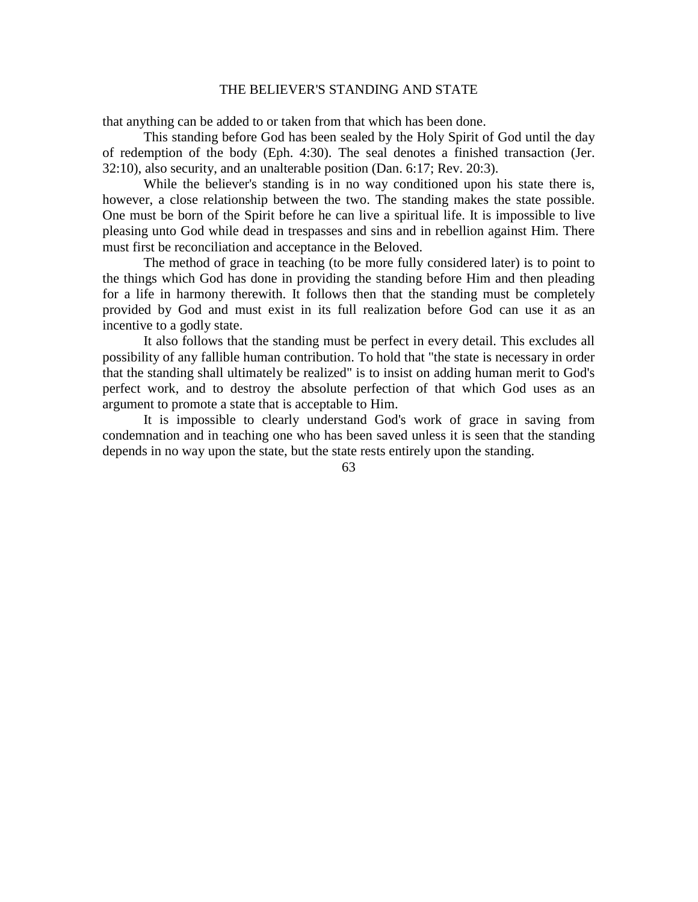that anything can be added to or taken from that which has been done.

This standing before God has been sealed by the Holy Spirit of God until the day of redemption of the body (Eph. 4:30). The seal denotes a finished transaction (Jer. 32:10), also security, and an unalterable position (Dan. 6:17; Rev. 20:3).

While the believer's standing is in no way conditioned upon his state there is, however, a close relationship between the two. The standing makes the state possible. One must be born of the Spirit before he can live a spiritual life. It is impossible to live pleasing unto God while dead in trespasses and sins and in rebellion against Him. There must first be reconciliation and acceptance in the Beloved.

The method of grace in teaching (to be more fully considered later) is to point to the things which God has done in providing the standing before Him and then pleading for a life in harmony therewith. It follows then that the standing must be completely provided by God and must exist in its full realization before God can use it as an incentive to a godly state.

It also follows that the standing must be perfect in every detail. This excludes all possibility of any fallible human contribution. To hold that "the state is necessary in order that the standing shall ultimately be realized" is to insist on adding human merit to God's perfect work, and to destroy the absolute perfection of that which God uses as an argument to promote a state that is acceptable to Him.

It is impossible to clearly understand God's work of grace in saving from condemnation and in teaching one who has been saved unless it is seen that the standing depends in no way upon the state, but the state rests entirely upon the standing.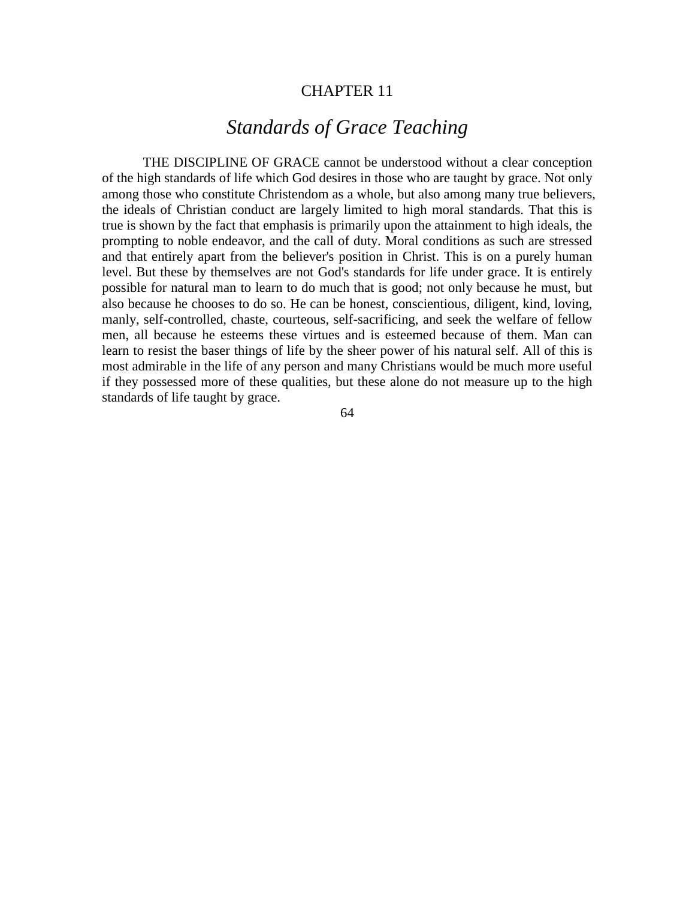# CHAPTER 11

## *Standards of Grace Teaching*

THE DISCIPLINE OF GRACE cannot be understood without a clear conception of the high standards of life which God desires in those who are taught by grace. Not only among those who constitute Christendom as a whole, but also among many true believers, the ideals of Christian conduct are largely limited to high moral standards. That this is true is shown by the fact that emphasis is primarily upon the attainment to high ideals, the prompting to noble endeavor, and the call of duty. Moral conditions as such are stressed and that entirely apart from the believer's position in Christ. This is on a purely human level. But these by themselves are not God's standards for life under grace. It is entirely possible for natural man to learn to do much that is good; not only because he must, but also because he chooses to do so. He can be honest, conscientious, diligent, kind, loving, manly, self-controlled, chaste, courteous, self-sacrificing, and seek the welfare of fellow men, all because he esteems these virtues and is esteemed because of them. Man can learn to resist the baser things of life by the sheer power of his natural self. All of this is most admirable in the life of any person and many Christians would be much more useful if they possessed more of these qualities, but these alone do not measure up to the high standards of life taught by grace.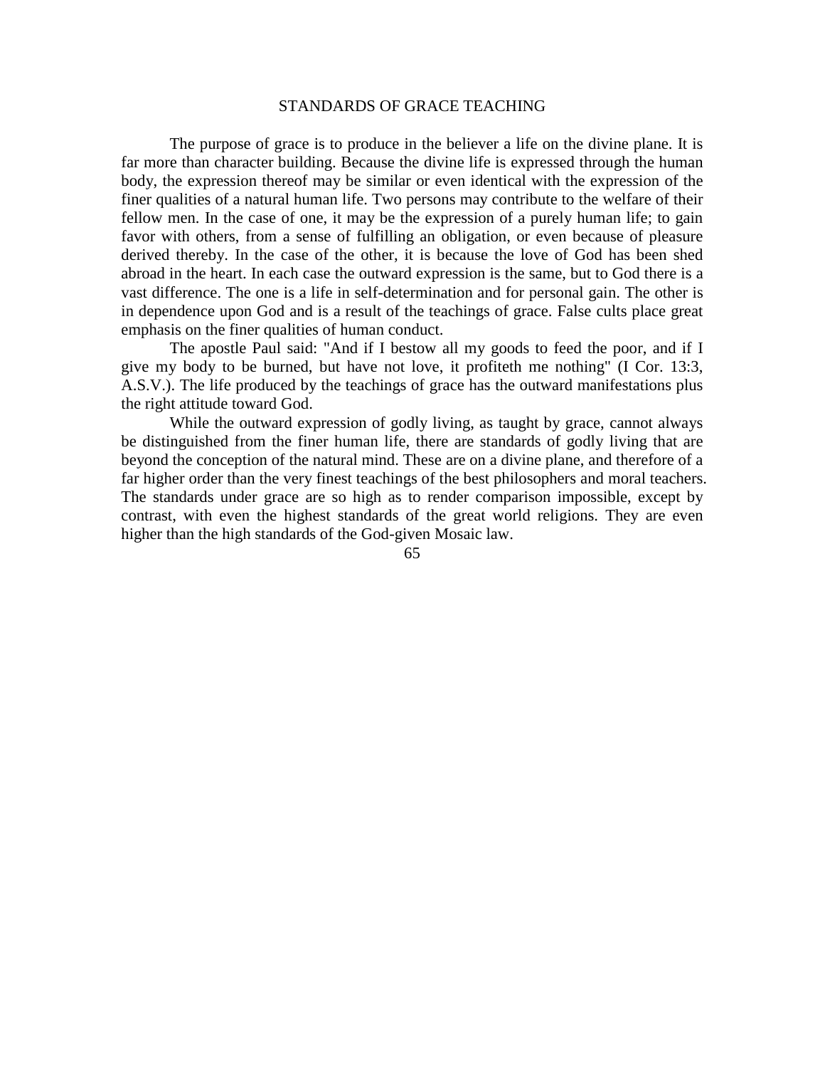## STANDARDS OF GRACE TEACHING

The purpose of grace is to produce in the believer a life on the divine plane. It is far more than character building. Because the divine life is expressed through the human body, the expression thereof may be similar or even identical with the expression of the finer qualities of a natural human life. Two persons may contribute to the welfare of their fellow men. In the case of one, it may be the expression of a purely human life; to gain favor with others, from a sense of fulfilling an obligation, or even because of pleasure derived thereby. In the case of the other, it is because the love of God has been shed abroad in the heart. In each case the outward expression is the same, but to God there is a vast difference. The one is a life in self-determination and for personal gain. The other is in dependence upon God and is a result of the teachings of grace. False cults place great emphasis on the finer qualities of human conduct.

The apostle Paul said: "And if I bestow all my goods to feed the poor, and if I give my body to be burned, but have not love, it profiteth me nothing" (I Cor. 13:3, A.S.V.). The life produced by the teachings of grace has the outward manifestations plus the right attitude toward God.

While the outward expression of godly living, as taught by grace, cannot always be distinguished from the finer human life, there are standards of godly living that are beyond the conception of the natural mind. These are on a divine plane, and therefore of a far higher order than the very finest teachings of the best philosophers and moral teachers. The standards under grace are so high as to render comparison impossible, except by contrast, with even the highest standards of the great world religions. They are even higher than the high standards of the God-given Mosaic law.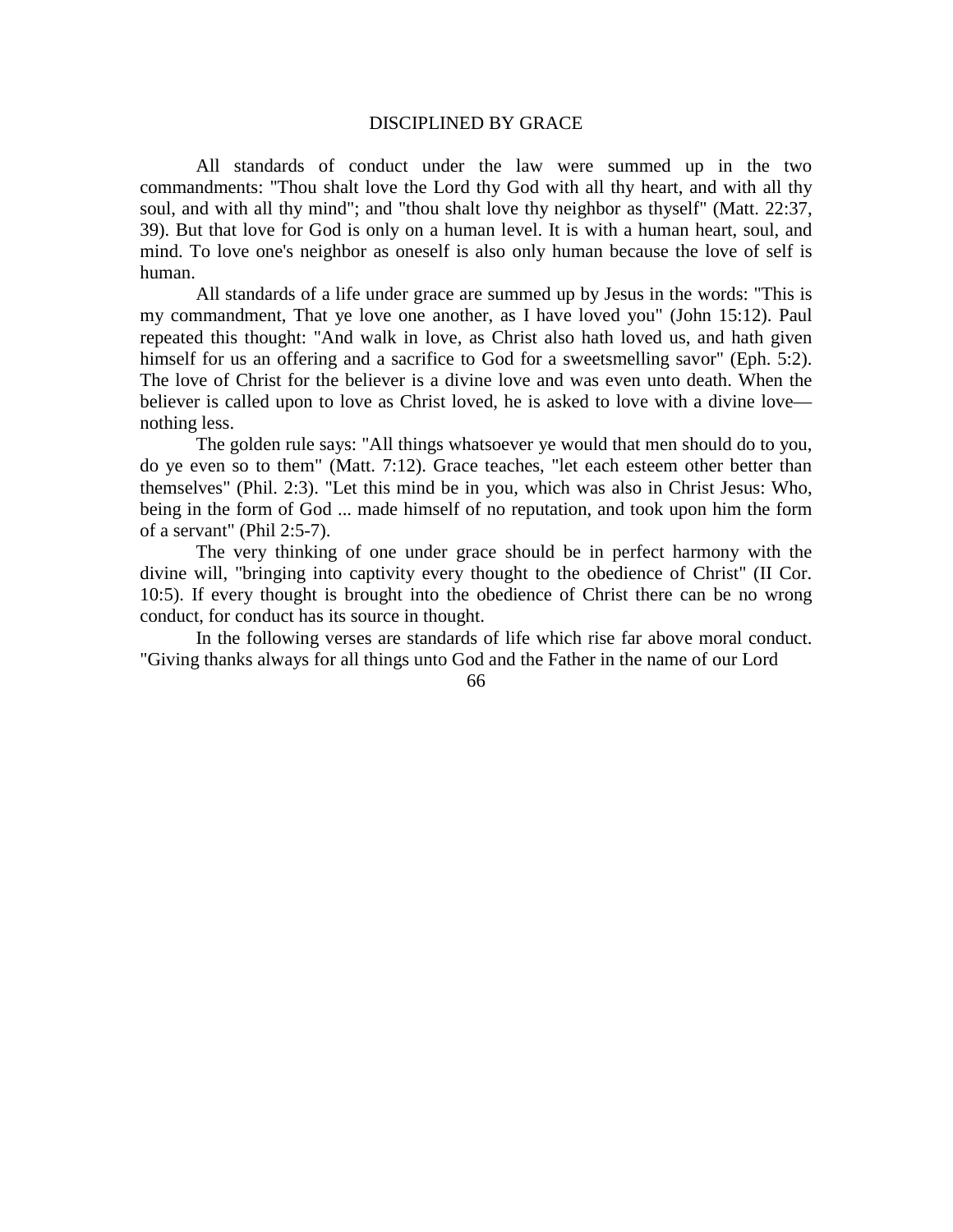## DISCIPLINED BY GRACE

All standards of conduct under the law were summed up in the two commandments: "Thou shalt love the Lord thy God with all thy heart, and with all thy soul, and with all thy mind"; and "thou shalt love thy neighbor as thyself" (Matt. 22:37, 39). But that love for God is only on a human level. It is with a human heart, soul, and mind. To love one's neighbor as oneself is also only human because the love of self is human.

All standards of a life under grace are summed up by Jesus in the words: "This is my commandment, That ye love one another, as I have loved you" (John 15:12). Paul repeated this thought: "And walk in love, as Christ also hath loved us, and hath given himself for us an offering and a sacrifice to God for a sweetsmelling savor" (Eph. 5:2). The love of Christ for the believer is a divine love and was even unto death. When the believer is called upon to love as Christ loved, he is asked to love with a divine love—nothing less.

The golden rule says: "All things whatsoever ye would that men should do to you, do ye even so to them" (Matt. 7:12). Grace teaches, "let each esteem other better than themselves" (Phil. 2:3). "Let this mind be in you, which was also in Christ Jesus: Who, being in the form of God ... made himself of no reputation, and took upon him the form of a servant" (Phil 2:5-7).

The very thinking of one under grace should be in perfect harmony with the divine will, "bringing into captivity every thought to the obedience of Christ" (II Cor. 10:5). If every thought is brought into the obedience of Christ there can be no wrong conduct, for conduct has its source in thought.

In the following verses are standards of life which rise far above moral conduct. "Giving thanks always for all things unto God and the Father in the name of our Lord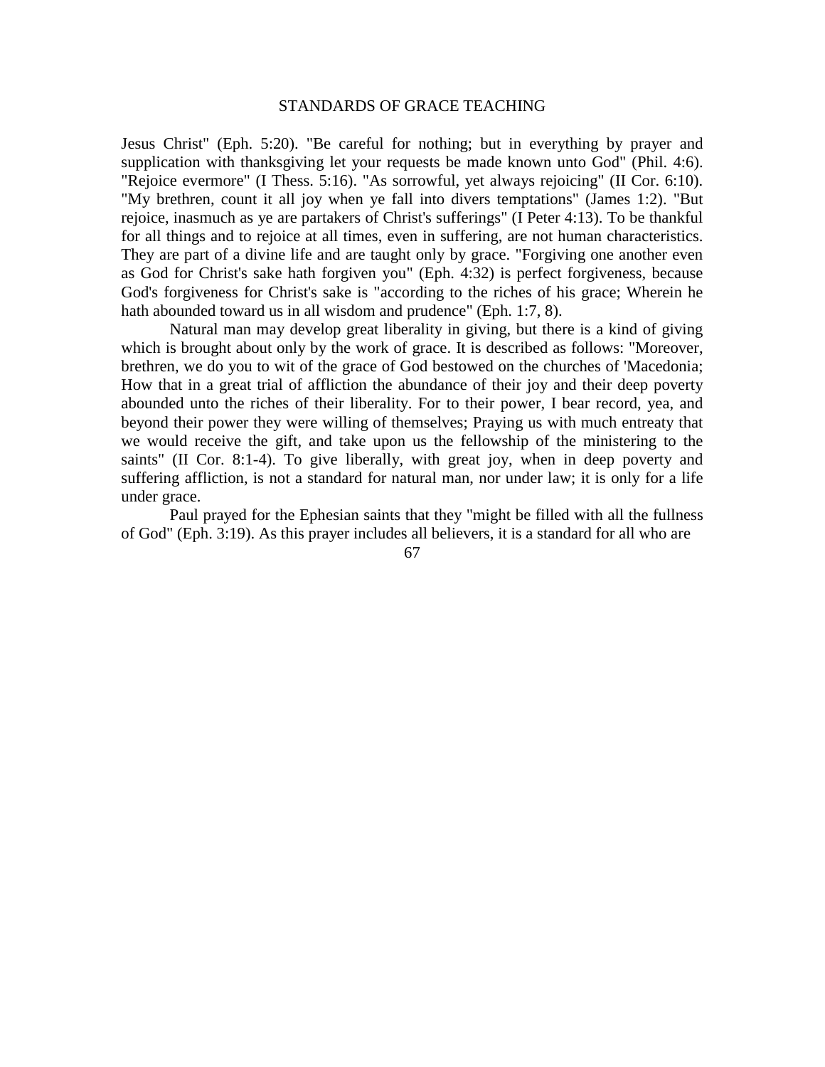Jesus Christ" (Eph. 5:20). "Be careful for nothing; but in everything by prayer and supplication with thanksgiving let your requests be made known unto God" (Phil. 4:6). "Rejoice evermore" (I Thess. 5:16). "As sorrowful, yet always rejoicing" (II Cor. 6:10). "My brethren, count it all joy when ye fall into divers temptations" (James 1:2). "But rejoice, inasmuch as ye are partakers of Christ's sufferings" (I Peter 4:13). To be thankful for all things and to rejoice at all times, even in suffering, are not human characteristics. They are part of a divine life and are taught only by grace. "Forgiving one another even as God for Christ's sake hath forgiven you" (Eph. 4:32) is perfect forgiveness, because God's forgiveness for Christ's sake is "according to the riches of his grace; Wherein he hath abounded toward us in all wisdom and prudence" (Eph. 1:7, 8).

Natural man may develop great liberality in giving, but there is a kind of giving which is brought about only by the work of grace. It is described as follows: "Moreover, brethren, we do you to wit of the grace of God bestowed on the churches of 'Macedonia; How that in a great trial of affliction the abundance of their joy and their deep poverty abounded unto the riches of their liberality. For to their power, I bear record, yea, and beyond their power they were willing of themselves; Praying us with much entreaty that we would receive the gift, and take upon us the fellowship of the ministering to the saints" (II Cor. 8:1-4). To give liberally, with great joy, when in deep poverty and suffering affliction, is not a standard for natural man, nor under law; it is only for a life under grace.

Paul prayed for the Ephesian saints that they "might be filled with all the fullness of God" (Eph. 3:19). As this prayer includes all believers, it is a standard for all who are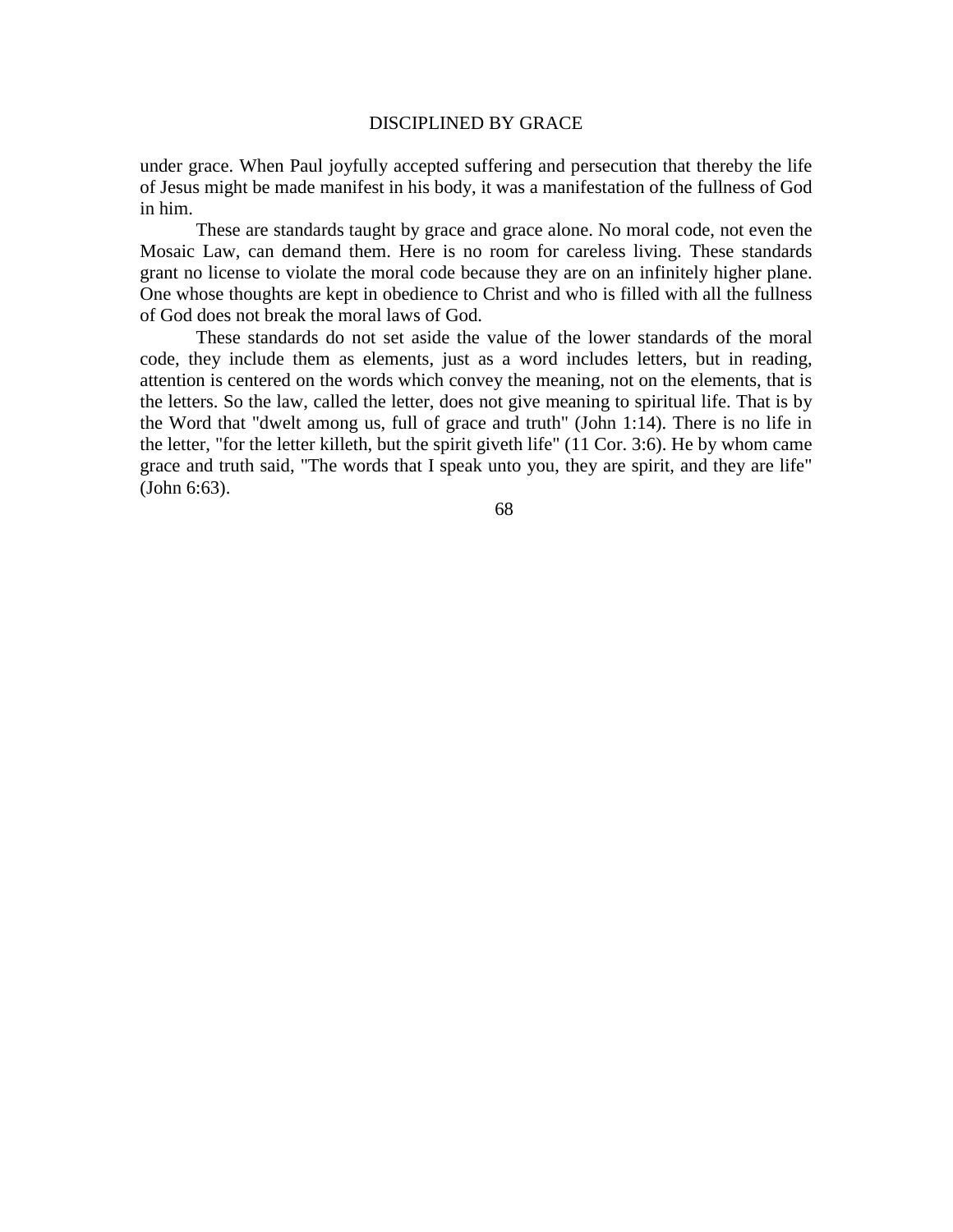under grace. When Paul joyfully accepted suffering and persecution that thereby the life of Jesus might be made manifest in his body, it was a manifestation of the fullness of God in him.

These are standards taught by grace and grace alone. No moral code, not even the Mosaic Law, can demand them. Here is no room for careless living. These standards grant no license to violate the moral code because they are on an infinitely higher plane. One whose thoughts are kept in obedience to Christ and who is filled with all the fullness of God does not break the moral laws of God.

These standards do not set aside the value of the lower standards of the moral code, they include them as elements, just as a word includes letters, but in reading, attention is centered on the words which convey the meaning, not on the elements, that is the letters. So the law, called the letter, does not give meaning to spiritual life. That is by the Word that "dwelt among us, full of grace and truth" (John 1:14). There is no life in the letter, "for the letter killeth, but the spirit giveth life" (11 Cor. 3:6). He by whom came grace and truth said, "The words that I speak unto you, they are spirit, and they are life" (John 6:63).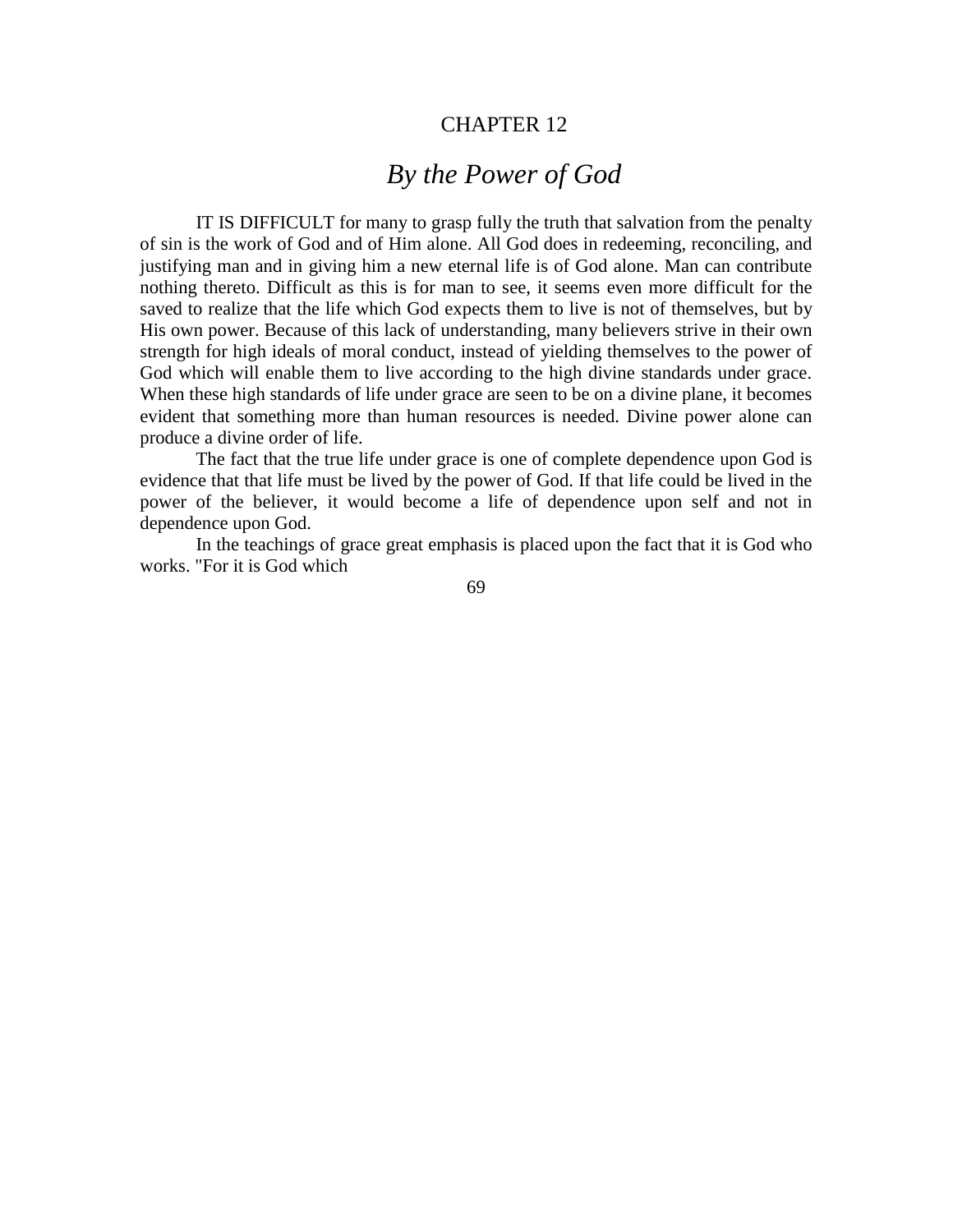# CHAPTER 12

## *By the Power of God*

IT IS DIFFICULT for many to grasp fully the truth that salvation from the penalty of sin is the work of God and of Him alone. All God does in redeeming, reconciling, and justifying man and in giving him a new eternal life is of God alone. Man can contribute nothing thereto. Difficult as this is for man to see, it seems even more difficult for the saved to realize that the life which God expects them to live is not of themselves, but by His own power. Because of this lack of understanding, many believers strive in their own strength for high ideals of moral conduct, instead of yielding themselves to the power of God which will enable them to live according to the high divine standards under grace. When these high standards of life under grace are seen to be on a divine plane, it becomes evident that something more than human resources is needed. Divine power alone can produce a divine order of life.

The fact that the true life under grace is one of complete dependence upon God is evidence that that life must be lived by the power of God. If that life could be lived in the power of the believer, it would become a life of dependence upon self and not in dependence upon God.

In the teachings of grace great emphasis is placed upon the fact that it is God who works. "For it is God which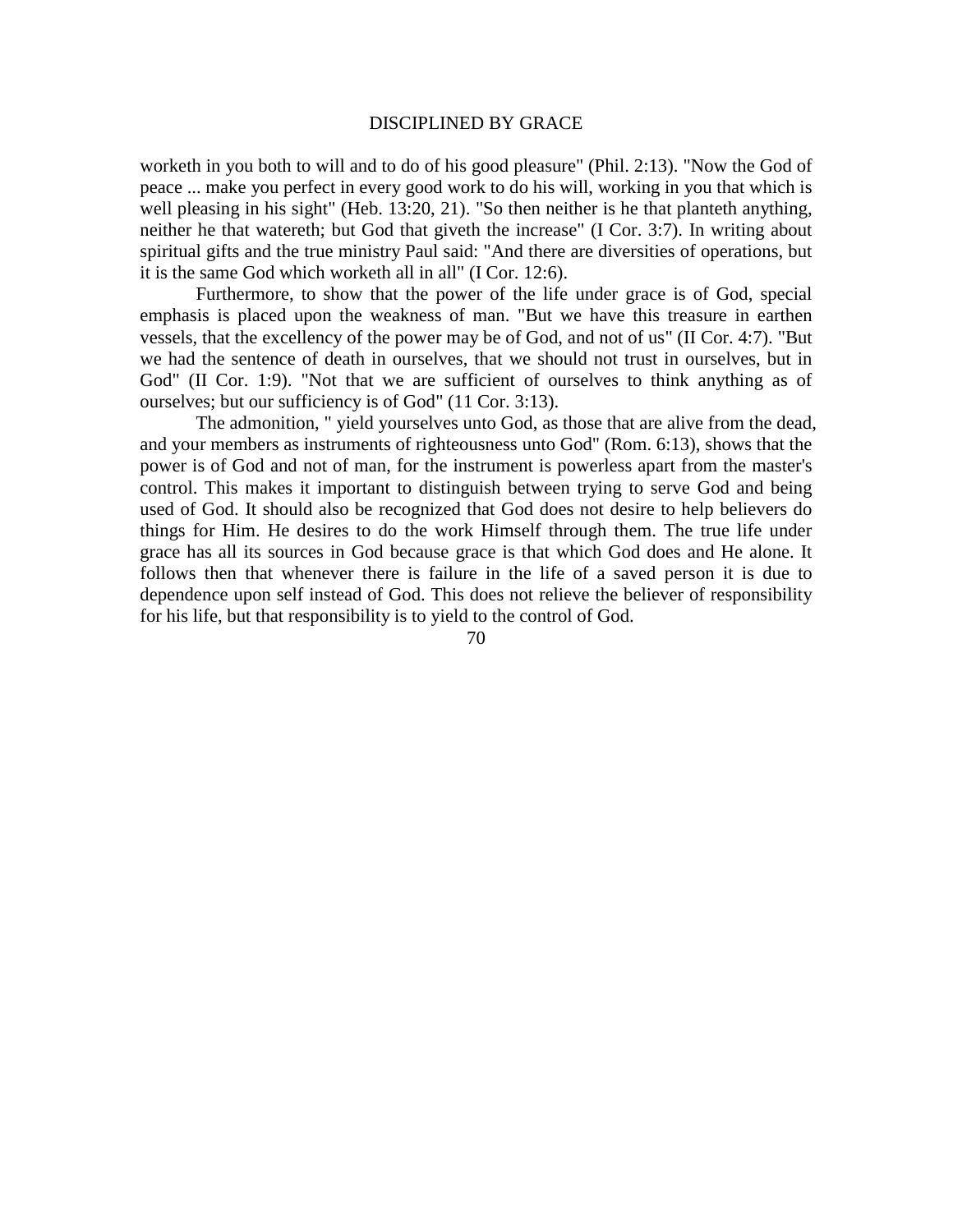worketh in you both to will and to do of his good pleasure" (Phil. 2:13). "Now the God of peace ... make you perfect in every good work to do his will, working in you that which is well pleasing in his sight" (Heb. 13:20, 21). "So then neither is he that planteth anything, neither he that watereth; but God that giveth the increase" (I Cor. 3:7). In writing about spiritual gifts and the true ministry Paul said: "And there are diversities of operations, but it is the same God which worketh all in all" (I Cor. 12:6).

Furthermore, to show that the power of the life under grace is of God, special emphasis is placed upon the weakness of man. "But we have this treasure in earthen vessels, that the excellency of the power may be of God, and not of us" (II Cor. 4:7). "But we had the sentence of death in ourselves, that we should not trust in ourselves, but in God" (II Cor. 1:9). "Not that we are sufficient of ourselves to think anything as of ourselves; but our sufficiency is of God" (11 Cor. 3:13).

The admonition, " yield yourselves unto God, as those that are alive from the dead, and your members as instruments of righteousness unto God" (Rom. 6:13), shows that the power is of God and not of man, for the instrument is powerless apart from the master's control. This makes it important to distinguish between trying to serve God and being used of God. It should also be recognized that God does not desire to help believers do things for Him. He desires to do the work Himself through them. The true life under grace has all its sources in God because grace is that which God does and He alone. It follows then that whenever there is failure in the life of a saved person it is due to dependence upon self instead of God. This does not relieve the believer of responsibility for his life, but that responsibility is to yield to the control of God.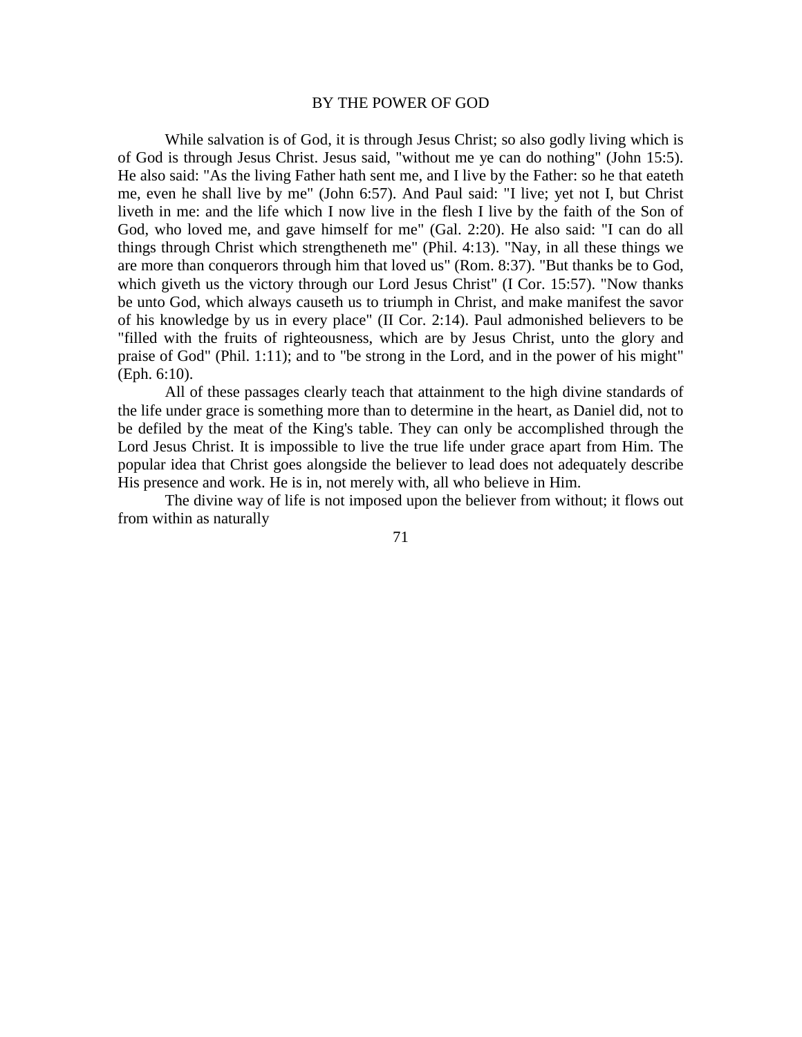## BY THE POWER OF GOD

While salvation is of God, it is through Jesus Christ; so also godly living which is of God is through Jesus Christ. Jesus said, "without me ye can do nothing" (John 15:5). He also said: "As the living Father hath sent me, and I live by the Father: so he that eateth me, even he shall live by me" (John 6:57). And Paul said: "I live; yet not I, but Christ liveth in me: and the life which I now live in the flesh I live by the faith of the Son of God, who loved me, and gave himself for me" (Gal. 2:20). He also said: "I can do all things through Christ which strengtheneth me" (Phil. 4:13). "Nay, in all these things we are more than conquerors through him that loved us" (Rom. 8:37). "But thanks be to God, which giveth us the victory through our Lord Jesus Christ" (I Cor. 15:57). "Now thanks be unto God, which always causeth us to triumph in Christ, and make manifest the savor of his knowledge by us in every place" (II Cor. 2:14). Paul admonished believers to be "filled with the fruits of righteousness, which are by Jesus Christ, unto the glory and praise of God" (Phil. 1:11); and to "be strong in the Lord, and in the power of his might" (Eph. 6:10).

All of these passages clearly teach that attainment to the high divine standards of the life under grace is something more than to determine in the heart, as Daniel did, not to be defiled by the meat of the King's table. They can only be accomplished through the Lord Jesus Christ. It is impossible to live the true life under grace apart from Him. The popular idea that Christ goes alongside the believer to lead does not adequately describe His presence and work. He is in, not merely with, all who believe in Him.

The divine way of life is not imposed upon the believer from without; it flows out from within as naturally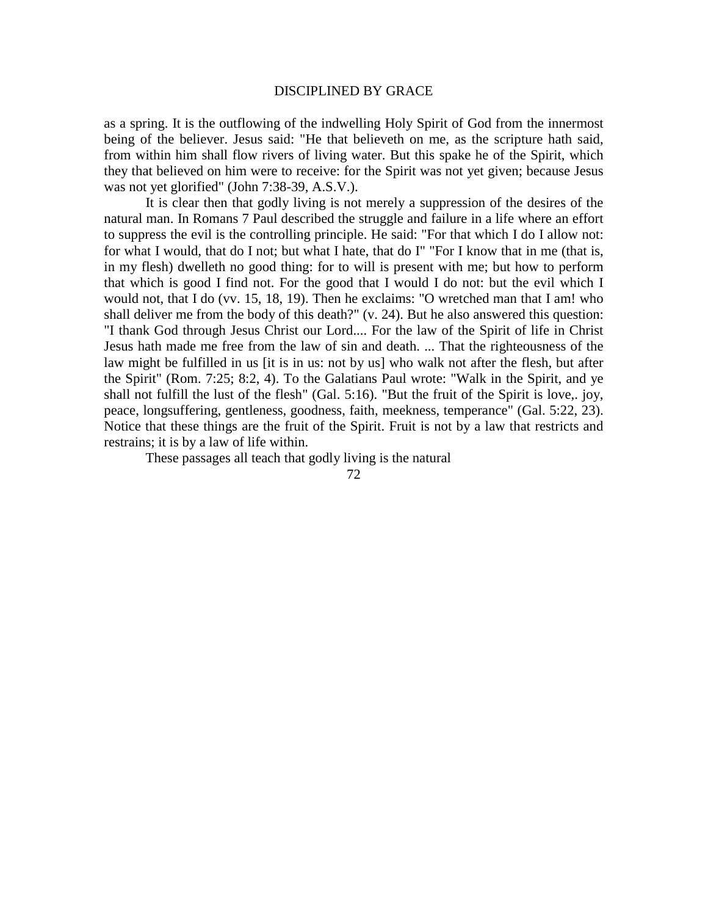as a spring. It is the outflowing of the indwelling Holy Spirit of God from the innermost being of the believer. Jesus said: "He that believeth on me, as the scripture hath said, from within him shall flow rivers of living water. But this spake he of the Spirit, which they that believed on him were to receive: for the Spirit was not yet given; because Jesus was not yet glorified" (John 7:38-39, A.S.V.).

It is clear then that godly living is not merely a suppression of the desires of the natural man. In Romans 7 Paul described the struggle and failure in a life where an effort to suppress the evil is the controlling principle. He said: "For that which I do I allow not: for what I would, that do I not; but what I hate, that do I" "For I know that in me (that is, in my flesh) dwelleth no good thing: for to will is present with me; but how to perform that which is good I find not. For the good that I would I do not: but the evil which I would not, that I do (vv. 15, 18, 19). Then he exclaims: "O wretched man that I am! who shall deliver me from the body of this death?" (v. 24). But he also answered this question: "I thank God through Jesus Christ our Lord.... For the law of the Spirit of life in Christ Jesus hath made me free from the law of sin and death. ... That the righteousness of the law might be fulfilled in us [it is in us: not by us] who walk not after the flesh, but after the Spirit" (Rom. 7:25; 8:2, 4). To the Galatians Paul wrote: "Walk in the Spirit, and ye shall not fulfill the lust of the flesh" (Gal. 5:16). "But the fruit of the Spirit is love,. joy, peace, longsuffering, gentleness, goodness, faith, meekness, temperance" (Gal. 5:22, 23). Notice that these things are the fruit of the Spirit. Fruit is not by a law that restricts and restrains; it is by a law of life within.

These passages all teach that godly living is the natural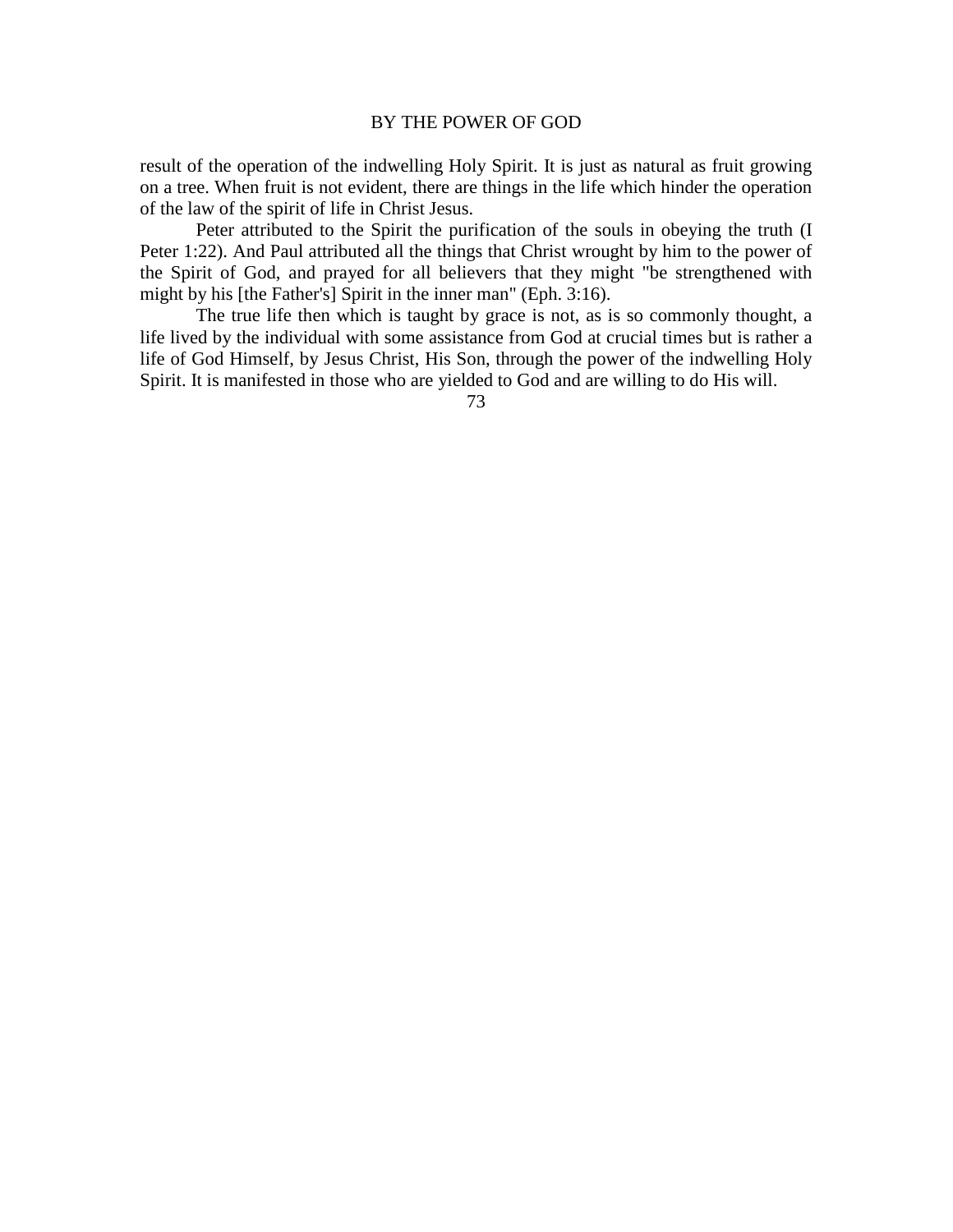result of the operation of the indwelling Holy Spirit. It is just as natural as fruit growing on a tree. When fruit is not evident, there are things in the life which hinder the operation of the law of the spirit of life in Christ Jesus.

Peter attributed to the Spirit the purification of the souls in obeying the truth (I Peter 1:22). And Paul attributed all the things that Christ wrought by him to the power of the Spirit of God, and prayed for all believers that they might "be strengthened with might by his [the Father's] Spirit in the inner man" (Eph. 3:16).

The true life then which is taught by grace is not, as is so commonly thought, a life lived by the individual with some assistance from God at crucial times but is rather a life of God Himself, by Jesus Christ, His Son, through the power of the indwelling Holy Spirit. It is manifested in those who are yielded to God and are willing to do His will.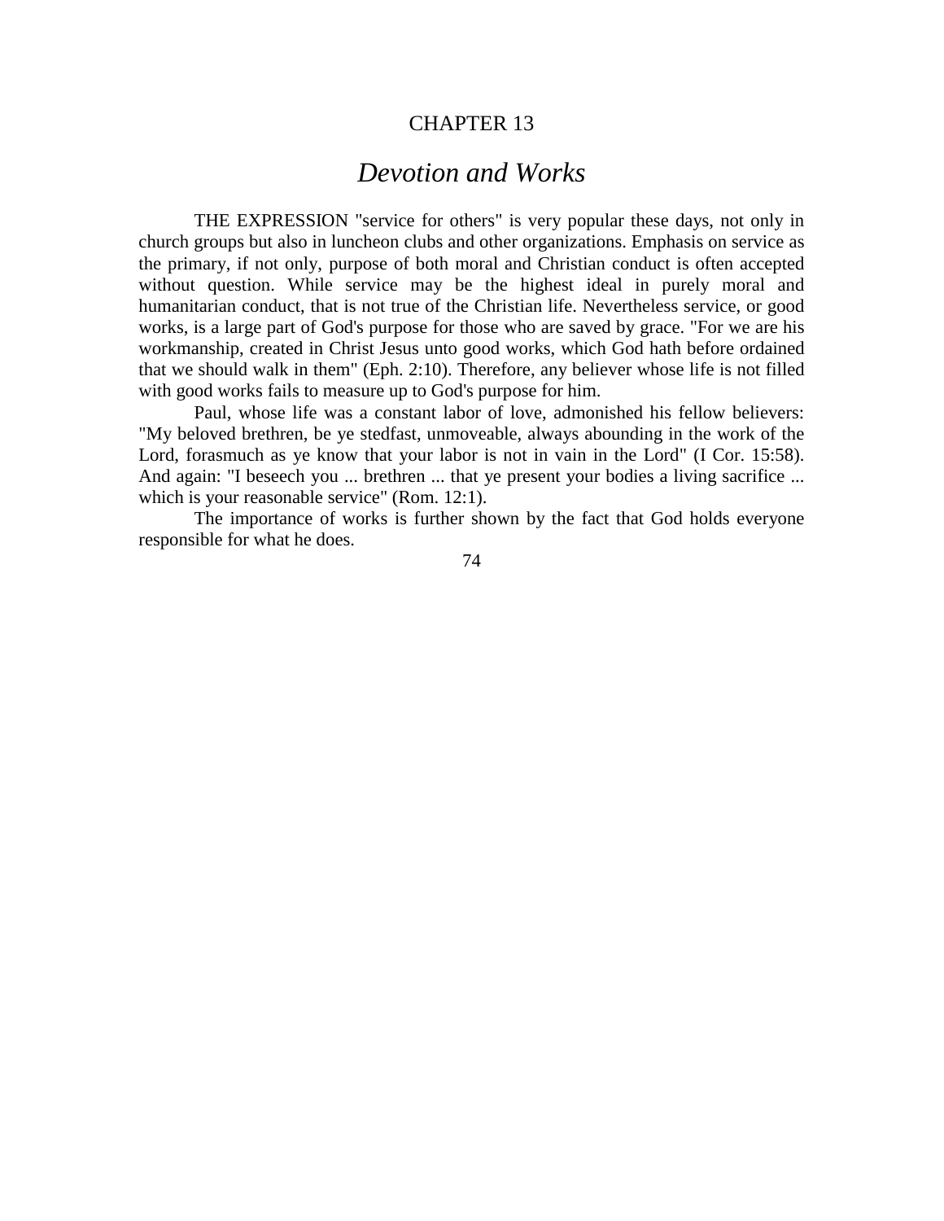# CHAPTER 13

## *Devotion and Works*

THE EXPRESSION "service for others" is very popular these days, not only in church groups but also in luncheon clubs and other organizations. Emphasis on service as the primary, if not only, purpose of both moral and Christian conduct is often accepted without question. While service may be the highest ideal in purely moral and humanitarian conduct, that is not true of the Christian life. Nevertheless service, or good works, is a large part of God's purpose for those who are saved by grace. "For we are his workmanship, created in Christ Jesus unto good works, which God hath before ordained that we should walk in them" (Eph. 2:10). Therefore, any believer whose life is not filled with good works fails to measure up to God's purpose for him.

Paul, whose life was a constant labor of love, admonished his fellow believers: "My beloved brethren, be ye stedfast, unmoveable, always abounding in the work of the Lord, forasmuch as ye know that your labor is not in vain in the Lord" (I Cor. 15:58). And again: "I beseech you ... brethren ... that ye present your bodies a living sacrifice ... which is your reasonable service" (Rom. 12:1).

The importance of works is further shown by the fact that God holds everyone responsible for what he does.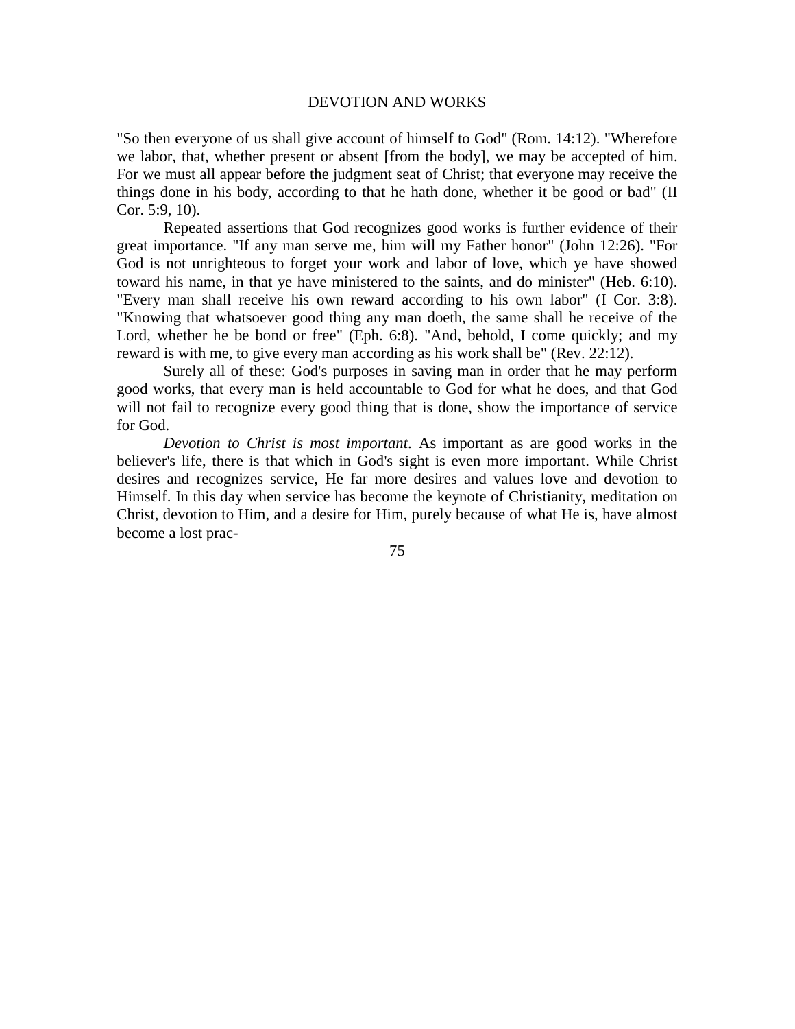"So then everyone of us shall give account of himself to God" (Rom. 14:12). "Wherefore we labor, that, whether present or absent [from the body], we may be accepted of him. For we must all appear before the judgment seat of Christ; that everyone may receive the things done in his body, according to that he hath done, whether it be good or bad" (II Cor. 5:9, 10).

Repeated assertions that God recognizes good works is further evidence of their great importance. "If any man serve me, him will my Father honor" (John 12:26). "For God is not unrighteous to forget your work and labor of love, which ye have showed toward his name, in that ye have ministered to the saints, and do minister" (Heb. 6:10). "Every man shall receive his own reward according to his own labor" (I Cor. 3:8). "Knowing that whatsoever good thing any man doeth, the same shall he receive of the Lord, whether he be bond or free" (Eph. 6:8). "And, behold, I come quickly; and my reward is with me, to give every man according as his work shall be" (Rev. 22:12).

Surely all of these: God's purposes in saving man in order that he may perform good works, that every man is held accountable to God for what he does, and that God will not fail to recognize every good thing that is done, show the importance of service for God.

*Devotion to Christ is most important*. As important as are good works in the believer's life, there is that which in God's sight is even more important. While Christ desires and recognizes service, He far more desires and values love and devotion to Himself. In this day when service has become the keynote of Christianity, meditation on Christ, devotion to Him, and a desire for Him, purely because of what He is, have almost become a lost prac-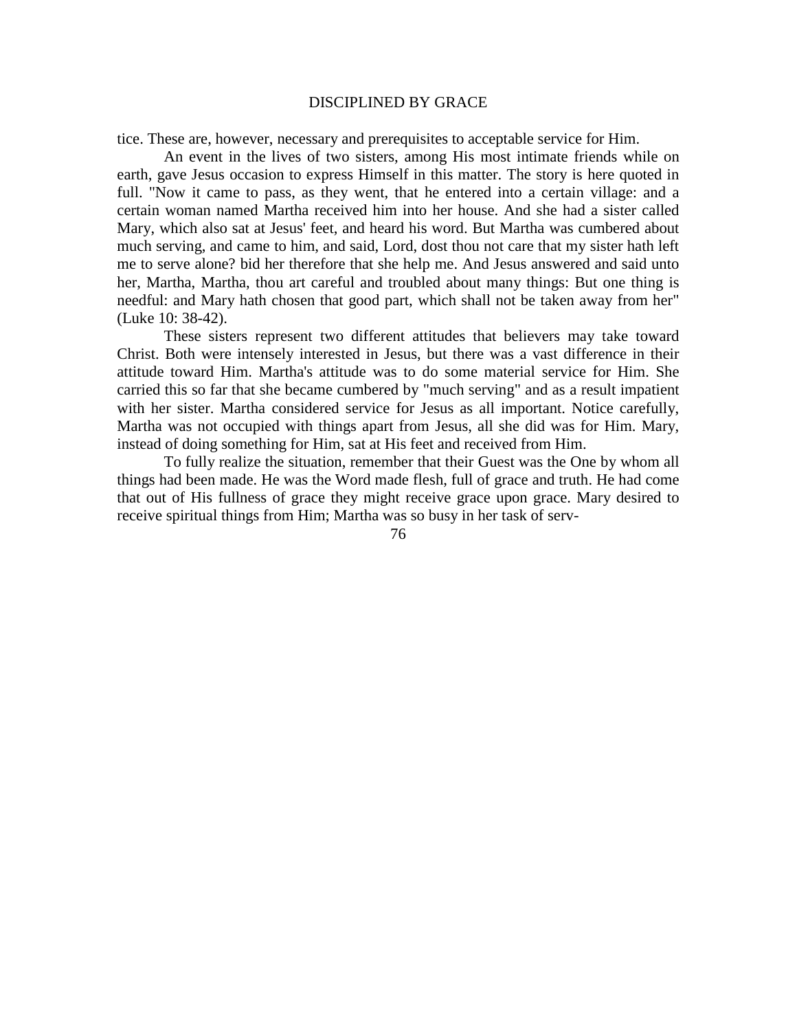tice. These are, however, necessary and prerequisites to acceptable service for Him.

An event in the lives of two sisters, among His most intimate friends while on earth, gave Jesus occasion to express Himself in this matter. The story is here quoted in full. "Now it came to pass, as they went, that he entered into a certain village: and a certain woman named Martha received him into her house. And she had a sister called Mary, which also sat at Jesus' feet, and heard his word. But Martha was cumbered about much serving, and came to him, and said, Lord, dost thou not care that my sister hath left me to serve alone? bid her therefore that she help me. And Jesus answered and said unto her, Martha, Martha, thou art careful and troubled about many things: But one thing is needful: and Mary hath chosen that good part, which shall not be taken away from her" (Luke 10: 38-42).

These sisters represent two different attitudes that believers may take toward Christ. Both were intensely interested in Jesus, but there was a vast difference in their attitude toward Him. Martha's attitude was to do some material service for Him. She carried this so far that she became cumbered by "much serving" and as a result impatient with her sister. Martha considered service for Jesus as all important. Notice carefully, Martha was not occupied with things apart from Jesus, all she did was for Him. Mary, instead of doing something for Him, sat at His feet and received from Him.

To fully realize the situation, remember that their Guest was the One by whom all things had been made. He was the Word made flesh, full of grace and truth. He had come that out of His fullness of grace they might receive grace upon grace. Mary desired to receive spiritual things from Him; Martha was so busy in her task of serv-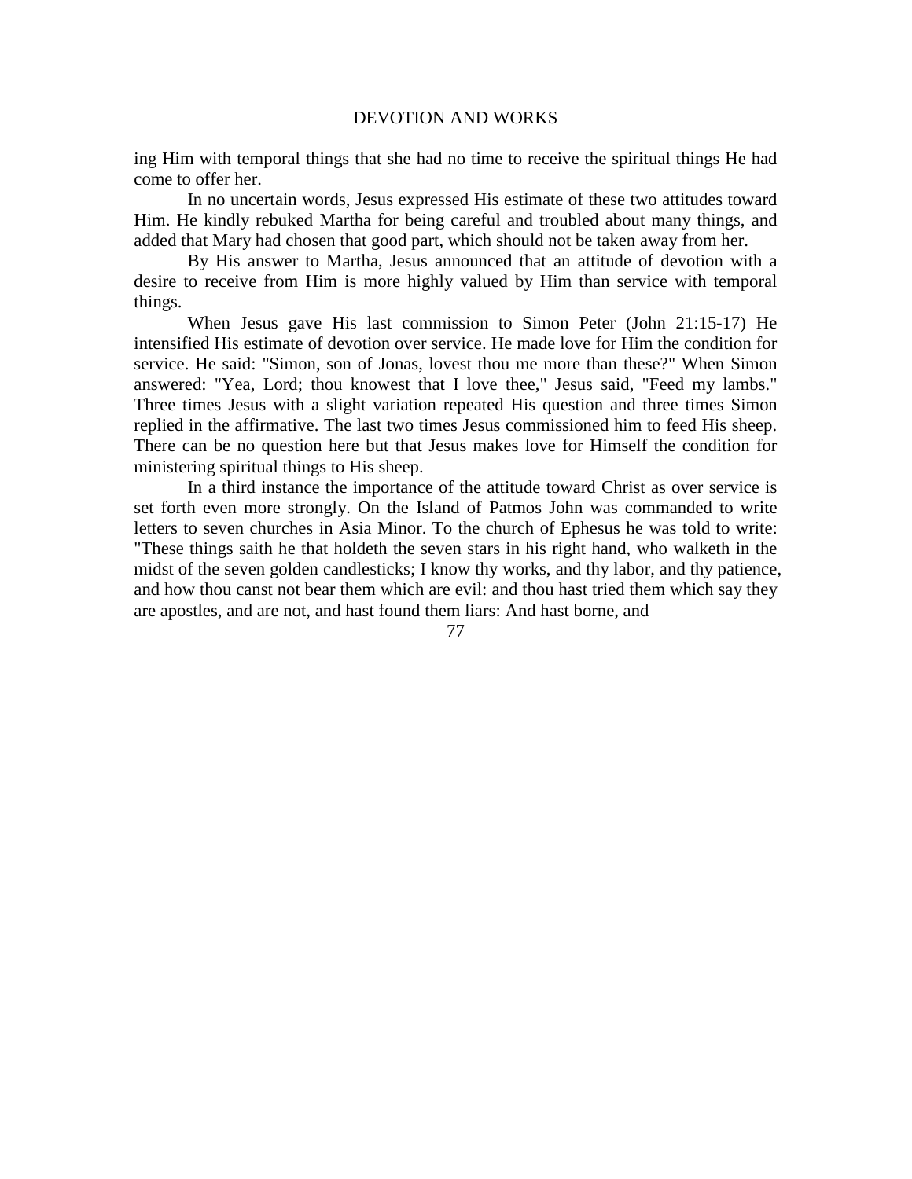ing Him with temporal things that she had no time to receive the spiritual things He had come to offer her.

In no uncertain words, Jesus expressed His estimate of these two attitudes toward Him. He kindly rebuked Martha for being careful and troubled about many things, and added that Mary had chosen that good part, which should not be taken away from her.

By His answer to Martha, Jesus announced that an attitude of devotion with a desire to receive from Him is more highly valued by Him than service with temporal things.

When Jesus gave His last commission to Simon Peter (John 21:15-17) He intensified His estimate of devotion over service. He made love for Him the condition for service. He said: "Simon, son of Jonas, lovest thou me more than these?" When Simon answered: "Yea, Lord; thou knowest that I love thee," Jesus said, "Feed my lambs." Three times Jesus with a slight variation repeated His question and three times Simon replied in the affirmative. The last two times Jesus commissioned him to feed His sheep. There can be no question here but that Jesus makes love for Himself the condition for ministering spiritual things to His sheep.

In a third instance the importance of the attitude toward Christ as over service is set forth even more strongly. On the Island of Patmos John was commanded to write letters to seven churches in Asia Minor. To the church of Ephesus he was told to write: "These things saith he that holdeth the seven stars in his right hand, who walketh in the midst of the seven golden candlesticks; I know thy works, and thy labor, and thy patience, and how thou canst not bear them which are evil: and thou hast tried them which say they are apostles, and are not, and hast found them liars: And hast borne, and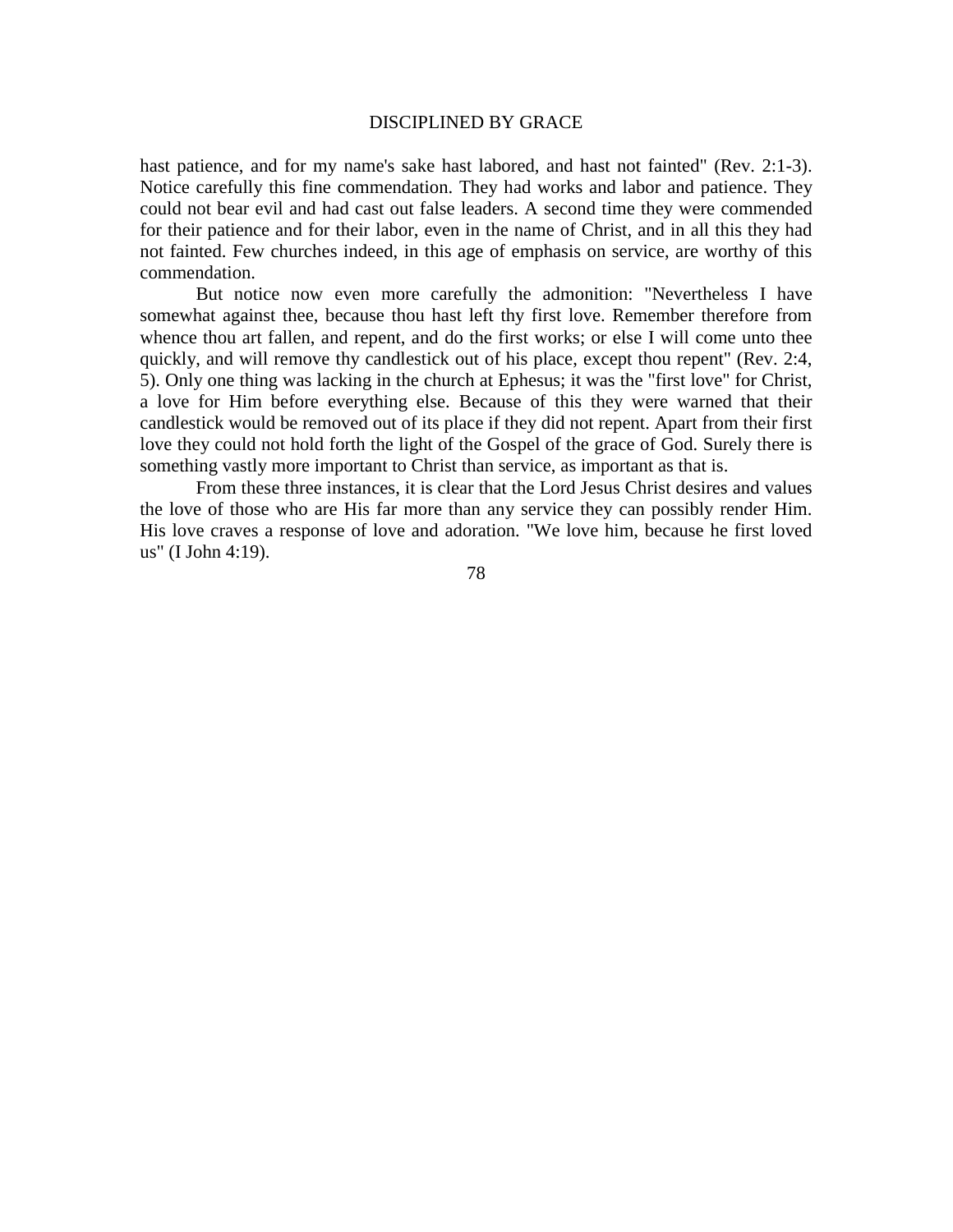hast patience, and for my name's sake hast labored, and hast not fainted" (Rev. 2:1-3). Notice carefully this fine commendation. They had works and labor and patience. They could not bear evil and had cast out false leaders. A second time they were commended for their patience and for their labor, even in the name of Christ, and in all this they had not fainted. Few churches indeed, in this age of emphasis on service, are worthy of this commendation.

But notice now even more carefully the admonition: "Nevertheless I have somewhat against thee, because thou hast left thy first love. Remember therefore from whence thou art fallen, and repent, and do the first works; or else I will come unto thee quickly, and will remove thy candlestick out of his place, except thou repent" (Rev. 2:4, 5). Only one thing was lacking in the church at Ephesus; it was the "first love" for Christ, a love for Him before everything else. Because of this they were warned that their candlestick would be removed out of its place if they did not repent. Apart from their first love they could not hold forth the light of the Gospel of the grace of God. Surely there is something vastly more important to Christ than service, as important as that is.

From these three instances, it is clear that the Lord Jesus Christ desires and values the love of those who are His far more than any service they can possibly render Him. His love craves a response of love and adoration. "We love him, because he first loved us" (I John 4:19).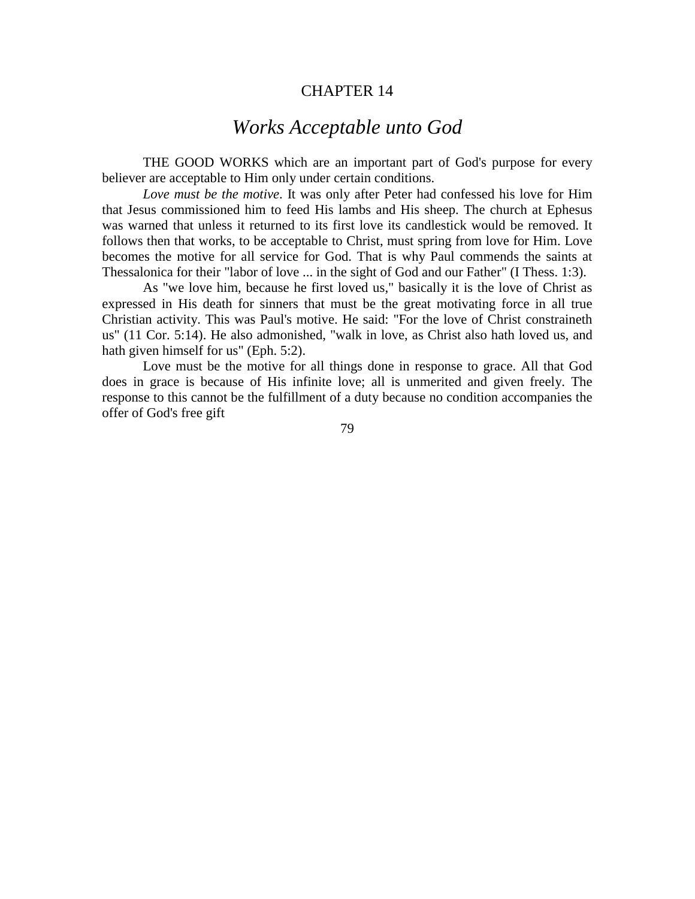CHAPTER 14

# *Works Acceptable unto God*

THE GOOD WORKS which are an important part of God's purpose for every believer are acceptable to Him only under certain conditions.

*Love must be the motive*. It was only after Peter had confessed his love for Him that Jesus commissioned him to feed His lambs and His sheep. The church at Ephesus was warned that unless it returned to its first love its candlestick would be removed. It follows then that works, to be acceptable to Christ, must spring from love for Him. Love becomes the motive for all service for God. That is why Paul commends the saints at Thessalonica for their "labor of love ... in the sight of God and our Father" (I Thess. 1:3).

As "we love him, because he first loved us," basically it is the love of Christ as expressed in His death for sinners that must be the great motivating force in all true Christian activity. This was Paul's motive. He said: "For the love of Christ constraineth us" (11 Cor. 5:14). He also admonished, "walk in love, as Christ also hath loved us, and hath given himself for us" (Eph. 5:2).

Love must be the motive for all things done in response to grace. All that God does in grace is because of His infinite love; all is unmerited and given freely. The response to this cannot be the fulfillment of a duty because no condition accompanies the offer of God's free gift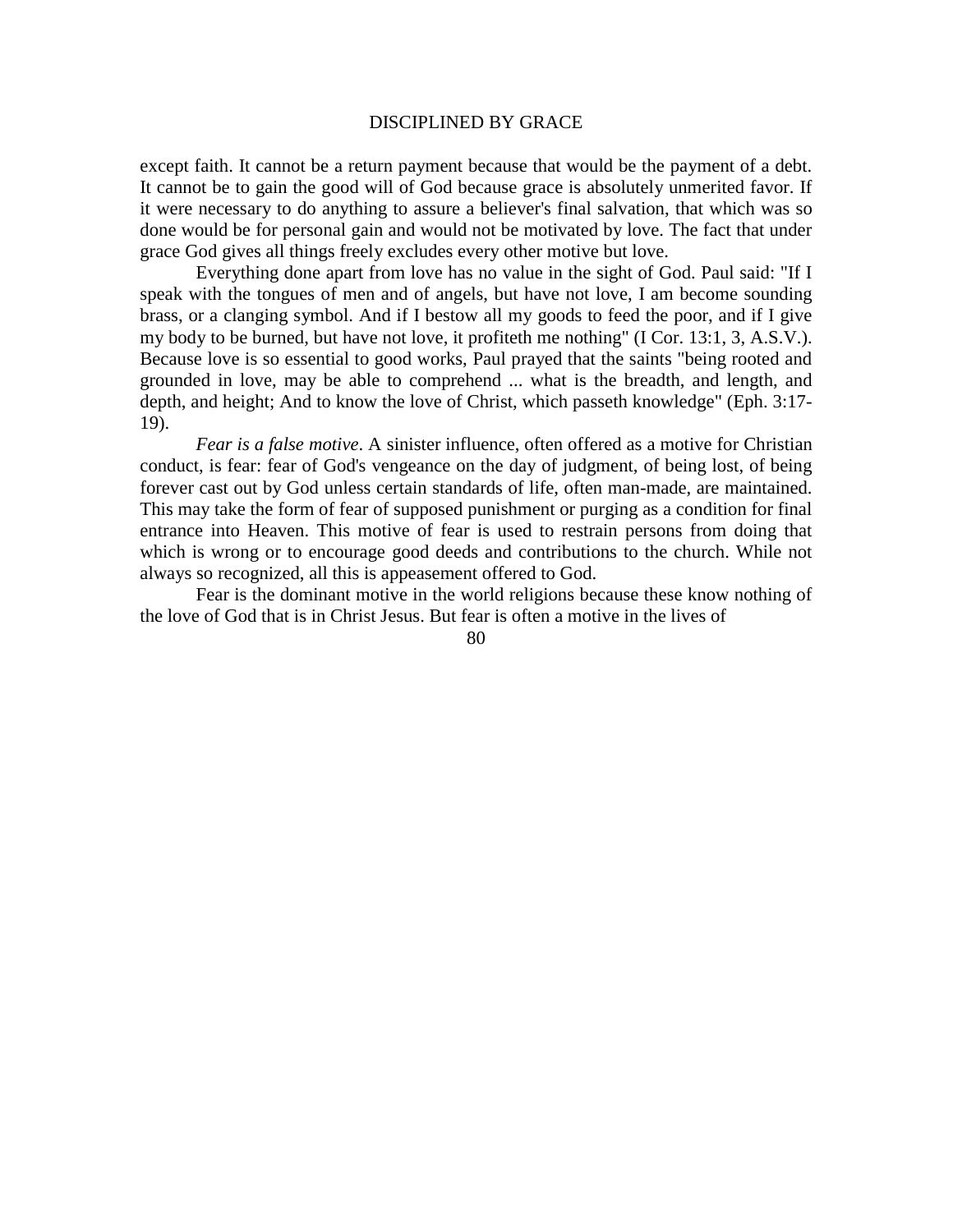except faith. It cannot be a return payment because that would be the payment of a debt. It cannot be to gain the good will of God because grace is absolutely unmerited favor. If it were necessary to do anything to assure a believer's final salvation, that which was so done would be for personal gain and would not be motivated by love. The fact that under grace God gives all things freely excludes every other motive but love.

Everything done apart from love has no value in the sight of God. Paul said: "If I speak with the tongues of men and of angels, but have not love, I am become sounding brass, or a clanging symbol. And if I bestow all my goods to feed the poor, and if I give my body to be burned, but have not love, it profiteth me nothing" (I Cor. 13:1, 3, A.S.V.). Because love is so essential to good works, Paul prayed that the saints "being rooted and grounded in love, may be able to comprehend ... what is the breadth, and length, and depth, and height; And to know the love of Christ, which passeth knowledge" (Eph. 3:17-19).

*Fear is a false motive*. A sinister influence, often offered as a motive for Christian conduct, is fear: fear of God's vengeance on the day of judgment, of being lost, of being forever cast out by God unless certain standards of life, often man-made, are maintained. This may take the form of fear of supposed punishment or purging as a condition for final entrance into Heaven. This motive of fear is used to restrain persons from doing that which is wrong or to encourage good deeds and contributions to the church. While not always so recognized, all this is appeasement offered to God.

Fear is the dominant motive in the world religions because these know nothing of the love of God that is in Christ Jesus. But fear is often a motive in the lives of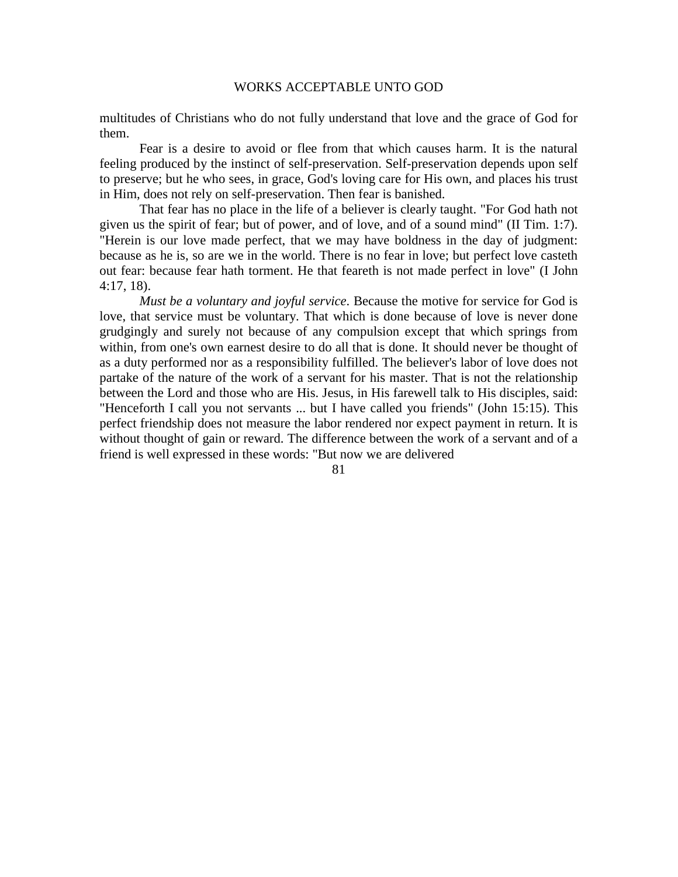multitudes of Christians who do not fully understand that love and the grace of God for them.

Fear is a desire to avoid or flee from that which causes harm. It is the natural feeling produced by the instinct of self-preservation. Self-preservation depends upon self to preserve; but he who sees, in grace, God's loving care for His own, and places his trust in Him, does not rely on self-preservation. Then fear is banished.

That fear has no place in the life of a believer is clearly taught. "For God hath not given us the spirit of fear; but of power, and of love, and of a sound mind" (II Tim. 1:7). "Herein is our love made perfect, that we may have boldness in the day of judgment: because as he is, so are we in the world. There is no fear in love; but perfect love casteth out fear: because fear hath torment. He that feareth is not made perfect in love" (I John 4:17, 18).

*Must be a voluntary and joyful service*. Because the motive for service for God is love, that service must be voluntary. That which is done because of love is never done grudgingly and surely not because of any compulsion except that which springs from within, from one's own earnest desire to do all that is done. It should never be thought of as a duty performed nor as a responsibility fulfilled. The believer's labor of love does not partake of the nature of the work of a servant for his master. That is not the relationship between the Lord and those who are His. Jesus, in His farewell talk to His disciples, said: "Henceforth I call you not servants ... but I have called you friends" (John 15:15). This perfect friendship does not measure the labor rendered nor expect payment in return. It is without thought of gain or reward. The difference between the work of a servant and of a friend is well expressed in these words: "But now we are delivered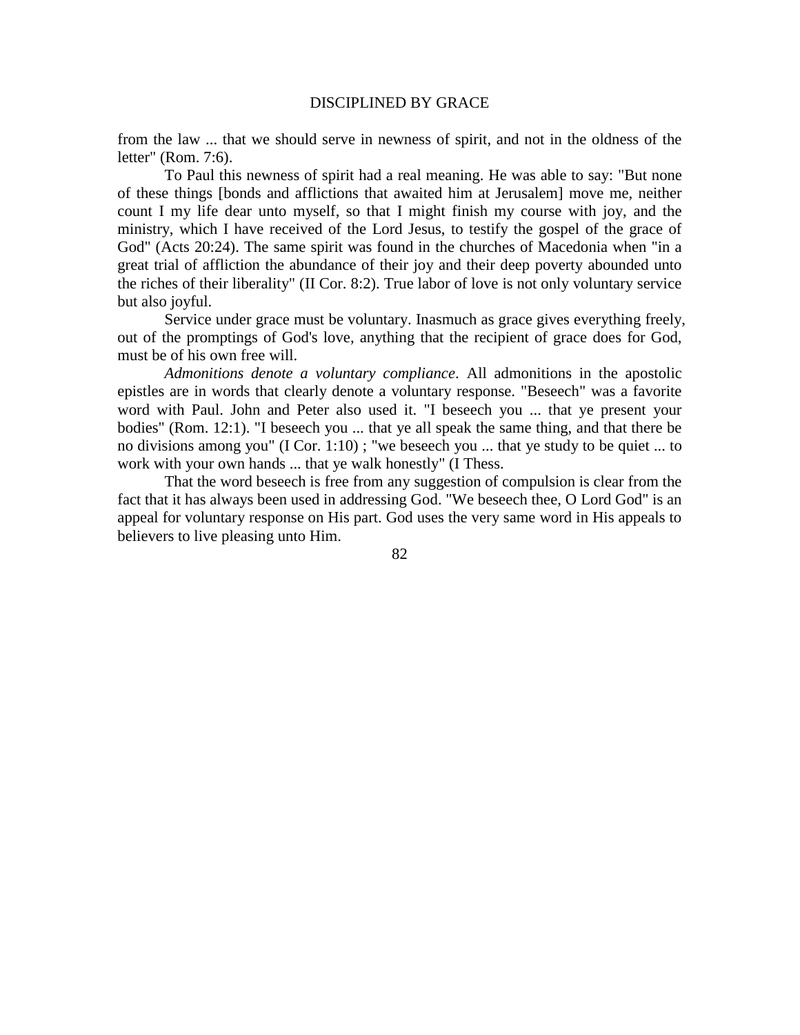from the law ... that we should serve in newness of spirit, and not in the oldness of the letter" (Rom. 7:6).

To Paul this newness of spirit had a real meaning. He was able to say: "But none of these things [bonds and afflictions that awaited him at Jerusalem] move me, neither count I my life dear unto myself, so that I might finish my course with joy, and the ministry, which I have received of the Lord Jesus, to testify the gospel of the grace of God" (Acts 20:24). The same spirit was found in the churches of Macedonia when "in a great trial of affliction the abundance of their joy and their deep poverty abounded unto the riches of their liberality" (II Cor. 8:2). True labor of love is not only voluntary service but also joyful.

Service under grace must be voluntary. Inasmuch as grace gives everything freely, out of the promptings of God's love, anything that the recipient of grace does for God, must be of his own free will.

*Admonitions denote a voluntary compliance*. All admonitions in the apostolic epistles are in words that clearly denote a voluntary response. "Beseech" was a favorite word with Paul. John and Peter also used it. "I beseech you ... that ye present your bodies" (Rom. 12:1). "I beseech you ... that ye all speak the same thing, and that there be no divisions among you" (I Cor. 1:10) ; "we beseech you ... that ye study to be quiet ... to work with your own hands ... that ye walk honestly" (I Thess.

That the word beseech is free from any suggestion of compulsion is clear from the fact that it has always been used in addressing God. "We beseech thee, O Lord God" is an appeal for voluntary response on His part. God uses the very same word in His appeals to believers to live pleasing unto Him.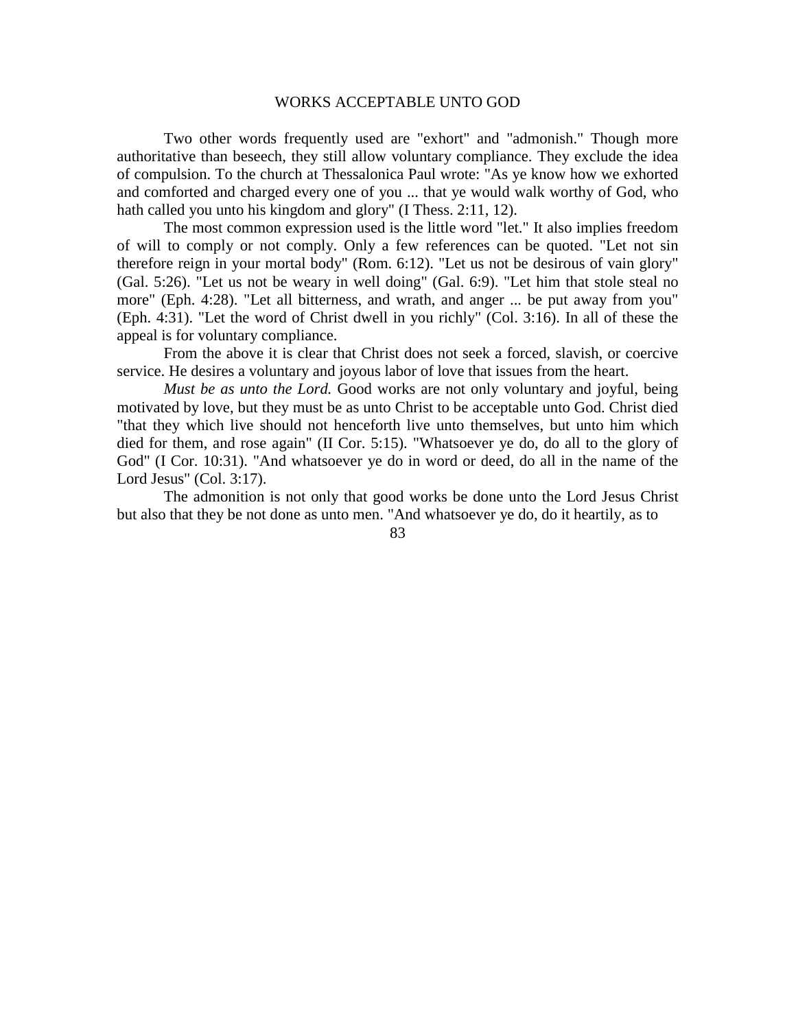Two other words frequently used are "exhort" and "admonish." Though more authoritative than beseech, they still allow voluntary compliance. They exclude the idea of compulsion. To the church at Thessalonica Paul wrote: "As ye know how we exhorted and comforted and charged every one of you ... that ye would walk worthy of God, who hath called you unto his kingdom and glory" (I Thess. 2:11, 12).

The most common expression used is the little word "let." It also implies freedom of will to comply or not comply. Only a few references can be quoted. "Let not sin therefore reign in your mortal body" (Rom. 6:12). "Let us not be desirous of vain glory" (Gal. 5:26). "Let us not be weary in well doing" (Gal. 6:9). "Let him that stole steal no more" (Eph. 4:28). "Let all bitterness, and wrath, and anger ... be put away from you" (Eph. 4:31). "Let the word of Christ dwell in you richly" (Col. 3:16). In all of these the appeal is for voluntary compliance.

From the above it is clear that Christ does not seek a forced, slavish, or coercive service. He desires a voluntary and joyous labor of love that issues from the heart.

*Must be as unto the Lord.* Good works are not only voluntary and joyful, being motivated by love, but they must be as unto Christ to be acceptable unto God. Christ died "that they which live should not henceforth live unto themselves, but unto him which died for them, and rose again" (II Cor. 5:15). "Whatsoever ye do, do all to the glory of God" (I Cor. 10:31). "And whatsoever ye do in word or deed, do all in the name of the Lord Jesus" (Col. 3:17).

The admonition is not only that good works be done unto the Lord Jesus Christ but also that they be not done as unto men. "And whatsoever ye do, do it heartily, as to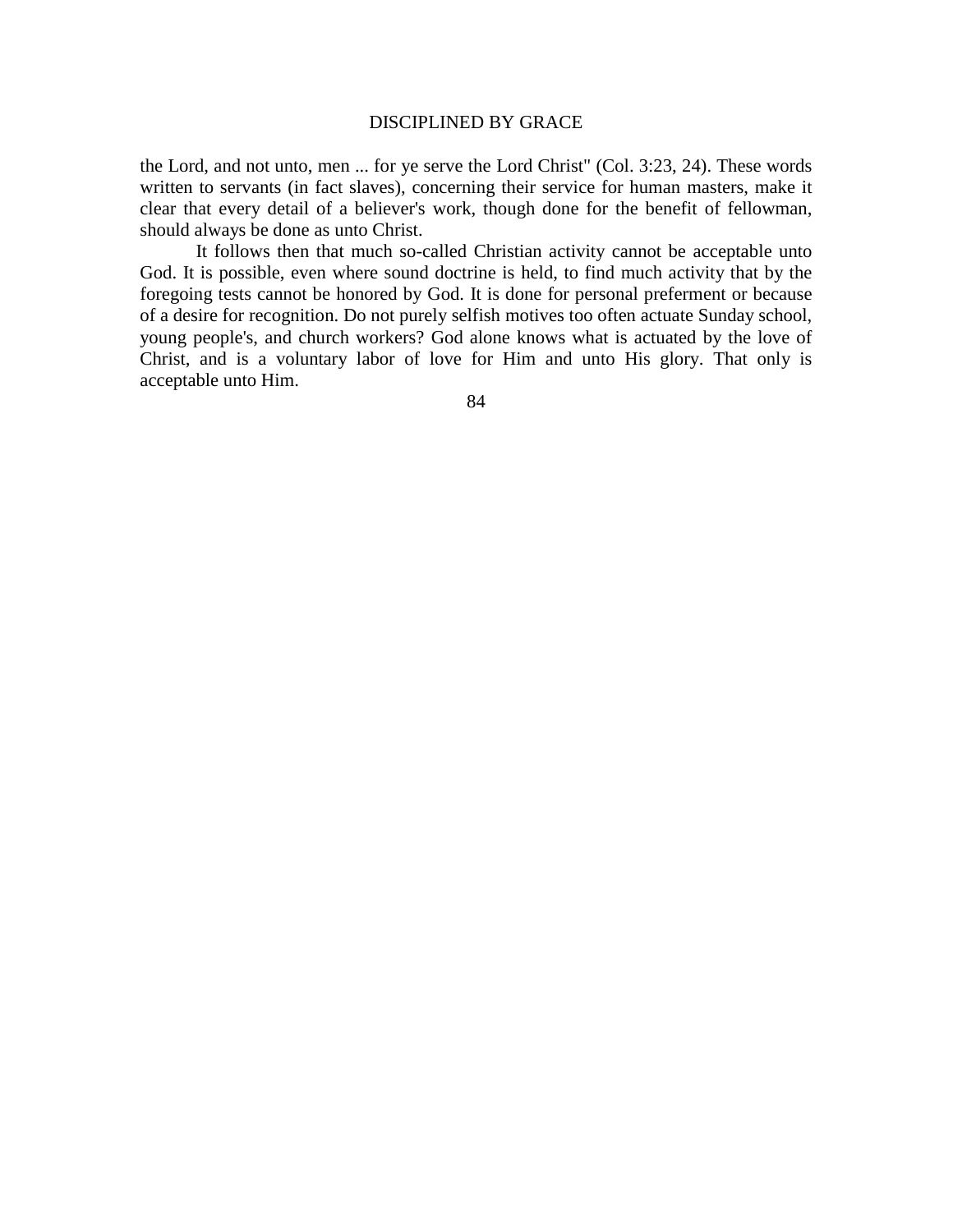the Lord, and not unto, men ... for ye serve the Lord Christ" (Col. 3:23, 24). These words written to servants (in fact slaves), concerning their service for human masters, make it clear that every detail of a believer's work, though done for the benefit of fellowman, should always be done as unto Christ.

It follows then that much so-called Christian activity cannot be acceptable unto God. It is possible, even where sound doctrine is held, to find much activity that by the foregoing tests cannot be honored by God. It is done for personal preferment or because of a desire for recognition. Do not purely selfish motives too often actuate Sunday school, young people's, and church workers? God alone knows what is actuated by the love of Christ, and is a voluntary labor of love for Him and unto His glory. That only is acceptable unto Him.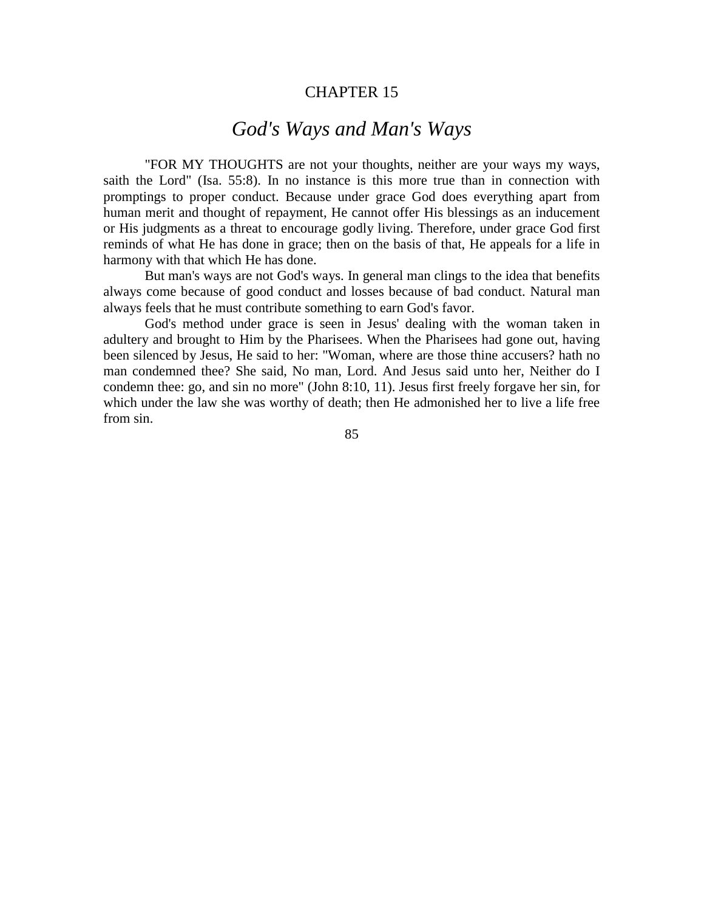# CHAPTER 15

## *God's Ways and Man's Ways*

"FOR MY THOUGHTS are not your thoughts, neither are your ways my ways, saith the Lord" (Isa. 55:8). In no instance is this more true than in connection with promptings to proper conduct. Because under grace God does everything apart from human merit and thought of repayment, He cannot offer His blessings as an inducement or His judgments as a threat to encourage godly living. Therefore, under grace God first reminds of what He has done in grace; then on the basis of that, He appeals for a life in harmony with that which He has done.

But man's ways are not God's ways. In general man clings to the idea that benefits always come because of good conduct and losses because of bad conduct. Natural man always feels that he must contribute something to earn God's favor.

God's method under grace is seen in Jesus' dealing with the woman taken in adultery and brought to Him by the Pharisees. When the Pharisees had gone out, having been silenced by Jesus, He said to her: "Woman, where are those thine accusers? hath no man condemned thee? She said, No man, Lord. And Jesus said unto her, Neither do I condemn thee: go, and sin no more" (John 8:10, 11). Jesus first freely forgave her sin, for which under the law she was worthy of death; then He admonished her to live a life free from sin.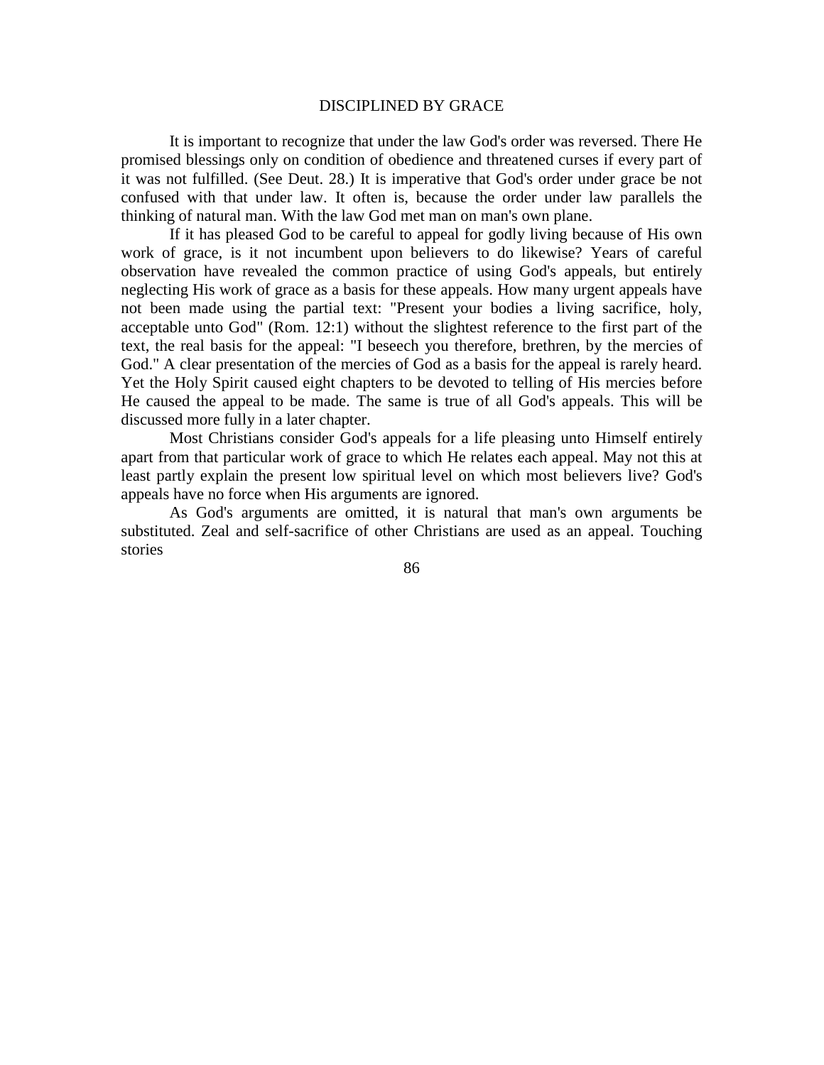It is important to recognize that under the law God's order was reversed. There He promised blessings only on condition of obedience and threatened curses if every part of it was not fulfilled. (See Deut. 28.) It is imperative that God's order under grace be not confused with that under law. It often is, because the order under law parallels the thinking of natural man. With the law God met man on man's own plane.

If it has pleased God to be careful to appeal for godly living because of His own work of grace, is it not incumbent upon believers to do likewise? Years of careful observation have revealed the common practice of using God's appeals, but entirely neglecting His work of grace as a basis for these appeals. How many urgent appeals have not been made using the partial text: "Present your bodies a living sacrifice, holy, acceptable unto God" (Rom. 12:1) without the slightest reference to the first part of the text, the real basis for the appeal: "I beseech you therefore, brethren, by the mercies of God." A clear presentation of the mercies of God as a basis for the appeal is rarely heard. Yet the Holy Spirit caused eight chapters to be devoted to telling of His mercies before He caused the appeal to be made. The same is true of all God's appeals. This will be discussed more fully in a later chapter.

Most Christians consider God's appeals for a life pleasing unto Himself entirely apart from that particular work of grace to which He relates each appeal. May not this at least partly explain the present low spiritual level on which most believers live? God's appeals have no force when His arguments are ignored.

As God's arguments are omitted, it is natural that man's own arguments be substituted. Zeal and self-sacrifice of other Christians are used as an appeal. Touching stories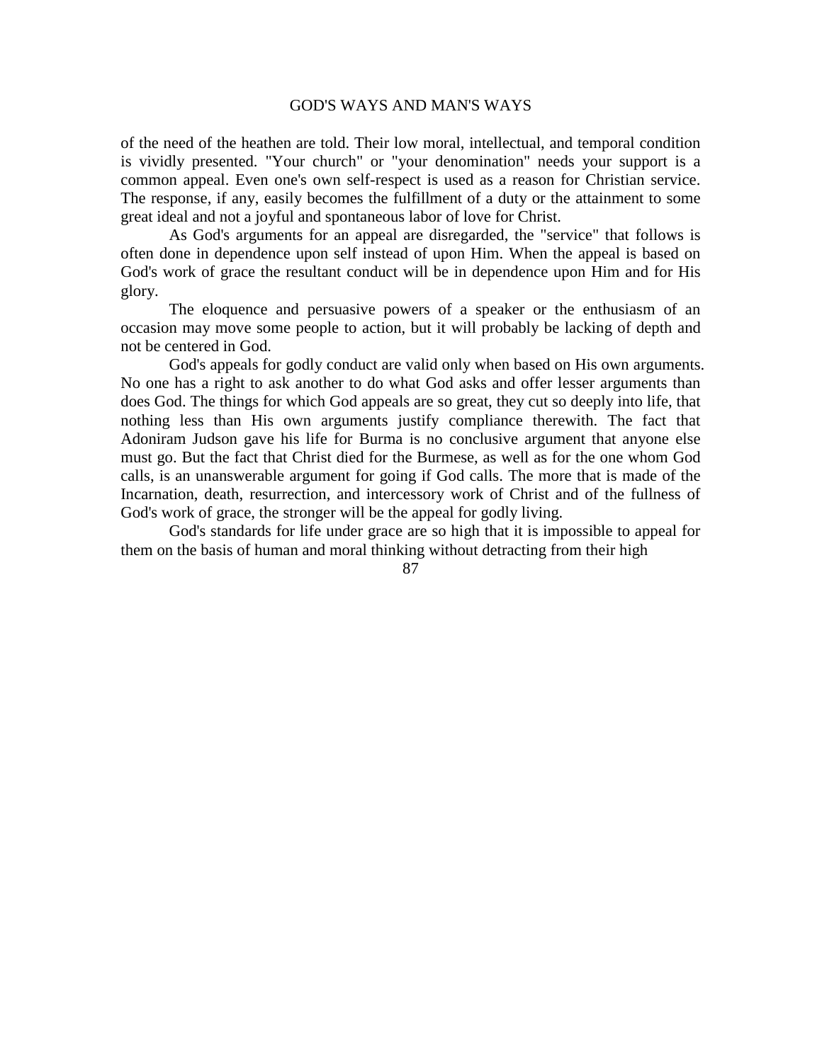of the need of the heathen are told. Their low moral, intellectual, and temporal condition is vividly presented. "Your church" or "your denomination" needs your support is a common appeal. Even one's own self-respect is used as a reason for Christian service. The response, if any, easily becomes the fulfillment of a duty or the attainment to some great ideal and not a joyful and spontaneous labor of love for Christ.

As God's arguments for an appeal are disregarded, the "service" that follows is often done in dependence upon self instead of upon Him. When the appeal is based on God's work of grace the resultant conduct will be in dependence upon Him and for His glory.

The eloquence and persuasive powers of a speaker or the enthusiasm of an occasion may move some people to action, but it will probably be lacking of depth and not be centered in God.

God's appeals for godly conduct are valid only when based on His own arguments. No one has a right to ask another to do what God asks and offer lesser arguments than does God. The things for which God appeals are so great, they cut so deeply into life, that nothing less than His own arguments justify compliance therewith. The fact that Adoniram Judson gave his life for Burma is no conclusive argument that anyone else must go. But the fact that Christ died for the Burmese, as well as for the one whom God calls, is an unanswerable argument for going if God calls. The more that is made of the Incarnation, death, resurrection, and intercessory work of Christ and of the fullness of God's work of grace, the stronger will be the appeal for godly living.

God's standards for life under grace are so high that it is impossible to appeal for them on the basis of human and moral thinking without detracting from their high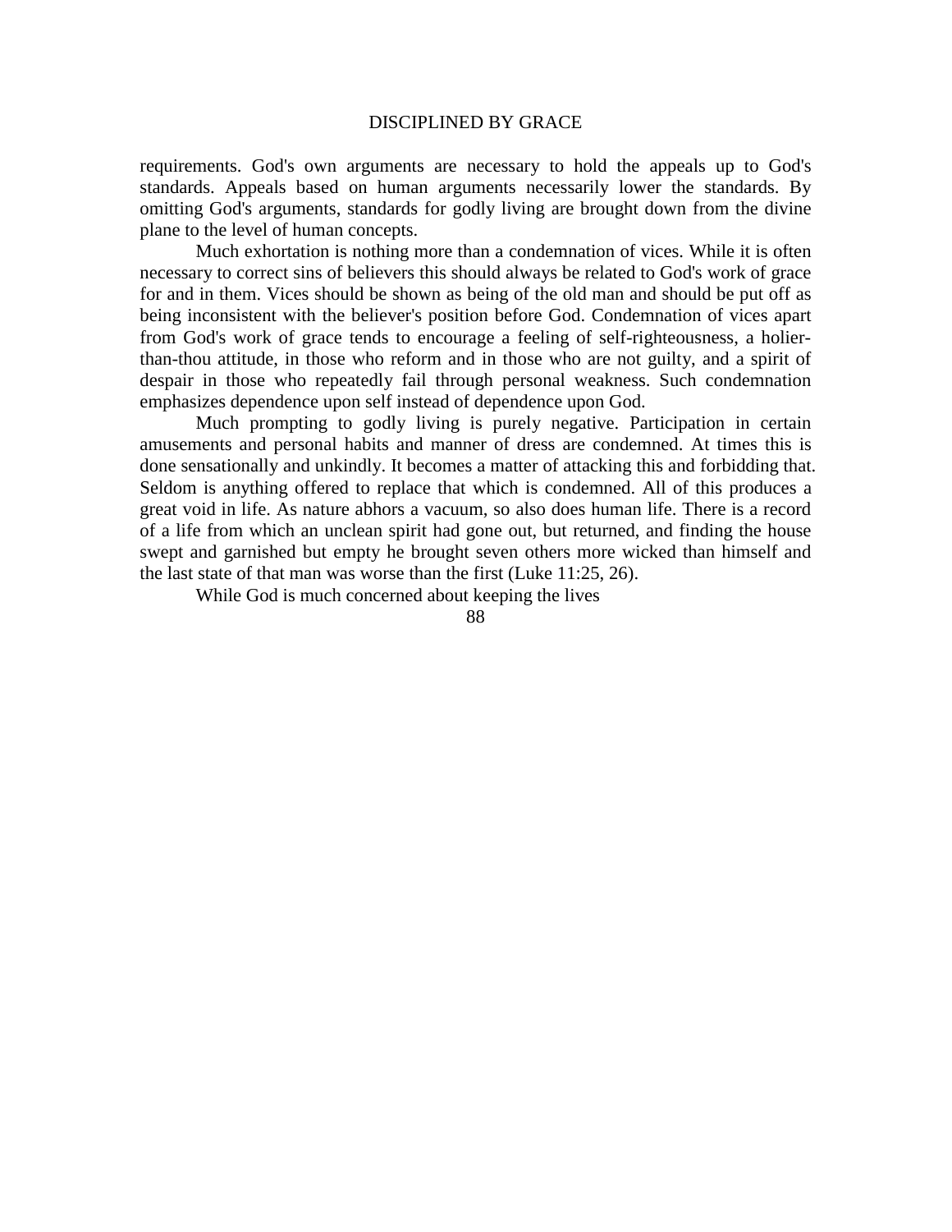requirements. God's own arguments are necessary to hold the appeals up to God's standards. Appeals based on human arguments necessarily lower the standards. By omitting God's arguments, standards for godly living are brought down from the divine plane to the level of human concepts.

Much exhortation is nothing more than a condemnation of vices. While it is often necessary to correct sins of believers this should always be related to God's work of grace for and in them. Vices should be shown as being of the old man and should be put off as being inconsistent with the believer's position before God. Condemnation of vices apart from God's work of grace tends to encourage a feeling of self-righteousness, a holier-than-thou attitude, in those who reform and in those who are not guilty, and a spirit of despair in those who repeatedly fail through personal weakness. Such condemnation emphasizes dependence upon self instead of dependence upon God.

Much prompting to godly living is purely negative. Participation in certain amusements and personal habits and manner of dress are condemned. At times this is done sensationally and unkindly. It becomes a matter of attacking this and forbidding that. Seldom is anything offered to replace that which is condemned. All of this produces a great void in life. As nature abhors a vacuum, so also does human life. There is a record of a life from which an unclean spirit had gone out, but returned, and finding the house swept and garnished but empty he brought seven others more wicked than himself and the last state of that man was worse than the first (Luke 11:25, 26).

While God is much concerned about keeping the lives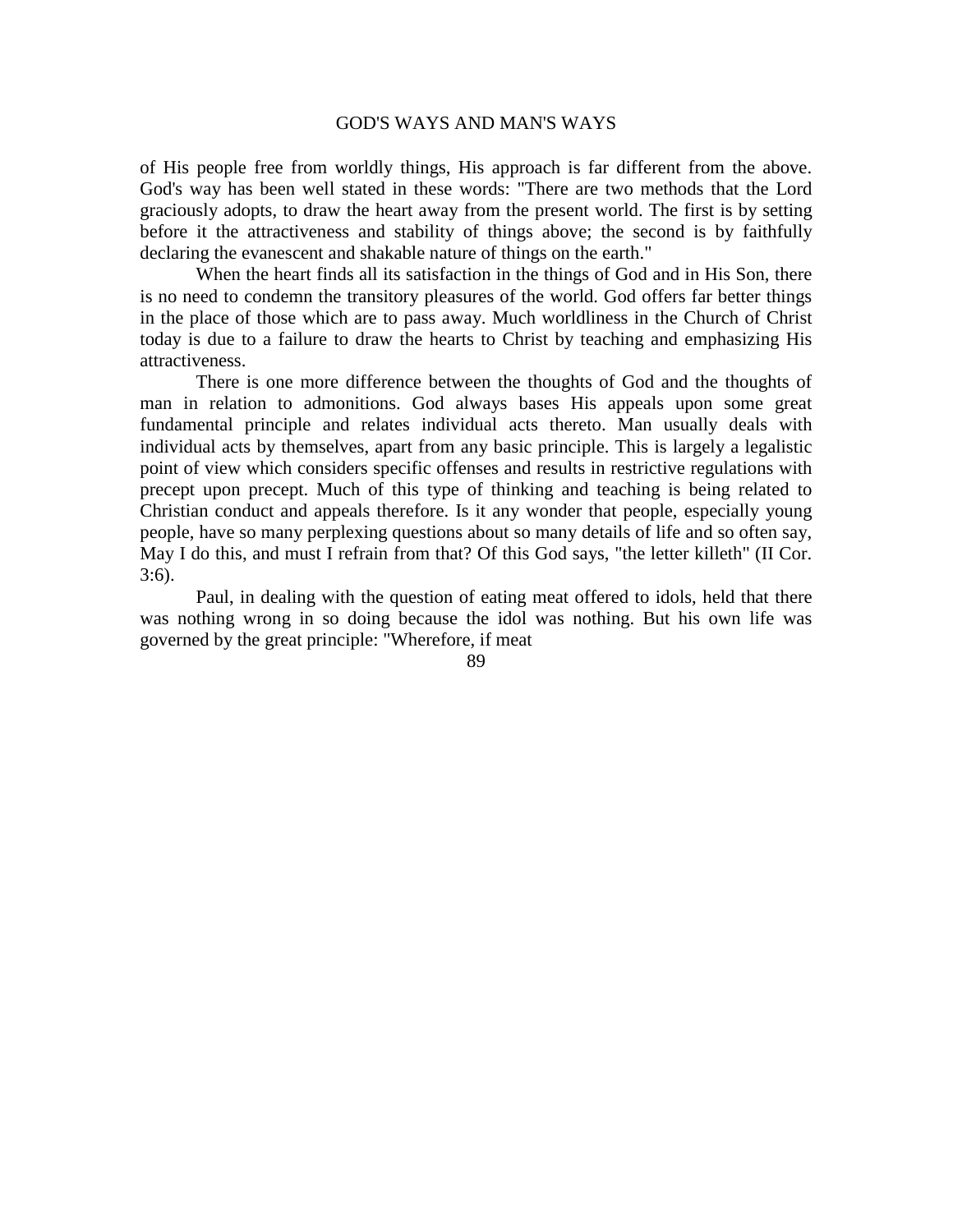of His people free from worldly things, His approach is far different from the above. God's way has been well stated in these words: "There are two methods that the Lord graciously adopts, to draw the heart away from the present world. The first is by setting before it the attractiveness and stability of things above; the second is by faithfully declaring the evanescent and shakable nature of things on the earth."

When the heart finds all its satisfaction in the things of God and in His Son, there is no need to condemn the transitory pleasures of the world. God offers far better things in the place of those which are to pass away. Much worldliness in the Church of Christ today is due to a failure to draw the hearts to Christ by teaching and emphasizing His attractiveness.

There is one more difference between the thoughts of God and the thoughts of man in relation to admonitions. God always bases His appeals upon some great fundamental principle and relates individual acts thereto. Man usually deals with individual acts by themselves, apart from any basic principle. This is largely a legalistic point of view which considers specific offenses and results in restrictive regulations with precept upon precept. Much of this type of thinking and teaching is being related to Christian conduct and appeals therefore. Is it any wonder that people, especially young people, have so many perplexing questions about so many details of life and so often say, May I do this, and must I refrain from that? Of this God says, "the letter killeth" (II Cor. 3:6).

Paul, in dealing with the question of eating meat offered to idols, held that there was nothing wrong in so doing because the idol was nothing. But his own life was governed by the great principle: "Wherefore, if meat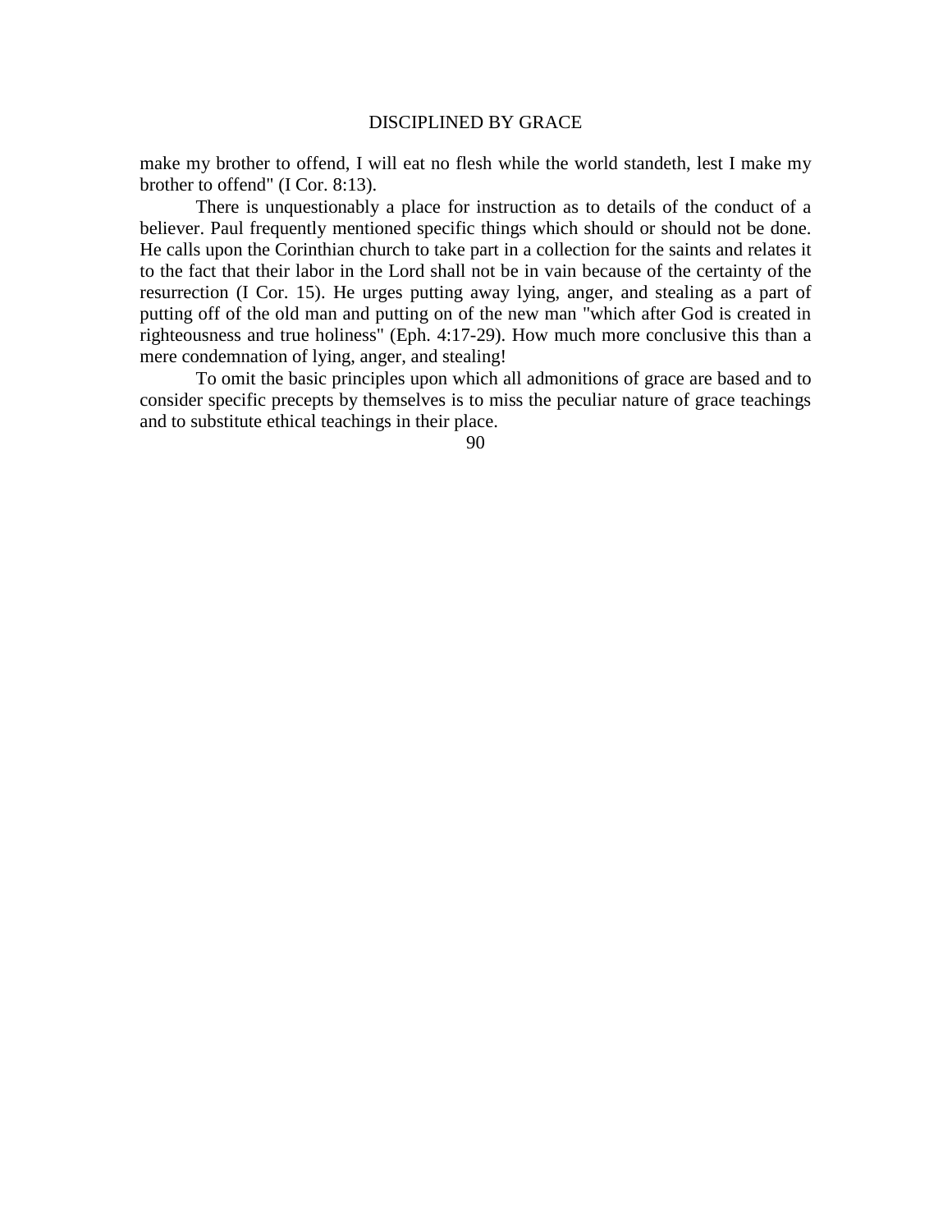make my brother to offend, I will eat no flesh while the world standeth, lest I make my brother to offend" (I Cor. 8:13).

There is unquestionably a place for instruction as to details of the conduct of a believer. Paul frequently mentioned specific things which should or should not be done. He calls upon the Corinthian church to take part in a collection for the saints and relates it to the fact that their labor in the Lord shall not be in vain because of the certainty of the resurrection (I Cor. 15). He urges putting away lying, anger, and stealing as a part of putting off of the old man and putting on of the new man "which after God is created in righteousness and true holiness" (Eph. 4:17-29). How much more conclusive this than a mere condemnation of lying, anger, and stealing!

To omit the basic principles upon which all admonitions of grace are based and to consider specific precepts by themselves is to miss the peculiar nature of grace teachings and to substitute ethical teachings in their place.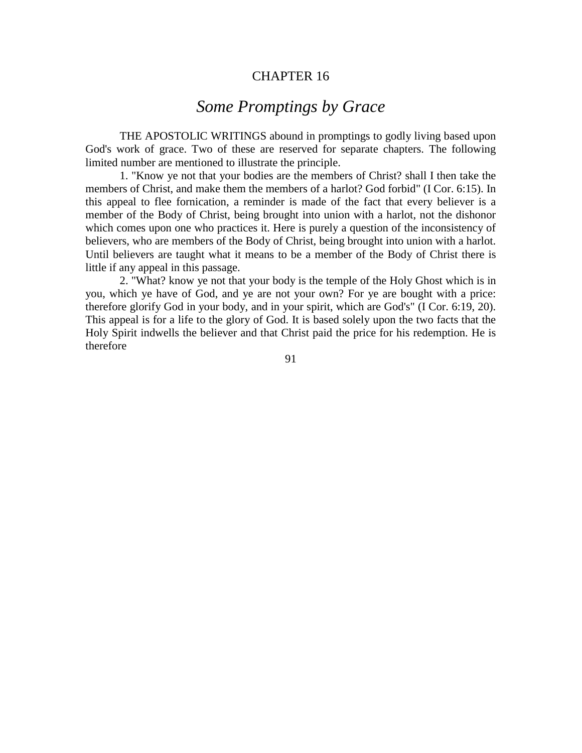# CHAPTER 16

## *Some Promptings by Grace*

THE APOSTOLIC WRITINGS abound in promptings to godly living based upon God's work of grace. Two of these are reserved for separate chapters. The following limited number are mentioned to illustrate the principle.

1. "Know ye not that your bodies are the members of Christ? shall I then take the members of Christ, and make them the members of a harlot? God forbid" (I Cor. 6:15). In this appeal to flee fornication, a reminder is made of the fact that every believer is a member of the Body of Christ, being brought into union with a harlot, not the dishonor which comes upon one who practices it. Here is purely a question of the inconsistency of believers, who are members of the Body of Christ, being brought into union with a harlot. Until believers are taught what it means to be a member of the Body of Christ there is little if any appeal in this passage.

2. "What? know ye not that your body is the temple of the Holy Ghost which is in you, which ye have of God, and ye are not your own? For ye are bought with a price: therefore glorify God in your body, and in your spirit, which are God's" (I Cor. 6:19, 20). This appeal is for a life to the glory of God. It is based solely upon the two facts that the Holy Spirit indwells the believer and that Christ paid the price for his redemption. He is therefore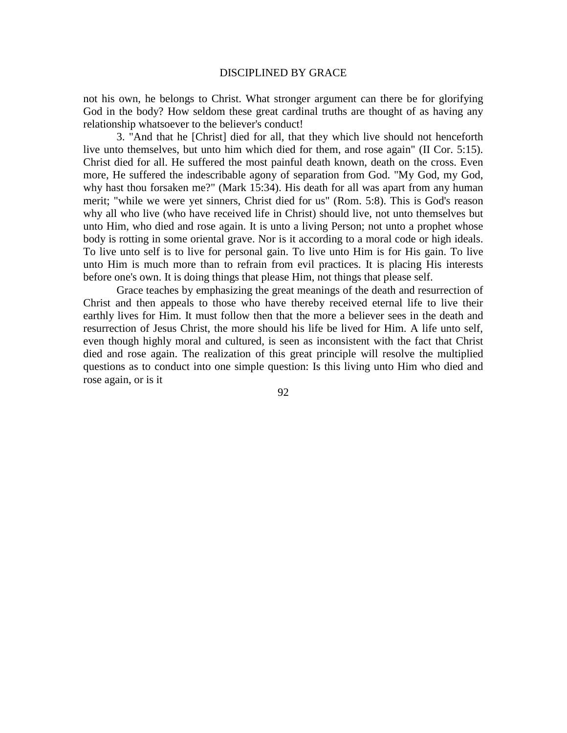not his own, he belongs to Christ. What stronger argument can there be for glorifying God in the body? How seldom these great cardinal truths are thought of as having any relationship whatsoever to the believer's conduct!

3. "And that he [Christ] died for all, that they which live should not henceforth live unto themselves, but unto him which died for them, and rose again" (II Cor. 5:15). Christ died for all. He suffered the most painful death known, death on the cross. Even more, He suffered the indescribable agony of separation from God. "My God, my God, why hast thou forsaken me?" (Mark 15:34). His death for all was apart from any human merit; "while we were yet sinners, Christ died for us" (Rom. 5:8). This is God's reason why all who live (who have received life in Christ) should live, not unto themselves but unto Him, who died and rose again. It is unto a living Person; not unto a prophet whose body is rotting in some oriental grave. Nor is it according to a moral code or high ideals. To live unto self is to live for personal gain. To live unto Him is for His gain. To live unto Him is much more than to refrain from evil practices. It is placing His interests before one's own. It is doing things that please Him, not things that please self.

Grace teaches by emphasizing the great meanings of the death and resurrection of Christ and then appeals to those who have thereby received eternal life to live their earthly lives for Him. It must follow then that the more a believer sees in the death and resurrection of Jesus Christ, the more should his life be lived for Him. A life unto self, even though highly moral and cultured, is seen as inconsistent with the fact that Christ died and rose again. The realization of this great principle will resolve the multiplied questions as to conduct into one simple question: Is this living unto Him who died and rose again, or is it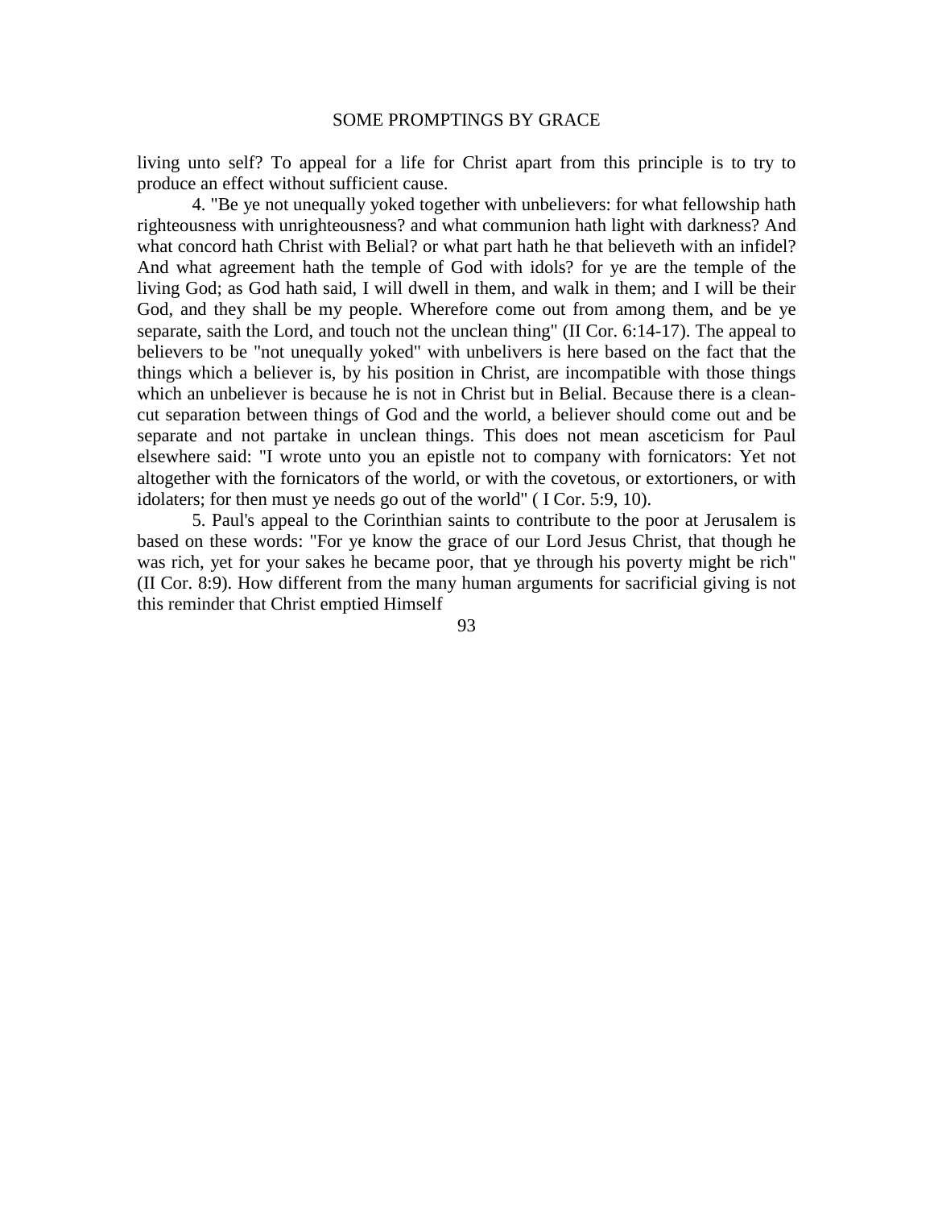living unto self? To appeal for a life for Christ apart from this principle is to try to produce an effect without sufficient cause.

4. "Be ye not unequally yoked together with unbelievers: for what fellowship hath righteousness with unrighteousness? and what communion hath light with darkness? And what concord hath Christ with Belial? or what part hath he that believeth with an infidel? And what agreement hath the temple of God with idols? for ye are the temple of the living God; as God hath said, I will dwell in them, and walk in them; and I will be their God, and they shall be my people. Wherefore come out from among them, and be ye separate, saith the Lord, and touch not the unclean thing" (II Cor. 6:14-17). The appeal to believers to be "not unequally yoked" with unbelivers is here based on the fact that the things which a believer is, by his position in Christ, are incompatible with those things which an unbeliever is because he is not in Christ but in Belial. Because there is a clean-cut separation between things of God and the world, a believer should come out and be separate and not partake in unclean things. This does not mean asceticism for Paul elsewhere said: "I wrote unto you an epistle not to company with fornicators: Yet not altogether with the fornicators of the world, or with the covetous, or extortioners, or with idolaters; for then must ye needs go out of the world" ( I Cor. 5:9, 10).

5. Paul's appeal to the Corinthian saints to contribute to the poor at Jerusalem is based on these words: "For ye know the grace of our Lord Jesus Christ, that though he was rich, yet for your sakes he became poor, that ye through his poverty might be rich" (II Cor. 8:9). How different from the many human arguments for sacrificial giving is not this reminder that Christ emptied Himself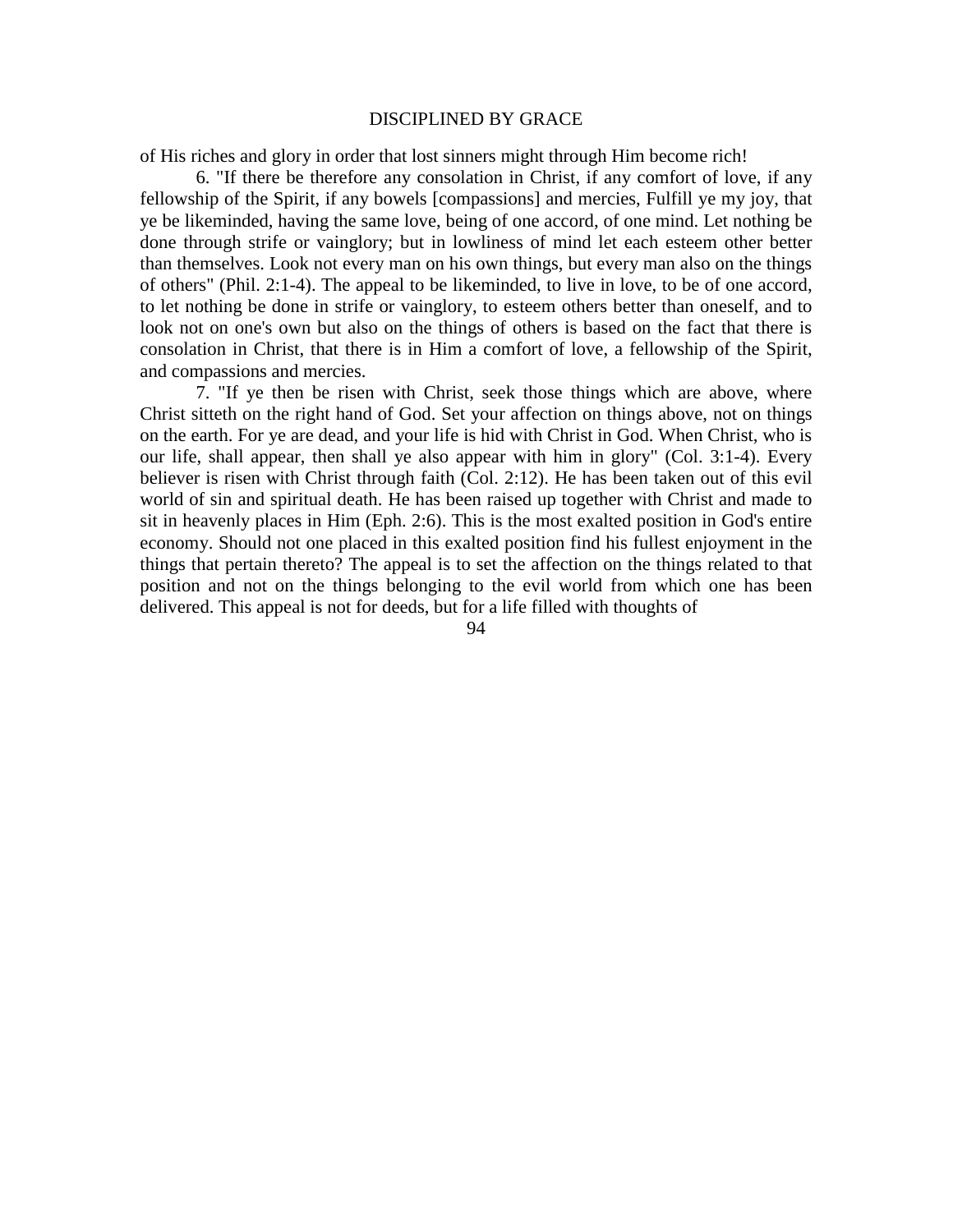of His riches and glory in order that lost sinners might through Him become rich!

6. "If there be therefore any consolation in Christ, if any comfort of love, if any fellowship of the Spirit, if any bowels [compassions] and mercies, Fulfill ye my joy, that ye be likeminded, having the same love, being of one accord, of one mind. Let nothing be done through strife or vainglory; but in lowliness of mind let each esteem other better than themselves. Look not every man on his own things, but every man also on the things of others" (Phil. 2:1-4). The appeal to be likeminded, to live in love, to be of one accord, to let nothing be done in strife or vainglory, to esteem others better than oneself, and to look not on one's own but also on the things of others is based on the fact that there is consolation in Christ, that there is in Him a comfort of love, a fellowship of the Spirit, and compassions and mercies.

7. "If ye then be risen with Christ, seek those things which are above, where Christ sitteth on the right hand of God. Set your affection on things above, not on things on the earth. For ye are dead, and your life is hid with Christ in God. When Christ, who is our life, shall appear, then shall ye also appear with him in glory" (Col. 3:1-4). Every believer is risen with Christ through faith (Col. 2:12). He has been taken out of this evil world of sin and spiritual death. He has been raised up together with Christ and made to sit in heavenly places in Him (Eph. 2:6). This is the most exalted position in God's entire economy. Should not one placed in this exalted position find his fullest enjoyment in the things that pertain thereto? The appeal is to set the affection on the things related to that position and not on the things belonging to the evil world from which one has been delivered. This appeal is not for deeds, but for a life filled with thoughts of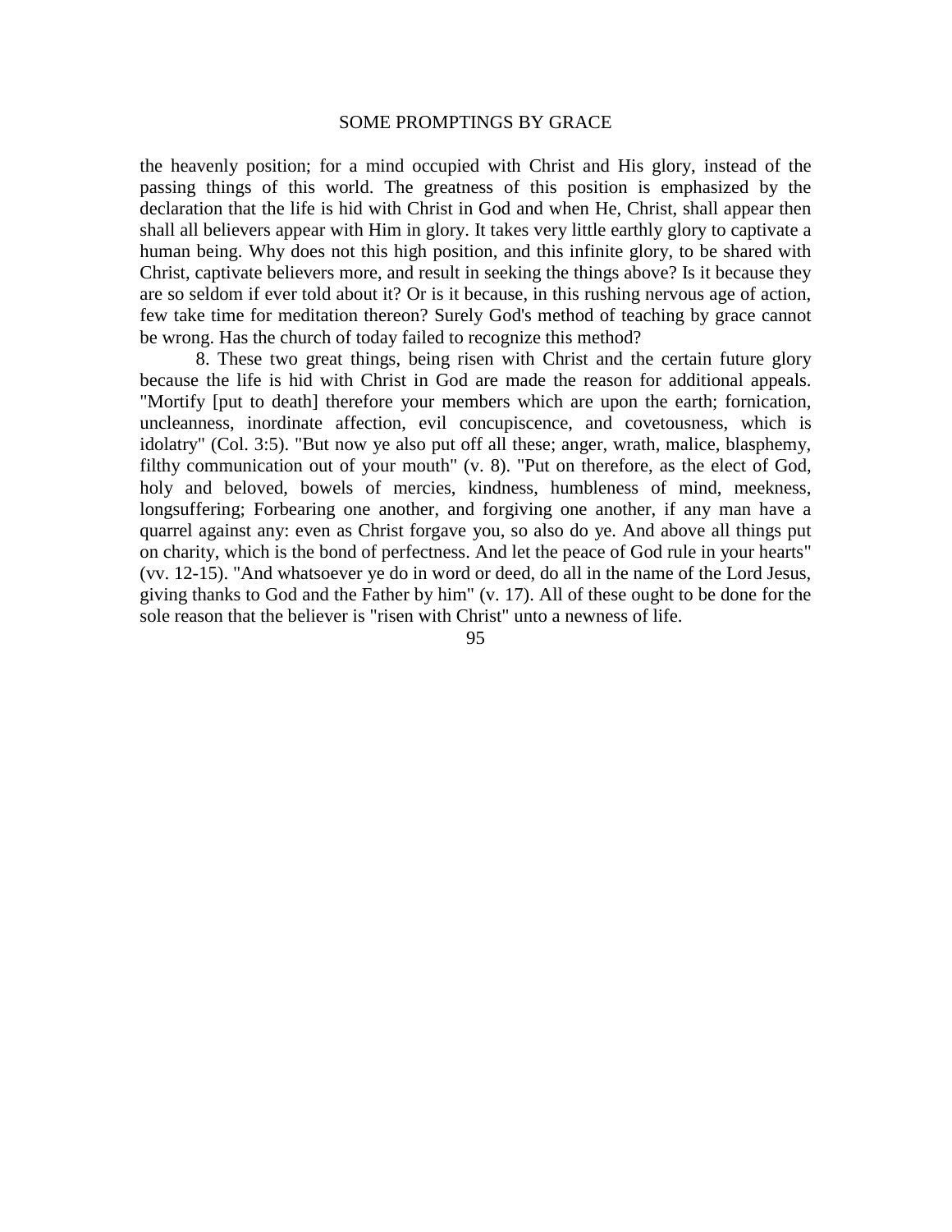the heavenly position; for a mind occupied with Christ and His glory, instead of the passing things of this world. The greatness of this position is emphasized by the declaration that the life is hid with Christ in God and when He, Christ, shall appear then shall all believers appear with Him in glory. It takes very little earthly glory to captivate a human being. Why does not this high position, and this infinite glory, to be shared with Christ, captivate believers more, and result in seeking the things above? Is it because they are so seldom if ever told about it? Or is it because, in this rushing nervous age of action, few take time for meditation thereon? Surely God's method of teaching by grace cannot be wrong. Has the church of today failed to recognize this method?

8. These two great things, being risen with Christ and the certain future glory because the life is hid with Christ in God are made the reason for additional appeals. "Mortify [put to death] therefore your members which are upon the earth; fornication, uncleanness, inordinate affection, evil concupiscence, and covetousness, which is idolatry" (Col. 3:5). "But now ye also put off all these; anger, wrath, malice, blasphemy, filthy communication out of your mouth" (v. 8). "Put on therefore, as the elect of God, holy and beloved, bowels of mercies, kindness, humbleness of mind, meekness, longsuffering; Forbearing one another, and forgiving one another, if any man have a quarrel against any: even as Christ forgave you, so also do ye. And above all things put on charity, which is the bond of perfectness. And let the peace of God rule in your hearts" (vv. 12-15). "And whatsoever ye do in word or deed, do all in the name of the Lord Jesus, giving thanks to God and the Father by him" (v. 17). All of these ought to be done for the sole reason that the believer is "risen with Christ" unto a newness of life.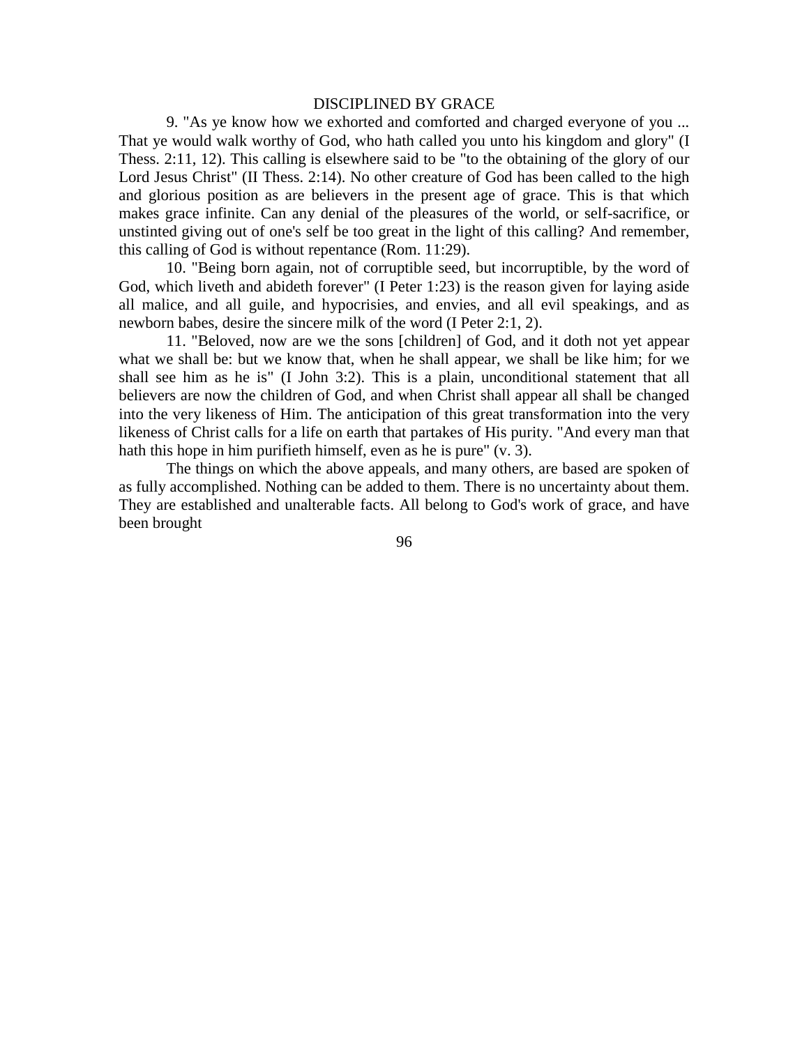9. "As ye know how we exhorted and comforted and charged everyone of you ... That ye would walk worthy of God, who hath called you unto his kingdom and glory" (I Thess. 2:11, 12). This calling is elsewhere said to be "to the obtaining of the glory of our Lord Jesus Christ" (II Thess. 2:14). No other creature of God has been called to the high and glorious position as are believers in the present age of grace. This is that which makes grace infinite. Can any denial of the pleasures of the world, or self-sacrifice, or unstinted giving out of one's self be too great in the light of this calling? And remember, this calling of God is without repentance (Rom. 11:29).

10. "Being born again, not of corruptible seed, but incorruptible, by the word of God, which liveth and abideth forever" (I Peter 1:23) is the reason given for laying aside all malice, and all guile, and hypocrisies, and envies, and all evil speakings, and as newborn babes, desire the sincere milk of the word (I Peter 2:1, 2).

11. "Beloved, now are we the sons [children] of God, and it doth not yet appear what we shall be: but we know that, when he shall appear, we shall be like him; for we shall see him as he is" (I John 3:2). This is a plain, unconditional statement that all believers are now the children of God, and when Christ shall appear all shall be changed into the very likeness of Him. The anticipation of this great transformation into the very likeness of Christ calls for a life on earth that partakes of His purity. "And every man that hath this hope in him purifieth himself, even as he is pure" (v. 3).

The things on which the above appeals, and many others, are based are spoken of as fully accomplished. Nothing can be added to them. There is no uncertainty about them. They are established and unalterable facts. All belong to God's work of grace, and have been brought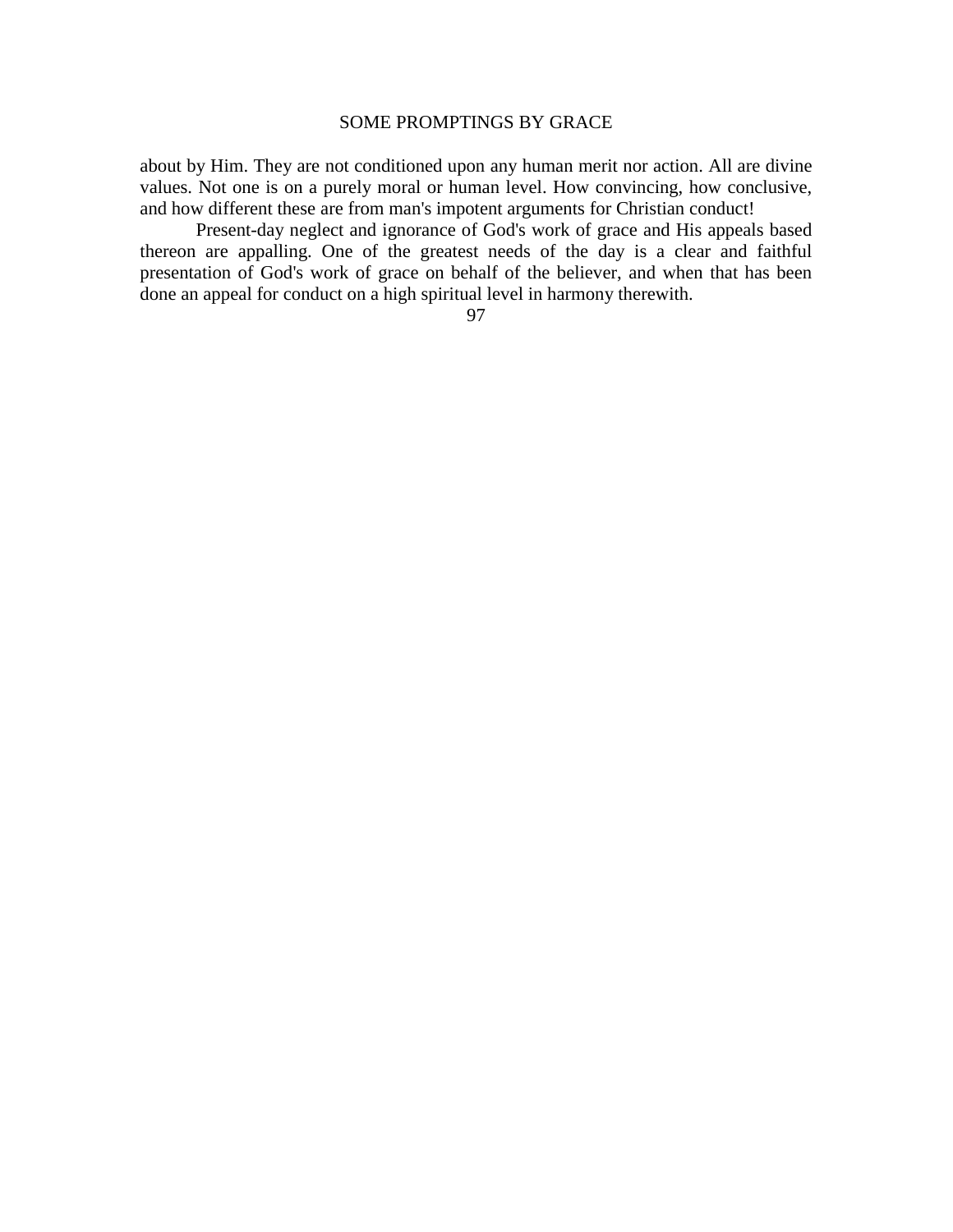about by Him. They are not conditioned upon any human merit nor action. All are divine values. Not one is on a purely moral or human level. How convincing, how conclusive, and how different these are from man's impotent arguments for Christian conduct!

Present-day neglect and ignorance of God's work of grace and His appeals based thereon are appalling. One of the greatest needs of the day is a clear and faithful presentation of God's work of grace on behalf of the believer, and when that has been done an appeal for conduct on a high spiritual level in harmony therewith.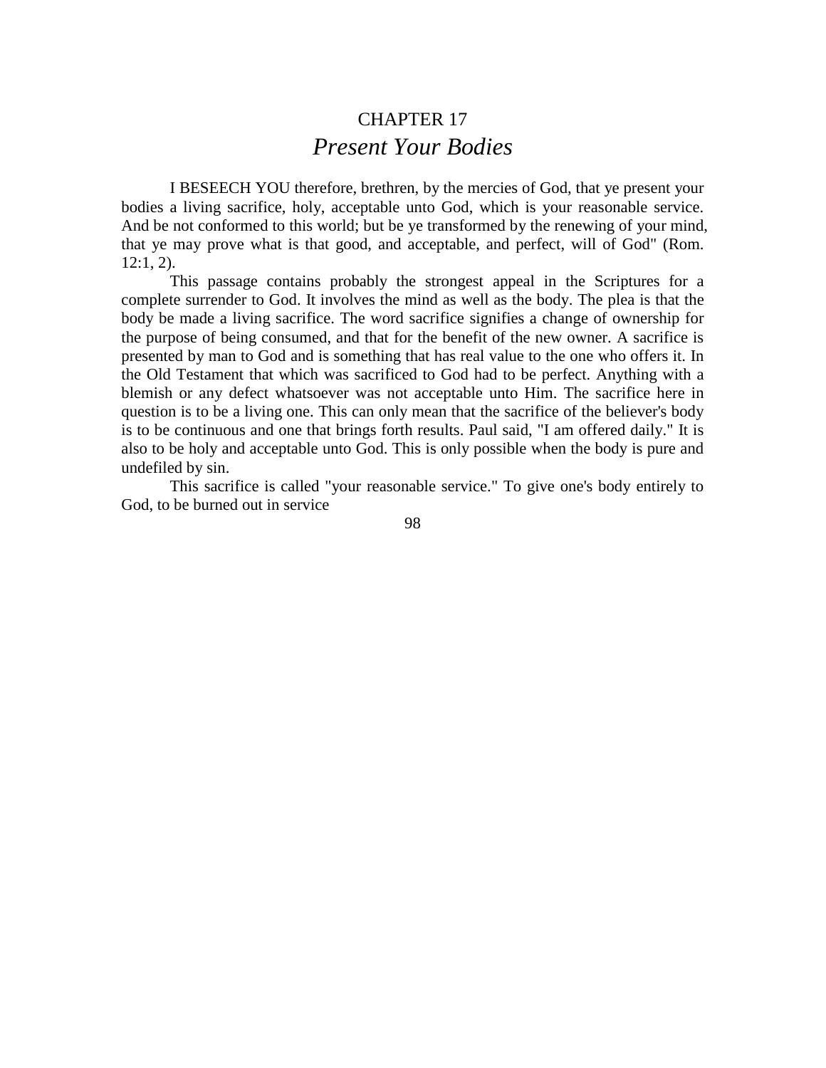# CHAPTER 17

## *Present Your Bodies*

I BESEECH YOU therefore, brethren, by the mercies of God, that ye present your bodies a living sacrifice, holy, acceptable unto God, which is your reasonable service. And be not conformed to this world; but be ye transformed by the renewing of your mind, that ye may prove what is that good, and acceptable, and perfect, will of God" (Rom. 12:1, 2).

This passage contains probably the strongest appeal in the Scriptures for a complete surrender to God. It involves the mind as well as the body. The plea is that the body be made a living sacrifice. The word sacrifice signifies a change of ownership for the purpose of being consumed, and that for the benefit of the new owner. A sacrifice is presented by man to God and is something that has real value to the one who offers it. In the Old Testament that which was sacrificed to God had to be perfect. Anything with a blemish or any defect whatsoever was not acceptable unto Him. The sacrifice here in question is to be a living one. This can only mean that the sacrifice of the believer's body is to be continuous and one that brings forth results. Paul said, "I am offered daily." It is also to be holy and acceptable unto God. This is only possible when the body is pure and undefiled by sin.

This sacrifice is called "your reasonable service." To give one's body entirely to God, to be burned out in service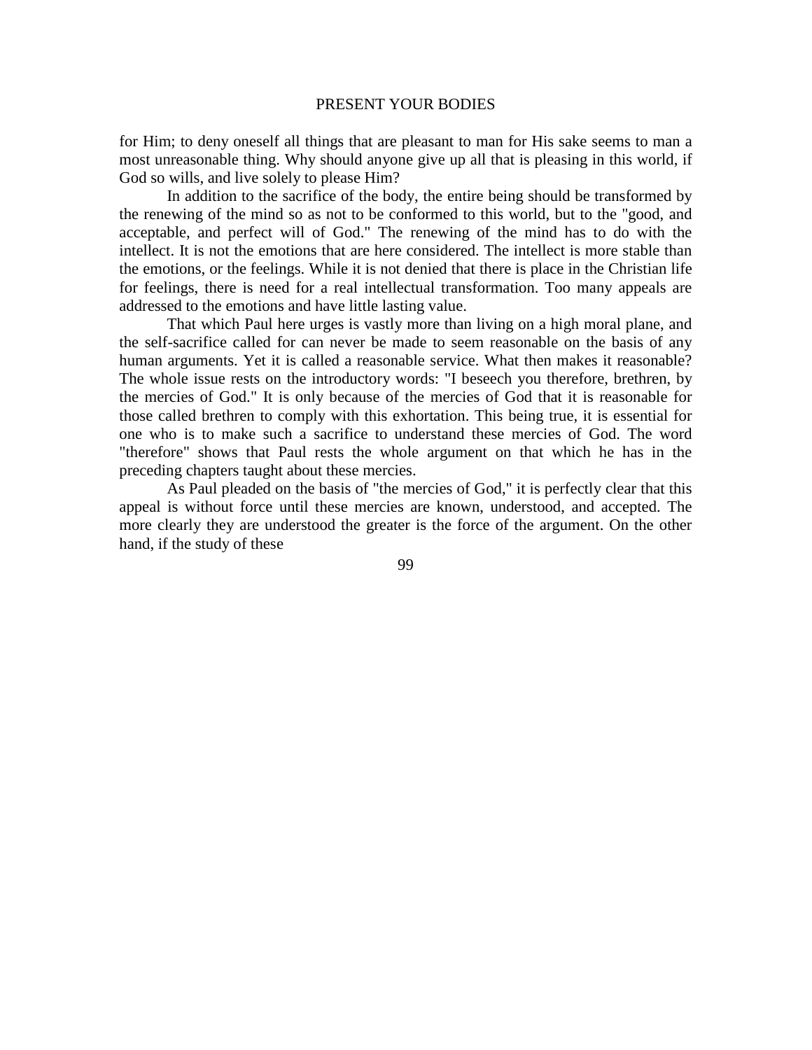for Him; to deny oneself all things that are pleasant to man for His sake seems to man a most unreasonable thing. Why should anyone give up all that is pleasing in this world, if God so wills, and live solely to please Him?

In addition to the sacrifice of the body, the entire being should be transformed by the renewing of the mind so as not to be conformed to this world, but to the "good, and acceptable, and perfect will of God." The renewing of the mind has to do with the intellect. It is not the emotions that are here considered. The intellect is more stable than the emotions, or the feelings. While it is not denied that there is place in the Christian life for feelings, there is need for a real intellectual transformation. Too many appeals are addressed to the emotions and have little lasting value.

That which Paul here urges is vastly more than living on a high moral plane, and the self-sacrifice called for can never be made to seem reasonable on the basis of any human arguments. Yet it is called a reasonable service. What then makes it reasonable? The whole issue rests on the introductory words: "I beseech you therefore, brethren, by the mercies of God." It is only because of the mercies of God that it is reasonable for those called brethren to comply with this exhortation. This being true, it is essential for one who is to make such a sacrifice to understand these mercies of God. The word "therefore" shows that Paul rests the whole argument on that which he has in the preceding chapters taught about these mercies.

As Paul pleaded on the basis of "the mercies of God," it is perfectly clear that this appeal is without force until these mercies are known, understood, and accepted. The more clearly they are understood the greater is the force of the argument. On the other hand, if the study of these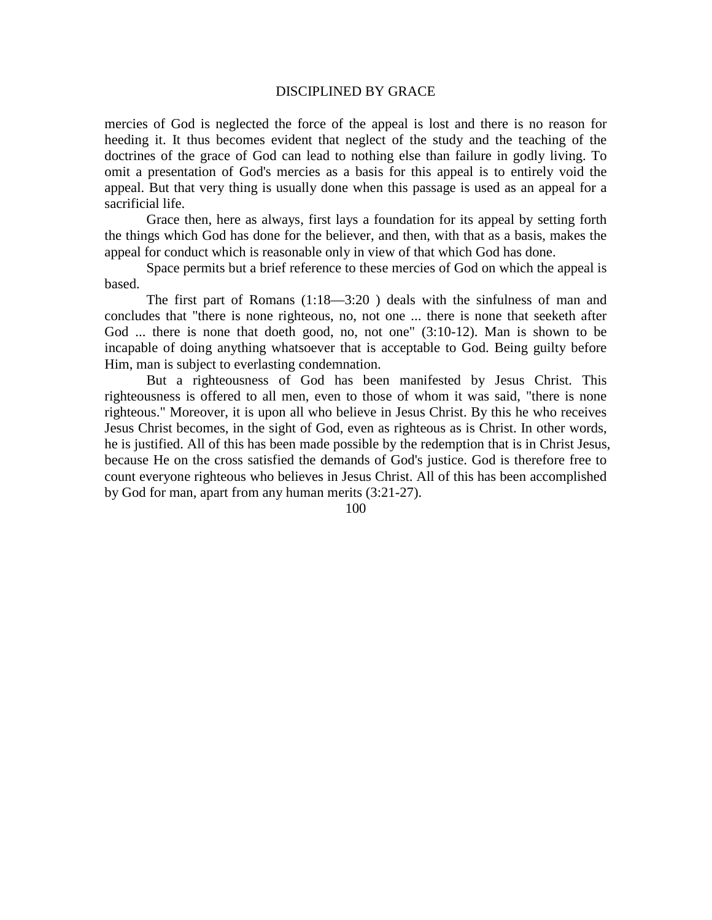mercies of God is neglected the force of the appeal is lost and there is no reason for heeding it. It thus becomes evident that neglect of the study and the teaching of the doctrines of the grace of God can lead to nothing else than failure in godly living. To omit a presentation of God's mercies as a basis for this appeal is to entirely void the appeal. But that very thing is usually done when this passage is used as an appeal for a sacrificial life.

Grace then, here as always, first lays a foundation for its appeal by setting forth the things which God has done for the believer, and then, with that as a basis, makes the appeal for conduct which is reasonable only in view of that which God has done.

Space permits but a brief reference to these mercies of God on which the appeal is based.

The first part of Romans (1:18—3:20 ) deals with the sinfulness of man and concludes that "there is none righteous, no, not one ... there is none that seeketh after God ... there is none that doeth good, no, not one" (3:10-12). Man is shown to be incapable of doing anything whatsoever that is acceptable to God. Being guilty before Him, man is subject to everlasting condemnation.

But a righteousness of God has been manifested by Jesus Christ. This righteousness is offered to all men, even to those of whom it was said, "there is none righteous." Moreover, it is upon all who believe in Jesus Christ. By this he who receives Jesus Christ becomes, in the sight of God, even as righteous as is Christ. In other words, he is justified. All of this has been made possible by the redemption that is in Christ Jesus, because He on the cross satisfied the demands of God's justice. God is therefore free to count everyone righteous who believes in Jesus Christ. All of this has been accomplished by God for man, apart from any human merits (3:21-27).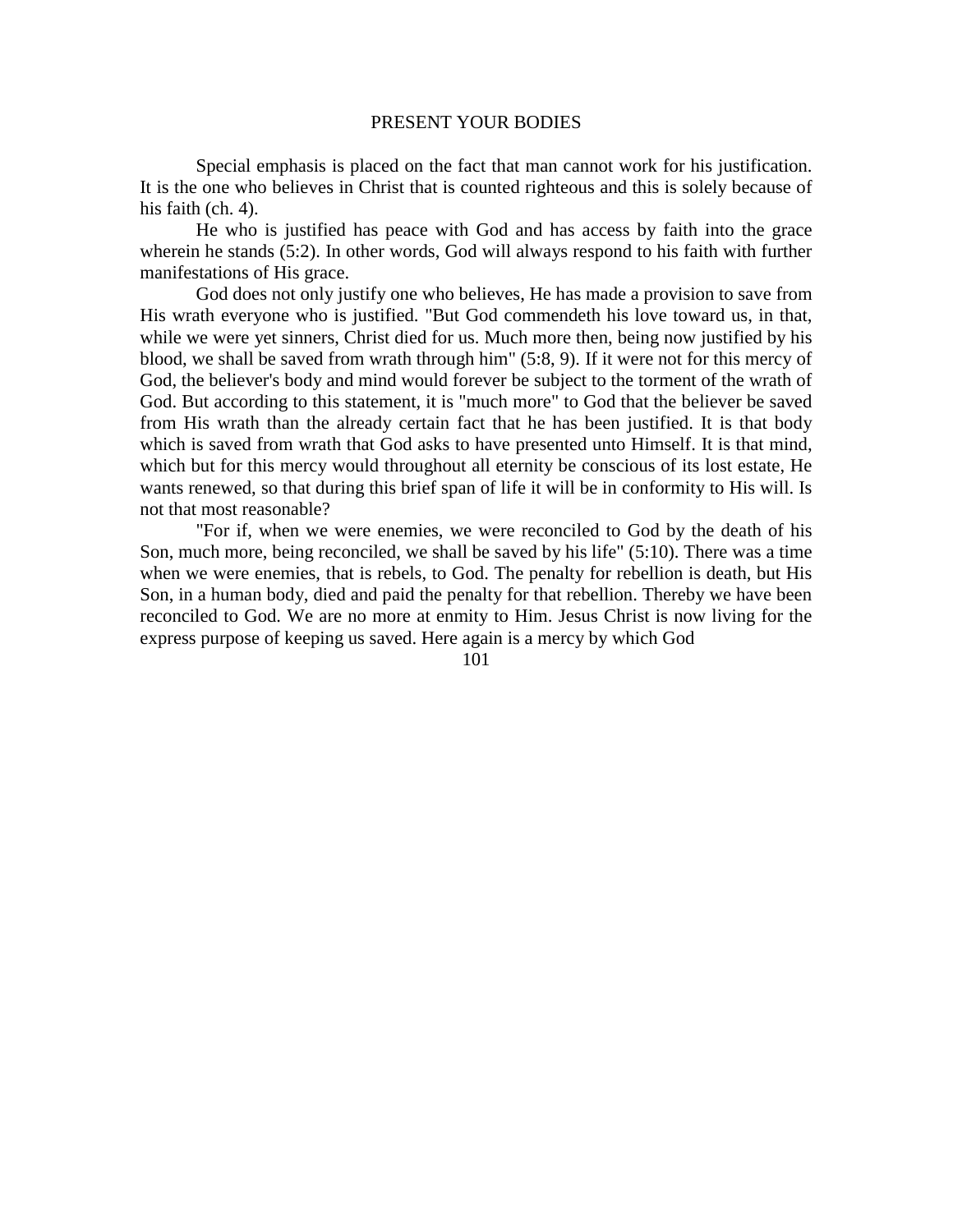Special emphasis is placed on the fact that man cannot work for his justification. It is the one who believes in Christ that is counted righteous and this is solely because of his faith (ch. 4).

He who is justified has peace with God and has access by faith into the grace wherein he stands (5:2). In other words, God will always respond to his faith with further manifestations of His grace.

God does not only justify one who believes, He has made a provision to save from His wrath everyone who is justified. "But God commendeth his love toward us, in that, while we were yet sinners, Christ died for us. Much more then, being now justified by his blood, we shall be saved from wrath through him" (5:8, 9). If it were not for this mercy of God, the believer's body and mind would forever be subject to the torment of the wrath of God. But according to this statement, it is "much more" to God that the believer be saved from His wrath than the already certain fact that he has been justified. It is that body which is saved from wrath that God asks to have presented unto Himself. It is that mind, which but for this mercy would throughout all eternity be conscious of its lost estate, He wants renewed, so that during this brief span of life it will be in conformity to His will. Is not that most reasonable?

"For if, when we were enemies, we were reconciled to God by the death of his Son, much more, being reconciled, we shall be saved by his life" (5:10). There was a time when we were enemies, that is rebels, to God. The penalty for rebellion is death, but His Son, in a human body, died and paid the penalty for that rebellion. Thereby we have been reconciled to God. We are no more at enmity to Him. Jesus Christ is now living for the express purpose of keeping us saved. Here again is a mercy by which God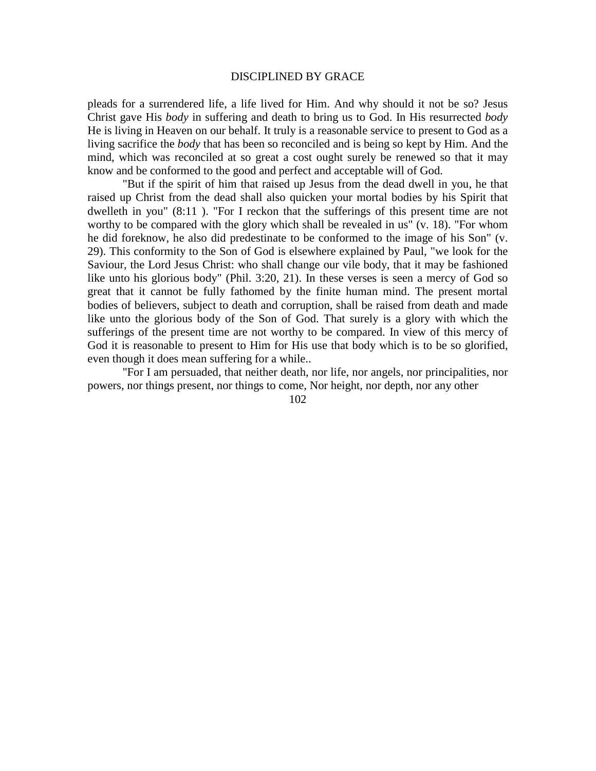pleads for a surrendered life, a life lived for Him. And why should it not be so? Jesus Christ gave His *body* in suffering and death to bring us to God. In His resurrected *body* He is living in Heaven on our behalf. It truly is a reasonable service to present to God as a living sacrifice the *body* that has been so reconciled and is being so kept by Him. And the mind, which was reconciled at so great a cost ought surely be renewed so that it may know and be conformed to the good and perfect and acceptable will of God.

"But if the spirit of him that raised up Jesus from the dead dwell in you, he that raised up Christ from the dead shall also quicken your mortal bodies by his Spirit that dwelleth in you" (8:11 ). "For I reckon that the sufferings of this present time are not worthy to be compared with the glory which shall be revealed in us" (v. 18). "For whom he did foreknow, he also did predestinate to be conformed to the image of his Son" (v. 29). This conformity to the Son of God is elsewhere explained by Paul, "we look for the Saviour, the Lord Jesus Christ: who shall change our vile body, that it may be fashioned like unto his glorious body" (Phil. 3:20, 21). In these verses is seen a mercy of God so great that it cannot be fully fathomed by the finite human mind. The present mortal bodies of believers, subject to death and corruption, shall be raised from death and made like unto the glorious body of the Son of God. That surely is a glory with which the sufferings of the present time are not worthy to be compared. In view of this mercy of God it is reasonable to present to Him for His use that body which is to be so glorified, even though it does mean suffering for a while..

"For I am persuaded, that neither death, nor life, nor angels, nor principalities, nor powers, nor things present, nor things to come, Nor height, nor depth, nor any other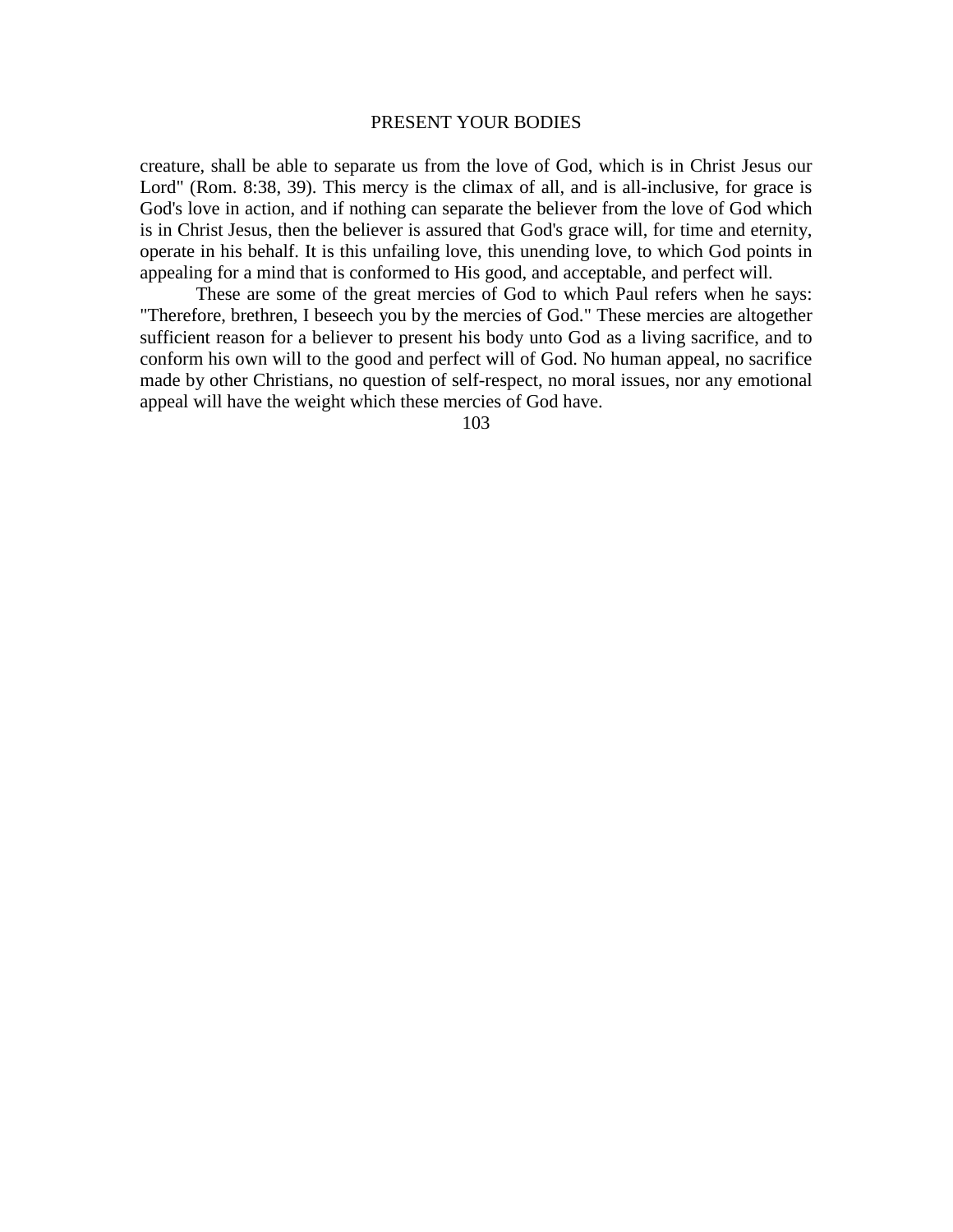creature, shall be able to separate us from the love of God, which is in Christ Jesus our Lord" (Rom. 8:38, 39). This mercy is the climax of all, and is all-inclusive, for grace is God's love in action, and if nothing can separate the believer from the love of God which is in Christ Jesus, then the believer is assured that God's grace will, for time and eternity, operate in his behalf. It is this unfailing love, this unending love, to which God points in appealing for a mind that is conformed to His good, and acceptable, and perfect will.

These are some of the great mercies of God to which Paul refers when he says: "Therefore, brethren, I beseech you by the mercies of God." These mercies are altogether sufficient reason for a believer to present his body unto God as a living sacrifice, and to conform his own will to the good and perfect will of God. No human appeal, no sacrifice made by other Christians, no question of self-respect, no moral issues, nor any emotional appeal will have the weight which these mercies of God have.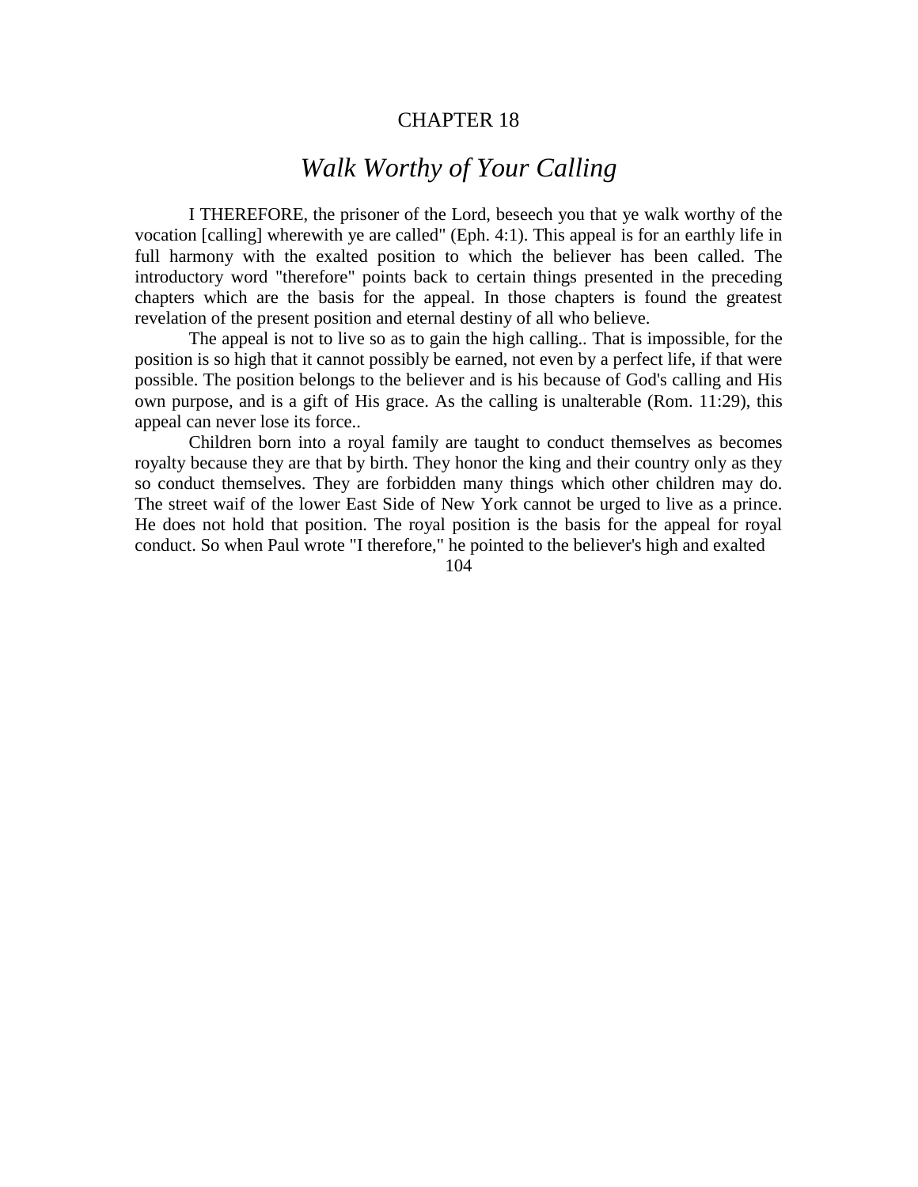# CHAPTER 18

## *Walk Worthy of Your Calling*

I THEREFORE, the prisoner of the Lord, beseech you that ye walk worthy of the vocation [calling] wherewith ye are called" (Eph. 4:1). This appeal is for an earthly life in full harmony with the exalted position to which the believer has been called. The introductory word "therefore" points back to certain things presented in the preceding chapters which are the basis for the appeal. In those chapters is found the greatest revelation of the present position and eternal destiny of all who believe.

The appeal is not to live so as to gain the high calling.. That is impossible, for the position is so high that it cannot possibly be earned, not even by a perfect life, if that were possible. The position belongs to the believer and is his because of God's calling and His own purpose, and is a gift of His grace. As the calling is unalterable (Rom. 11:29), this appeal can never lose its force..

Children born into a royal family are taught to conduct themselves as becomes royalty because they are that by birth. They honor the king and their country only as they so conduct themselves. They are forbidden many things which other children may do. The street waif of the lower East Side of New York cannot be urged to live as a prince. He does not hold that position. The royal position is the basis for the appeal for royal conduct. So when Paul wrote "I therefore," he pointed to the believer's high and exalted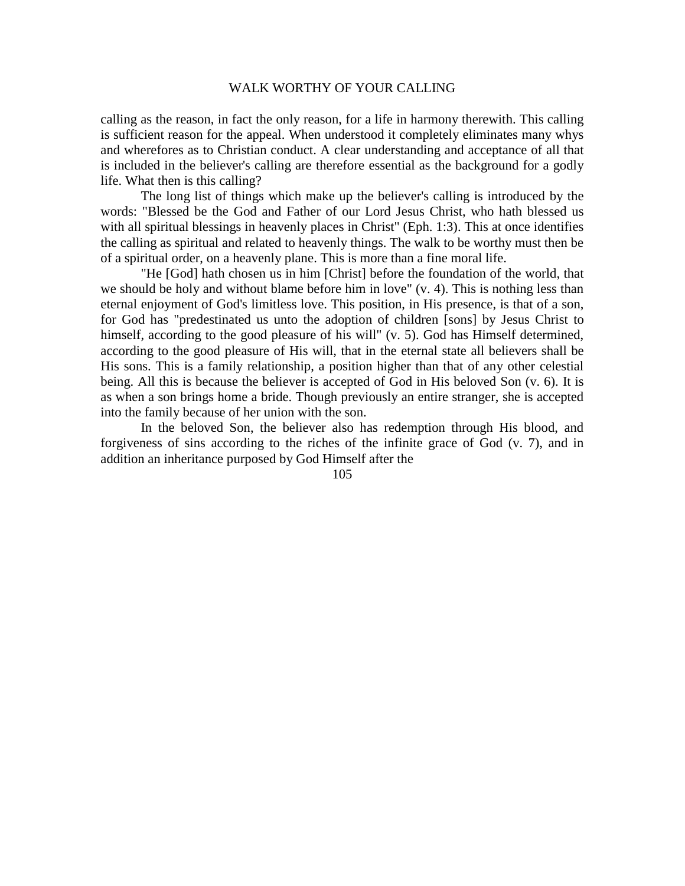calling as the reason, in fact the only reason, for a life in harmony therewith. This calling is sufficient reason for the appeal. When understood it completely eliminates many whys and wherefores as to Christian conduct. A clear understanding and acceptance of all that is included in the believer's calling are therefore essential as the background for a godly life. What then is this calling?

The long list of things which make up the believer's calling is introduced by the words: "Blessed be the God and Father of our Lord Jesus Christ, who hath blessed us with all spiritual blessings in heavenly places in Christ" (Eph. 1:3). This at once identifies the calling as spiritual and related to heavenly things. The walk to be worthy must then be of a spiritual order, on a heavenly plane. This is more than a fine moral life.

"He [God] hath chosen us in him [Christ] before the foundation of the world, that we should be holy and without blame before him in love" (v. 4). This is nothing less than eternal enjoyment of God's limitless love. This position, in His presence, is that of a son, for God has "predestinated us unto the adoption of children [sons] by Jesus Christ to himself, according to the good pleasure of his will" (v. 5). God has Himself determined, according to the good pleasure of His will, that in the eternal state all believers shall be His sons. This is a family relationship, a position higher than that of any other celestial being. All this is because the believer is accepted of God in His beloved Son (v. 6). It is as when a son brings home a bride. Though previously an entire stranger, she is accepted into the family because of her union with the son.

In the beloved Son, the believer also has redemption through His blood, and forgiveness of sins according to the riches of the infinite grace of God (v. 7), and in addition an inheritance purposed by God Himself after the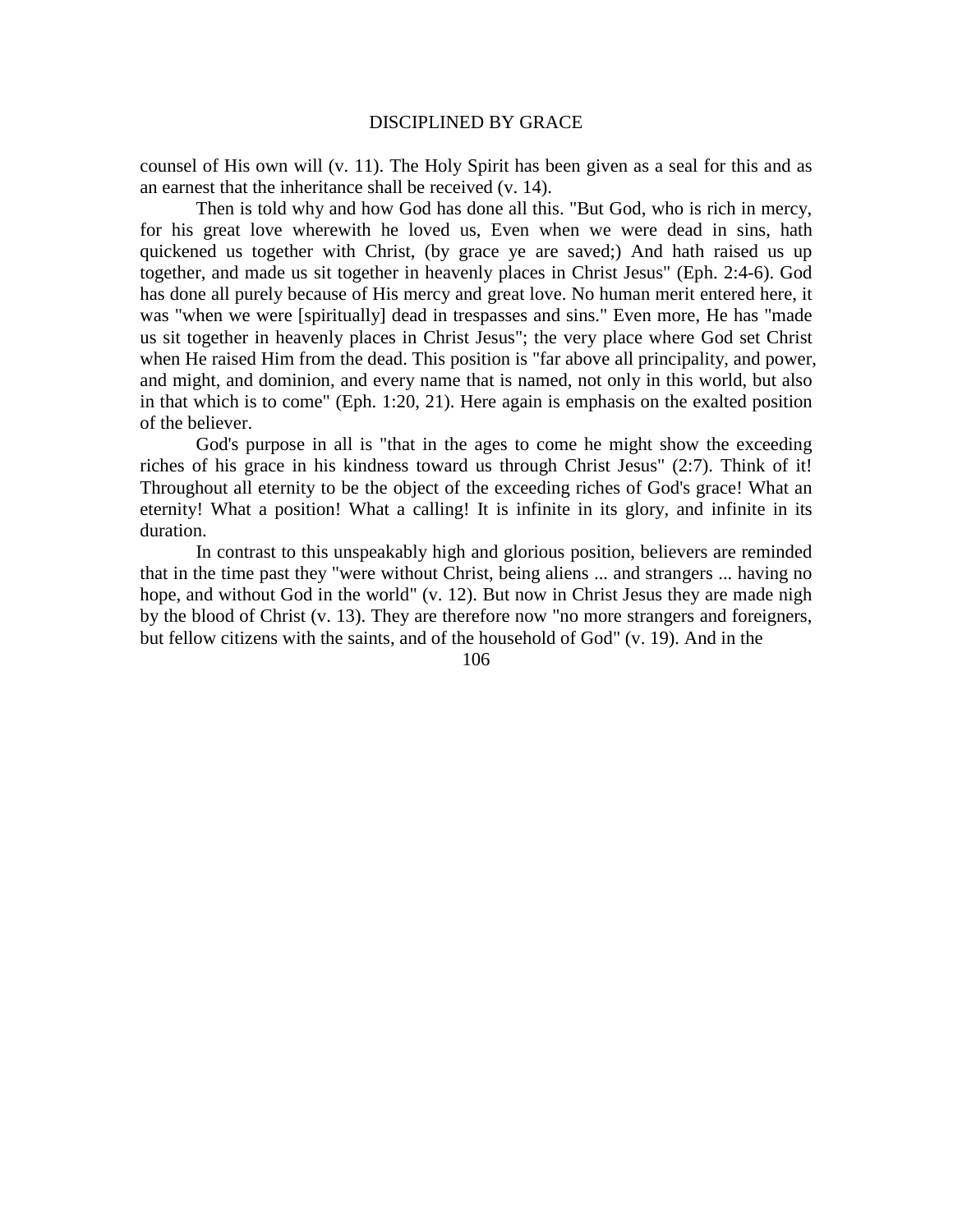counsel of His own will (v. 11). The Holy Spirit has been given as a seal for this and as an earnest that the inheritance shall be received (v. 14).

Then is told why and how God has done all this. "But God, who is rich in mercy, for his great love wherewith he loved us, Even when we were dead in sins, hath quickened us together with Christ, (by grace ye are saved;) And hath raised us up together, and made us sit together in heavenly places in Christ Jesus" (Eph. 2:4-6). God has done all purely because of His mercy and great love. No human merit entered here, it was "when we were [spiritually] dead in trespasses and sins." Even more, He has "made us sit together in heavenly places in Christ Jesus"; the very place where God set Christ when He raised Him from the dead. This position is "far above all principality, and power, and might, and dominion, and every name that is named, not only in this world, but also in that which is to come" (Eph. 1:20, 21). Here again is emphasis on the exalted position of the believer.

God's purpose in all is "that in the ages to come he might show the exceeding riches of his grace in his kindness toward us through Christ Jesus" (2:7). Think of it! Throughout all eternity to be the object of the exceeding riches of God's grace! What an eternity! What a position! What a calling! It is infinite in its glory, and infinite in its duration.

In contrast to this unspeakably high and glorious position, believers are reminded that in the time past they "were without Christ, being aliens ... and strangers ... having no hope, and without God in the world" (v. 12). But now in Christ Jesus they are made nigh by the blood of Christ (v. 13). They are therefore now "no more strangers and foreigners, but fellow citizens with the saints, and of the household of God" (v. 19). And in the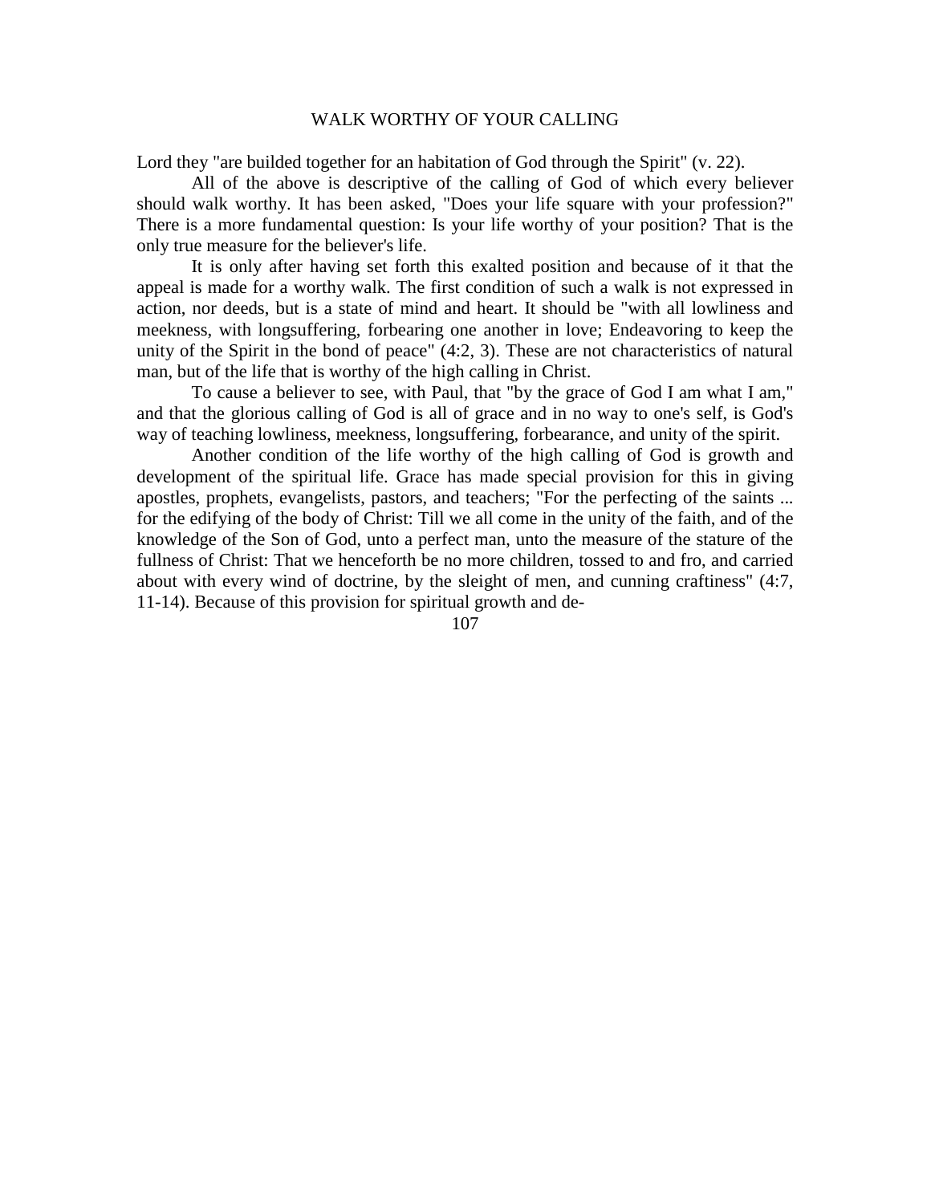Lord they "are builded together for an habitation of God through the Spirit" (v. 22).

All of the above is descriptive of the calling of God of which every believer should walk worthy. It has been asked, "Does your life square with your profession?" There is a more fundamental question: Is your life worthy of your position? That is the only true measure for the believer's life.

It is only after having set forth this exalted position and because of it that the appeal is made for a worthy walk. The first condition of such a walk is not expressed in action, nor deeds, but is a state of mind and heart. It should be "with all lowliness and meekness, with longsuffering, forbearing one another in love; Endeavoring to keep the unity of the Spirit in the bond of peace" (4:2, 3). These are not characteristics of natural man, but of the life that is worthy of the high calling in Christ.

To cause a believer to see, with Paul, that "by the grace of God I am what I am," and that the glorious calling of God is all of grace and in no way to one's self, is God's way of teaching lowliness, meekness, longsuffering, forbearance, and unity of the spirit.

Another condition of the life worthy of the high calling of God is growth and development of the spiritual life. Grace has made special provision for this in giving apostles, prophets, evangelists, pastors, and teachers; "For the perfecting of the saints ... for the edifying of the body of Christ: Till we all come in the unity of the faith, and of the knowledge of the Son of God, unto a perfect man, unto the measure of the stature of the fullness of Christ: That we henceforth be no more children, tossed to and fro, and carried about with every wind of doctrine, by the sleight of men, and cunning craftiness" (4:7, 11-14). Because of this provision for spiritual growth and de-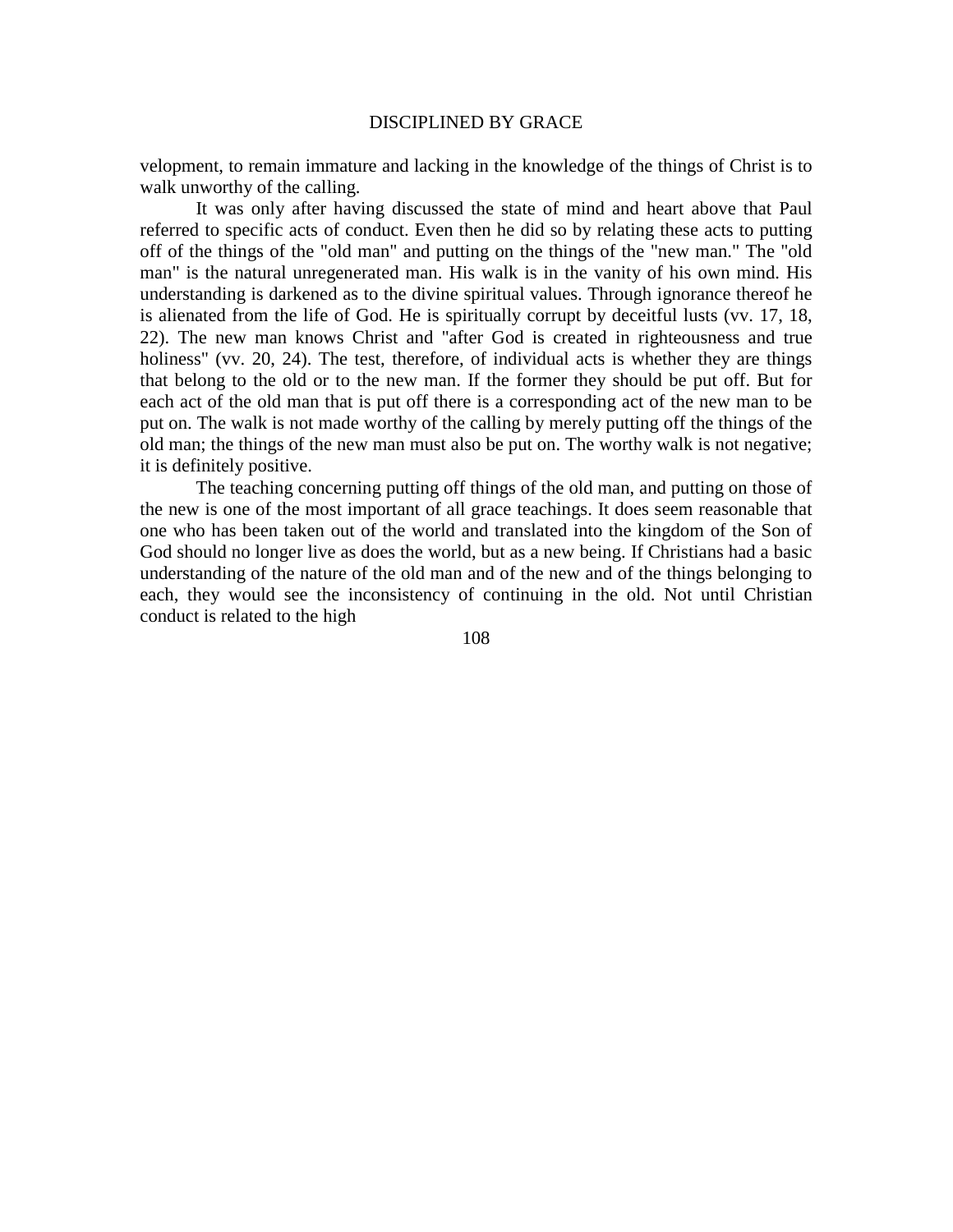velopment, to remain immature and lacking in the knowledge of the things of Christ is to walk unworthy of the calling.

It was only after having discussed the state of mind and heart above that Paul referred to specific acts of conduct. Even then he did so by relating these acts to putting off of the things of the "old man" and putting on the things of the "new man." The "old man" is the natural unregenerated man. His walk is in the vanity of his own mind. His understanding is darkened as to the divine spiritual values. Through ignorance thereof he is alienated from the life of God. He is spiritually corrupt by deceitful lusts (vv. 17, 18, 22). The new man knows Christ and "after God is created in righteousness and true holiness" (vv. 20, 24). The test, therefore, of individual acts is whether they are things that belong to the old or to the new man. If the former they should be put off. But for each act of the old man that is put off there is a corresponding act of the new man to be put on. The walk is not made worthy of the calling by merely putting off the things of the old man; the things of the new man must also be put on. The worthy walk is not negative; it is definitely positive.

The teaching concerning putting off things of the old man, and putting on those of the new is one of the most important of all grace teachings. It does seem reasonable that one who has been taken out of the world and translated into the kingdom of the Son of God should no longer live as does the world, but as a new being. If Christians had a basic understanding of the nature of the old man and of the new and of the things belonging to each, they would see the inconsistency of continuing in the old. Not until Christian conduct is related to the high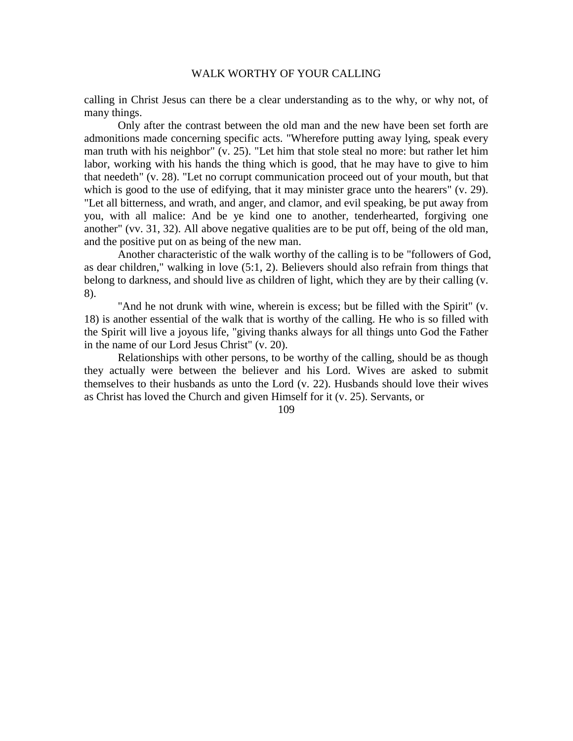calling in Christ Jesus can there be a clear understanding as to the why, or why not, of many things.

Only after the contrast between the old man and the new have been set forth are admonitions made concerning specific acts. "Wherefore putting away lying, speak every man truth with his neighbor" (v. 25). "Let him that stole steal no more: but rather let him labor, working with his hands the thing which is good, that he may have to give to him that needeth" (v. 28). "Let no corrupt communication proceed out of your mouth, but that which is good to the use of edifying, that it may minister grace unto the hearers" (v. 29). "Let all bitterness, and wrath, and anger, and clamor, and evil speaking, be put away from you, with all malice: And be ye kind one to another, tenderhearted, forgiving one another" (vv. 31, 32). All above negative qualities are to be put off, being of the old man, and the positive put on as being of the new man.

Another characteristic of the walk worthy of the calling is to be "followers of God, as dear children," walking in love (5:1, 2). Believers should also refrain from things that belong to darkness, and should live as children of light, which they are by their calling (v. 8).

"And he not drunk with wine, wherein is excess; but be filled with the Spirit" (v. 18) is another essential of the walk that is worthy of the calling. He who is so filled with the Spirit will live a joyous life, "giving thanks always for all things unto God the Father in the name of our Lord Jesus Christ" (v. 20).

Relationships with other persons, to be worthy of the calling, should be as though they actually were between the believer and his Lord. Wives are asked to submit themselves to their husbands as unto the Lord (v. 22). Husbands should love their wives as Christ has loved the Church and given Himself for it (v. 25). Servants, or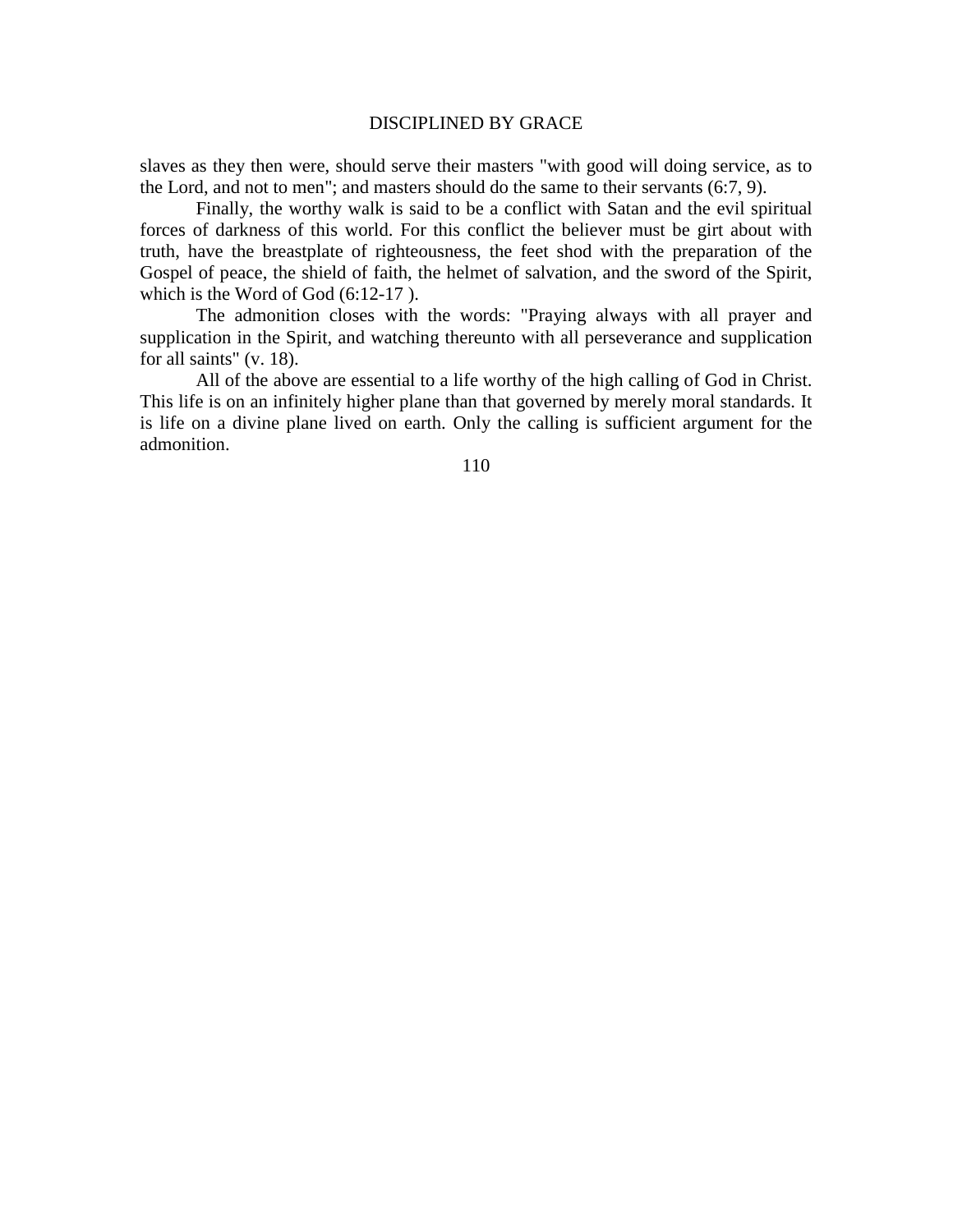slaves as they then were, should serve their masters "with good will doing service, as to the Lord, and not to men"; and masters should do the same to their servants (6:7, 9).

Finally, the worthy walk is said to be a conflict with Satan and the evil spiritual forces of darkness of this world. For this conflict the believer must be girt about with truth, have the breastplate of righteousness, the feet shod with the preparation of the Gospel of peace, the shield of faith, the helmet of salvation, and the sword of the Spirit, which is the Word of God (6:12-17 ).

The admonition closes with the words: "Praying always with all prayer and supplication in the Spirit, and watching thereunto with all perseverance and supplication for all saints" (v. 18).

All of the above are essential to a life worthy of the high calling of God in Christ. This life is on an infinitely higher plane than that governed by merely moral standards. It is life on a divine plane lived on earth. Only the calling is sufficient argument for the admonition.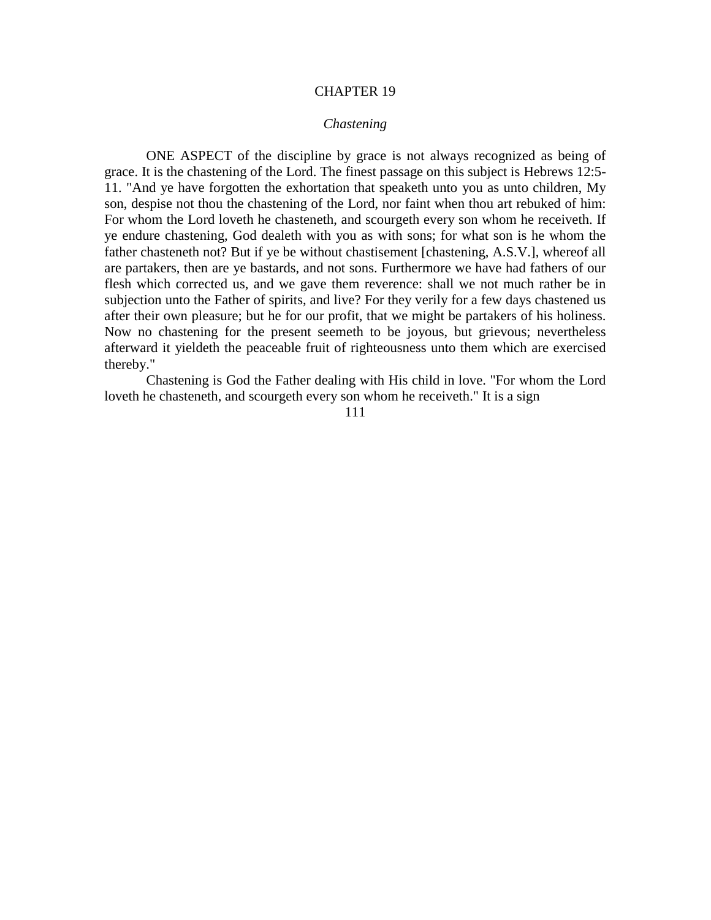# CHAPTER 19

## *Chastening*

ONE ASPECT of the discipline by grace is not always recognized as being of grace. It is the chastening of the Lord. The finest passage on this subject is Hebrews 12:5-11. "And ye have forgotten the exhortation that speaketh unto you as unto children, My son, despise not thou the chastening of the Lord, nor faint when thou art rebuked of him: For whom the Lord loveth he chasteneth, and scourgeth every son whom he receiveth. If ye endure chastening, God dealeth with you as with sons; for what son is he whom the father chasteneth not? But if ye be without chastisement [chastening, A.S.V.], whereof all are partakers, then are ye bastards, and not sons. Furthermore we have had fathers of our flesh which corrected us, and we gave them reverence: shall we not much rather be in subjection unto the Father of spirits, and live? For they verily for a few days chastened us after their own pleasure; but he for our profit, that we might be partakers of his holiness. Now no chastening for the present seemeth to be joyous, but grievous; nevertheless afterward it yieldeth the peaceable fruit of righteousness unto them which are exercised thereby."

Chastening is God the Father dealing with His child in love. "For whom the Lord loveth he chasteneth, and scourgeth every son whom he receiveth." It is a sign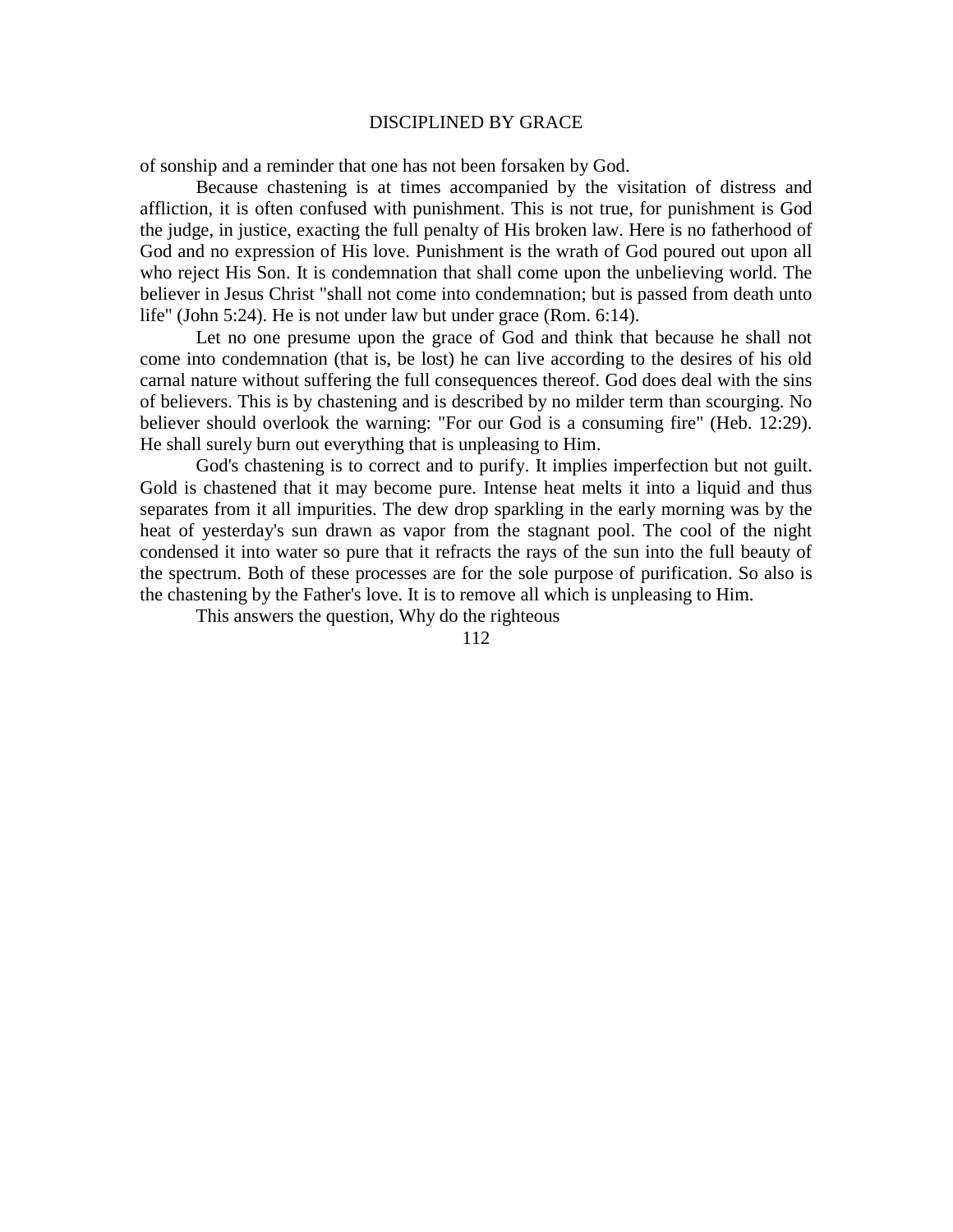of sonship and a reminder that one has not been forsaken by God.

Because chastening is at times accompanied by the visitation of distress and affliction, it is often confused with punishment. This is not true, for punishment is God the judge, in justice, exacting the full penalty of His broken law. Here is no fatherhood of God and no expression of His love. Punishment is the wrath of God poured out upon all who reject His Son. It is condemnation that shall come upon the unbelieving world. The believer in Jesus Christ "shall not come into condemnation; but is passed from death unto life" (John 5:24). He is not under law but under grace (Rom. 6:14).

Let no one presume upon the grace of God and think that because he shall not come into condemnation (that is, be lost) he can live according to the desires of his old carnal nature without suffering the full consequences thereof. God does deal with the sins of believers. This is by chastening and is described by no milder term than scourging. No believer should overlook the warning: "For our God is a consuming fire" (Heb. 12:29). He shall surely burn out everything that is unpleasing to Him.

God's chastening is to correct and to purify. It implies imperfection but not guilt. Gold is chastened that it may become pure. Intense heat melts it into a liquid and thus separates from it all impurities. The dew drop sparkling in the early morning was by the heat of yesterday's sun drawn as vapor from the stagnant pool. The cool of the night condensed it into water so pure that it refracts the rays of the sun into the full beauty of the spectrum. Both of these processes are for the sole purpose of purification. So also is the chastening by the Father's love. It is to remove all which is unpleasing to Him.

This answers the question, Why do the righteous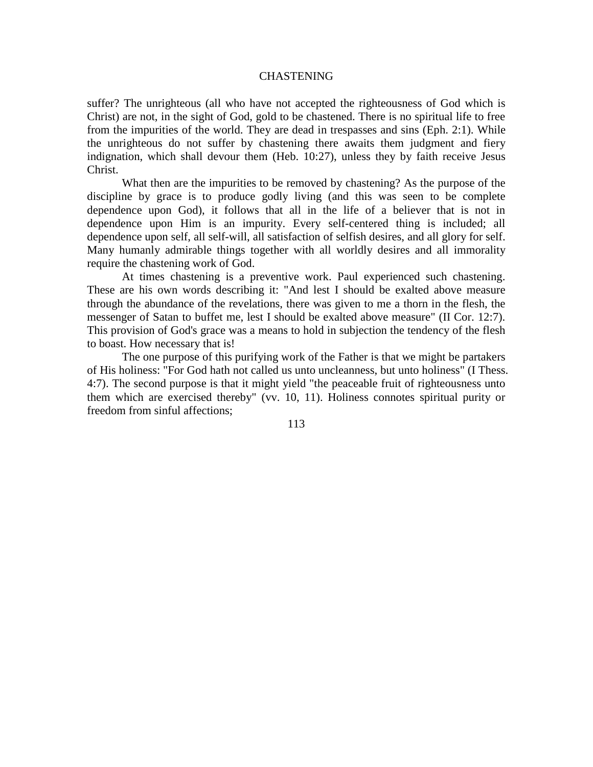suffer? The unrighteous (all who have not accepted the righteousness of God which is Christ) are not, in the sight of God, gold to be chastened. There is no spiritual life to free from the impurities of the world. They are dead in trespasses and sins (Eph. 2:1). While the unrighteous do not suffer by chastening there awaits them judgment and fiery indignation, which shall devour them (Heb. 10:27), unless they by faith receive Jesus Christ.

What then are the impurities to be removed by chastening? As the purpose of the discipline by grace is to produce godly living (and this was seen to be complete dependence upon God), it follows that all in the life of a believer that is not in dependence upon Him is an impurity. Every self-centered thing is included; all dependence upon self, all self-will, all satisfaction of selfish desires, and all glory for self. Many humanly admirable things together with all worldly desires and all immorality require the chastening work of God.

At times chastening is a preventive work. Paul experienced such chastening. These are his own words describing it: "And lest I should be exalted above measure through the abundance of the revelations, there was given to me a thorn in the flesh, the messenger of Satan to buffet me, lest I should be exalted above measure" (II Cor. 12:7). This provision of God's grace was a means to hold in subjection the tendency of the flesh to boast. How necessary that is!

The one purpose of this purifying work of the Father is that we might be partakers of His holiness: "For God hath not called us unto uncleanness, but unto holiness" (I Thess. 4:7). The second purpose is that it might yield "the peaceable fruit of righteousness unto them which are exercised thereby" (vv. 10, 11). Holiness connotes spiritual purity or freedom from sinful affections;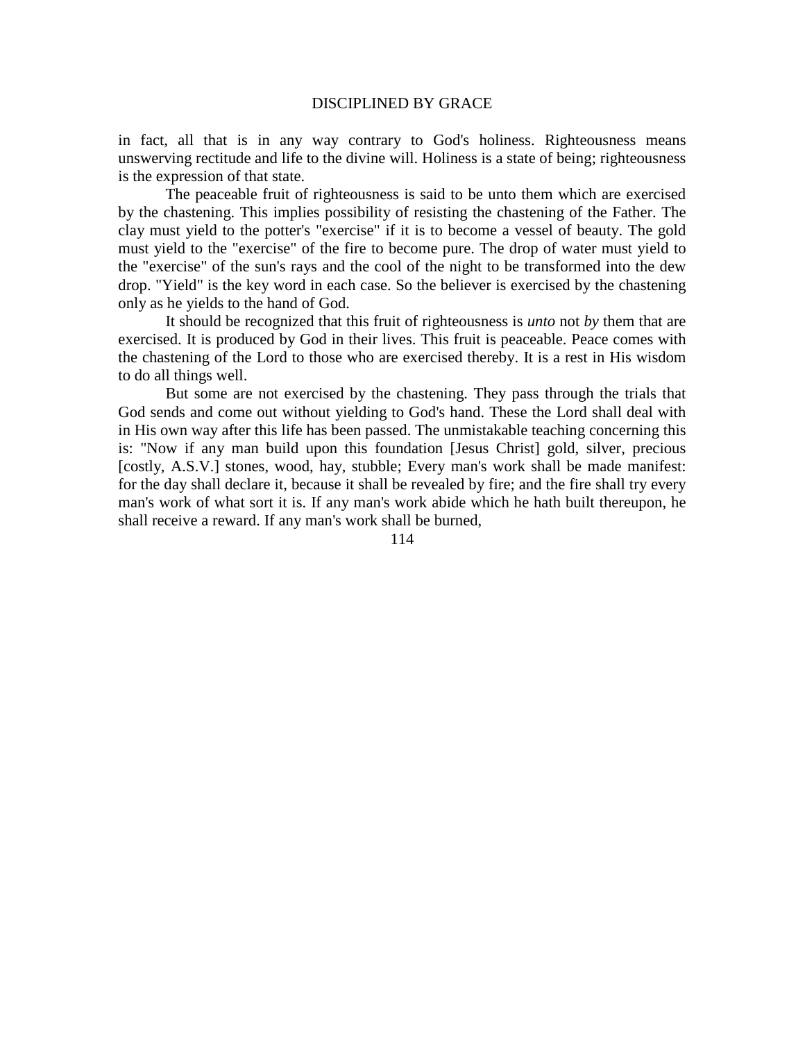in fact, all that is in any way contrary to God's holiness. Righteousness means unswerving rectitude and life to the divine will. Holiness is a state of being; righteousness is the expression of that state.

The peaceable fruit of righteousness is said to be unto them which are exercised by the chastening. This implies possibility of resisting the chastening of the Father. The clay must yield to the potter's "exercise" if it is to become a vessel of beauty. The gold must yield to the "exercise" of the fire to become pure. The drop of water must yield to the "exercise" of the sun's rays and the cool of the night to be transformed into the dew drop. "Yield" is the key word in each case. So the believer is exercised by the chastening only as he yields to the hand of God.

It should be recognized that this fruit of righteousness is *unto* not *by* them that are exercised. It is produced by God in their lives. This fruit is peaceable. Peace comes with the chastening of the Lord to those who are exercised thereby. It is a rest in His wisdom to do all things well.

But some are not exercised by the chastening. They pass through the trials that God sends and come out without yielding to God's hand. These the Lord shall deal with in His own way after this life has been passed. The unmistakable teaching concerning this is: "Now if any man build upon this foundation [Jesus Christ] gold, silver, precious [costly, A.S.V.] stones, wood, hay, stubble; Every man's work shall be made manifest: for the day shall declare it, because it shall be revealed by fire; and the fire shall try every man's work of what sort it is. If any man's work abide which he hath built thereupon, he shall receive a reward. If any man's work shall be burned,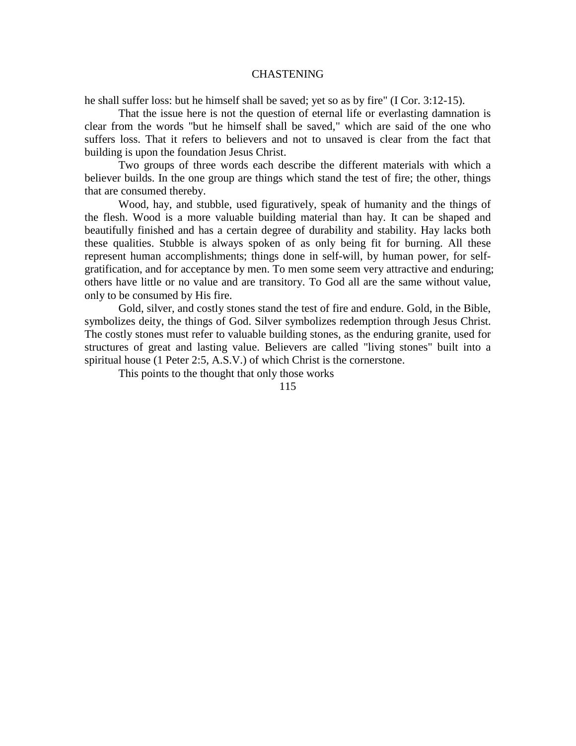he shall suffer loss: but he himself shall be saved; yet so as by fire" (I Cor. 3:12-15).

That the issue here is not the question of eternal life or everlasting damnation is clear from the words "but he himself shall be saved," which are said of the one who suffers loss. That it refers to believers and not to unsaved is clear from the fact that building is upon the foundation Jesus Christ.

Two groups of three words each describe the different materials with which a believer builds. In the one group are things which stand the test of fire; the other, things that are consumed thereby.

Wood, hay, and stubble, used figuratively, speak of humanity and the things of the flesh. Wood is a more valuable building material than hay. It can be shaped and beautifully finished and has a certain degree of durability and stability. Hay lacks both these qualities. Stubble is always spoken of as only being fit for burning. All these represent human accomplishments; things done in self-will, by human power, for self-gratification, and for acceptance by men. To men some seem very attractive and enduring; others have little or no value and are transitory. To God all are the same without value, only to be consumed by His fire.

Gold, silver, and costly stones stand the test of fire and endure. Gold, in the Bible, symbolizes deity, the things of God. Silver symbolizes redemption through Jesus Christ. The costly stones must refer to valuable building stones, as the enduring granite, used for structures of great and lasting value. Believers are called "living stones" built into a spiritual house (1 Peter 2:5, A.S.V.) of which Christ is the cornerstone.

This points to the thought that only those works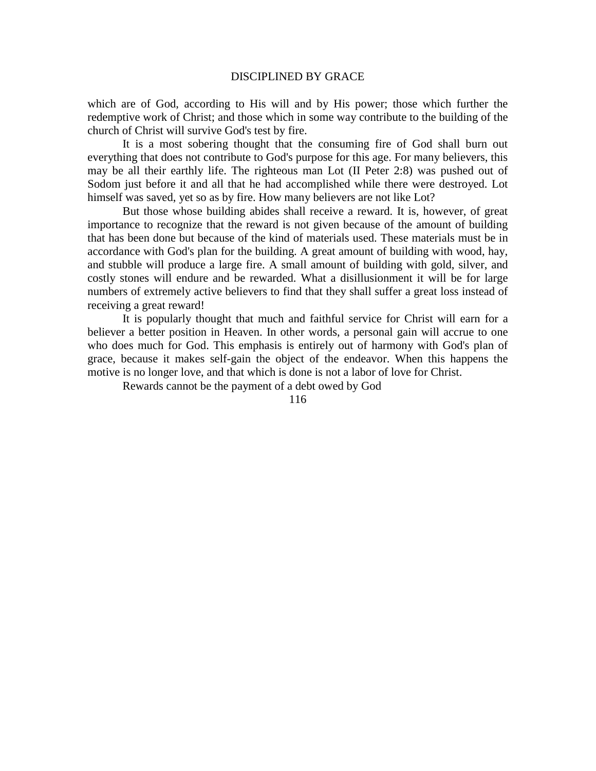which are of God, according to His will and by His power; those which further the redemptive work of Christ; and those which in some way contribute to the building of the church of Christ will survive God's test by fire.

It is a most sobering thought that the consuming fire of God shall burn out everything that does not contribute to God's purpose for this age. For many believers, this may be all their earthly life. The righteous man Lot (II Peter 2:8) was pushed out of Sodom just before it and all that he had accomplished while there were destroyed. Lot himself was saved, yet so as by fire. How many believers are not like Lot?

But those whose building abides shall receive a reward. It is, however, of great importance to recognize that the reward is not given because of the amount of building that has been done but because of the kind of materials used. These materials must be in accordance with God's plan for the building. A great amount of building with wood, hay, and stubble will produce a large fire. A small amount of building with gold, silver, and costly stones will endure and be rewarded. What a disillusionment it will be for large numbers of extremely active believers to find that they shall suffer a great loss instead of receiving a great reward!

It is popularly thought that much and faithful service for Christ will earn for a believer a better position in Heaven. In other words, a personal gain will accrue to one who does much for God. This emphasis is entirely out of harmony with God's plan of grace, because it makes self-gain the object of the endeavor. When this happens the motive is no longer love, and that which is done is not a labor of love for Christ.

Rewards cannot be the payment of a debt owed by God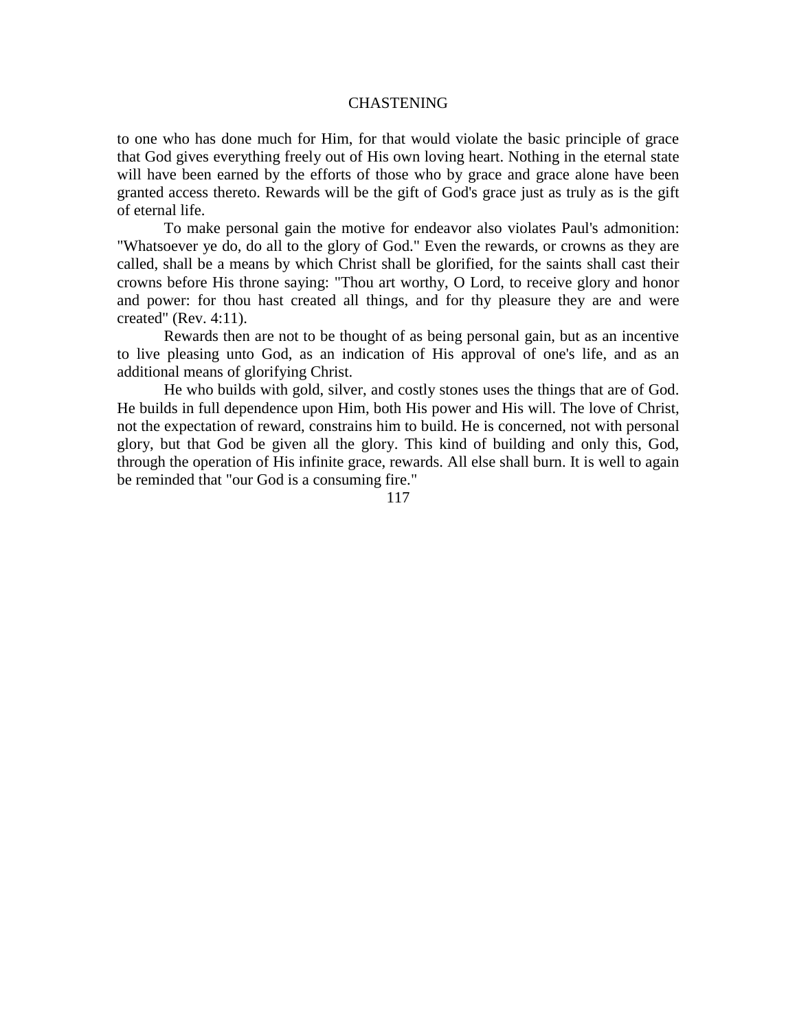to one who has done much for Him, for that would violate the basic principle of grace that God gives everything freely out of His own loving heart. Nothing in the eternal state will have been earned by the efforts of those who by grace and grace alone have been granted access thereto. Rewards will be the gift of God's grace just as truly as is the gift of eternal life.

To make personal gain the motive for endeavor also violates Paul's admonition: "Whatsoever ye do, do all to the glory of God." Even the rewards, or crowns as they are called, shall be a means by which Christ shall be glorified, for the saints shall cast their crowns before His throne saying: "Thou art worthy, O Lord, to receive glory and honor and power: for thou hast created all things, and for thy pleasure they are and were created" (Rev. 4:11).

Rewards then are not to be thought of as being personal gain, but as an incentive to live pleasing unto God, as an indication of His approval of one's life, and as an additional means of glorifying Christ.

He who builds with gold, silver, and costly stones uses the things that are of God. He builds in full dependence upon Him, both His power and His will. The love of Christ, not the expectation of reward, constrains him to build. He is concerned, not with personal glory, but that God be given all the glory. This kind of building and only this, God, through the operation of His infinite grace, rewards. All else shall burn. It is well to again be reminded that "our God is a consuming fire."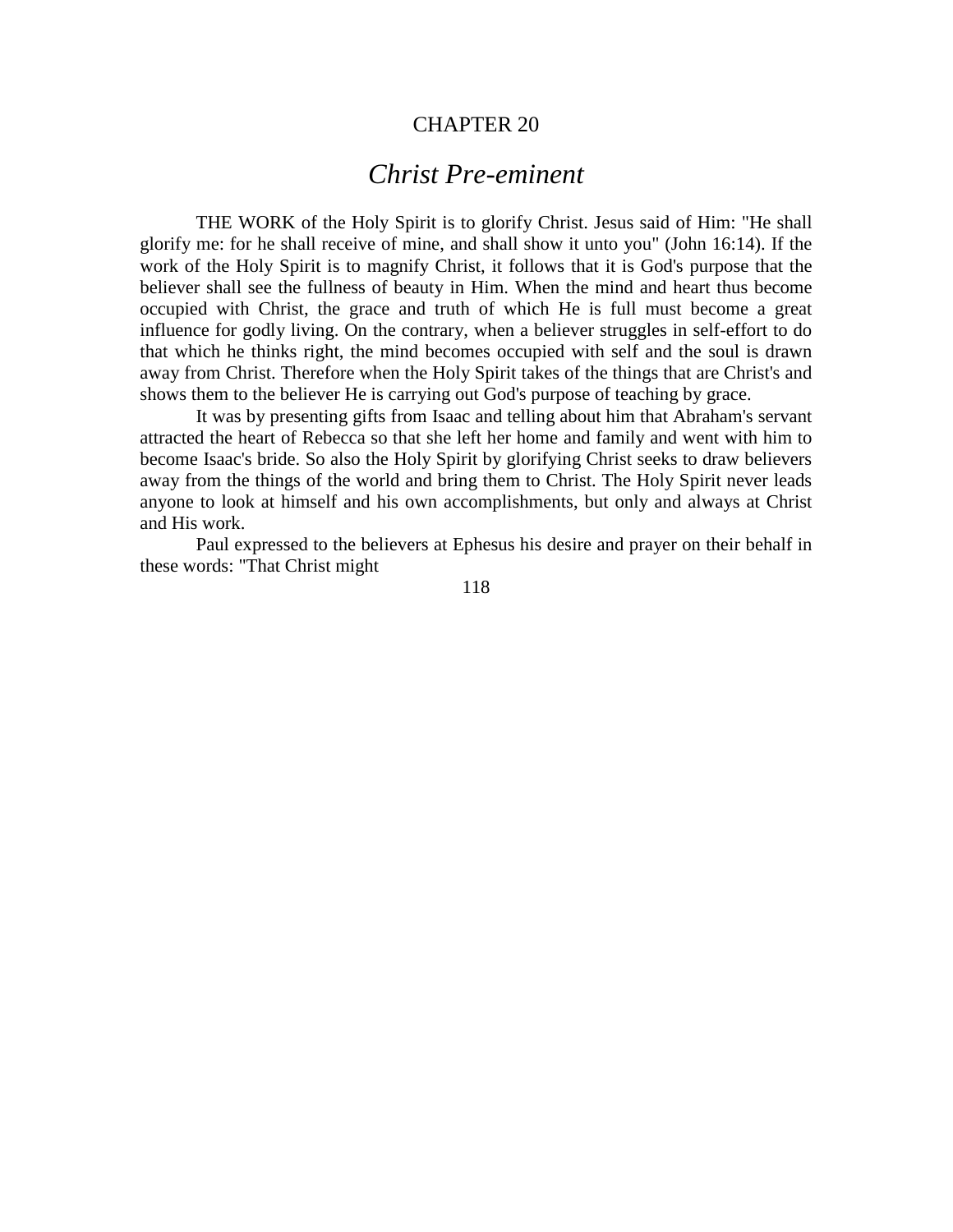CHAPTER 20

# *Christ Pre-eminent*

THE WORK of the Holy Spirit is to glorify Christ. Jesus said of Him: "He shall glorify me: for he shall receive of mine, and shall show it unto you" (John 16:14). If the work of the Holy Spirit is to magnify Christ, it follows that it is God's purpose that the believer shall see the fullness of beauty in Him. When the mind and heart thus become occupied with Christ, the grace and truth of which He is full must become a great influence for godly living. On the contrary, when a believer struggles in self-effort to do that which he thinks right, the mind becomes occupied with self and the soul is drawn away from Christ. Therefore when the Holy Spirit takes of the things that are Christ's and shows them to the believer He is carrying out God's purpose of teaching by grace.

It was by presenting gifts from Isaac and telling about him that Abraham's servant attracted the heart of Rebecca so that she left her home and family and went with him to become Isaac's bride. So also the Holy Spirit by glorifying Christ seeks to draw believers away from the things of the world and bring them to Christ. The Holy Spirit never leads anyone to look at himself and his own accomplishments, but only and always at Christ and His work.

Paul expressed to the believers at Ephesus his desire and prayer on their behalf in these words: "That Christ might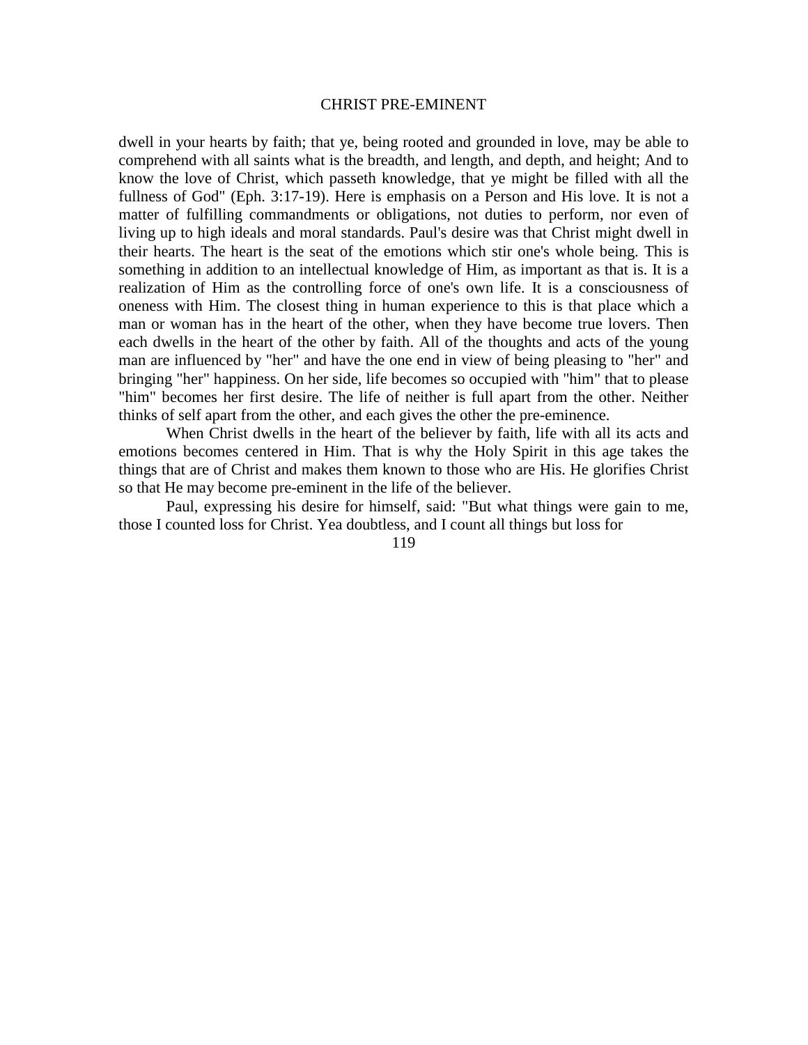dwell in your hearts by faith; that ye, being rooted and grounded in love, may be able to comprehend with all saints what is the breadth, and length, and depth, and height; And to know the love of Christ, which passeth knowledge, that ye might be filled with all the fullness of God" (Eph. 3:17-19). Here is emphasis on a Person and His love. It is not a matter of fulfilling commandments or obligations, not duties to perform, nor even of living up to high ideals and moral standards. Paul's desire was that Christ might dwell in their hearts. The heart is the seat of the emotions which stir one's whole being. This is something in addition to an intellectual knowledge of Him, as important as that is. It is a realization of Him as the controlling force of one's own life. It is a consciousness of oneness with Him. The closest thing in human experience to this is that place which a man or woman has in the heart of the other, when they have become true lovers. Then each dwells in the heart of the other by faith. All of the thoughts and acts of the young man are influenced by "her" and have the one end in view of being pleasing to "her" and bringing "her" happiness. On her side, life becomes so occupied with "him" that to please "him" becomes her first desire. The life of neither is full apart from the other. Neither thinks of self apart from the other, and each gives the other the pre-eminence.

When Christ dwells in the heart of the believer by faith, life with all its acts and emotions becomes centered in Him. That is why the Holy Spirit in this age takes the things that are of Christ and makes them known to those who are His. He glorifies Christ so that He may become pre-eminent in the life of the believer.

Paul, expressing his desire for himself, said: "But what things were gain to me, those I counted loss for Christ. Yea doubtless, and I count all things but loss for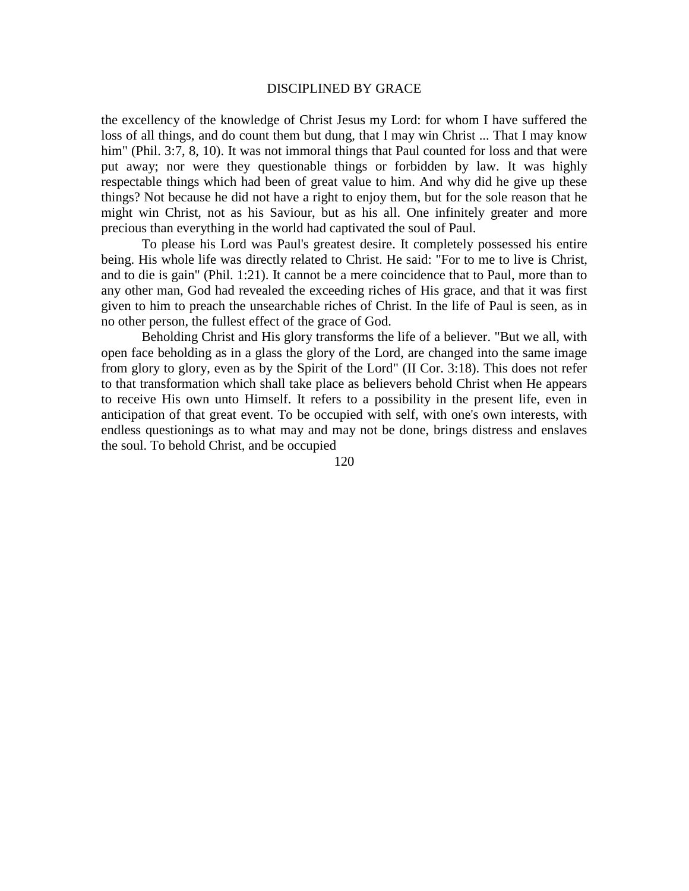the excellency of the knowledge of Christ Jesus my Lord: for whom I have suffered the loss of all things, and do count them but dung, that I may win Christ ... That I may know him" (Phil. 3:7, 8, 10). It was not immoral things that Paul counted for loss and that were put away; nor were they questionable things or forbidden by law. It was highly respectable things which had been of great value to him. And why did he give up these things? Not because he did not have a right to enjoy them, but for the sole reason that he might win Christ, not as his Saviour, but as his all. One infinitely greater and more precious than everything in the world had captivated the soul of Paul.

To please his Lord was Paul's greatest desire. It completely possessed his entire being. His whole life was directly related to Christ. He said: "For to me to live is Christ, and to die is gain" (Phil. 1:21). It cannot be a mere coincidence that to Paul, more than to any other man, God had revealed the exceeding riches of His grace, and that it was first given to him to preach the unsearchable riches of Christ. In the life of Paul is seen, as in no other person, the fullest effect of the grace of God.

Beholding Christ and His glory transforms the life of a believer. "But we all, with open face beholding as in a glass the glory of the Lord, are changed into the same image from glory to glory, even as by the Spirit of the Lord" (II Cor. 3:18). This does not refer to that transformation which shall take place as believers behold Christ when He appears to receive His own unto Himself. It refers to a possibility in the present life, even in anticipation of that great event. To be occupied with self, with one's own interests, with endless questionings as to what may and may not be done, brings distress and enslaves the soul. To behold Christ, and be occupied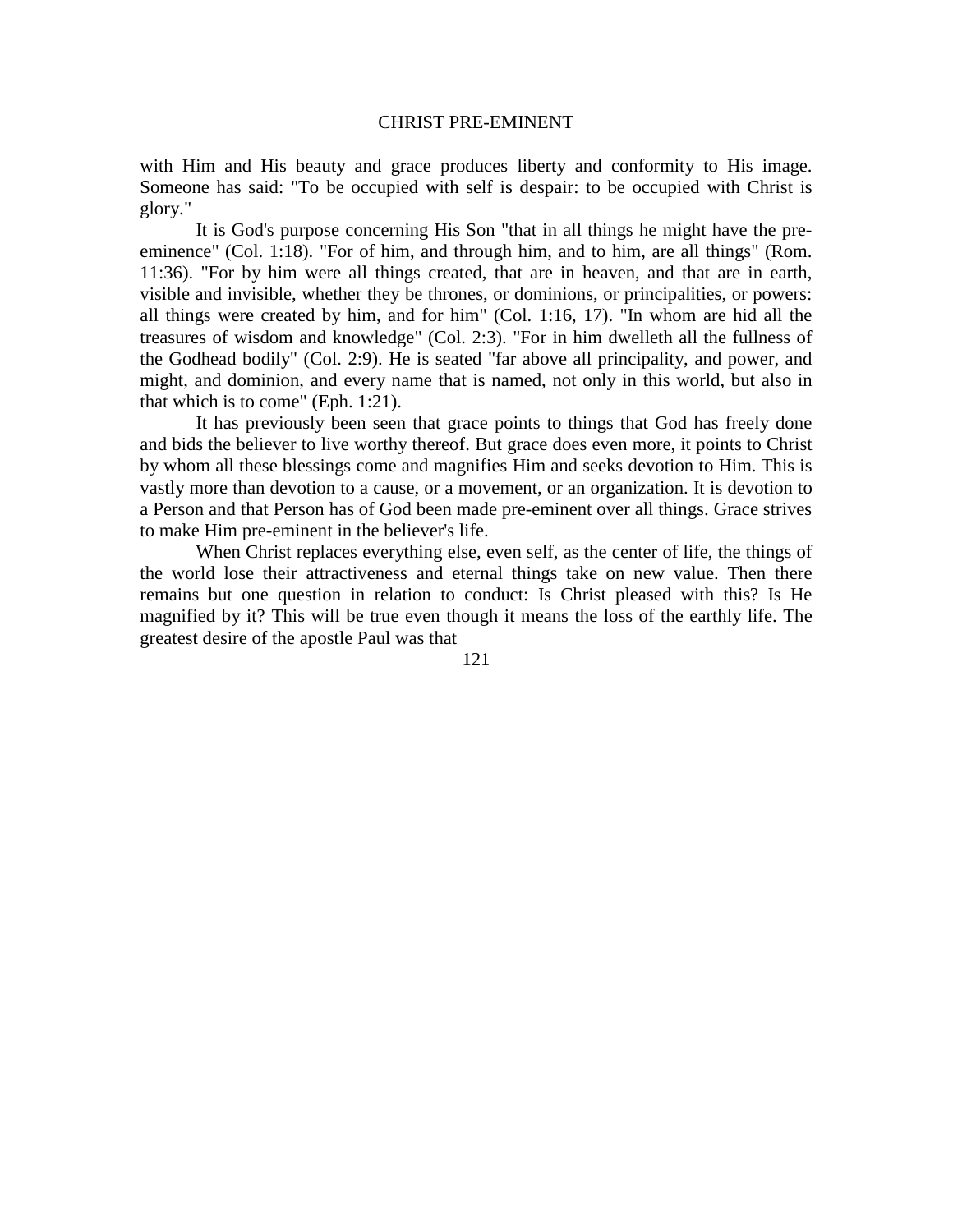with Him and His beauty and grace produces liberty and conformity to His image. Someone has said: "To be occupied with self is despair: to be occupied with Christ is glory."

It is God's purpose concerning His Son "that in all things he might have the pre-eminence" (Col. 1:18). "For of him, and through him, and to him, are all things" (Rom. 11:36). "For by him were all things created, that are in heaven, and that are in earth, visible and invisible, whether they be thrones, or dominions, or principalities, or powers: all things were created by him, and for him" (Col. 1:16, 17). "In whom are hid all the treasures of wisdom and knowledge" (Col. 2:3). "For in him dwelleth all the fullness of the Godhead bodily" (Col. 2:9). He is seated "far above all principality, and power, and might, and dominion, and every name that is named, not only in this world, but also in that which is to come" (Eph. 1:21).

It has previously been seen that grace points to things that God has freely done and bids the believer to live worthy thereof. But grace does even more, it points to Christ by whom all these blessings come and magnifies Him and seeks devotion to Him. This is vastly more than devotion to a cause, or a movement, or an organization. It is devotion to a Person and that Person has of God been made pre-eminent over all things. Grace strives to make Him pre-eminent in the believer's life.

When Christ replaces everything else, even self, as the center of life, the things of the world lose their attractiveness and eternal things take on new value. Then there remains but one question in relation to conduct: Is Christ pleased with this? Is He magnified by it? This will be true even though it means the loss of the earthly life. The greatest desire of the apostle Paul was that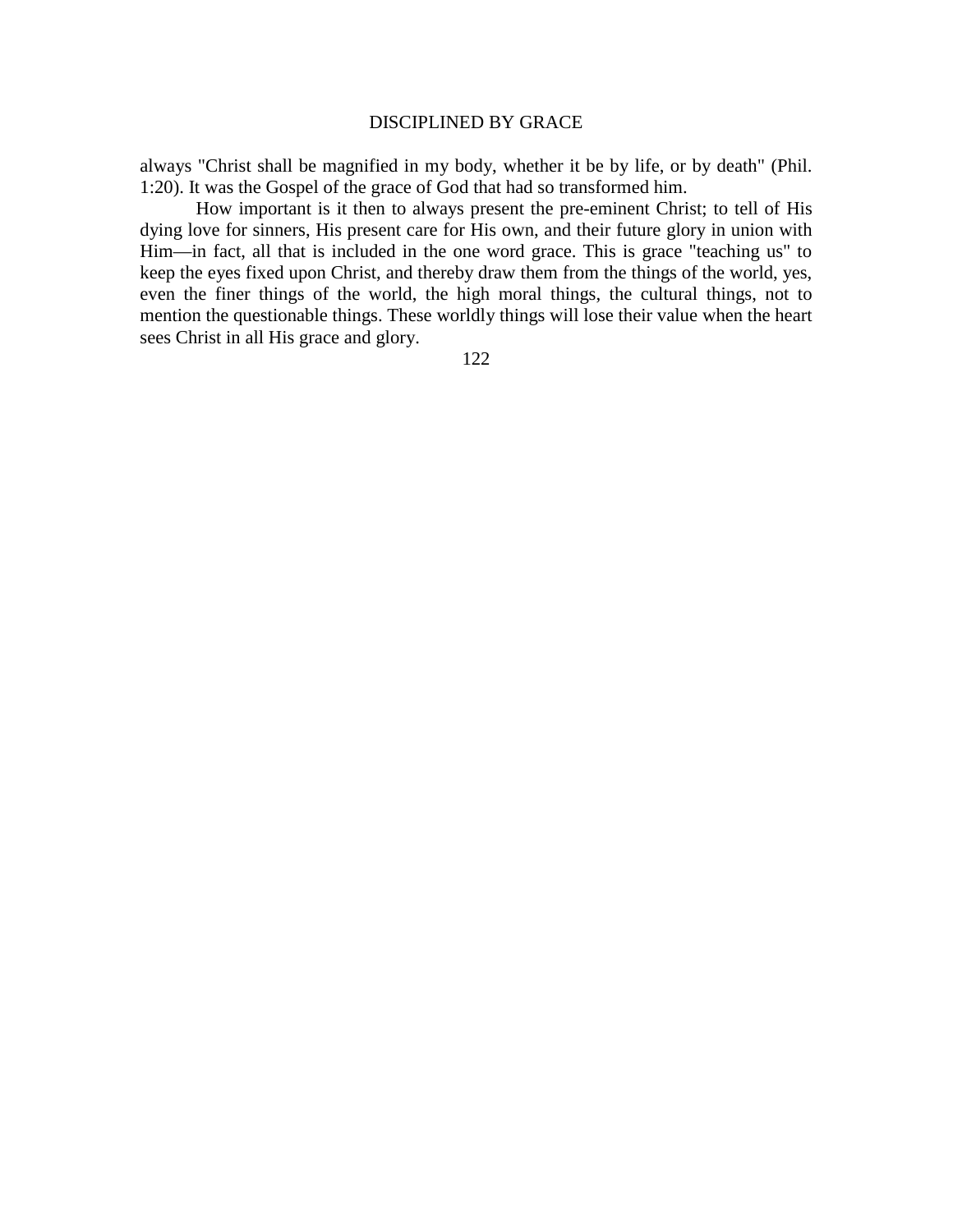always "Christ shall be magnified in my body, whether it be by life, or by death" (Phil. 1:20). It was the Gospel of the grace of God that had so transformed him.

How important is it then to always present the pre-eminent Christ; to tell of His dying love for sinners, His present care for His own, and their future glory in union with Him—in fact, all that is included in the one word grace. This is grace "teaching us" to keep the eyes fixed upon Christ, and thereby draw them from the things of the world, yes, even the finer things of the world, the high moral things, the cultural things, not to mention the questionable things. These worldly things will lose their value when the heart sees Christ in all His grace and glory.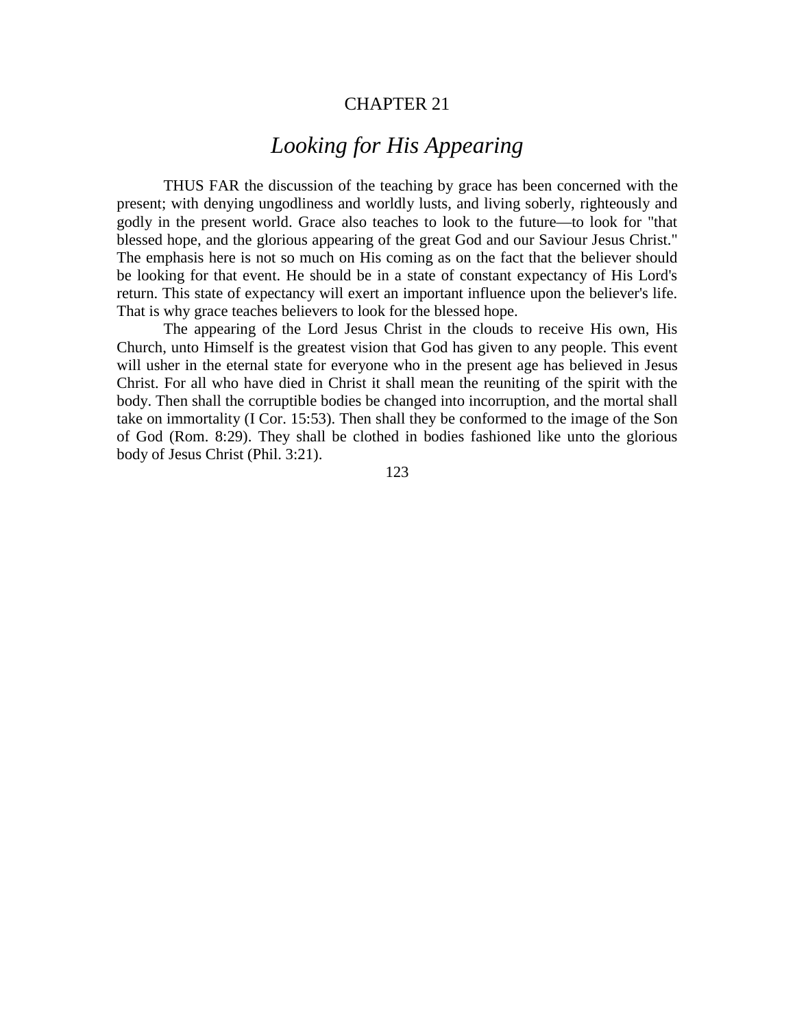CHAPTER 21

# *Looking for His Appearing*

THUS FAR the discussion of the teaching by grace has been concerned with the present; with denying ungodliness and worldly lusts, and living soberly, righteously and godly in the present world. Grace also teaches to look to the future—to look for "that blessed hope, and the glorious appearing of the great God and our Saviour Jesus Christ." The emphasis here is not so much on His coming as on the fact that the believer should be looking for that event. He should be in a state of constant expectancy of His Lord's return. This state of expectancy will exert an important influence upon the believer's life. That is why grace teaches believers to look for the blessed hope.

The appearing of the Lord Jesus Christ in the clouds to receive His own, His Church, unto Himself is the greatest vision that God has given to any people. This event will usher in the eternal state for everyone who in the present age has believed in Jesus Christ. For all who have died in Christ it shall mean the reuniting of the spirit with the body. Then shall the corruptible bodies be changed into incorruption, and the mortal shall take on immortality (I Cor. 15:53). Then shall they be conformed to the image of the Son of God (Rom. 8:29). They shall be clothed in bodies fashioned like unto the glorious body of Jesus Christ (Phil. 3:21).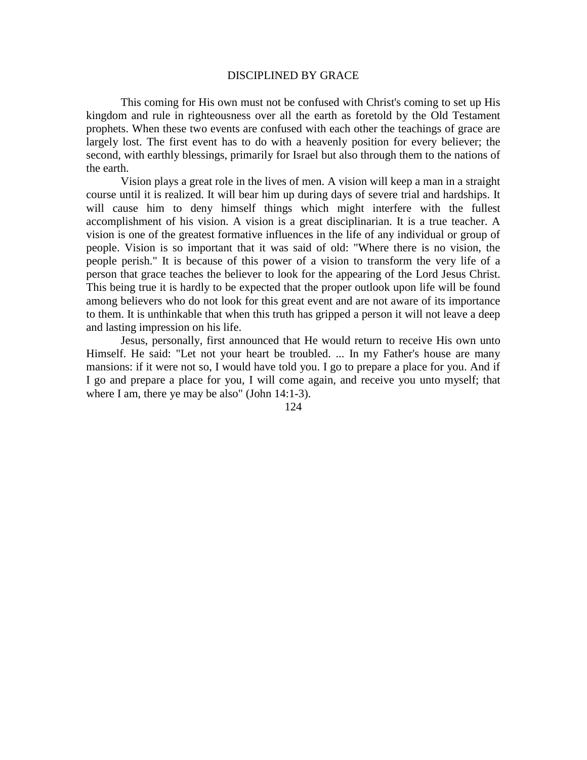This coming for His own must not be confused with Christ's coming to set up His kingdom and rule in righteousness over all the earth as foretold by the Old Testament prophets. When these two events are confused with each other the teachings of grace are largely lost. The first event has to do with a heavenly position for every believer; the second, with earthly blessings, primarily for Israel but also through them to the nations of the earth.

Vision plays a great role in the lives of men. A vision will keep a man in a straight course until it is realized. It will bear him up during days of severe trial and hardships. It will cause him to deny himself things which might interfere with the fullest accomplishment of his vision. A vision is a great disciplinarian. It is a true teacher. A vision is one of the greatest formative influences in the life of any individual or group of people. Vision is so important that it was said of old: "Where there is no vision, the people perish." It is because of this power of a vision to transform the very life of a person that grace teaches the believer to look for the appearing of the Lord Jesus Christ. This being true it is hardly to be expected that the proper outlook upon life will be found among believers who do not look for this great event and are not aware of its importance to them. It is unthinkable that when this truth has gripped a person it will not leave a deep and lasting impression on his life.

Jesus, personally, first announced that He would return to receive His own unto Himself. He said: "Let not your heart be troubled. ... In my Father's house are many mansions: if it were not so, I would have told you. I go to prepare a place for you. And if I go and prepare a place for you, I will come again, and receive you unto myself; that where I am, there ye may be also" (John 14:1-3).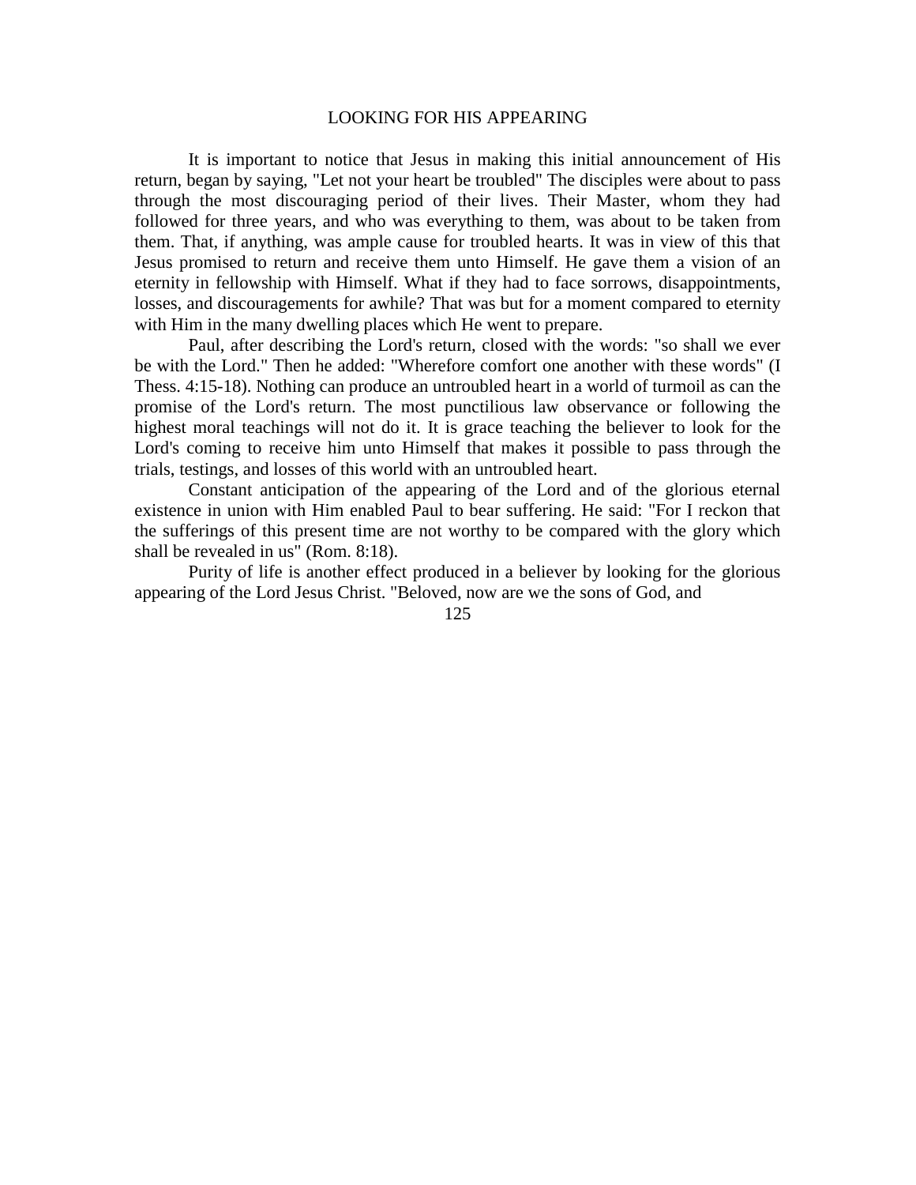LOOKING FOR HIS APPEARING

It is important to notice that Jesus in making this initial announcement of His return, began by saying, "Let not your heart be troubled" The disciples were about to pass through the most discouraging period of their lives. Their Master, whom they had followed for three years, and who was everything to them, was about to be taken from them. That, if anything, was ample cause for troubled hearts. It was in view of this that Jesus promised to return and receive them unto Himself. He gave them a vision of an eternity in fellowship with Himself. What if they had to face sorrows, disappointments, losses, and discouragements for awhile? That was but for a moment compared to eternity with Him in the many dwelling places which He went to prepare.

Paul, after describing the Lord's return, closed with the words: "so shall we ever be with the Lord." Then he added: "Wherefore comfort one another with these words" (I Thess. 4:15-18). Nothing can produce an untroubled heart in a world of turmoil as can the promise of the Lord's return. The most punctilious law observance or following the highest moral teachings will not do it. It is grace teaching the believer to look for the Lord's coming to receive him unto Himself that makes it possible to pass through the trials, testings, and losses of this world with an untroubled heart.

Constant anticipation of the appearing of the Lord and of the glorious eternal existence in union with Him enabled Paul to bear suffering. He said: "For I reckon that the sufferings of this present time are not worthy to be compared with the glory which shall be revealed in us" (Rom. 8:18).

Purity of life is another effect produced in a believer by looking for the glorious appearing of the Lord Jesus Christ. "Beloved, now are we the sons of God, and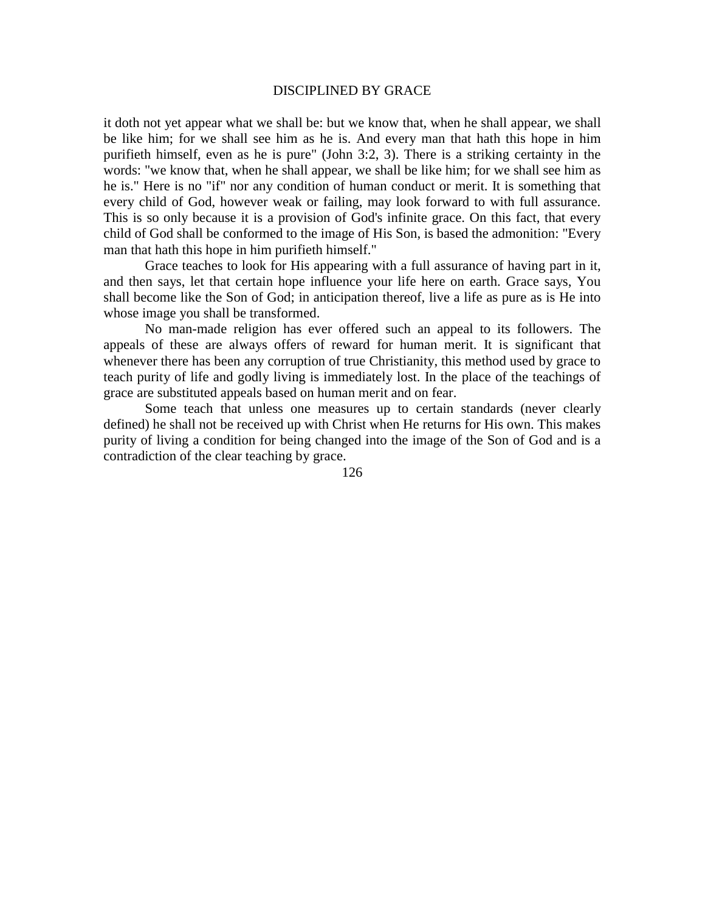it doth not yet appear what we shall be: but we know that, when he shall appear, we shall be like him; for we shall see him as he is. And every man that hath this hope in him purifieth himself, even as he is pure" (John 3:2, 3). There is a striking certainty in the words: "we know that, when he shall appear, we shall be like him; for we shall see him as he is." Here is no "if" nor any condition of human conduct or merit. It is something that every child of God, however weak or failing, may look forward to with full assurance. This is so only because it is a provision of God's infinite grace. On this fact, that every child of God shall be conformed to the image of His Son, is based the admonition: "Every man that hath this hope in him purifieth himself."

Grace teaches to look for His appearing with a full assurance of having part in it, and then says, let that certain hope influence your life here on earth. Grace says, You shall become like the Son of God; in anticipation thereof, live a life as pure as is He into whose image you shall be transformed.

No man-made religion has ever offered such an appeal to its followers. The appeals of these are always offers of reward for human merit. It is significant that whenever there has been any corruption of true Christianity, this method used by grace to teach purity of life and godly living is immediately lost. In the place of the teachings of grace are substituted appeals based on human merit and on fear.

Some teach that unless one measures up to certain standards (never clearly defined) he shall not be received up with Christ when He returns for His own. This makes purity of living a condition for being changed into the image of the Son of God and is a contradiction of the clear teaching by grace.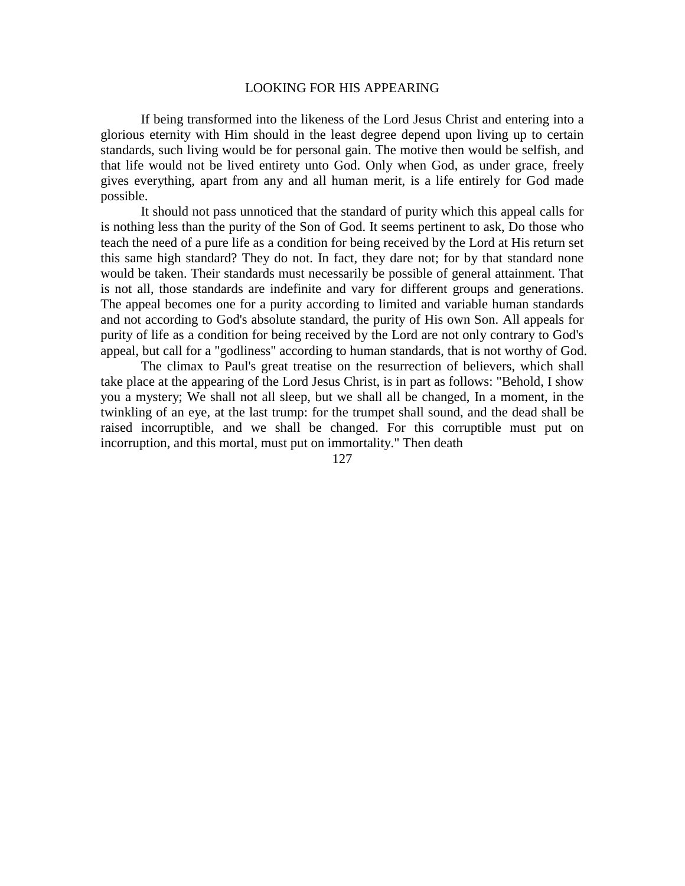If being transformed into the likeness of the Lord Jesus Christ and entering into a glorious eternity with Him should in the least degree depend upon living up to certain standards, such living would be for personal gain. The motive then would be selfish, and that life would not be lived entirety unto God. Only when God, as under grace, freely gives everything, apart from any and all human merit, is a life entirely for God made possible.

It should not pass unnoticed that the standard of purity which this appeal calls for is nothing less than the purity of the Son of God. It seems pertinent to ask, Do those who teach the need of a pure life as a condition for being received by the Lord at His return set this same high standard? They do not. In fact, they dare not; for by that standard none would be taken. Their standards must necessarily be possible of general attainment. That is not all, those standards are indefinite and vary for different groups and generations. The appeal becomes one for a purity according to limited and variable human standards and not according to God's absolute standard, the purity of His own Son. All appeals for purity of life as a condition for being received by the Lord are not only contrary to God's appeal, but call for a "godliness" according to human standards, that is not worthy of God.

The climax to Paul's great treatise on the resurrection of believers, which shall take place at the appearing of the Lord Jesus Christ, is in part as follows: "Behold, I show you a mystery; We shall not all sleep, but we shall all be changed, In a moment, in the twinkling of an eye, at the last trump: for the trumpet shall sound, and the dead shall be raised incorruptible, and we shall be changed. For this corruptible must put on incorruption, and this mortal, must put on immortality." Then death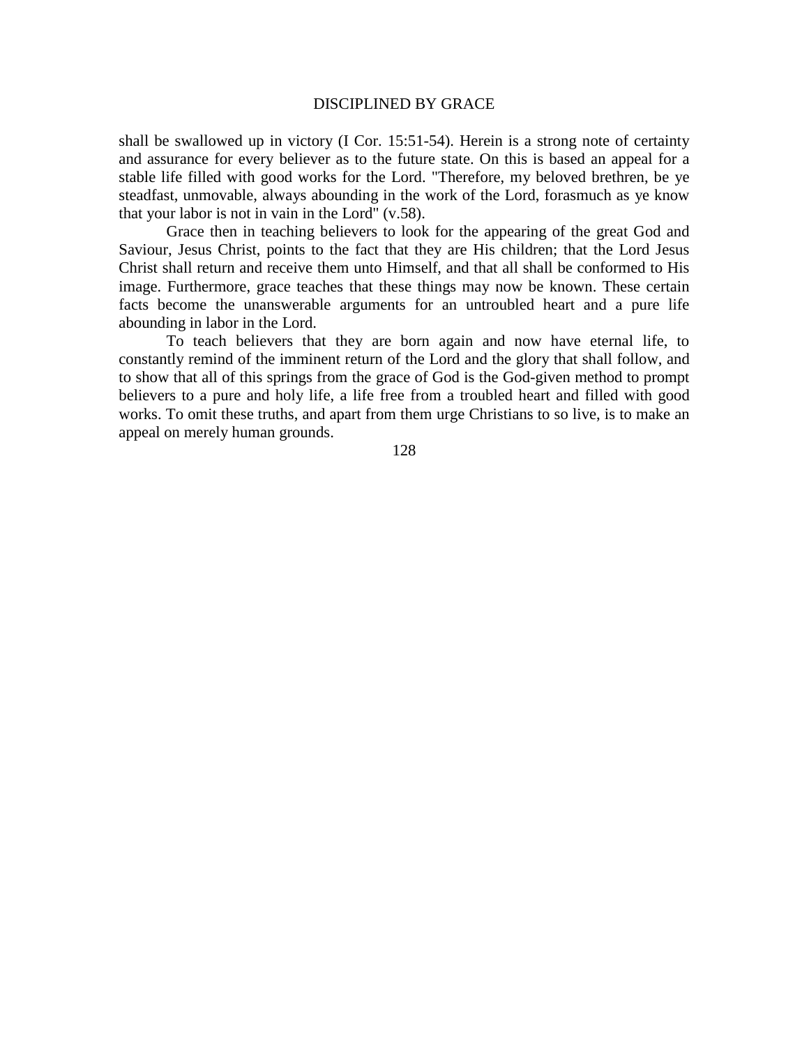shall be swallowed up in victory (I Cor. 15:51-54). Herein is a strong note of certainty and assurance for every believer as to the future state. On this is based an appeal for a stable life filled with good works for the Lord. "Therefore, my beloved brethren, be ye steadfast, unmovable, always abounding in the work of the Lord, forasmuch as ye know that your labor is not in vain in the Lord" (v.58).

Grace then in teaching believers to look for the appearing of the great God and Saviour, Jesus Christ, points to the fact that they are His children; that the Lord Jesus Christ shall return and receive them unto Himself, and that all shall be conformed to His image. Furthermore, grace teaches that these things may now be known. These certain facts become the unanswerable arguments for an untroubled heart and a pure life abounding in labor in the Lord.

To teach believers that they are born again and now have eternal life, to constantly remind of the imminent return of the Lord and the glory that shall follow, and to show that all of this springs from the grace of God is the God-given method to prompt believers to a pure and holy life, a life free from a troubled heart and filled with good works. To omit these truths, and apart from them urge Christians to so live, is to make an appeal on merely human grounds.